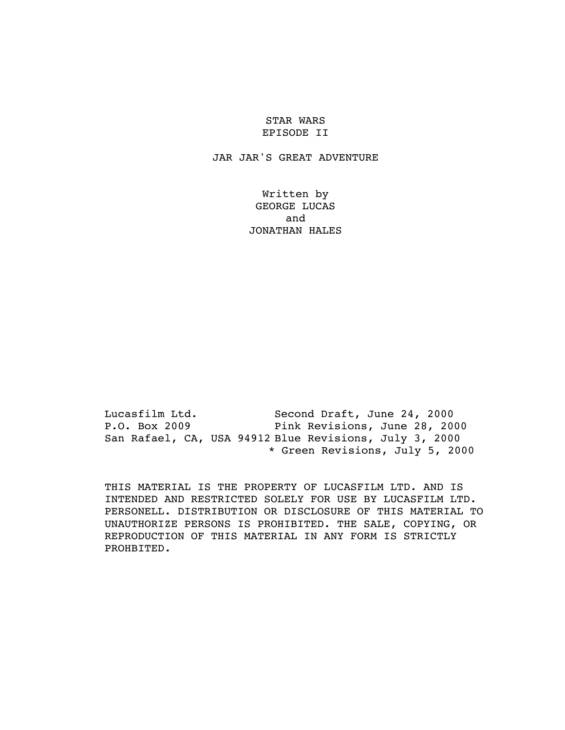# STAR WARS
# EPISODE II

## JAR JAR'S GREAT ADVENTURE

Written by
GEORGE LUCAS
and
JONATHAN HALES

Lucasfilm Ltd.
P.O. Box 2009
San Rafael, CA, USA 94912

Second Draft, June 24, 2000
Pink Revisions, June 28, 2000
Blue Revisions, July 3, 2000
* Green Revisions, July 5, 2000

THIS MATERIAL IS THE PROPERTY OF LUCASFILM LTD. AND IS INTENDED AND RESTRICTED SOLELY FOR USE BY LUCASFILM LTD. PERSONELL. DISTRIBUTION OR DISCLOSURE OF THIS MATERIAL TO UNAUTHORIZE PERSONS IS PROHIBITED. THE SALE, COPYING, OR REPRODUCTION OF THIS MATERIAL IN ANY FORM IS STRICTLY PROHBITED.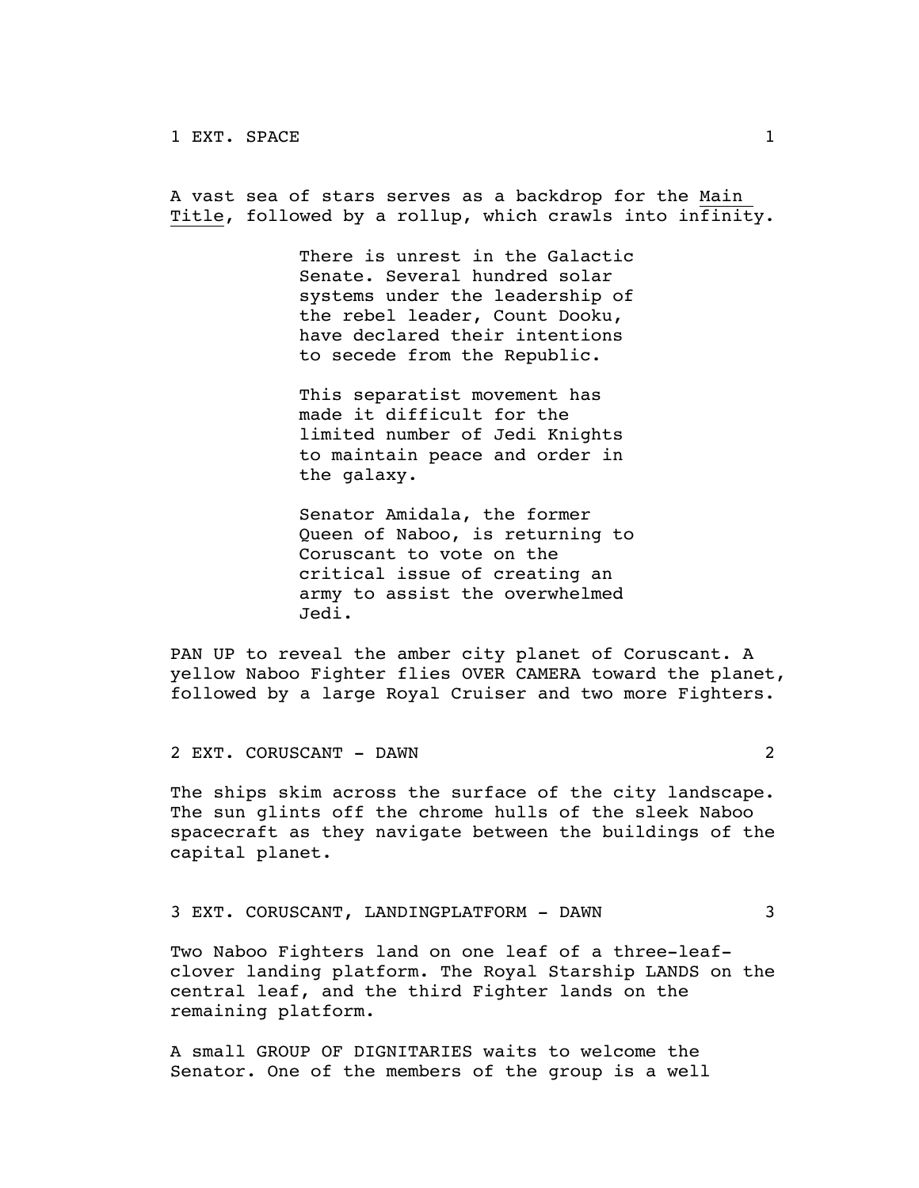1 EXT. SPACE 1

A vast sea of stars serves as a backdrop for the <u>Main Title</u>, followed by a rollup, which crawls into infinity.

> There is unrest in the Galactic Senate. Several hundred solar systems under the leadership of the rebel leader, Count Dooku, have declared their intentions to secede from the Republic.
>
> This separatist movement has made it difficult for the limited number of Jedi Knights to maintain peace and order in the galaxy.
>
> Senator Amidala, the former Queen of Naboo, is returning to Coruscant to vote on the critical issue of creating an army to assist the overwhelmed Jedi.

PAN UP to reveal the amber city planet of Coruscant. A yellow Naboo Fighter flies OVER CAMERA toward the planet, followed by a large Royal Cruiser and two more Fighters.

2 EXT. CORUSCANT - DAWN 2

The ships skim across the surface of the city landscape. The sun glints off the chrome hulls of the sleek Naboo spacecraft as they navigate between the buildings of the capital planet.

3 EXT. CORUSCANT, LANDINGPLATFORM - DAWN 3

Two Naboo Fighters land on one leaf of a three-leaf-clover landing platform. The Royal Starship LANDS on the central leaf, and the third Fighter lands on the remaining platform.

A small GROUP OF DIGNITARIES waits to welcome the Senator. One of the members of the group is a well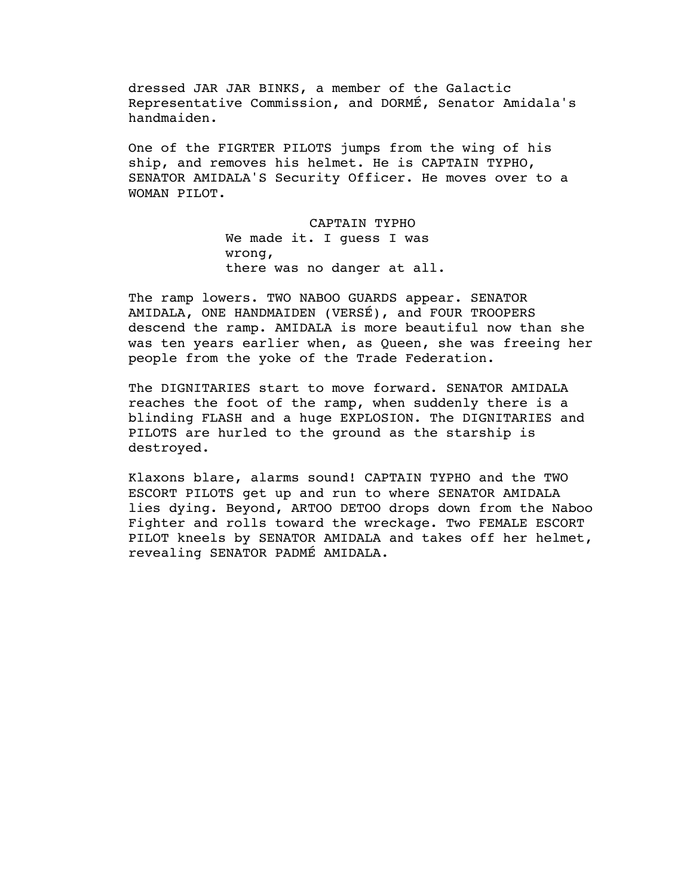dressed JAR JAR BINKS, a member of the Galactic Representative Commission, and DORMÉ, Senator Amidala's handmaiden.

One of the FIGRTER PILOTS jumps from the wing of his ship, and removes his helmet. He is CAPTAIN TYPHO, SENATOR AMIDALA'S Security Officer. He moves over to a WOMAN PILOT.

CAPTAIN TYPHO
We made it. I guess I was wrong,
there was no danger at all.

The ramp lowers. TWO NABOO GUARDS appear. SENATOR AMIDALA, ONE HANDMAIDEN (VERSÉ), and FOUR TROOPERS descend the ramp. AMIDALA is more beautiful now than she was ten years earlier when, as Queen, she was freeing her people from the yoke of the Trade Federation.

The DIGNITARIES start to move forward. SENATOR AMIDALA reaches the foot of the ramp, when suddenly there is a blinding FLASH and a huge EXPLOSION. The DIGNITARIES and PILOTS are hurled to the ground as the starship is destroyed.

Klaxons blare, alarms sound! CAPTAIN TYPHO and the TWO ESCORT PILOTS get up and run to where SENATOR AMIDALA lies dying. Beyond, ARTOO DETOO drops down from the Naboo Fighter and rolls toward the wreckage. Two FEMALE ESCORT PILOT kneels by SENATOR AMIDALA and takes off her helmet, revealing SENATOR PADMÉ AMIDALA.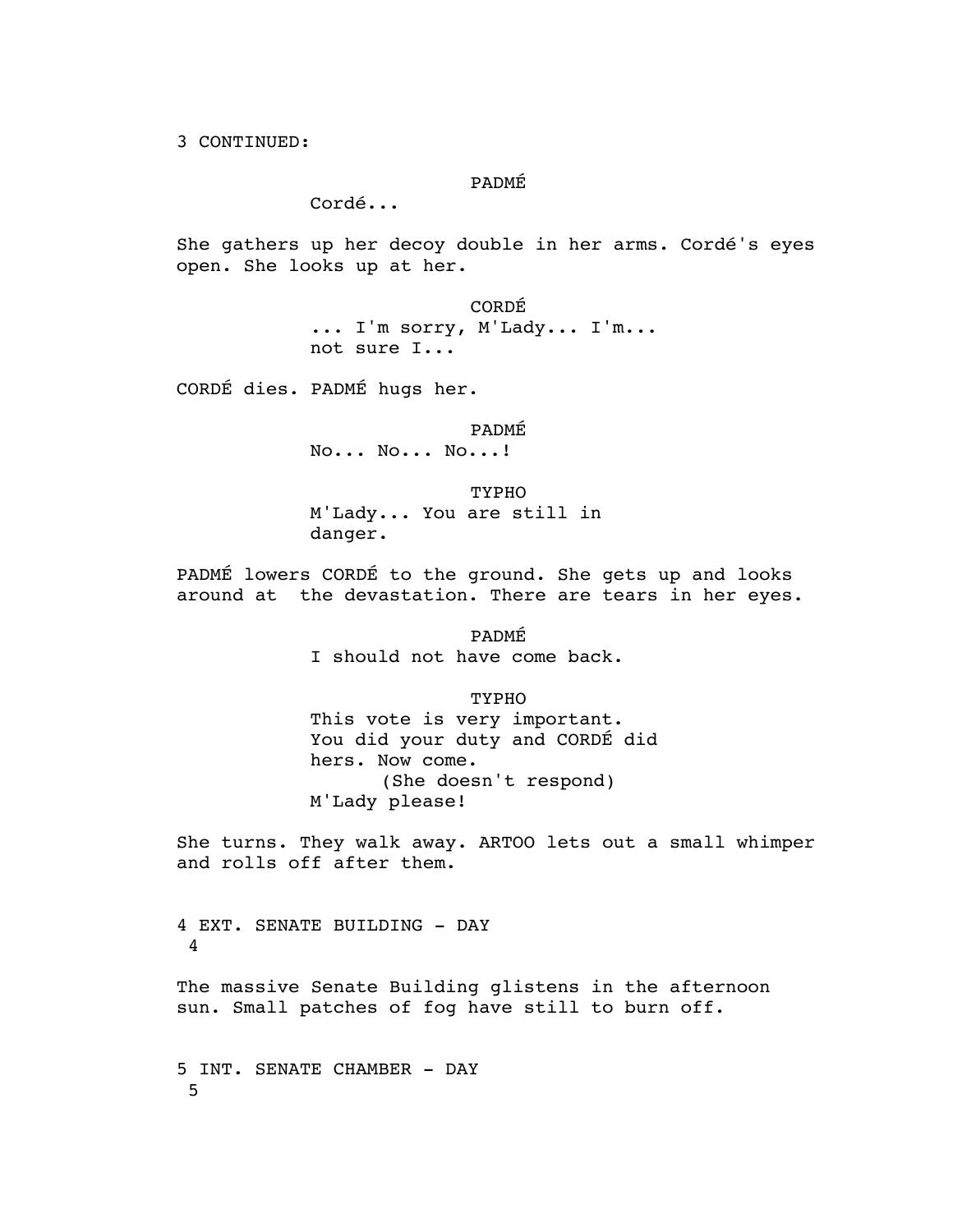3 CONTINUED:

PADMÉ

Cordé...

She gathers up her decoy double in her arms. Cordé's eyes open. She looks up at her.

CORDÉ

... I'm sorry, M'Lady... I'm... not sure I...

CORDÉ dies. PADMÉ hugs her.

PADMÉ

No... No... No...!

TYPHO

M'Lady... You are still in danger.

PADMÉ lowers CORDÉ to the ground. She gets up and looks around at the devastation. There are tears in her eyes.

PADMÉ

I should not have come back.

TYPHO

This vote is very important. You did your duty and CORDÉ did hers. Now come.
(She doesn't respond)
M'Lady please!

She turns. They walk away. ARTOO lets out a small whimper and rolls off after them.

4 EXT. SENATE BUILDING - DAY 4

The massive Senate Building glistens in the afternoon sun. Small patches of fog have still to burn off.

5 INT. SENATE CHAMBER - DAY 5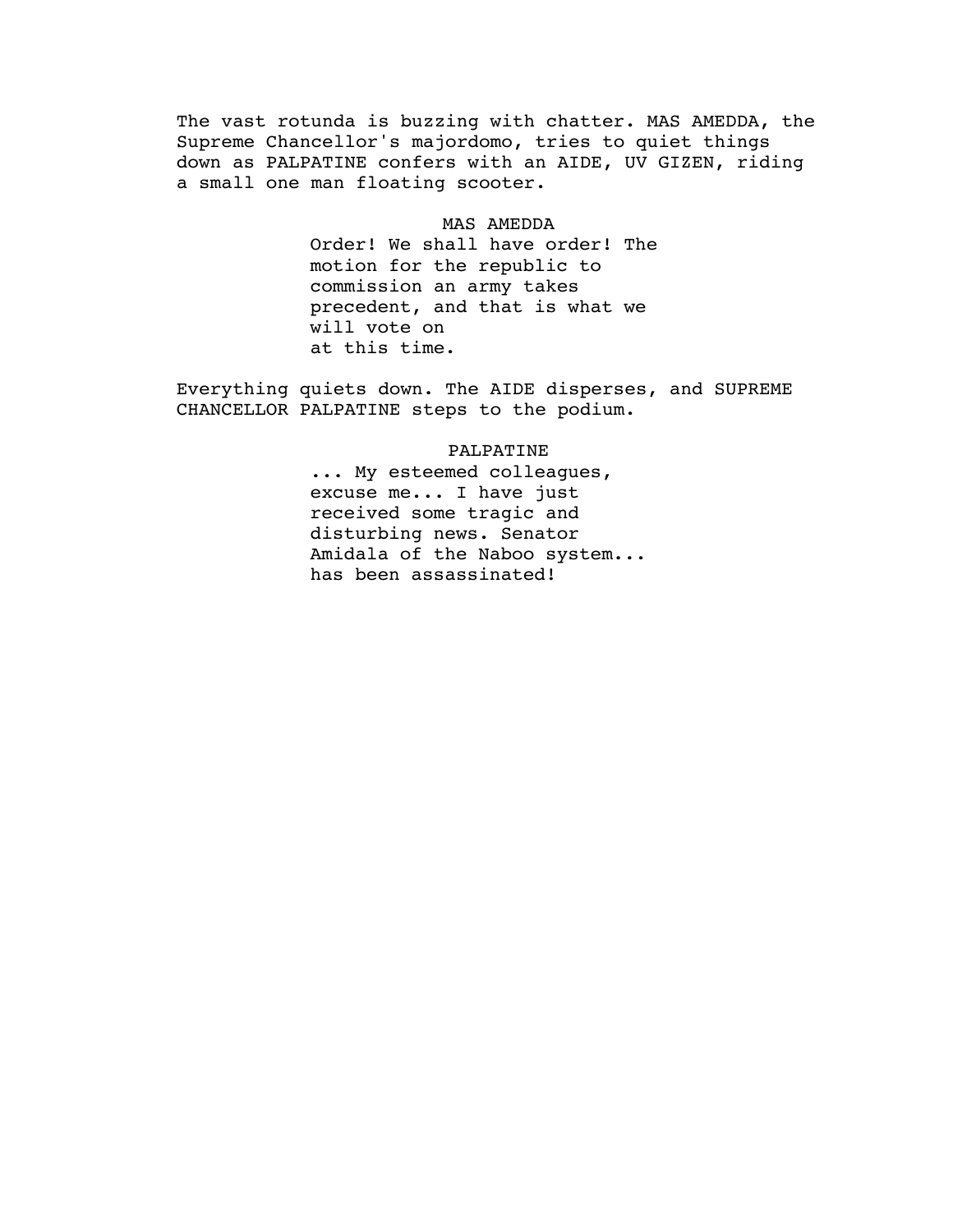The vast rotunda is buzzing with chatter. MAS AMEDDA, the Supreme Chancellor's majordomo, tries to quiet things down as PALPATINE confers with an AIDE, UV GIZEN, riding a small one man floating scooter.

MAS AMEDDA

Order! We shall have order! The motion for the republic to commission an army takes precedent, and that is what we will vote on at this time.

Everything quiets down. The AIDE disperses, and SUPREME CHANCELLOR PALPATINE steps to the podium.

PALPATINE

... My esteemed colleagues, excuse me... I have just received some tragic and disturbing news. Senator Amidala of the Naboo system... has been assassinated!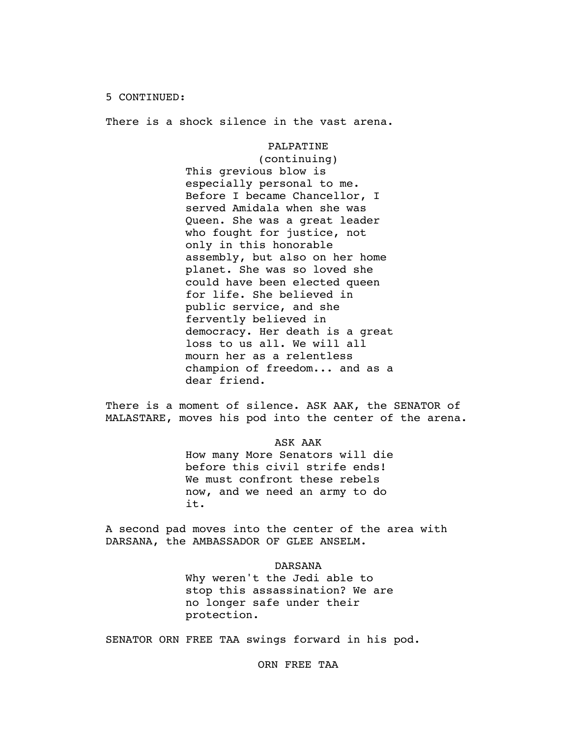5 CONTINUED:

There is a shock silence in the vast arena.

PALPATINE
(continuing)
This grevious blow is especially personal to me. Before I became Chancellor, I served Amidala when she was Queen. She was a great leader who fought for justice, not only in this honorable assembly, but also on her home planet. She was so loved she could have been elected queen for life. She believed in public service, and she fervently believed in democracy. Her death is a great loss to us all. We will all mourn her as a relentless champion of freedom... and as a dear friend.

There is a moment of silence. ASK AAK, the SENATOR of MALASTARE, moves his pod into the center of the arena.

ASK AAK
How many More Senators will die before this civil strife ends! We must confront these rebels now, and we need an army to do it.

A second pad moves into the center of the area with DARSANA, the AMBASSADOR OF GLEE ANSELM.

DARSANA
Why weren't the Jedi able to stop this assassination? We are no longer safe under their protection.

SENATOR ORN FREE TAA swings forward in his pod.

ORN FREE TAA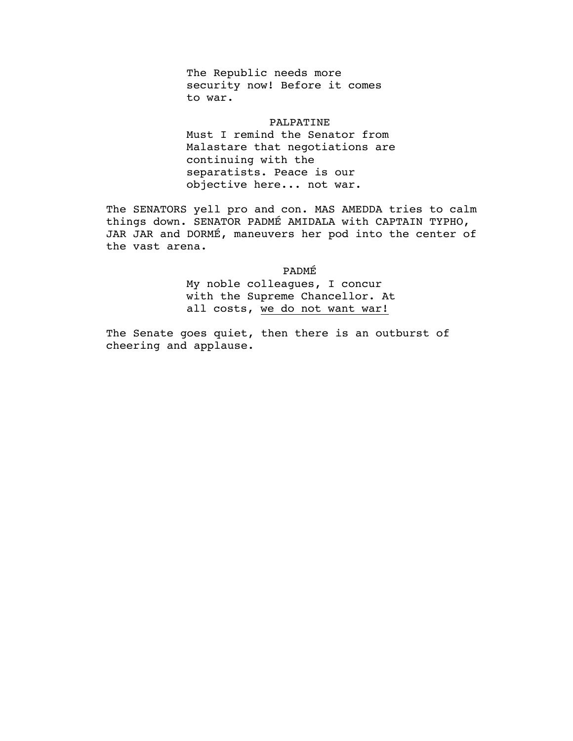The Republic needs more security now! Before it comes to war.

PALPATINE

Must I remind the Senator from Malastare that negotiations are continuing with the separatists. Peace is our objective here... not war.

The SENATORS yell pro and con. MAS AMEDDA tries to calm things down. SENATOR PADMÉ AMIDALA with CAPTAIN TYPHO, JAR JAR and DORMÉ, maneuvers her pod into the center of the vast arena.

PADMÉ

My noble colleagues, I concur with the Supreme Chancellor. At all costs, <u>we do not want war!</u>

The Senate goes quiet, then there is an outburst of cheering and applause.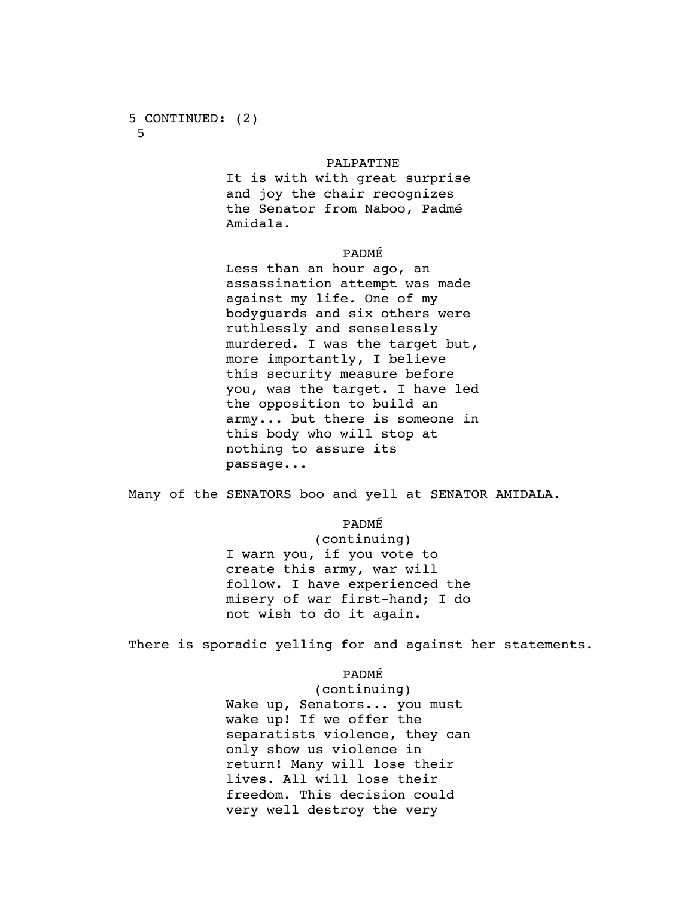5 CONTINUED: (2)
5

PALPATINE

It is with with great surprise and joy the chair recognizes the Senator from Naboo, Padmé Amidala.

PADMÉ

Less than an hour ago, an assassination attempt was made against my life. One of my bodyguards and six others were ruthlessly and senselessly murdered. I was the target but, more importantly, I believe this security measure before you, was the target. I have led the opposition to build an army... but there is someone in this body who will stop at nothing to assure its passage...

Many of the SENATORS boo and yell at SENATOR AMIDALA.

PADMÉ

(continuing)

I warn you, if you vote to create this army, war will follow. I have experienced the misery of war first-hand; I do not wish to do it again.

There is sporadic yelling for and against her statements.

PADMÉ

(continuing)

Wake up, Senators... you must wake up! If we offer the separatists violence, they can only show us violence in return! Many will lose their lives. All will lose their freedom. This decision could very well destroy the very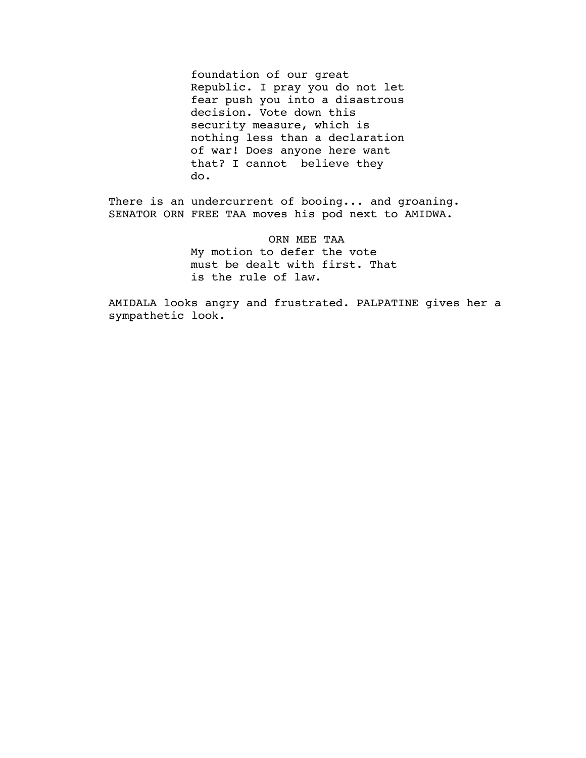foundation of our great Republic. I pray you do not let fear push you into a disastrous decision. Vote down this security measure, which is nothing less than a declaration of war! Does anyone here want that? I cannot  believe they do.

There is an undercurrent of booing... and groaning. SENATOR ORN FREE TAA moves his pod next to AMIDWA.

ORN MEE TAA

My motion to defer the vote must be dealt with first. That is the rule of law.

AMIDALA looks angry and frustrated. PALPATINE gives her a sympathetic look.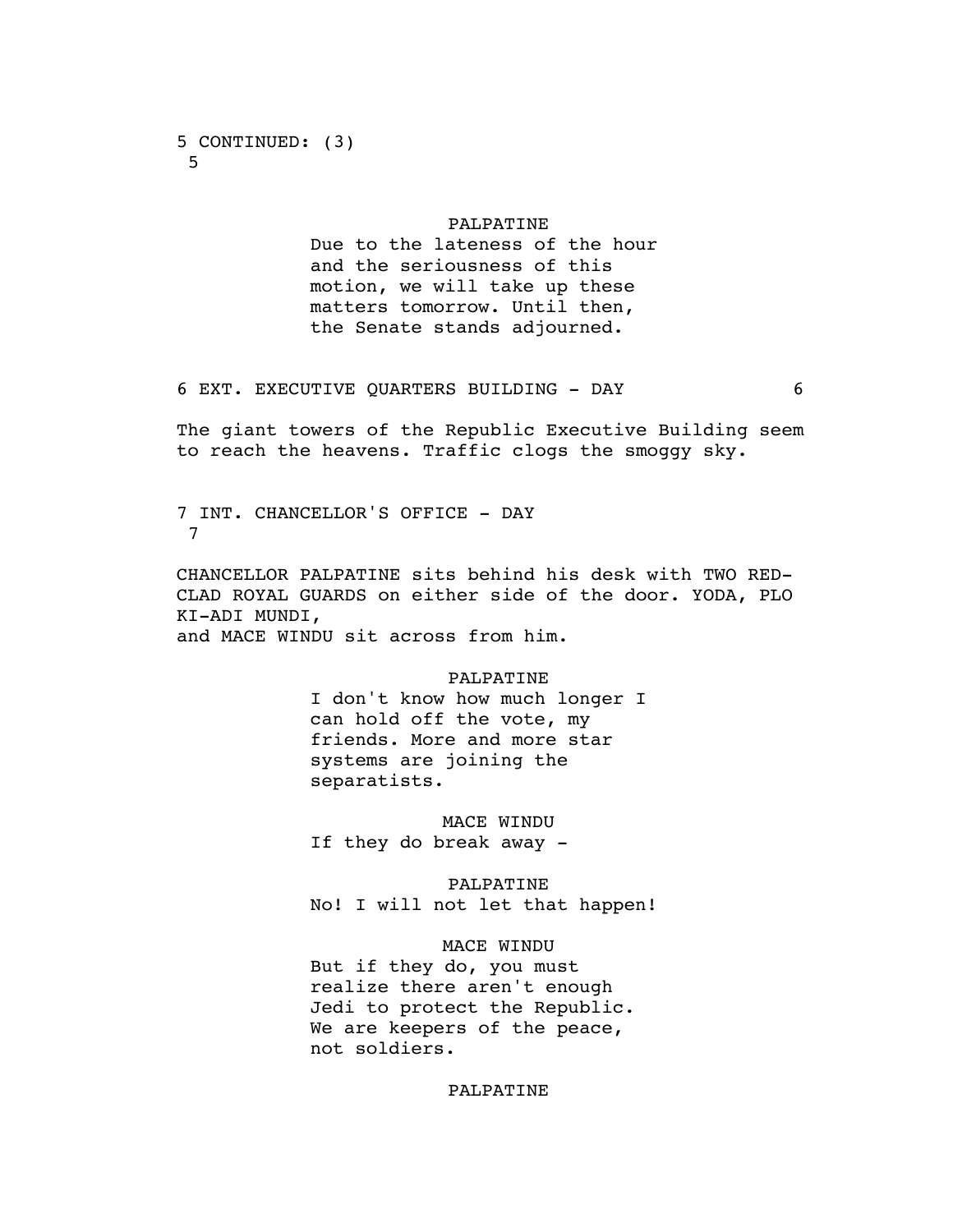5 CONTINUED: (3)
5

PALPATINE
Due to the lateness of the hour
and the seriousness of this
motion, we will take up these
matters tomorrow. Until then,
the Senate stands adjourned.

6 EXT. EXECUTIVE QUARTERS BUILDING - DAY 6

The giant towers of the Republic Executive Building seem
to reach the heavens. Traffic clogs the smoggy sky.

7 INT. CHANCELLOR'S OFFICE - DAY
7

CHANCELLOR PALPATINE sits behind his desk with TWO RED-
CLAD ROYAL GUARDS on either side of the door. YODA, PLO
KI-ADI MUNDI,
and MACE WINDU sit across from him.

PALPATINE
I don't know how much longer I
can hold off the vote, my
friends. More and more star
systems are joining the
separatists.

MACE WINDU
If they do break away -

PALPATINE
No! I will not let that happen!

MACE WINDU
But if they do, you must
realize there aren't enough
Jedi to protect the Republic.
We are keepers of the peace,
not soldiers.

PALPATINE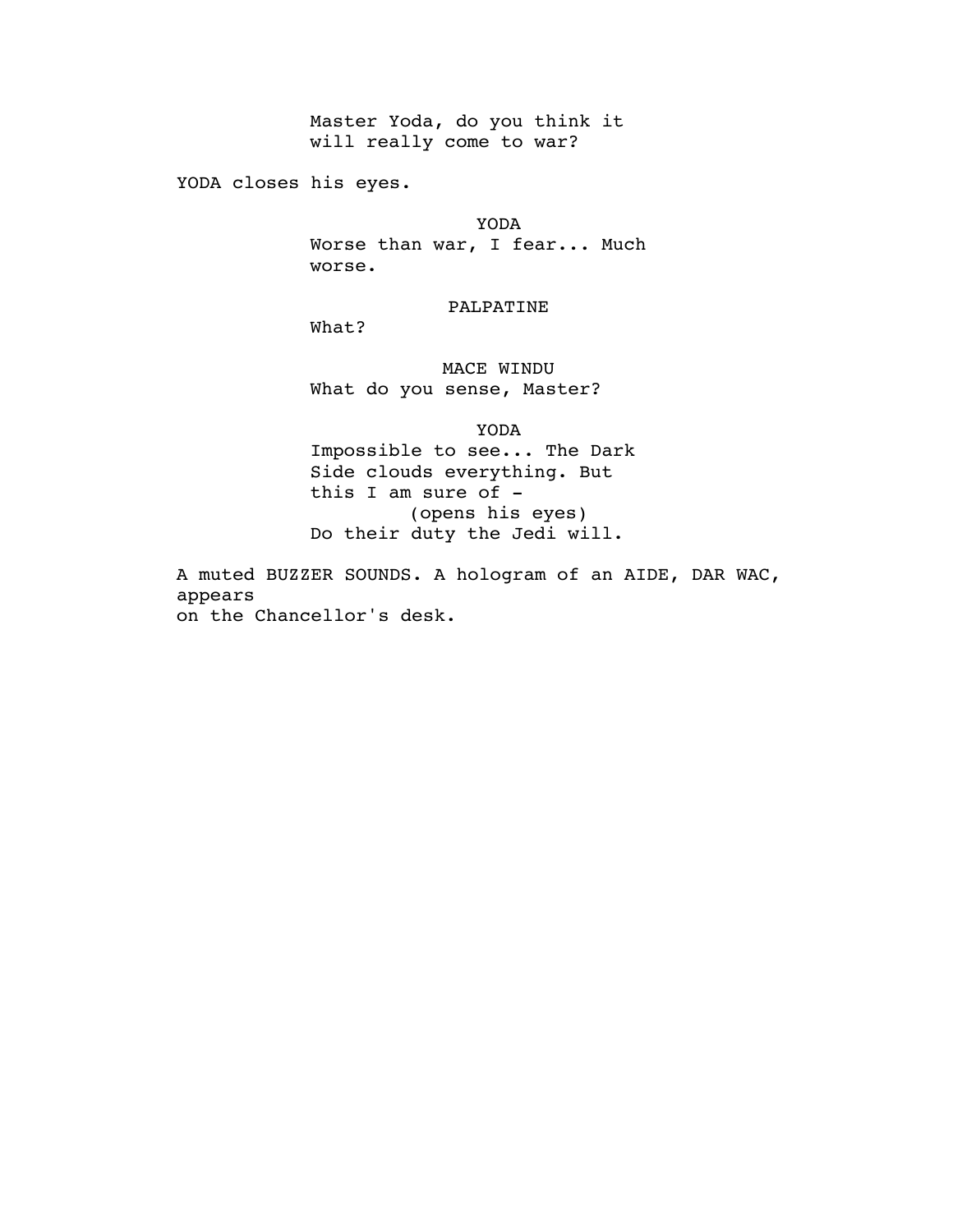Master Yoda, do you think it will really come to war?

YODA closes his eyes.

YODA

Worse than war, I fear... Much worse.

PALPATINE

What?

MACE WINDU

What do you sense, Master?

YODA

Impossible to see... The Dark Side clouds everything. But this I am sure of -

(opens his eyes)

Do their duty the Jedi will.

A muted BUZZER SOUNDS. A hologram of an AIDE, DAR WAC, appears on the Chancellor's desk.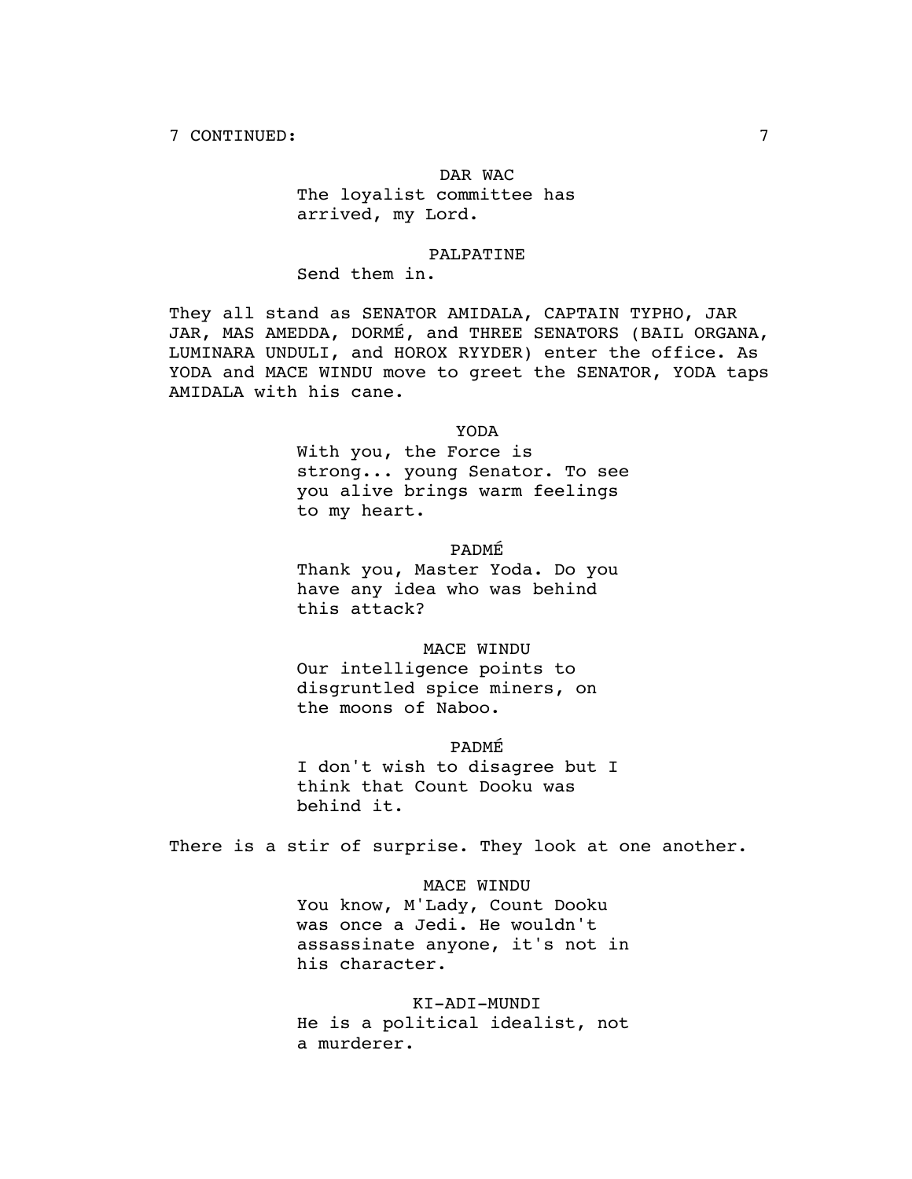7 CONTINUED:

DAR WAC
The loyalist committee has arrived, my Lord.

PALPATINE
Send them in.

They all stand as SENATOR AMIDALA, CAPTAIN TYPHO, JAR JAR, MAS AMEDDA, DORMÉ, and THREE SENATORS (BAIL ORGANA, LUMINARA UNDULI, and HOROX RYYDER) enter the office. As YODA and MACE WINDU move to greet the SENATOR, YODA taps AMIDALA with his cane.

YODA
With you, the Force is strong... young Senator. To see you alive brings warm feelings to my heart.

PADMÉ
Thank you, Master Yoda. Do you have any idea who was behind this attack?

MACE WINDU
Our intelligence points to disgruntled spice miners, on the moons of Naboo.

PADMÉ
I don't wish to disagree but I think that Count Dooku was behind it.

There is a stir of surprise. They look at one another.

MACE WINDU
You know, M'Lady, Count Dooku was once a Jedi. He wouldn't assassinate anyone, it's not in his character.

KI-ADI-MUNDI
He is a political idealist, not a murderer.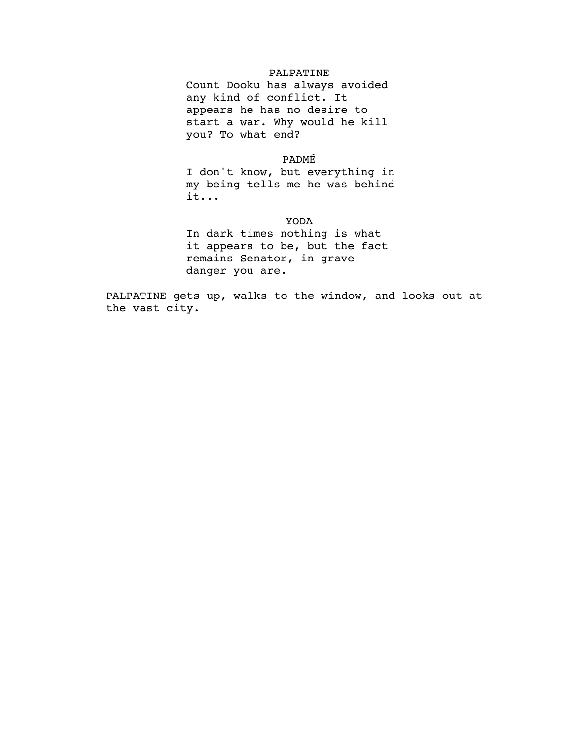PALPATINE

Count Dooku has always avoided any kind of conflict. It appears he has no desire to start a war. Why would he kill you? To what end?

PADMÉ

I don't know, but everything in my being tells me he was behind it...

YODA

In dark times nothing is what it appears to be, but the fact remains Senator, in grave danger you are.

PALPATINE gets up, walks to the window, and looks out at the vast city.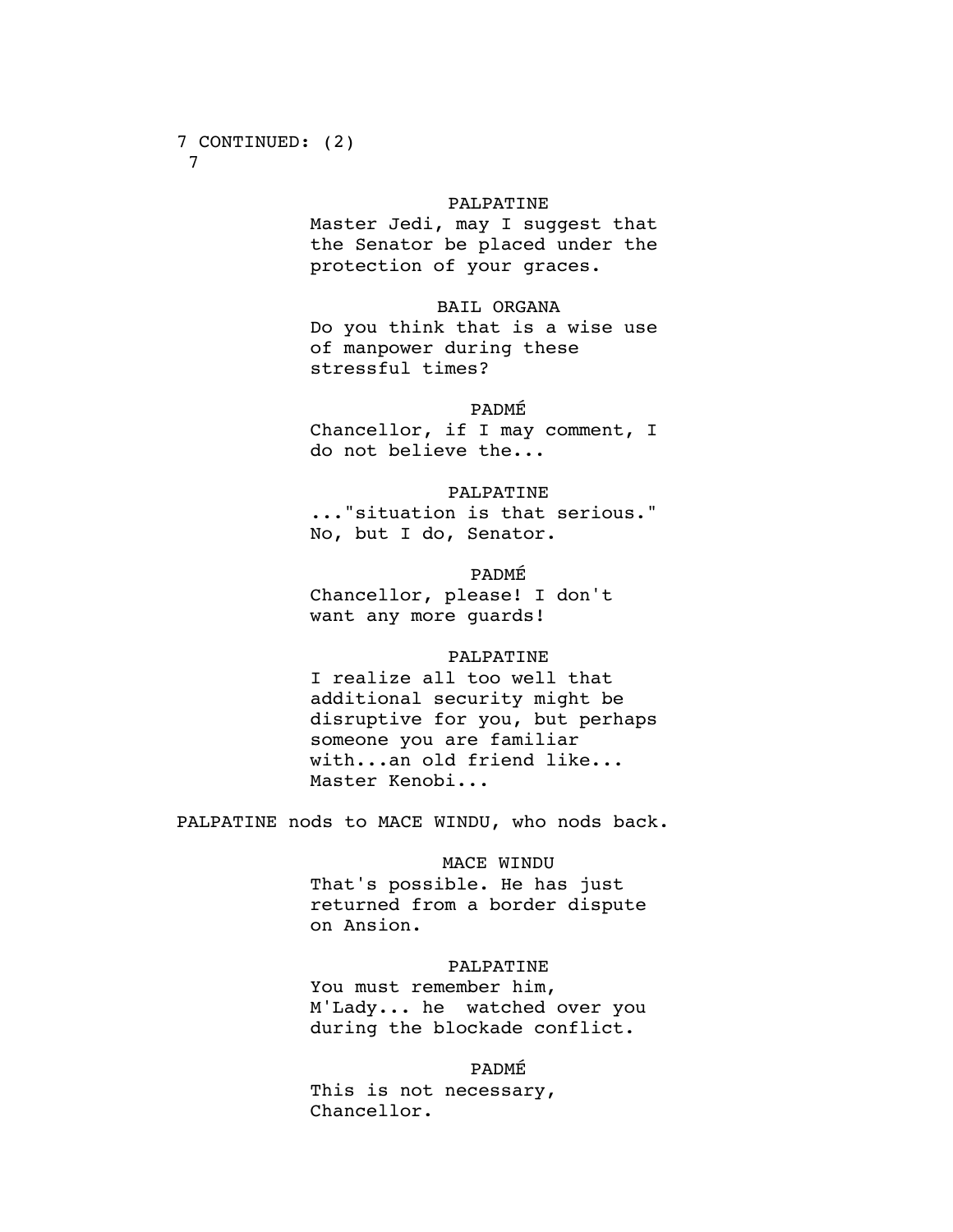7 CONTINUED: (2)
7

PALPATINE
Master Jedi, may I suggest that the Senator be placed under the protection of your graces.

BAIL ORGANA
Do you think that is a wise use of manpower during these stressful times?

PADMÉ
Chancellor, if I may comment, I do not believe the...

PALPATINE
..."situation is that serious." No, but I do, Senator.

PADMÉ
Chancellor, please! I don't want any more guards!

PALPATINE
I realize all too well that additional security might be disruptive for you, but perhaps someone you are familiar with...an old friend like... Master Kenobi...

PALPATINE nods to MACE WINDU, who nods back.

MACE WINDU
That's possible. He has just returned from a border dispute on Ansion.

PALPATINE
You must remember him, M'Lady... he watched over you during the blockade conflict.

PADMÉ
This is not necessary, Chancellor.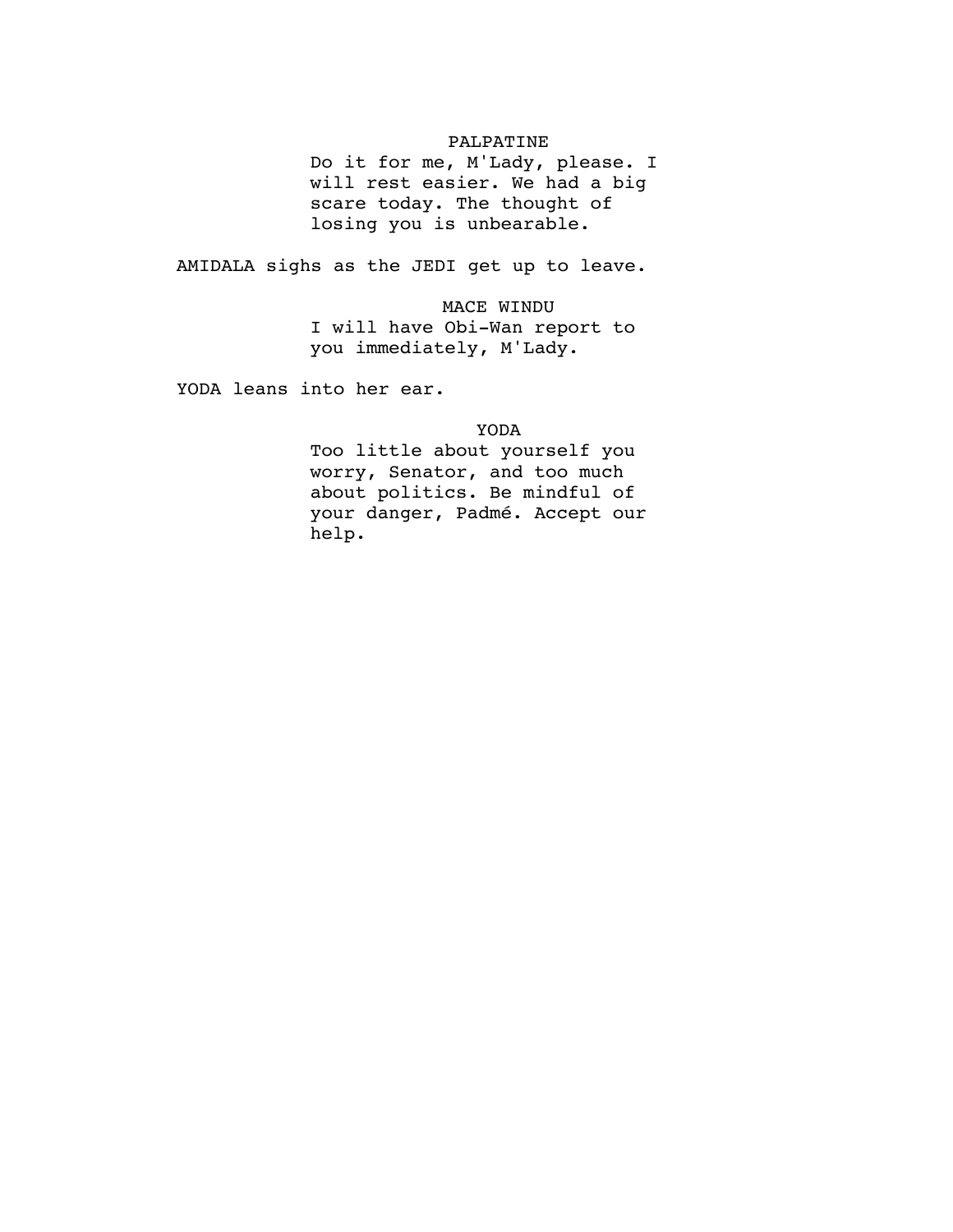PALPATINE

Do it for me, M'Lady, please. I will rest easier. We had a big scare today. The thought of losing you is unbearable.

AMIDALA sighs as the JEDI get up to leave.

MACE WINDU

I will have Obi-Wan report to you immediately, M'Lady.

YODA leans into her ear.

YODA

Too little about yourself you worry, Senator, and too much about politics. Be mindful of your danger, Padmé. Accept our help.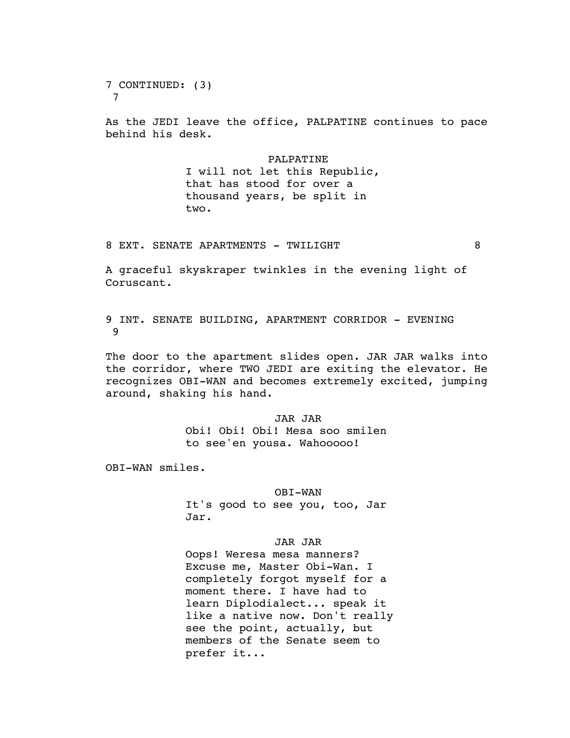7 CONTINUED: (3) 7

As the JEDI leave the office, PALPATINE continues to pace behind his desk.

PALPATINE
I will not let this Republic, that has stood for over a thousand years, be split in two.

8 EXT. SENATE APARTMENTS - TWILIGHT 8

A graceful skyskraper twinkles in the evening light of Coruscant.

9 INT. SENATE BUILDING, APARTMENT CORRIDOR - EVENING 9

The door to the apartment slides open. JAR JAR walks into the corridor, where TWO JEDI are exiting the elevator. He recognizes OBI-WAN and becomes extremely excited, jumping around, shaking his hand.

JAR JAR
Obi! Obi! Obi! Mesa soo smilen to see'en yousa. Wahooooo!

OBI-WAN smiles.

OBI-WAN
It's good to see you, too, Jar Jar.

JAR JAR
Oops! Weresa mesa manners? Excuse me, Master Obi-Wan. I completely forgot myself for a moment there. I have had to learn Diplodialect... speak it like a native now. Don't really see the point, actually, but members of the Senate seem to prefer it...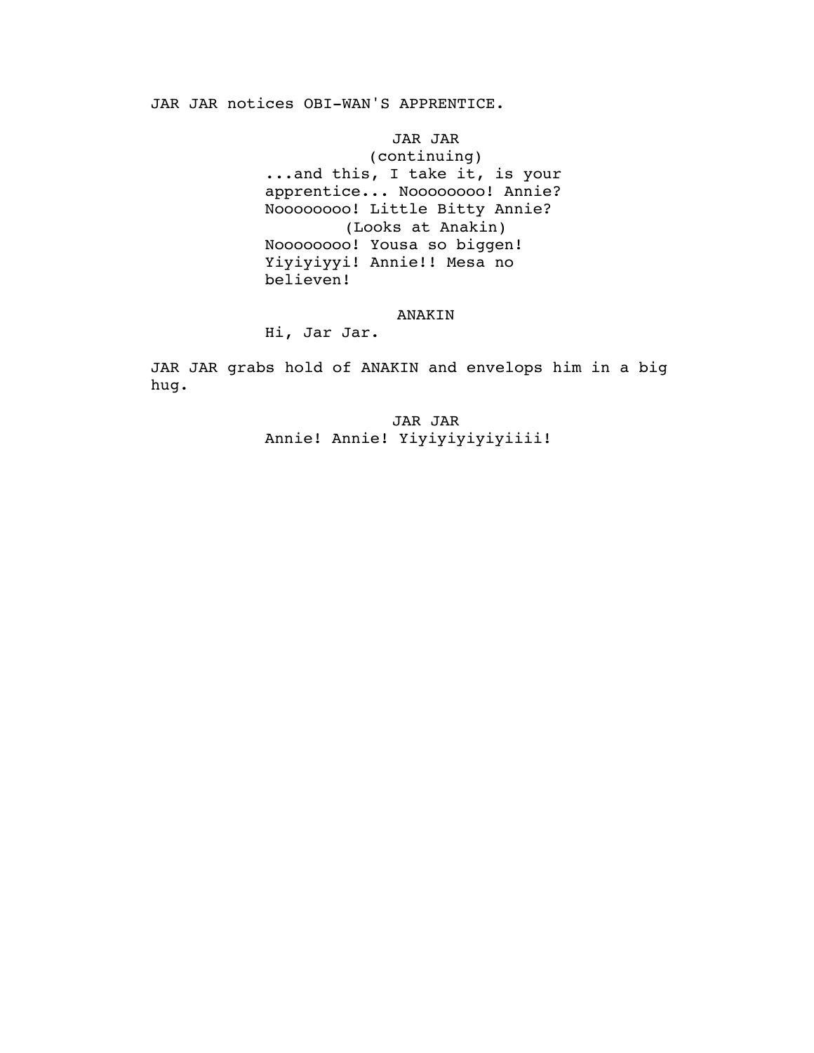JAR JAR notices OBI-WAN'S APPRENTICE.

JAR JAR
(continuing)
...and this, I take it, is your apprentice... Noooooooo! Annie? Noooooooo! Little Bitty Annie?
(Looks at Anakin)
Noooooooo! Yousa so biggen! Yiyiyiyyi! Annie!! Mesa no believen!

ANAKIN
Hi, Jar Jar.

JAR JAR grabs hold of ANAKIN and envelops him in a big hug.

JAR JAR
Annie! Annie! Yiyiyiyiyiyiiii!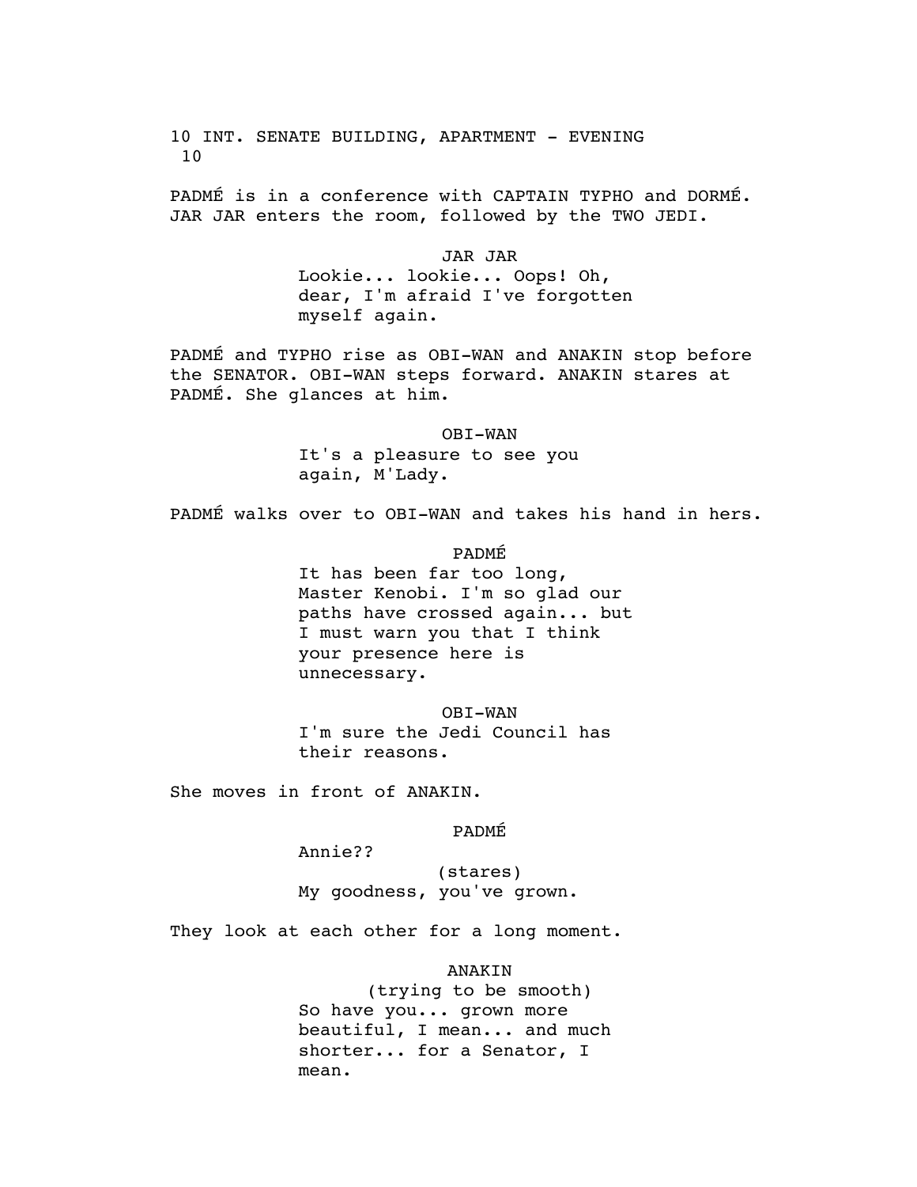10 INT. SENATE BUILDING, APARTMENT - EVENING 10

PADMÉ is in a conference with CAPTAIN TYPHO and DORMÉ. JAR JAR enters the room, followed by the TWO JEDI.

JAR JAR
Lookie... lookie... Oops! Oh, dear, I'm afraid I've forgotten myself again.

PADMÉ and TYPHO rise as OBI-WAN and ANAKIN stop before the SENATOR. OBI-WAN steps forward. ANAKIN stares at PADMÉ. She glances at him.

OBI-WAN
It's a pleasure to see you again, M'Lady.

PADMÉ walks over to OBI-WAN and takes his hand in hers.

PADMÉ
It has been far too long, Master Kenobi. I'm so glad our paths have crossed again... but I must warn you that I think your presence here is unnecessary.

OBI-WAN
I'm sure the Jedi Council has their reasons.

She moves in front of ANAKIN.

PADMÉ
Annie??
(stares)
My goodness, you've grown.

They look at each other for a long moment.

ANAKIN
(trying to be smooth)
So have you... grown more beautiful, I mean... and much shorter... for a Senator, I mean.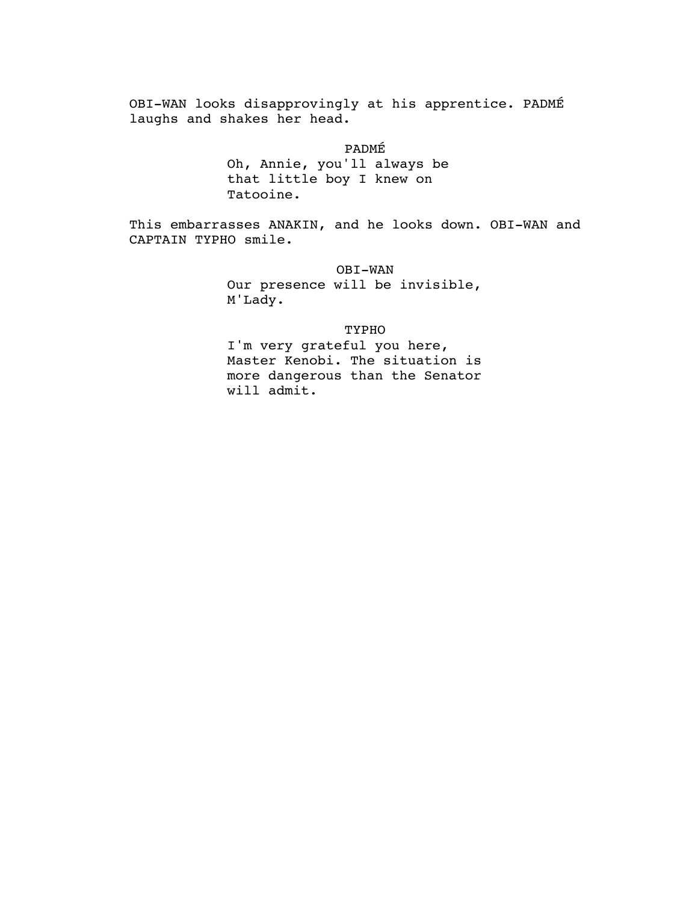OBI-WAN looks disapprovingly at his apprentice. PADMÉ laughs and shakes her head.

PADMÉ

Oh, Annie, you'll always be that little boy I knew on Tatooine.

This embarrasses ANAKIN, and he looks down. OBI-WAN and CAPTAIN TYPHO smile.

OBI-WAN

Our presence will be invisible, M'Lady.

TYPHO

I'm very grateful you here, Master Kenobi. The situation is more dangerous than the Senator will admit.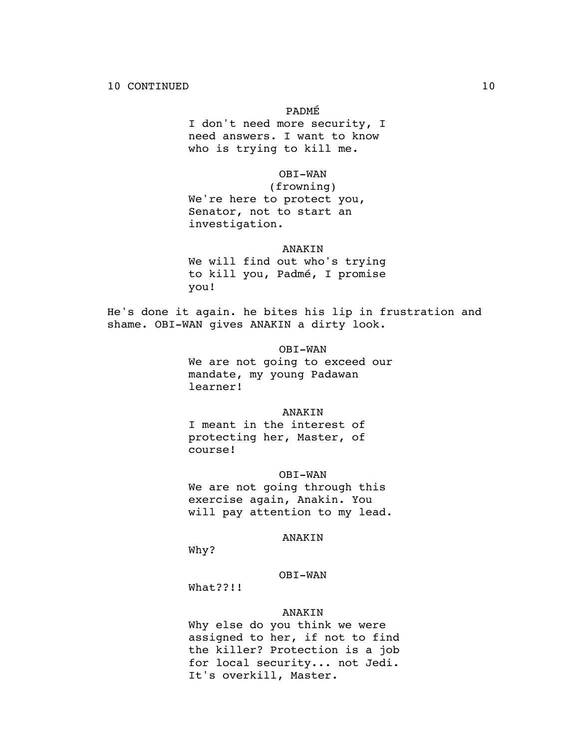10 CONTINUED

PADMÉ

I don't need more security, I need answers. I want to know who is trying to kill me.

OBI-WAN

(frowning)

We're here to protect you, Senator, not to start an investigation.

ANAKIN

We will find out who's trying to kill you, Padmé, I promise you!

He's done it again. he bites his lip in frustration and shame. OBI-WAN gives ANAKIN a dirty look.

OBI-WAN

We are not going to exceed our mandate, my young Padawan learner!

ANAKIN

I meant in the interest of protecting her, Master, of course!

OBI-WAN

We are not going through this exercise again, Anakin. You will pay attention to my lead.

ANAKIN

Why?

OBI-WAN

What??!!

ANAKIN

Why else do you think we were assigned to her, if not to find the killer? Protection is a job for local security... not Jedi. It's overkill, Master.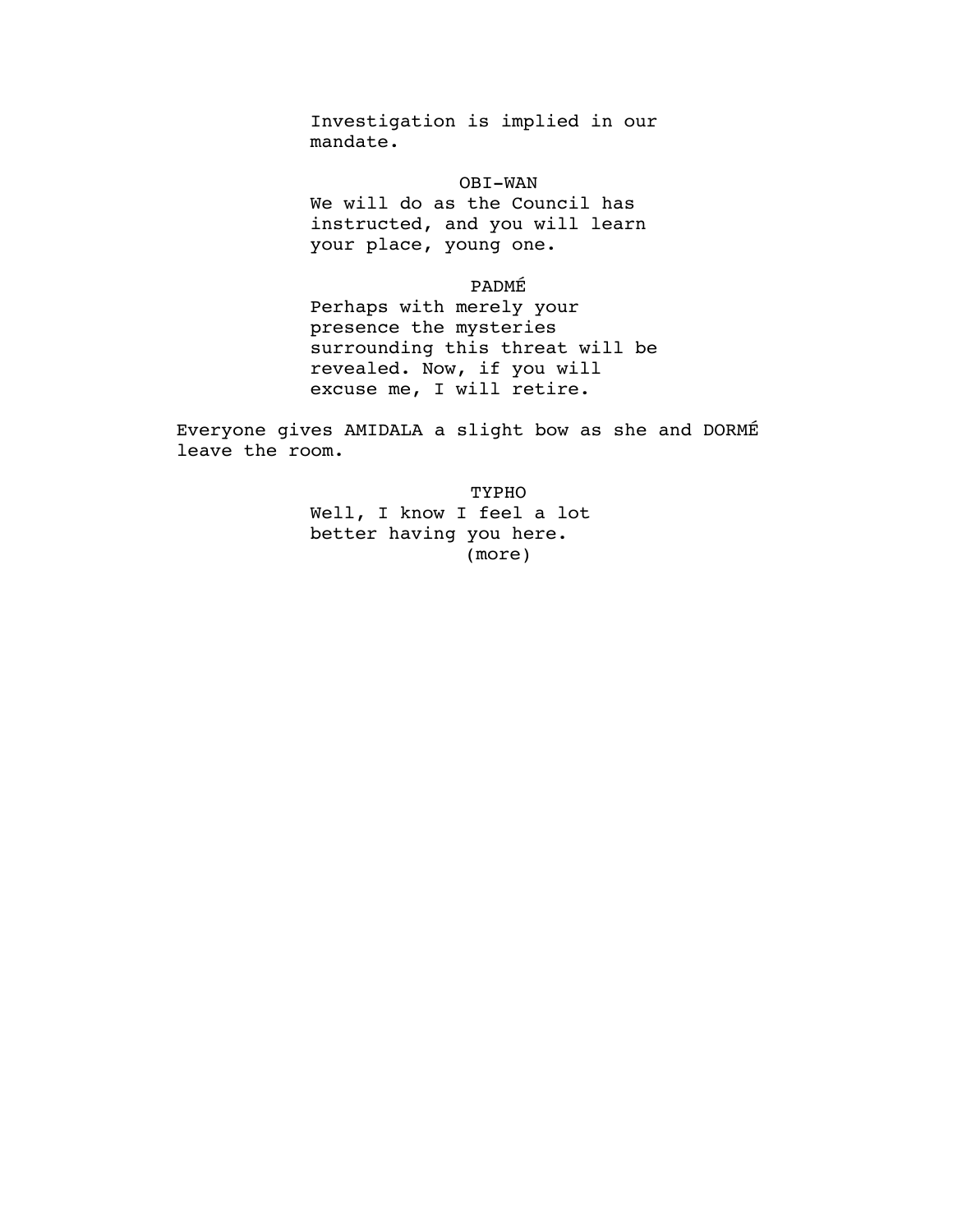Investigation is implied in our mandate.

OBI-WAN

We will do as the Council has instructed, and you will learn your place, young one.

PADMÉ

Perhaps with merely your presence the mysteries surrounding this threat will be revealed. Now, if you will excuse me, I will retire.

Everyone gives AMIDALA a slight bow as she and DORMÉ leave the room.

TYPHO

Well, I know I feel a lot better having you here.

(more)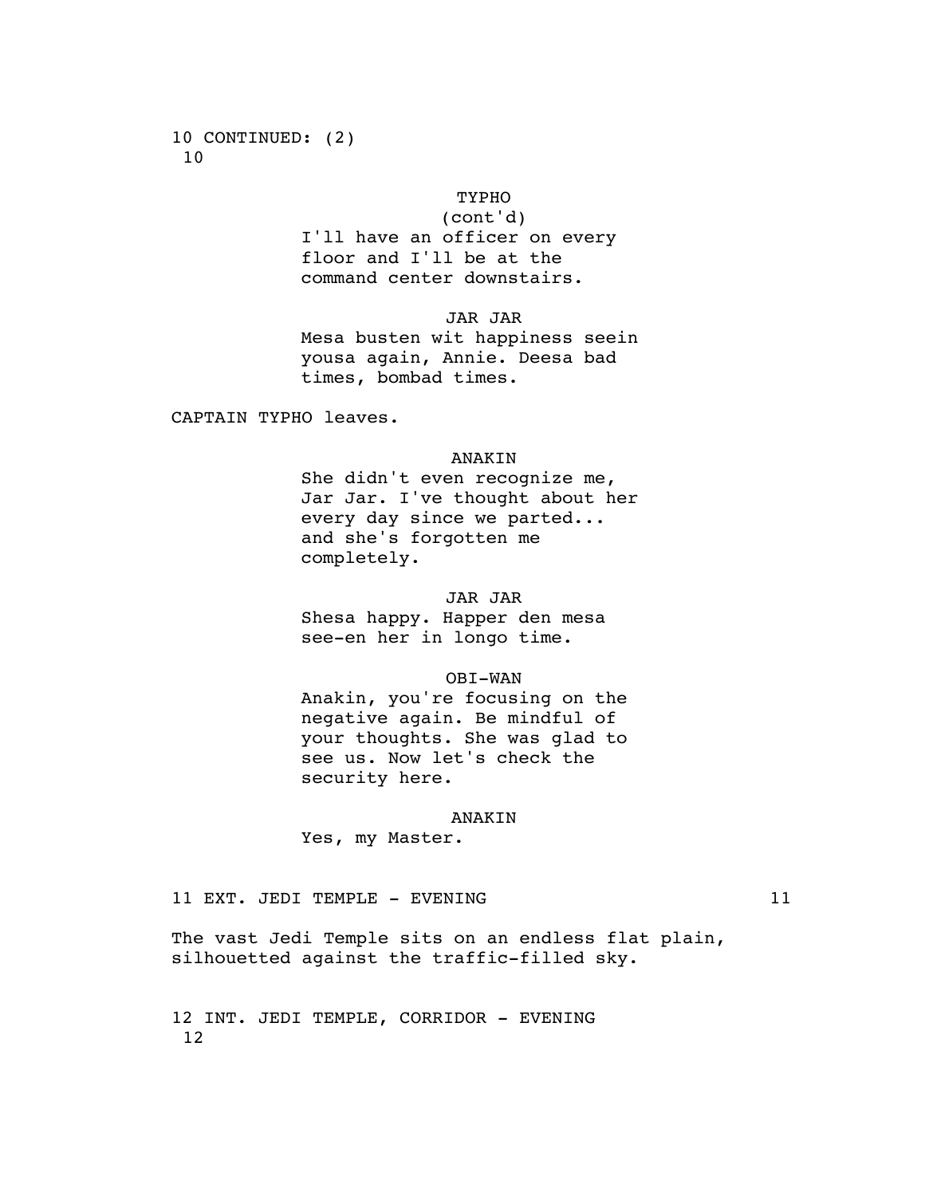10 CONTINUED: (2)
10

TYPHO
(cont'd)
I'll have an officer on every floor and I'll be at the command center downstairs.

JAR JAR
Mesa busten wit happiness seein yousa again, Annie. Deesa bad times, bombad times.

CAPTAIN TYPHO leaves.

ANAKIN
She didn't even recognize me, Jar Jar. I've thought about her every day since we parted... and she's forgotten me completely.

JAR JAR
Shesa happy. Happer den mesa see-en her in longo time.

OBI-WAN
Anakin, you're focusing on the negative again. Be mindful of your thoughts. She was glad to see us. Now let's check the security here.

ANAKIN
Yes, my Master.

11 EXT. JEDI TEMPLE - EVENING 11

The vast Jedi Temple sits on an endless flat plain, silhouetted against the traffic-filled sky.

12 INT. JEDI TEMPLE, CORRIDOR - EVENING
12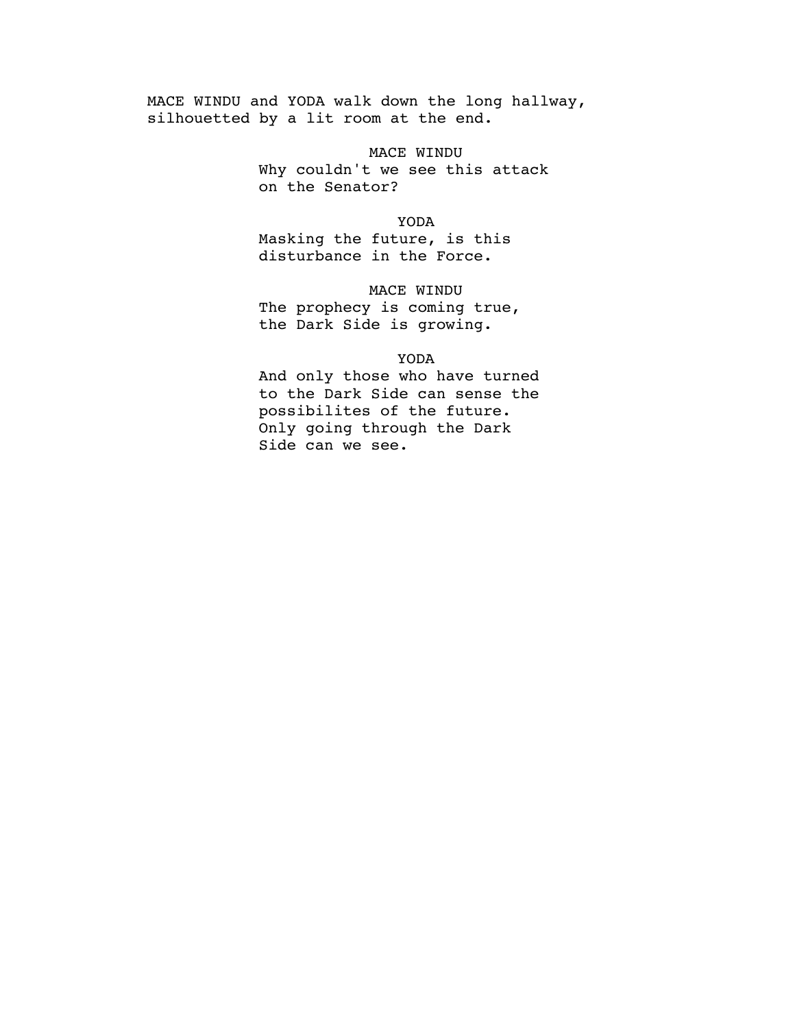MACE WINDU and YODA walk down the long hallway, silhouetted by a lit room at the end.

MACE WINDU
Why couldn't we see this attack on the Senator?

YODA
Masking the future, is this disturbance in the Force.

MACE WINDU
The prophecy is coming true, the Dark Side is growing.

YODA
And only those who have turned to the Dark Side can sense the possibilites of the future. Only going through the Dark Side can we see.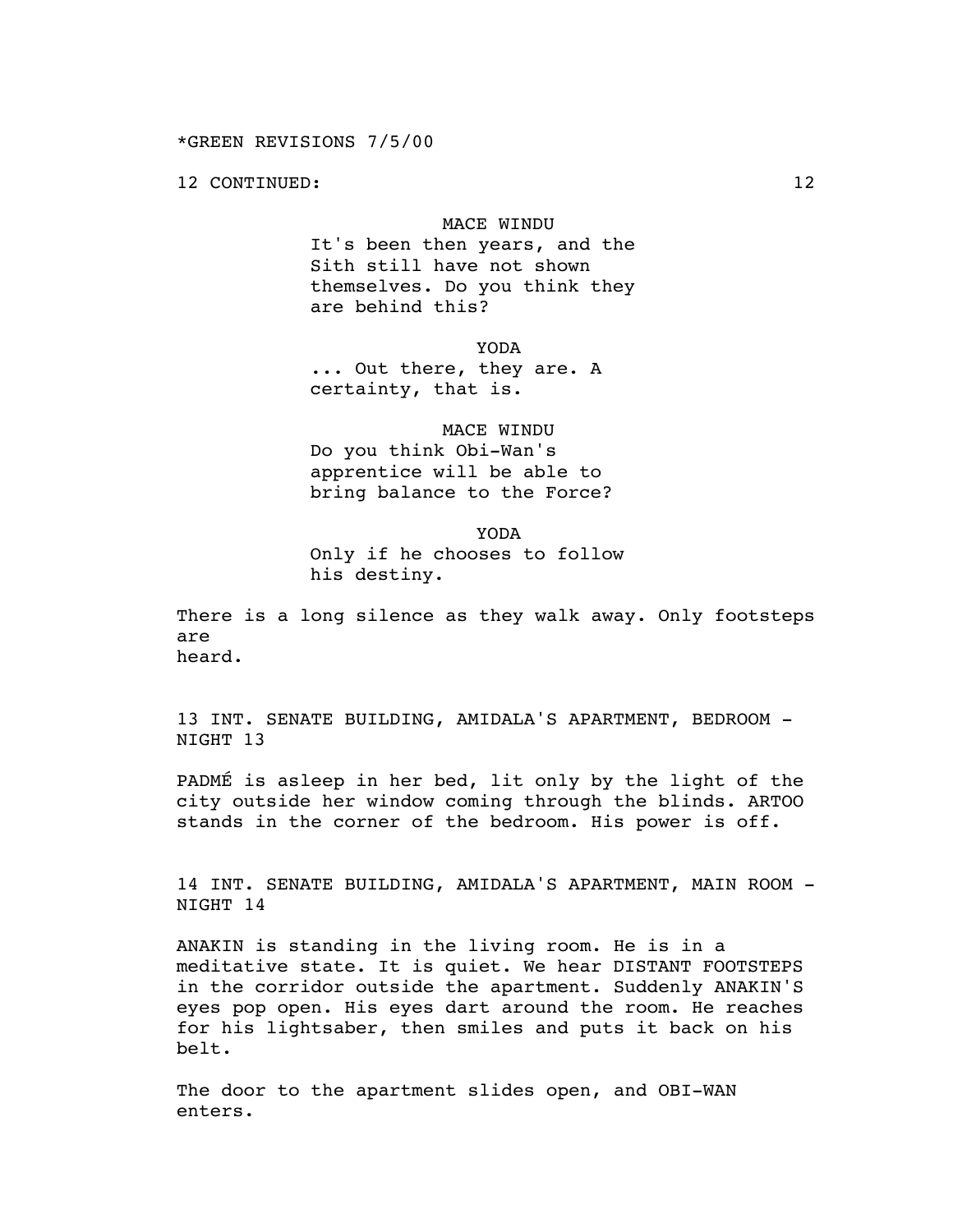*GREEN REVISIONS 7/5/00

12 CONTINUED: 12

MACE WINDU
It's been then years, and the Sith still have not shown themselves. Do you think they are behind this?

YODA
... Out there, they are. A certainty, that is.

MACE WINDU
Do you think Obi-Wan's apprentice will be able to bring balance to the Force?

YODA
Only if he chooses to follow his destiny.

There is a long silence as they walk away. Only footsteps are heard.

13 INT. SENATE BUILDING, AMIDALA'S APARTMENT, BEDROOM - NIGHT 13

PADMÉ is asleep in her bed, lit only by the light of the city outside her window coming through the blinds. ARTOO stands in the corner of the bedroom. His power is off.

14 INT. SENATE BUILDING, AMIDALA'S APARTMENT, MAIN ROOM - NIGHT 14

ANAKIN is standing in the living room. He is in a meditative state. It is quiet. We hear DISTANT FOOTSTEPS in the corridor outside the apartment. Suddenly ANAKIN'S eyes pop open. His eyes dart around the room. He reaches for his lightsaber, then smiles and puts it back on his belt.

The door to the apartment slides open, and OBI-WAN enters.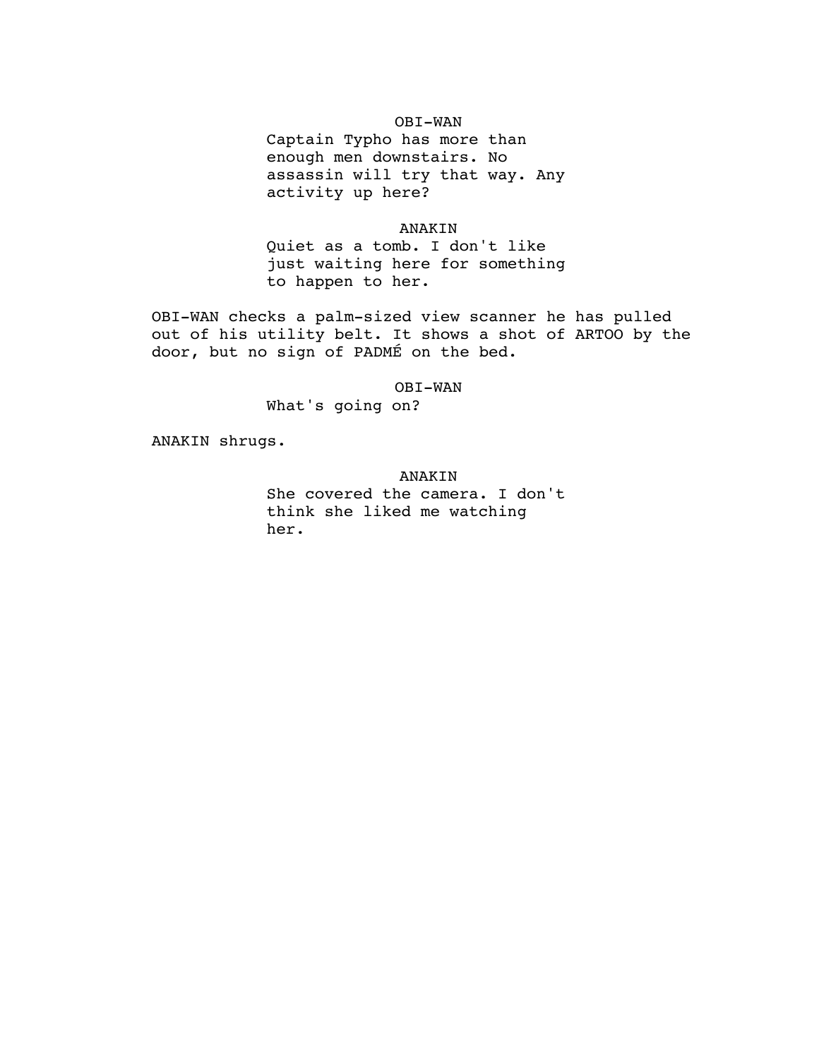OBI-WAN

Captain Typho has more than enough men downstairs. No assassin will try that way. Any activity up here?

ANAKIN

Quiet as a tomb. I don't like just waiting here for something to happen to her.

OBI-WAN checks a palm-sized view scanner he has pulled out of his utility belt. It shows a shot of ARTOO by the door, but no sign of PADMÉ on the bed.

OBI-WAN

What's going on?

ANAKIN shrugs.

ANAKIN

She covered the camera. I don't think she liked me watching her.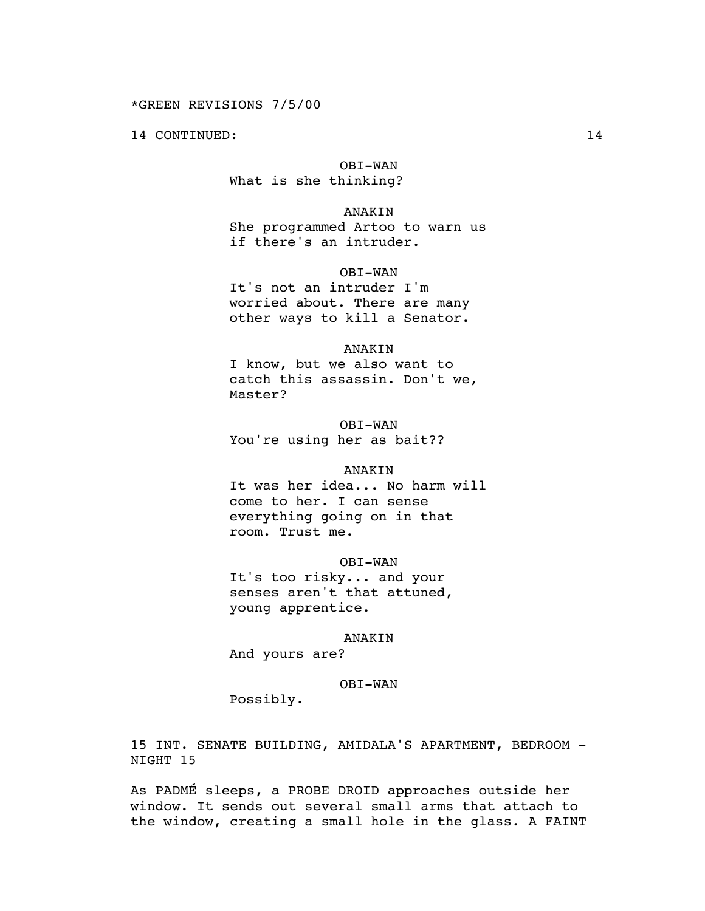*GREEN REVISIONS 7/5/00

14 CONTINUED: 14

OBI-WAN
What is she thinking?

ANAKIN
She programmed Artoo to warn us if there's an intruder.

OBI-WAN
It's not an intruder I'm worried about. There are many other ways to kill a Senator.

ANAKIN
I know, but we also want to catch this assassin. Don't we, Master?

OBI-WAN
You're using her as bait??

ANAKIN
It was her idea... No harm will come to her. I can sense everything going on in that room. Trust me.

OBI-WAN
It's too risky... and your senses aren't that attuned, young apprentice.

ANAKIN
And yours are?

OBI-WAN
Possibly.

15 INT. SENATE BUILDING, AMIDALA'S APARTMENT, BEDROOM - NIGHT 15

As PADMÉ sleeps, a PROBE DROID approaches outside her window. It sends out several small arms that attach to the window, creating a small hole in the glass. A FAINT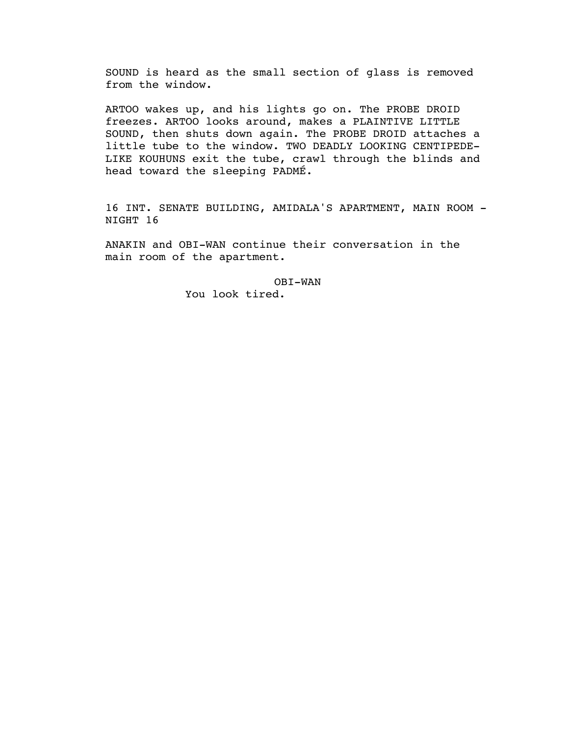SOUND is heard as the small section of glass is removed from the window.

ARTOO wakes up, and his lights go on. The PROBE DROID freezes. ARTOO looks around, makes a PLAINTIVE LITTLE SOUND, then shuts down again. The PROBE DROID attaches a little tube to the window. TWO DEADLY LOOKING CENTIPEDE-LIKE KOUHUNS exit the tube, crawl through the blinds and head toward the sleeping PADMÉ.

16 INT. SENATE BUILDING, AMIDALA'S APARTMENT, MAIN ROOM - NIGHT 16

ANAKIN and OBI-WAN continue their conversation in the main room of the apartment.

OBI-WAN

You look tired.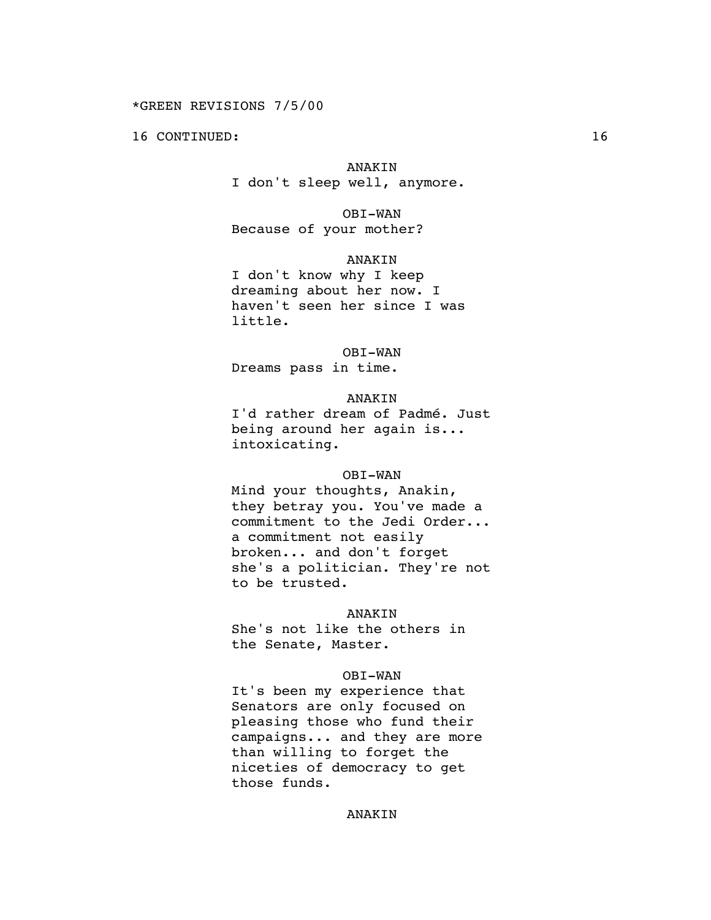*GREEN REVISIONS 7/5/00

16 CONTINUED: 16

ANAKIN
I don't sleep well, anymore.

OBI-WAN
Because of your mother?

ANAKIN
I don't know why I keep dreaming about her now. I haven't seen her since I was little.

OBI-WAN
Dreams pass in time.

ANAKIN
I'd rather dream of Padmé. Just being around her again is... intoxicating.

OBI-WAN
Mind your thoughts, Anakin, they betray you. You've made a commitment to the Jedi Order... a commitment not easily broken... and don't forget she's a politician. They're not to be trusted.

ANAKIN
She's not like the others in the Senate, Master.

OBI-WAN
It's been my experience that Senators are only focused on pleasing those who fund their campaigns... and they are more than willing to forget the niceties of democracy to get those funds.

ANAKIN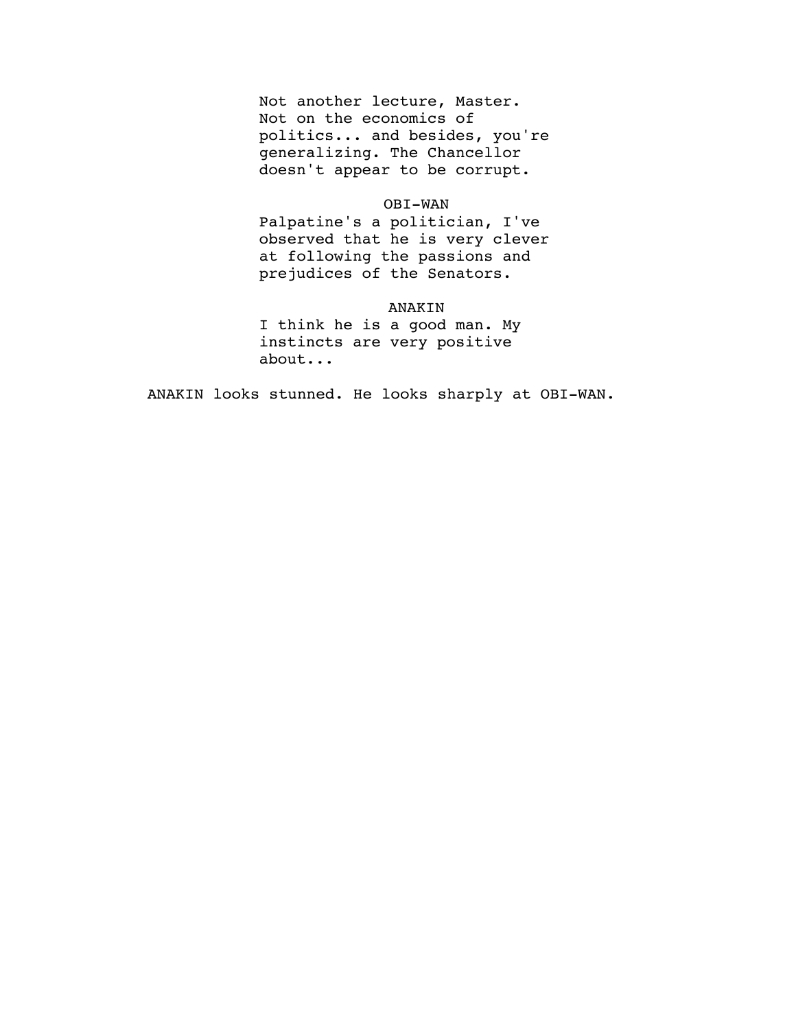Not another lecture, Master. Not on the economics of politics... and besides, you're generalizing. The Chancellor doesn't appear to be corrupt.

OBI-WAN

Palpatine's a politician, I've observed that he is very clever at following the passions and prejudices of the Senators.

ANAKIN

I think he is a good man. My instincts are very positive about...

ANAKIN looks stunned. He looks sharply at OBI-WAN.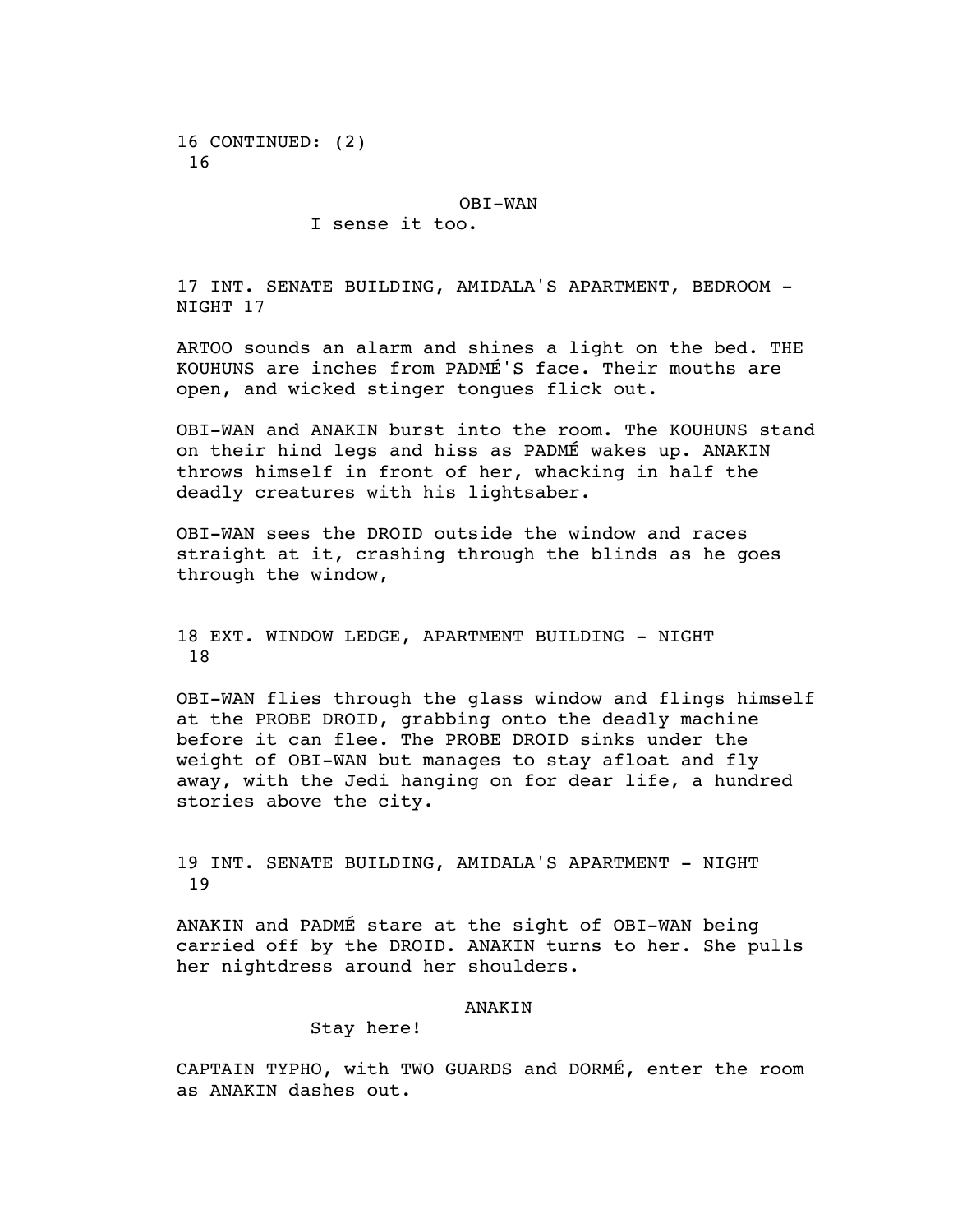16 CONTINUED: (2)
16

OBI-WAN

I sense it too.

17 INT. SENATE BUILDING, AMIDALA'S APARTMENT, BEDROOM - NIGHT 17

ARTOO sounds an alarm and shines a light on the bed. THE KOUHUNS are inches from PADMÉ'S face. Their mouths are open, and wicked stinger tongues flick out.

OBI-WAN and ANAKIN burst into the room. The KOUHUNS stand on their hind legs and hiss as PADMÉ wakes up. ANAKIN throws himself in front of her, whacking in half the deadly creatures with his lightsaber.

OBI-WAN sees the DROID outside the window and races straight at it, crashing through the blinds as he goes through the window,

18 EXT. WINDOW LEDGE, APARTMENT BUILDING - NIGHT
18

OBI-WAN flies through the glass window and flings himself at the PROBE DROID, grabbing onto the deadly machine before it can flee. The PROBE DROID sinks under the weight of OBI-WAN but manages to stay afloat and fly away, with the Jedi hanging on for dear life, a hundred stories above the city.

19 INT. SENATE BUILDING, AMIDALA'S APARTMENT - NIGHT
19

ANAKIN and PADMÉ stare at the sight of OBI-WAN being carried off by the DROID. ANAKIN turns to her. She pulls her nightdress around her shoulders.

ANAKIN

Stay here!

CAPTAIN TYPHO, with TWO GUARDS and DORMÉ, enter the room as ANAKIN dashes out.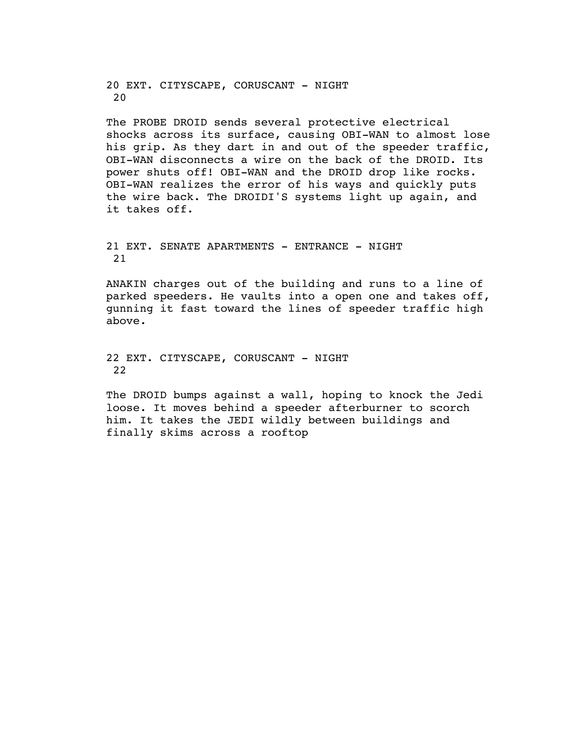20 EXT. CITYSCAPE, CORUSCANT - NIGHT
 20

The PROBE DROID sends several protective electrical shocks across its surface, causing OBI-WAN to almost lose his grip. As they dart in and out of the speeder traffic, OBI-WAN disconnects a wire on the back of the DROID. Its power shuts off! OBI-WAN and the DROID drop like rocks. OBI-WAN realizes the error of his ways and quickly puts the wire back. The DROIDI'S systems light up again, and it takes off.

21 EXT. SENATE APARTMENTS - ENTRANCE - NIGHT
 21

ANAKIN charges out of the building and runs to a line of parked speeders. He vaults into a open one and takes off, gunning it fast toward the lines of speeder traffic high above.

22 EXT. CITYSCAPE, CORUSCANT - NIGHT
 22

The DROID bumps against a wall, hoping to knock the Jedi loose. It moves behind a speeder afterburner to scorch him. It takes the JEDI wildly between buildings and finally skims across a rooftop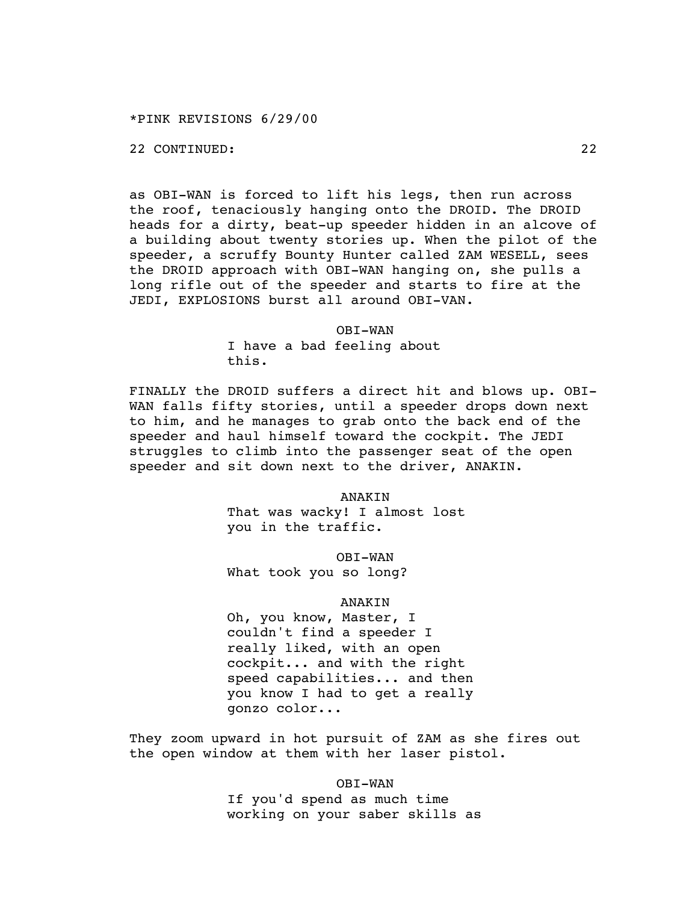*PINK REVISIONS 6/29/00

22 CONTINUED: 22

as OBI-WAN is forced to lift his legs, then run across the roof, tenaciously hanging onto the DROID. The DROID heads for a dirty, beat-up speeder hidden in an alcove of a building about twenty stories up. When the pilot of the speeder, a scruffy Bounty Hunter called ZAM WESELL, sees the DROID approach with OBI-WAN hanging on, she pulls a long rifle out of the speeder and starts to fire at the JEDI, EXPLOSIONS burst all around OBI-VAN.

OBI-WAN
I have a bad feeling about this.

FINALLY the DROID suffers a direct hit and blows up. OBI-WAN falls fifty stories, until a speeder drops down next to him, and he manages to grab onto the back end of the speeder and haul himself toward the cockpit. The JEDI struggles to climb into the passenger seat of the open speeder and sit down next to the driver, ANAKIN.

ANAKIN
That was wacky! I almost lost you in the traffic.

OBI-WAN
What took you so long?

ANAKIN
Oh, you know, Master, I couldn't find a speeder I really liked, with an open cockpit... and with the right speed capabilities... and then you know I had to get a really gonzo color...

They zoom upward in hot pursuit of ZAM as she fires out the open window at them with her laser pistol.

OBI-WAN
If you'd spend as much time working on your saber skills as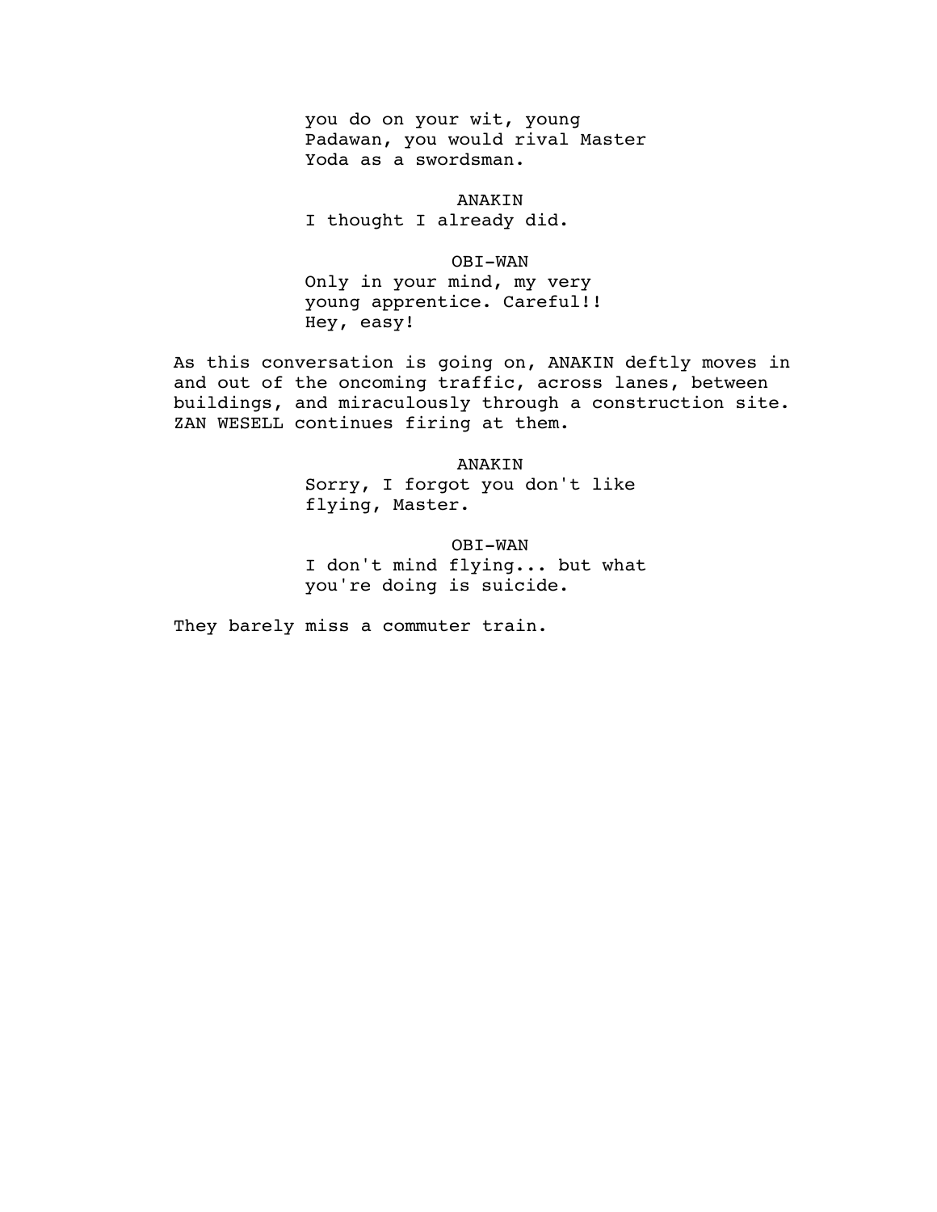you do on your wit, young
Padawan, you would rival Master
Yoda as a swordsman.

ANAKIN

I thought I already did.

OBI-WAN

Only in your mind, my very
young apprentice. Careful!!
Hey, easy!

As this conversation is going on, ANAKIN deftly moves in and out of the oncoming traffic, across lanes, between buildings, and miraculously through a construction site. ZAN WESELL continues firing at them.

ANAKIN

Sorry, I forgot you don't like
flying, Master.

OBI-WAN

I don't mind flying... but what
you're doing is suicide.

They barely miss a commuter train.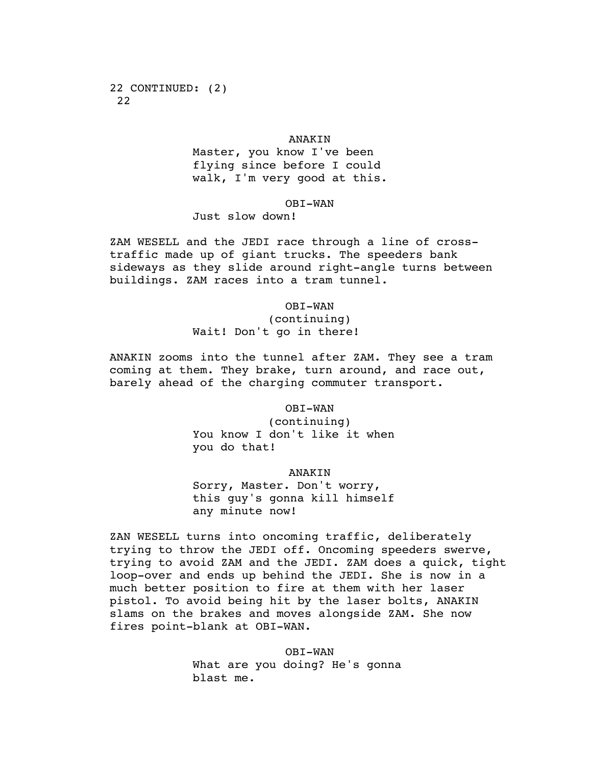22 CONTINUED: (2)
22

ANAKIN
Master, you know I've been flying since before I could walk, I'm very good at this.

OBI-WAN
Just slow down!

ZAM WESELL and the JEDI race through a line of cross-traffic made up of giant trucks. The speeders bank sideways as they slide around right-angle turns between buildings. ZAM races into a tram tunnel.

OBI-WAN
(continuing)
Wait! Don't go in there!

ANAKIN zooms into the tunnel after ZAM. They see a tram coming at them. They brake, turn around, and race out, barely ahead of the charging commuter transport.

OBI-WAN
(continuing)
You know I don't like it when you do that!

ANAKIN
Sorry, Master. Don't worry, this guy's gonna kill himself any minute now!

ZAN WESELL turns into oncoming traffic, deliberately trying to throw the JEDI off. Oncoming speeders swerve, trying to avoid ZAM and the JEDI. ZAM does a quick, tight loop-over and ends up behind the JEDI. She is now in a much better position to fire at them with her laser pistol. To avoid being hit by the laser bolts, ANAKIN slams on the brakes and moves alongside ZAM. She now fires point-blank at OBI-WAN.

OBI-WAN
What are you doing? He's gonna blast me.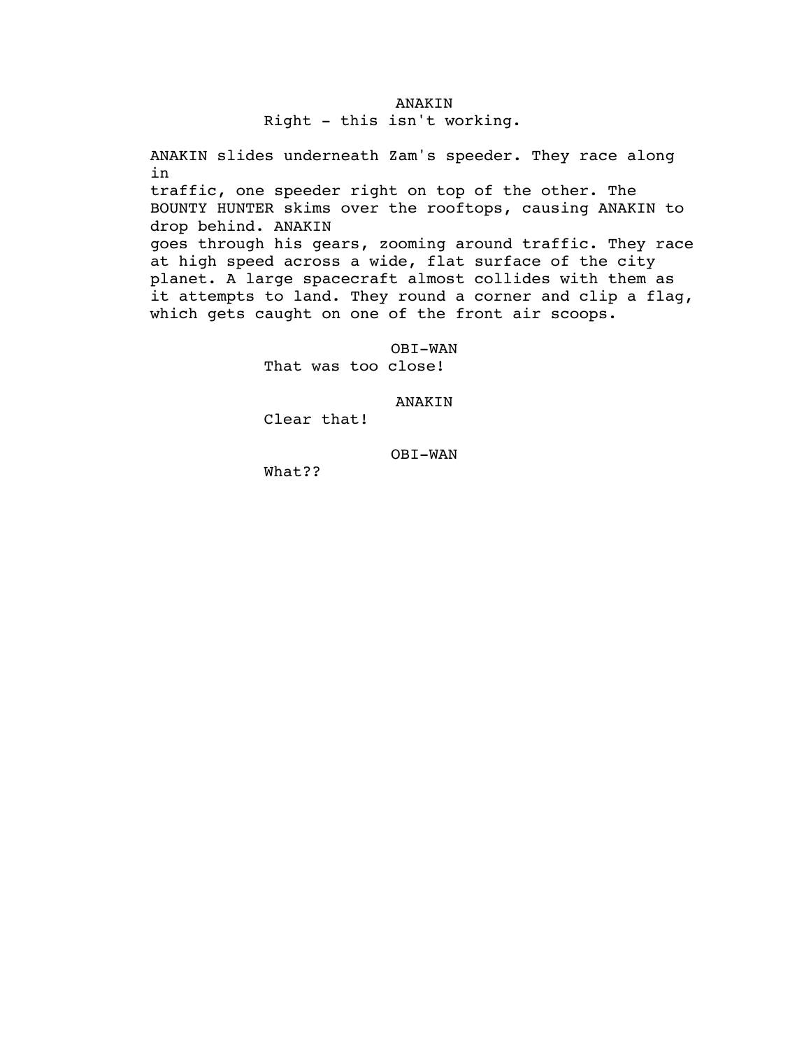ANAKIN
Right - this isn't working.

ANAKIN slides underneath Zam's speeder. They race along in
traffic, one speeder right on top of the other. The BOUNTY HUNTER skims over the rooftops, causing ANAKIN to drop behind. ANAKIN
goes through his gears, zooming around traffic. They race at high speed across a wide, flat surface of the city planet. A large spacecraft almost collides with them as it attempts to land. They round a corner and clip a flag, which gets caught on one of the front air scoops.

OBI-WAN
That was too close!

ANAKIN
Clear that!

OBI-WAN
What??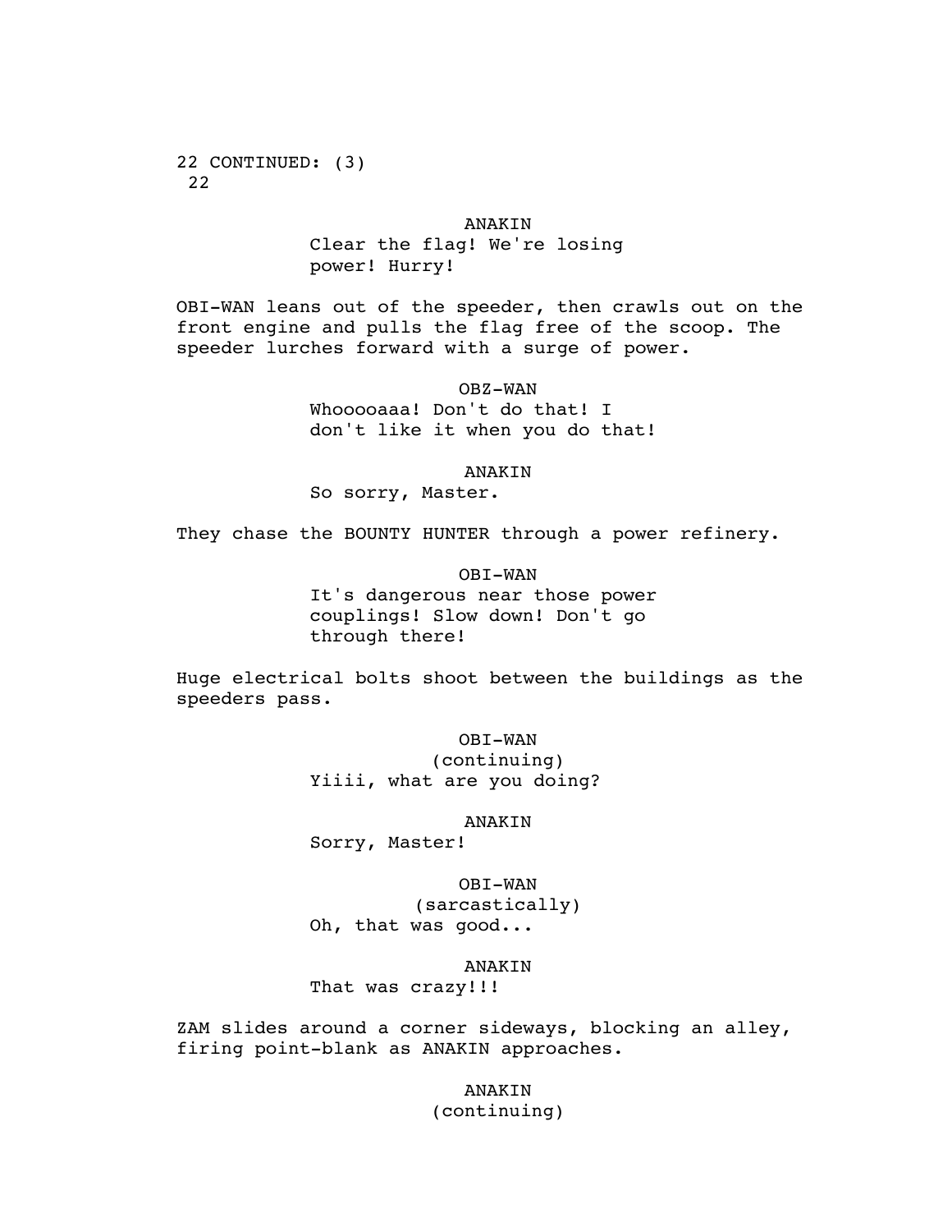22 CONTINUED: (3)
22

ANAKIN
Clear the flag! We're losing power! Hurry!

OBI-WAN leans out of the speeder, then crawls out on the front engine and pulls the flag free of the scoop. The speeder lurches forward with a surge of power.

OBZ-WAN
Whoooooaaa! Don't do that! I don't like it when you do that!

ANAKIN
So sorry, Master.

They chase the BOUNTY HUNTER through a power refinery.

OBI-WAN
It's dangerous near those power couplings! Slow down! Don't go through there!

Huge electrical bolts shoot between the buildings as the speeders pass.

OBI-WAN
(continuing)
Yiiii, what are you doing?

ANAKIN
Sorry, Master!

OBI-WAN
(sarcastically)
Oh, that was good...

ANAKIN
That was crazy!!!

ZAM slides around a corner sideways, blocking an alley, firing point-blank as ANAKIN approaches.

ANAKIN
(continuing)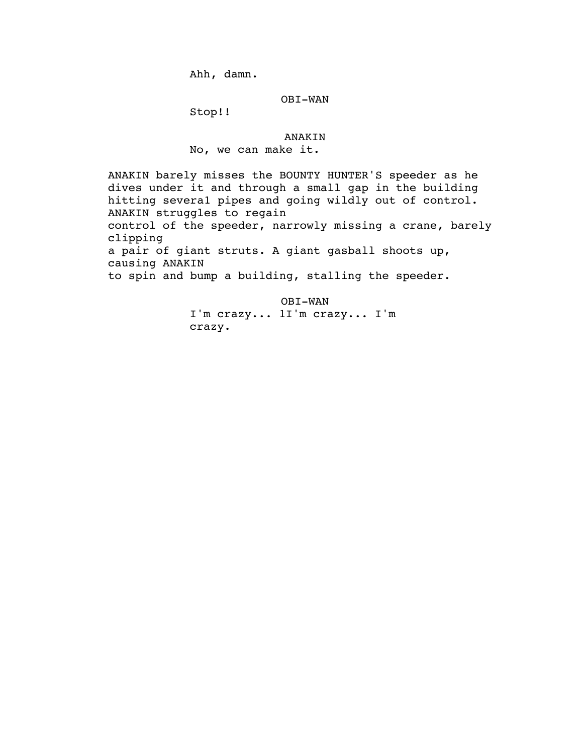Ahh, damn.

OBI-WAN

Stop!!

ANAKIN

No, we can make it.

ANAKIN barely misses the BOUNTY HUNTER'S speeder as he dives under it and through a small gap in the building hitting several pipes and going wildly out of control. ANAKIN struggles to regain control of the speeder, narrowly missing a crane, barely clipping a pair of giant struts. A giant gasball shoots up, causing ANAKIN to spin and bump a building, stalling the speeder.

OBI-WAN

I'm crazy... 1I'm crazy... I'm crazy.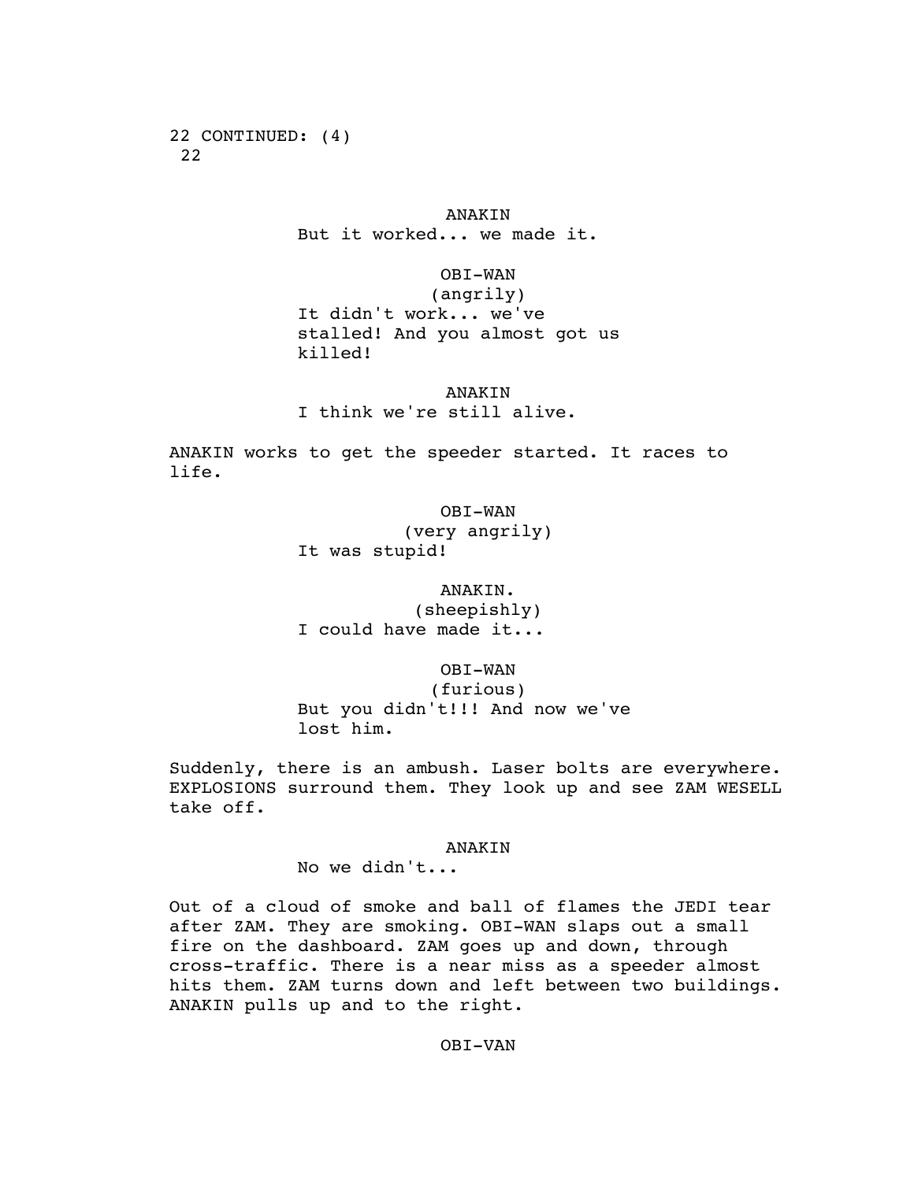22 CONTINUED: (4)
 22

ANAKIN
But it worked... we made it.

OBI-WAN
(angrily)
It didn't work... we've stalled! And you almost got us killed!

ANAKIN
I think we're still alive.

ANAKIN works to get the speeder started. It races to life.

OBI-WAN
(very angrily)
It was stupid!

ANAKIN.
(sheepishly)
I could have made it...

OBI-WAN
(furious)
But you didn't!!! And now we've lost him.

Suddenly, there is an ambush. Laser bolts are everywhere. EXPLOSIONS surround them. They look up and see ZAM WESELL take off.

ANAKIN
No we didn't...

Out of a cloud of smoke and ball of flames the JEDI tear after ZAM. They are smoking. OBI-WAN slaps out a small fire on the dashboard. ZAM goes up and down, through cross-traffic. There is a near miss as a speeder almost hits them. ZAM turns down and left between two buildings. ANAKIN pulls up and to the right.

OBI-VAN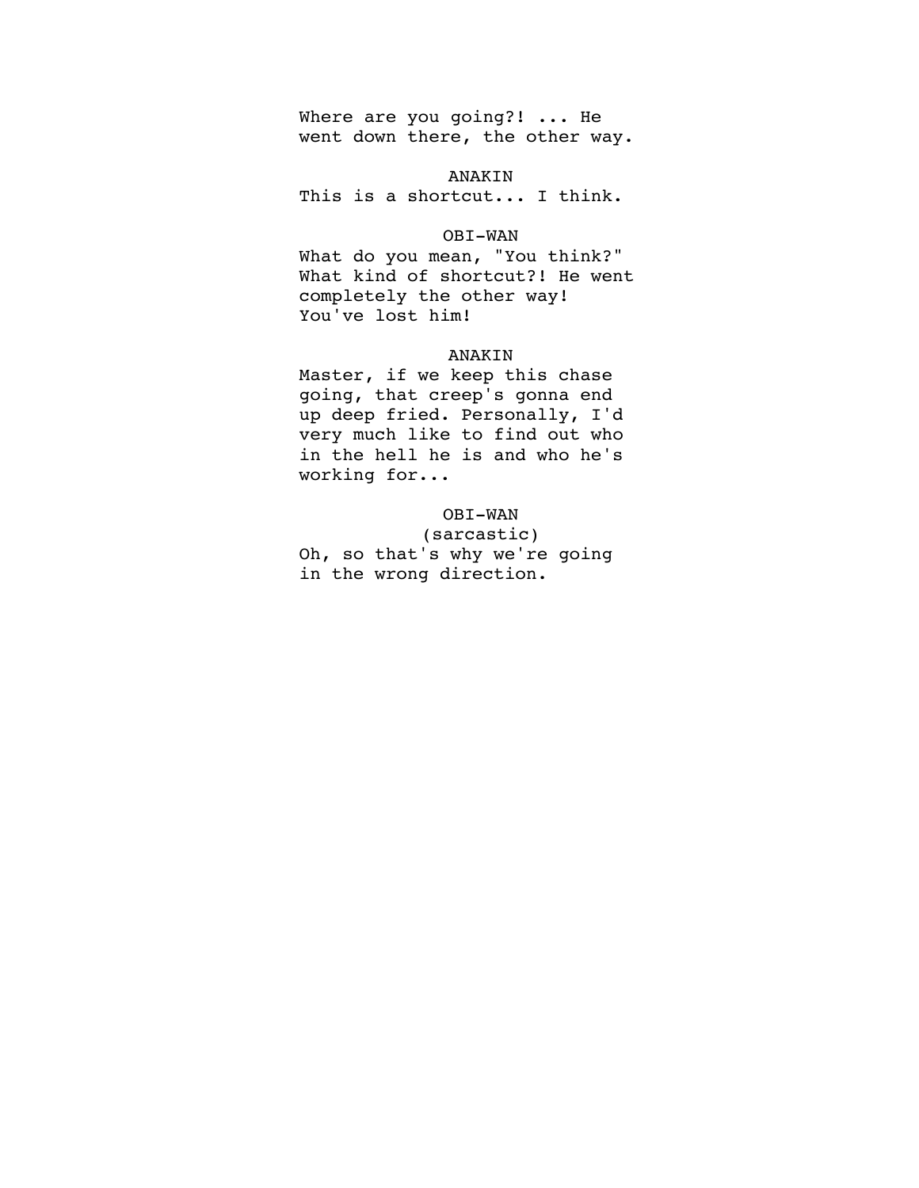Where are you going?! ... He went down there, the other way.

ANAKIN

This is a shortcut... I think.

OBI-WAN

What do you mean, "You think?" What kind of shortcut?! He went completely the other way! You've lost him!

ANAKIN

Master, if we keep this chase going, that creep's gonna end up deep fried. Personally, I'd very much like to find out who in the hell he is and who he's working for...

OBI-WAN

(sarcastic)

Oh, so that's why we're going in the wrong direction.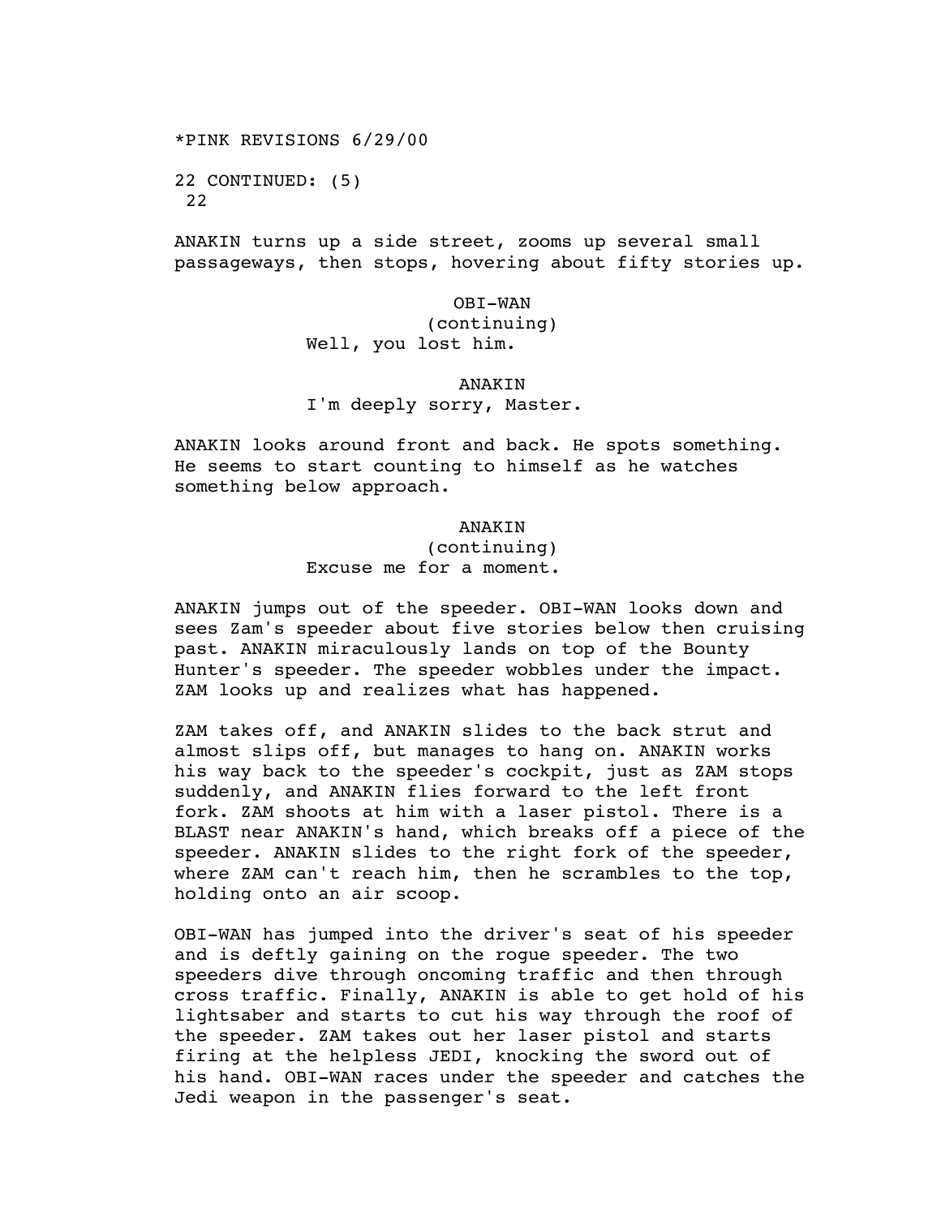*PINK REVISIONS 6/29/00

22 CONTINUED: (5)
22

ANAKIN turns up a side street, zooms up several small passageways, then stops, hovering about fifty stories up.

OBI-WAN
(continuing)
Well, you lost him.

ANAKIN
I'm deeply sorry, Master.

ANAKIN looks around front and back. He spots something. He seems to start counting to himself as he watches something below approach.

ANAKIN
(continuing)
Excuse me for a moment.

ANAKIN jumps out of the speeder. OBI-WAN looks down and sees Zam's speeder about five stories below then cruising past. ANAKIN miraculously lands on top of the Bounty Hunter's speeder. The speeder wobbles under the impact. ZAM looks up and realizes what has happened.

ZAM takes off, and ANAKIN slides to the back strut and almost slips off, but manages to hang on. ANAKIN works his way back to the speeder's cockpit, just as ZAM stops suddenly, and ANAKIN flies forward to the left front fork. ZAM shoots at him with a laser pistol. There is a BLAST near ANAKIN's hand, which breaks off a piece of the speeder. ANAKIN slides to the right fork of the speeder, where ZAM can't reach him, then he scrambles to the top, holding onto an air scoop.

OBI-WAN has jumped into the driver's seat of his speeder and is deftly gaining on the rogue speeder. The two speeders dive through oncoming traffic and then through cross traffic. Finally, ANAKIN is able to get hold of his lightsaber and starts to cut his way through the roof of the speeder. ZAM takes out her laser pistol and starts firing at the helpless JEDI, knocking the sword out of his hand. OBI-WAN races under the speeder and catches the Jedi weapon in the passenger's seat.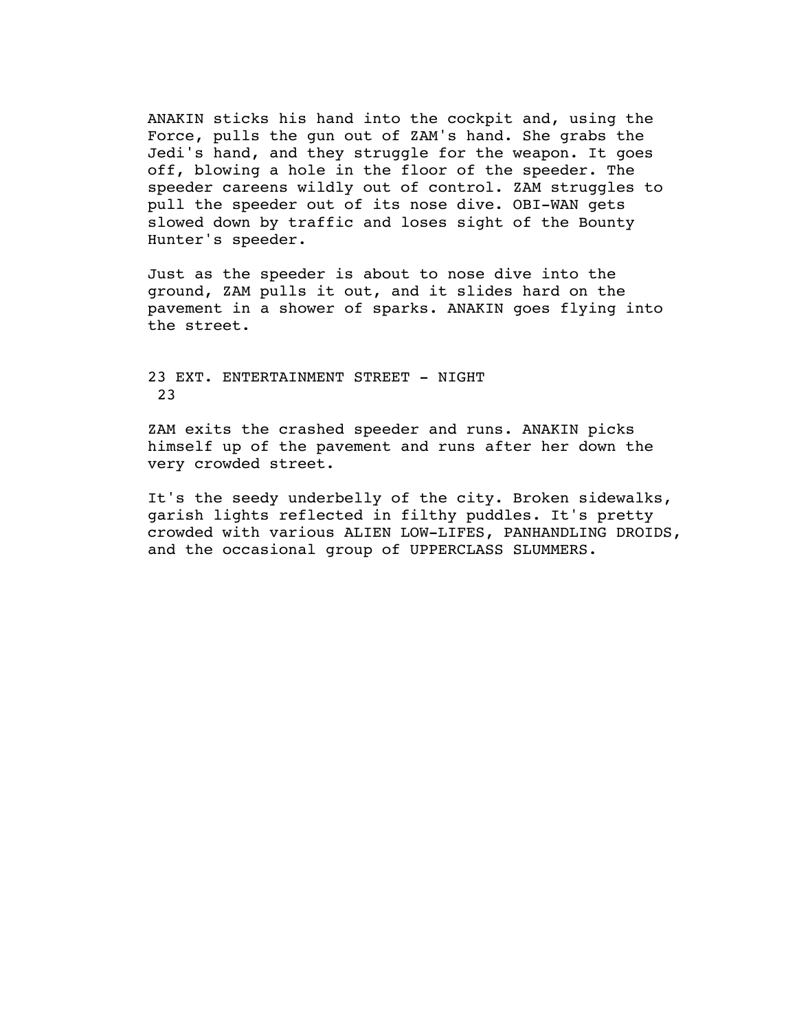ANAKIN sticks his hand into the cockpit and, using the Force, pulls the gun out of ZAM's hand. She grabs the Jedi's hand, and they struggle for the weapon. It goes off, blowing a hole in the floor of the speeder. The speeder careens wildly out of control. ZAM struggles to pull the speeder out of its nose dive. OBI-WAN gets slowed down by traffic and loses sight of the Bounty Hunter's speeder.

Just as the speeder is about to nose dive into the ground, ZAM pulls it out, and it slides hard on the pavement in a shower of sparks. ANAKIN goes flying into the street.

23 EXT. ENTERTAINMENT STREET - NIGHT 23

ZAM exits the crashed speeder and runs. ANAKIN picks himself up of the pavement and runs after her down the very crowded street.

It's the seedy underbelly of the city. Broken sidewalks, garish lights reflected in filthy puddles. It's pretty crowded with various ALIEN LOW-LIFES, PANHANDLING DROIDS, and the occasional group of UPPERCLASS SLUMMERS.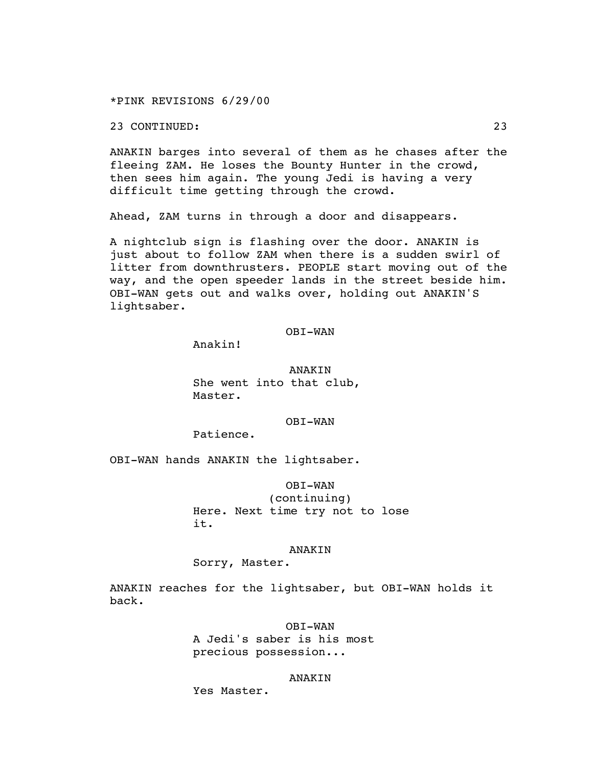*PINK REVISIONS 6/29/00

23 CONTINUED: 23

ANAKIN barges into several of them as he chases after the fleeing ZAM. He loses the Bounty Hunter in the crowd, then sees him again. The young Jedi is having a very difficult time getting through the crowd.

Ahead, ZAM turns in through a door and disappears.

A nightclub sign is flashing over the door. ANAKIN is just about to follow ZAM when there is a sudden swirl of litter from downthrusters. PEOPLE start moving out of the way, and the open speeder lands in the street beside him. OBI-WAN gets out and walks over, holding out ANAKIN'S lightsaber.

OBI-WAN
Anakin!

ANAKIN
She went into that club, Master.

OBI-WAN
Patience.

OBI-WAN hands ANAKIN the lightsaber.

OBI-WAN
(continuing)
Here. Next time try not to lose it.

ANAKIN
Sorry, Master.

ANAKIN reaches for the lightsaber, but OBI-WAN holds it back.

OBI-WAN
A Jedi's saber is his most precious possession...

ANAKIN
Yes Master.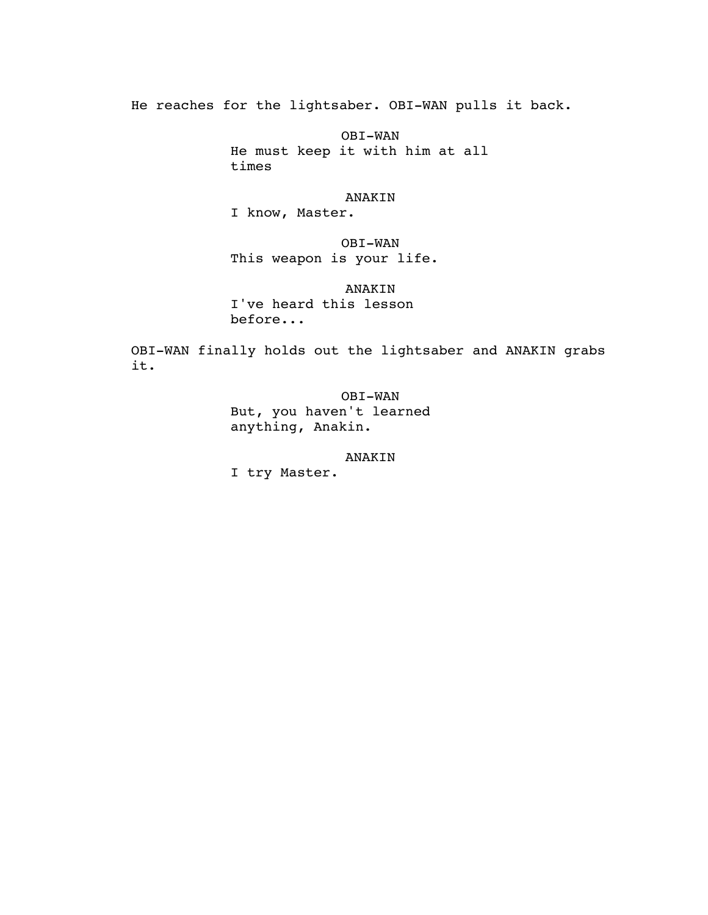He reaches for the lightsaber. OBI-WAN pulls it back.

OBI-WAN
He must keep it with him at all times

ANAKIN
I know, Master.

OBI-WAN
This weapon is your life.

ANAKIN
I've heard this lesson before...

OBI-WAN finally holds out the lightsaber and ANAKIN grabs it.

OBI-WAN
But, you haven't learned anything, Anakin.

ANAKIN
I try Master.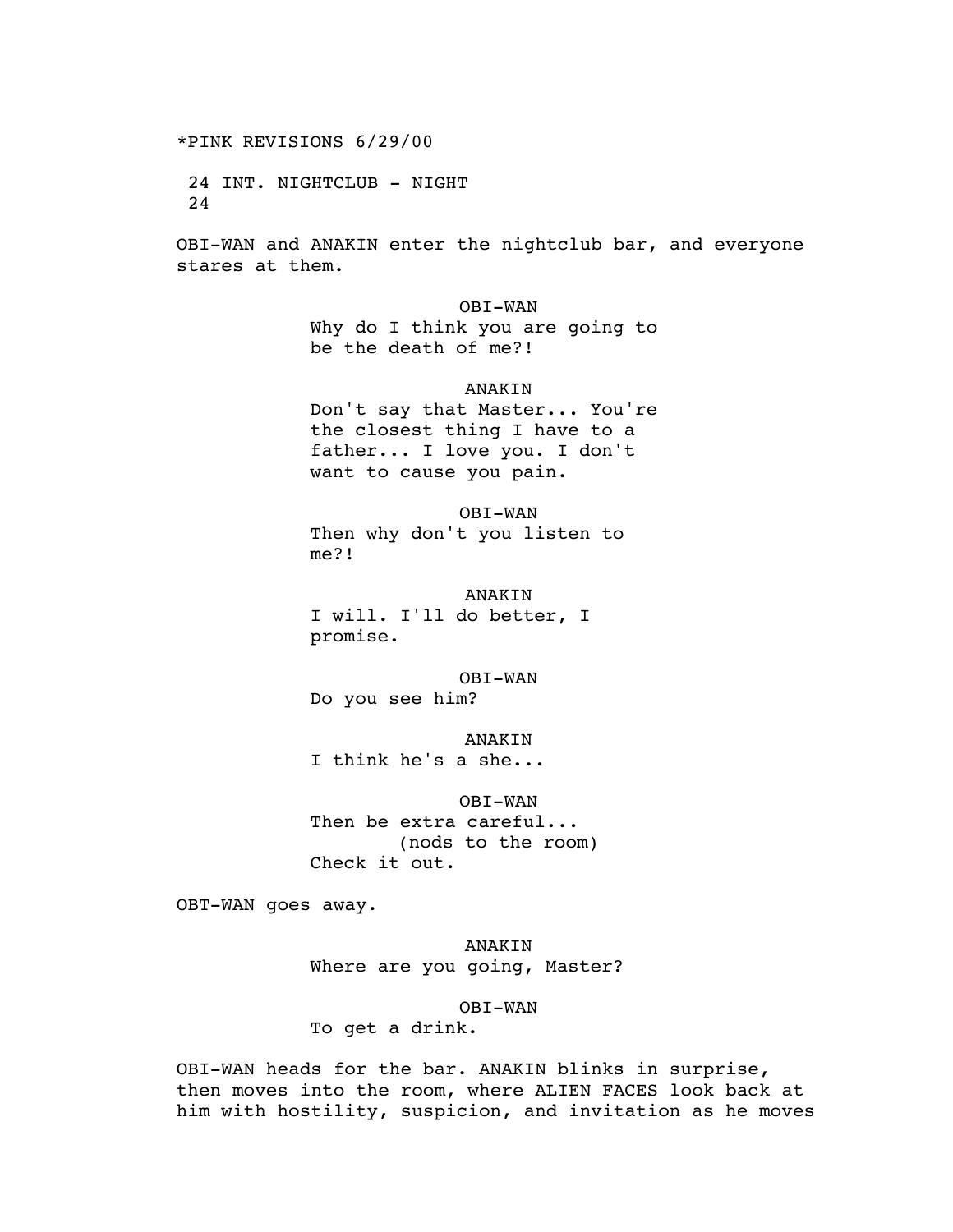*PINK REVISIONS 6/29/00

24 INT. NIGHTCLUB - NIGHT
24

OBI-WAN and ANAKIN enter the nightclub bar, and everyone stares at them.

OBI-WAN
Why do I think you are going to be the death of me?!

ANAKIN
Don't say that Master... You're the closest thing I have to a father... I love you. I don't want to cause you pain.

OBI-WAN
Then why don't you listen to me?!

ANAKIN
I will. I'll do better, I promise.

OBI-WAN
Do you see him?

ANAKIN
I think he's a she...

OBI-WAN
Then be extra careful...
(nods to the room)
Check it out.

OBT-WAN goes away.

ANAKIN
Where are you going, Master?

OBI-WAN
To get a drink.

OBI-WAN heads for the bar. ANAKIN blinks in surprise, then moves into the room, where ALIEN FACES look back at him with hostility, suspicion, and invitation as he moves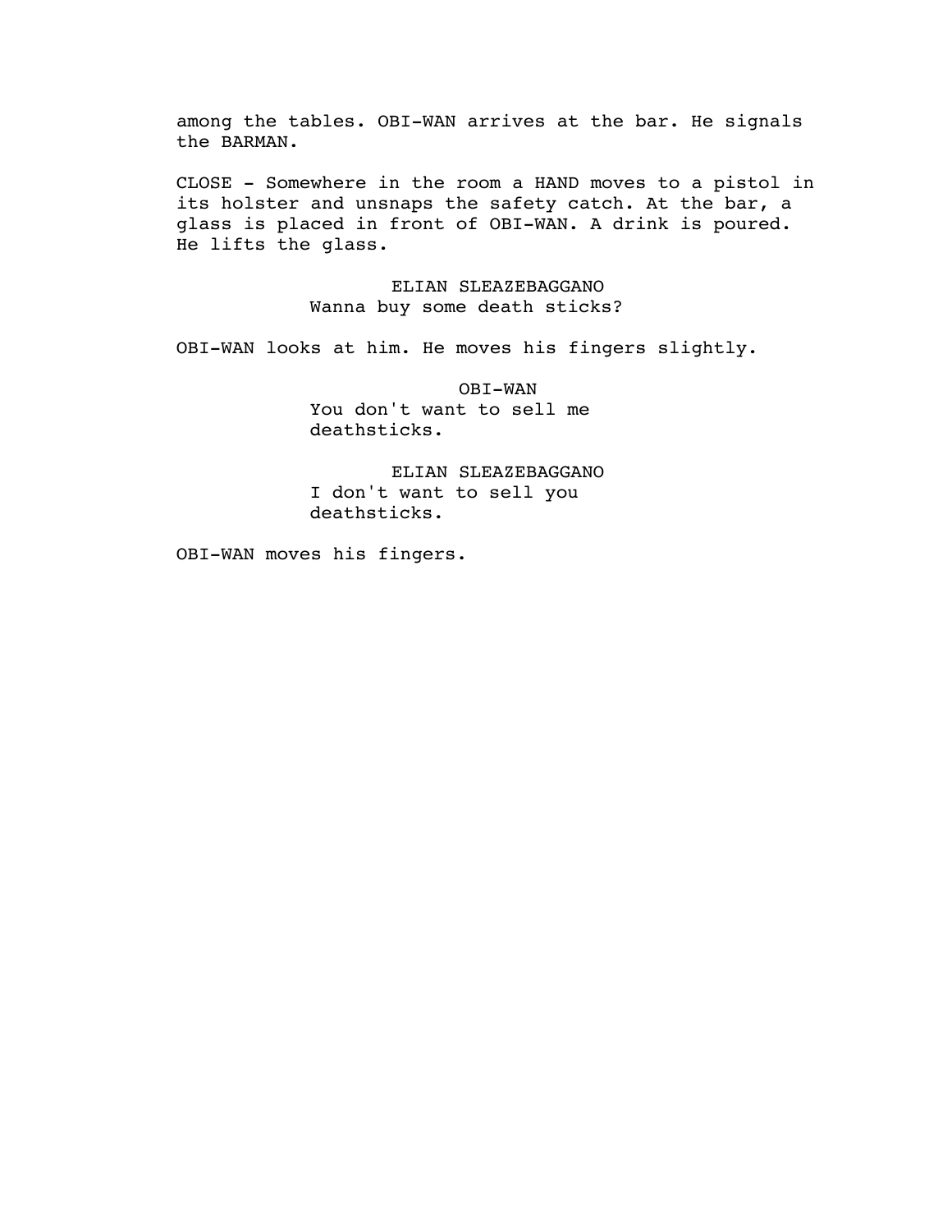among the tables. OBI-WAN arrives at the bar. He signals the BARMAN.

CLOSE - Somewhere in the room a HAND moves to a pistol in its holster and unsnaps the safety catch. At the bar, a glass is placed in front of OBI-WAN. A drink is poured. He lifts the glass.

ELIAN SLEAZEBAGGANO
Wanna buy some death sticks?

OBI-WAN looks at him. He moves his fingers slightly.

OBI-WAN
You don't want to sell me deathsticks.

ELIAN SLEAZEBAGGANO
I don't want to sell you deathsticks.

OBI-WAN moves his fingers.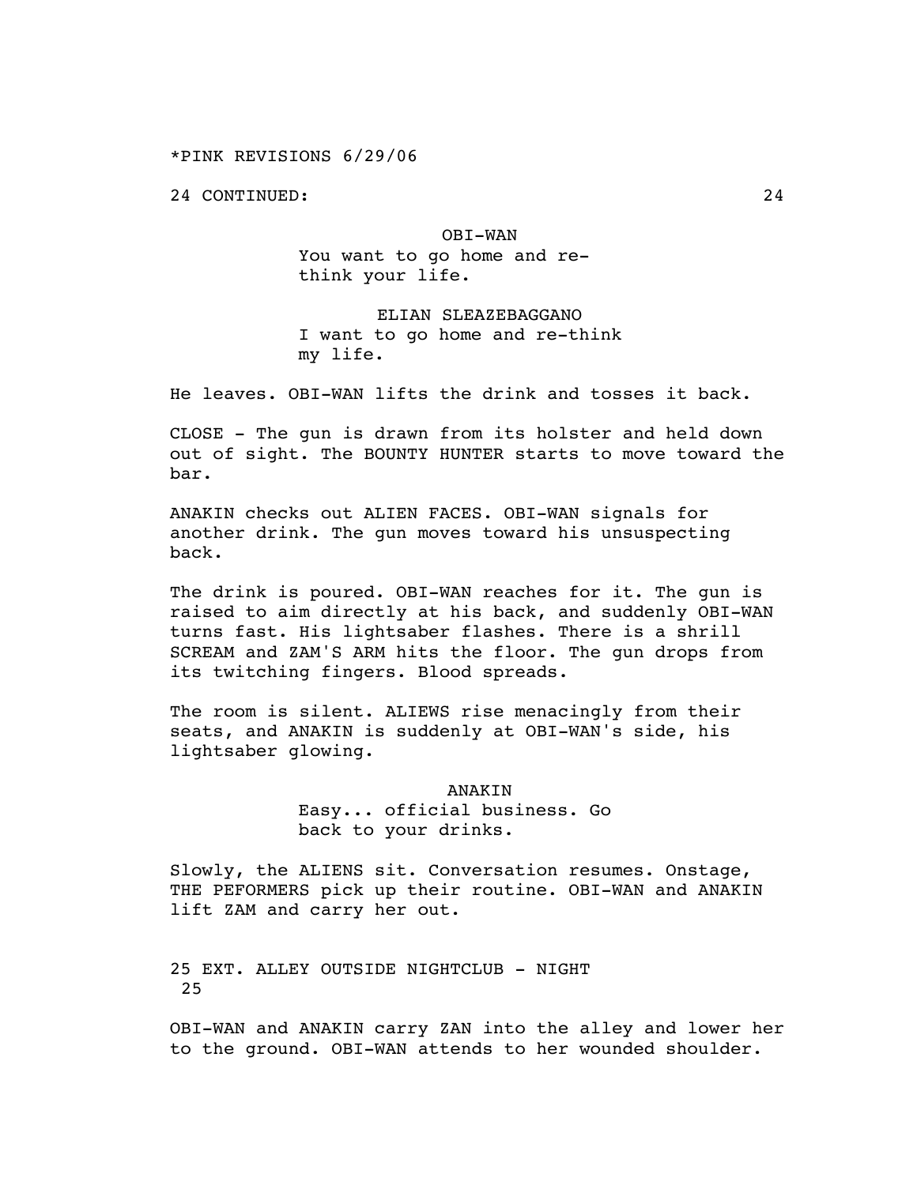*PINK REVISIONS 6/29/06

24 CONTINUED: 24

OBI-WAN
You want to go home and re-
think your life.

ELIAN SLEAZEBAGGANO
I want to go home and re-think
my life.

He leaves. OBI-WAN lifts the drink and tosses it back.

CLOSE - The gun is drawn from its holster and held down out of sight. The BOUNTY HUNTER starts to move toward the bar.

ANAKIN checks out ALIEN FACES. OBI-WAN signals for another drink. The gun moves toward his unsuspecting back.

The drink is poured. OBI-WAN reaches for it. The gun is raised to aim directly at his back, and suddenly OBI-WAN turns fast. His lightsaber flashes. There is a shrill SCREAM and ZAM'S ARM hits the floor. The gun drops from its twitching fingers. Blood spreads.

The room is silent. ALIEWS rise menacingly from their seats, and ANAKIN is suddenly at OBI-WAN's side, his lightsaber glowing.

ANAKIN
Easy... official business. Go
back to your drinks.

Slowly, the ALIENS sit. Conversation resumes. Onstage, THE PEFORMERS pick up their routine. OBI-WAN and ANAKIN lift ZAM and carry her out.

25 EXT. ALLEY OUTSIDE NIGHTCLUB - NIGHT 25

OBI-WAN and ANAKIN carry ZAN into the alley and lower her to the ground. OBI-WAN attends to her wounded shoulder.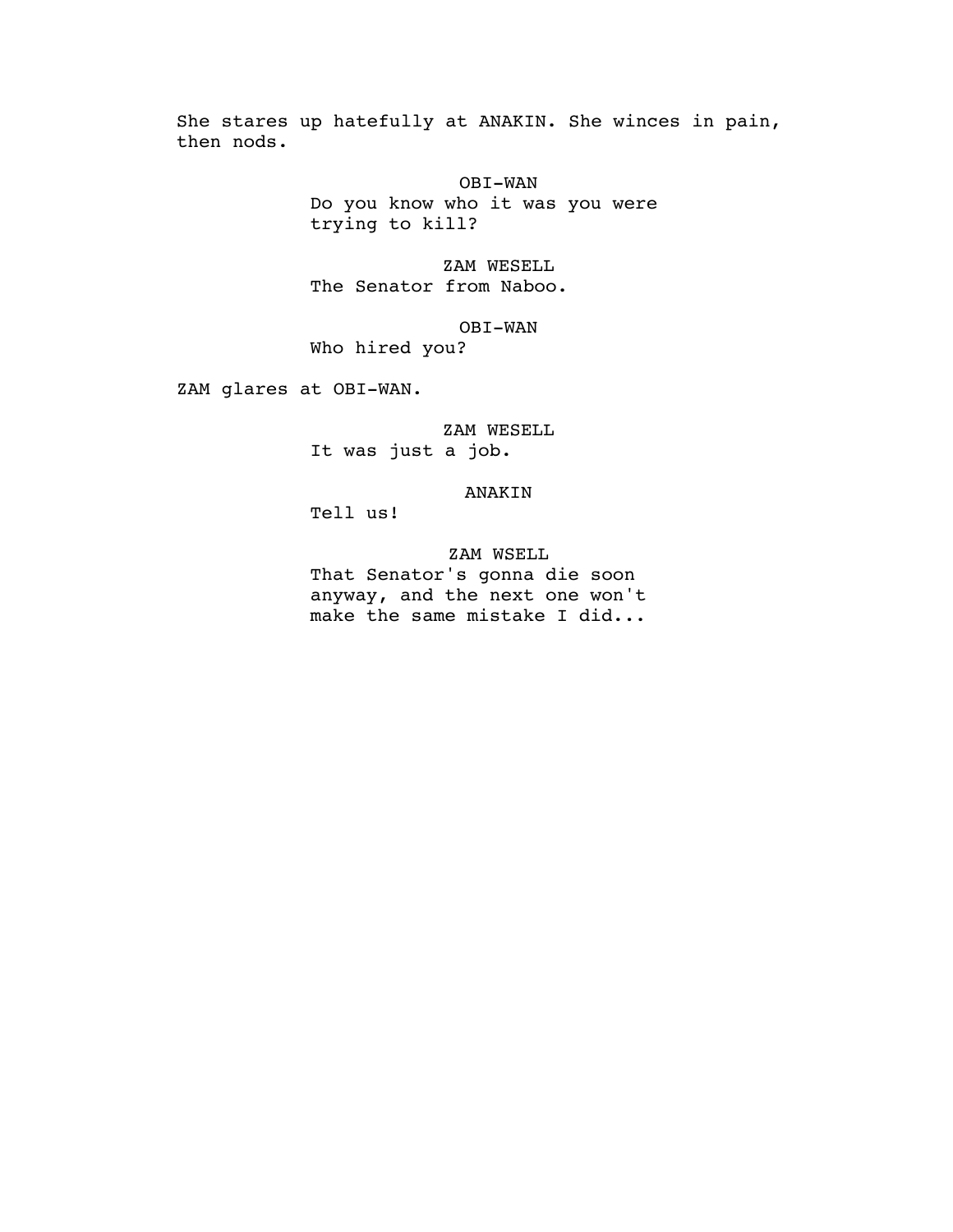She stares up hatefully at ANAKIN. She winces in pain, then nods.

OBI-WAN
Do you know who it was you were trying to kill?

ZAM WESELL
The Senator from Naboo.

OBI-WAN
Who hired you?

ZAM glares at OBI-WAN.

ZAM WESELL
It was just a job.

ANAKIN
Tell us!

ZAM WSELL
That Senator's gonna die soon anyway, and the next one won't make the same mistake I did...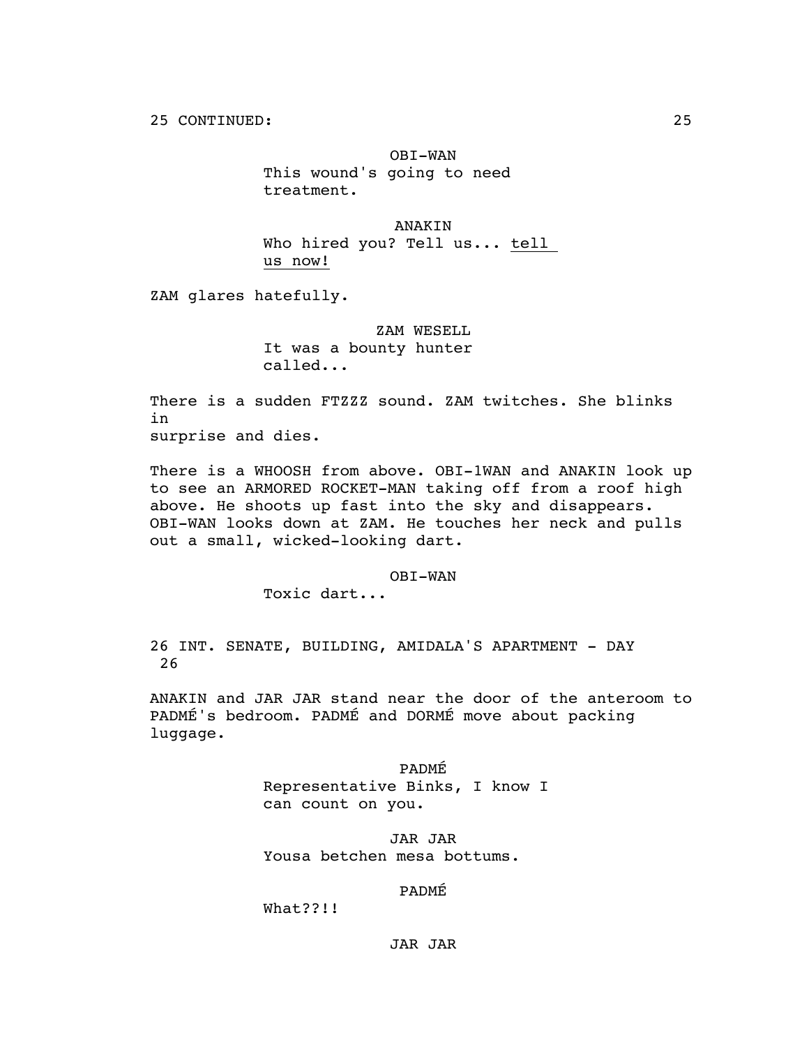25 CONTINUED: 25

OBI-WAN
This wound's going to need treatment.

ANAKIN
Who hired you? Tell us... <u>tell us now!</u>

ZAM glares hatefully.

ZAM WESELL
It was a bounty hunter called...

There is a sudden FTZZZ sound. ZAM twitches. She blinks in
surprise and dies.

There is a WHOOSH from above. OBI-1WAN and ANAKIN look up to see an ARMORED ROCKET-MAN taking off from a roof high above. He shoots up fast into the sky and disappears. OBI-WAN looks down at ZAM. He touches her neck and pulls out a small, wicked-looking dart.

OBI-WAN
Toxic dart...

26 INT. SENATE, BUILDING, AMIDALA'S APARTMENT - DAY 26

ANAKIN and JAR JAR stand near the door of the anteroom to PADMÉ's bedroom. PADMÉ and DORMÉ move about packing luggage.

PADMÉ
Representative Binks, I know I can count on you.

JAR JAR
Yousa betchen mesa bottums.

PADMÉ
What??!!

JAR JAR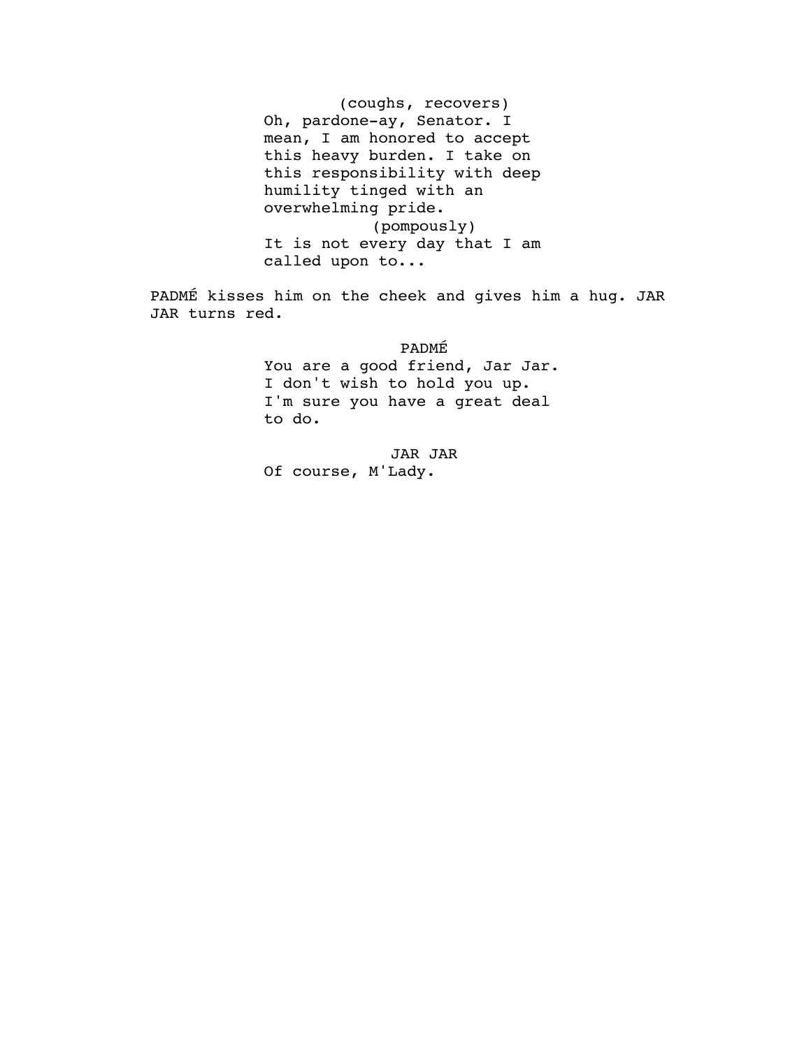(coughs, recovers)
Oh, pardone-ay, Senator. I mean, I am honored to accept this heavy burden. I take on this responsibility with deep humility tinged with an overwhelming pride.
(pompously)
It is not every day that I am called upon to...

PADMÉ kisses him on the cheek and gives him a hug. JAR JAR turns red.

PADMÉ
You are a good friend, Jar Jar. I don't wish to hold you up. I'm sure you have a great deal to do.

JAR JAR
Of course, M'Lady.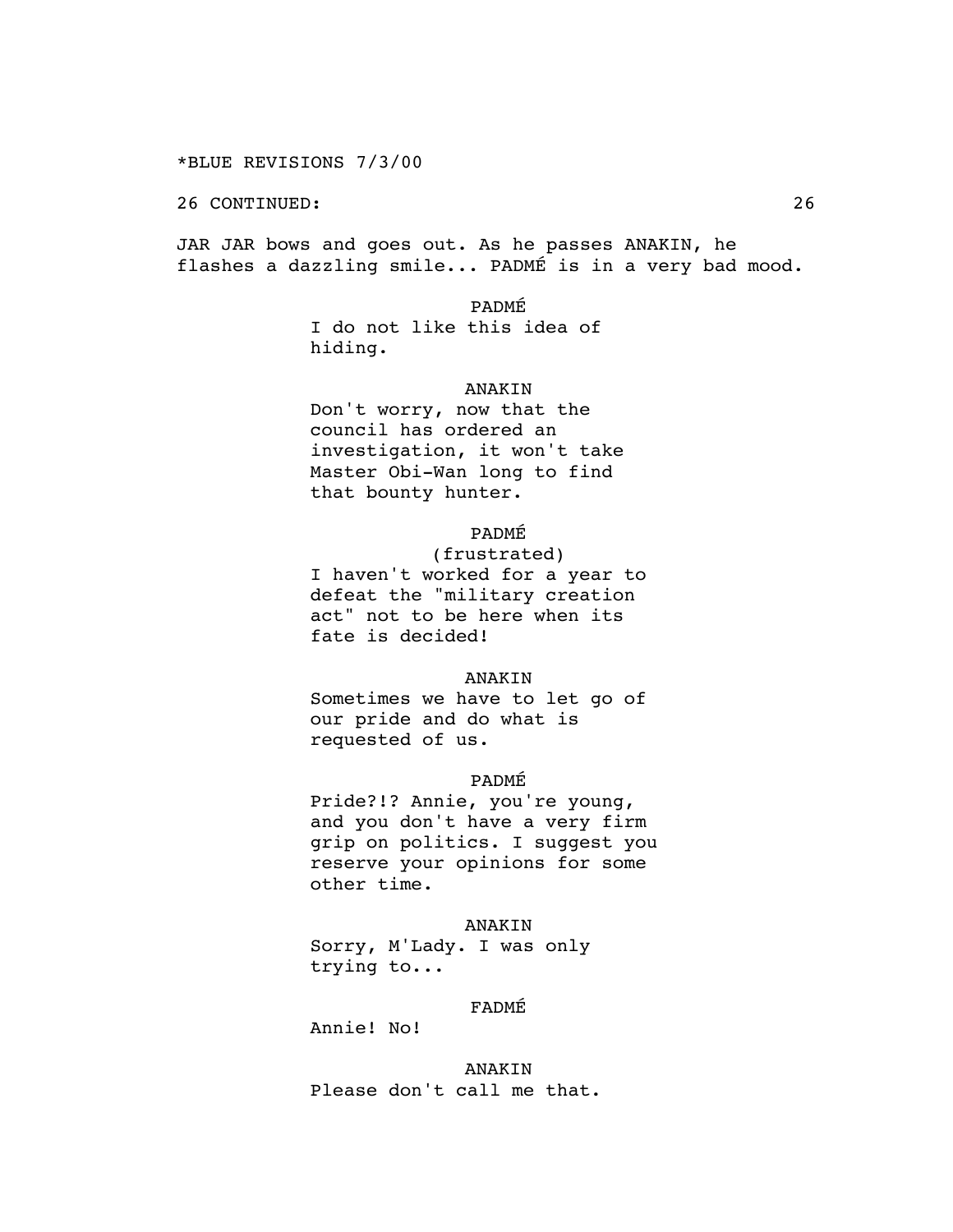*BLUE REVISIONS 7/3/00

26 CONTINUED: 26

JAR JAR bows and goes out. As he passes ANAKIN, he flashes a dazzling smile... PADMÉ is in a very bad mood.

PADMÉ
I do not like this idea of hiding.

ANAKIN
Don't worry, now that the council has ordered an investigation, it won't take Master Obi-Wan long to find that bounty hunter.

PADMÉ
(frustrated)
I haven't worked for a year to defeat the "military creation act" not to be here when its fate is decided!

ANAKIN
Sometimes we have to let go of our pride and do what is requested of us.

PADMÉ
Pride?!? Annie, you're young, and you don't have a very firm grip on politics. I suggest you reserve your opinions for some other time.

ANAKIN
Sorry, M'Lady. I was only trying to...

FADMÉ
Annie! No!

ANAKIN
Please don't call me that.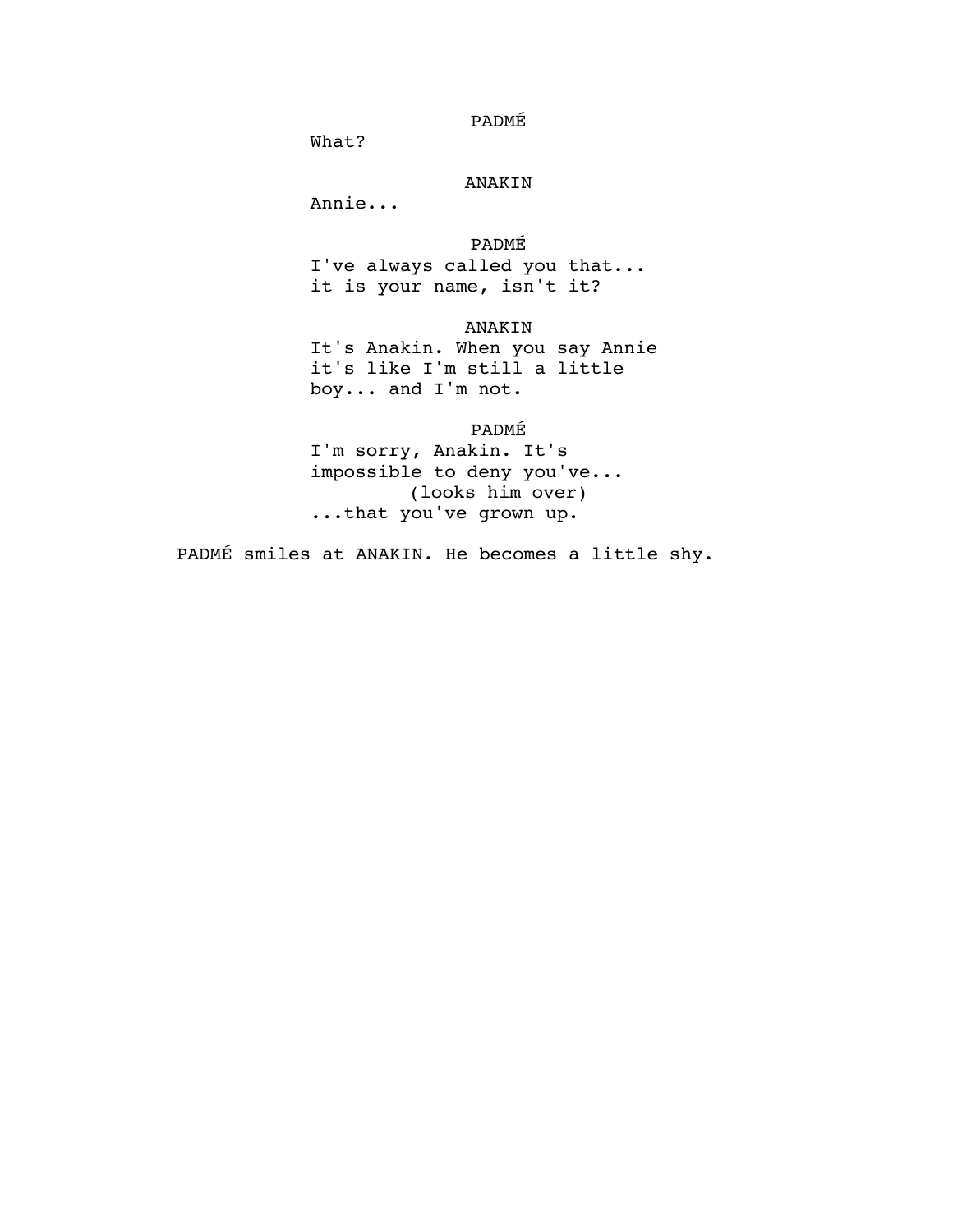PADMÉ

What?

ANAKIN

Annie...

PADMÉ

I've always called you that... it is your name, isn't it?

ANAKIN

It's Anakin. When you say Annie it's like I'm still a little boy... and I'm not.

PADMÉ

I'm sorry, Anakin. It's impossible to deny you've...
(looks him over)
...that you've grown up.

PADMÉ smiles at ANAKIN. He becomes a little shy.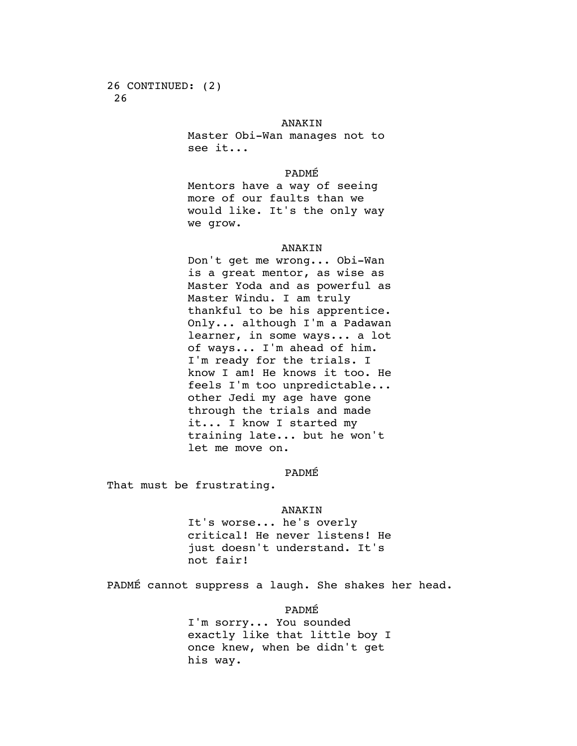26 CONTINUED: (2)
26

ANAKIN

Master Obi-Wan manages not to see it...

PADMÉ

Mentors have a way of seeing more of our faults than we would like. It's the only way we grow.

ANAKIN

Don't get me wrong... Obi-Wan is a great mentor, as wise as Master Yoda and as powerful as Master Windu. I am truly thankful to be his apprentice. Only... although I'm a Padawan learner, in some ways... a lot of ways... I'm ahead of him. I'm ready for the trials. I know I am! He knows it too. He feels I'm too unpredictable... other Jedi my age have gone through the trials and made it... I know I started my training late... but he won't let me move on.

PADMÉ

That must be frustrating.

ANAKIN

It's worse... he's overly critical! He never listens! He just doesn't understand. It's not fair!

PADMÉ cannot suppress a laugh. She shakes her head.

PADMÉ

I'm sorry... You sounded exactly like that little boy I once knew, when be didn't get his way.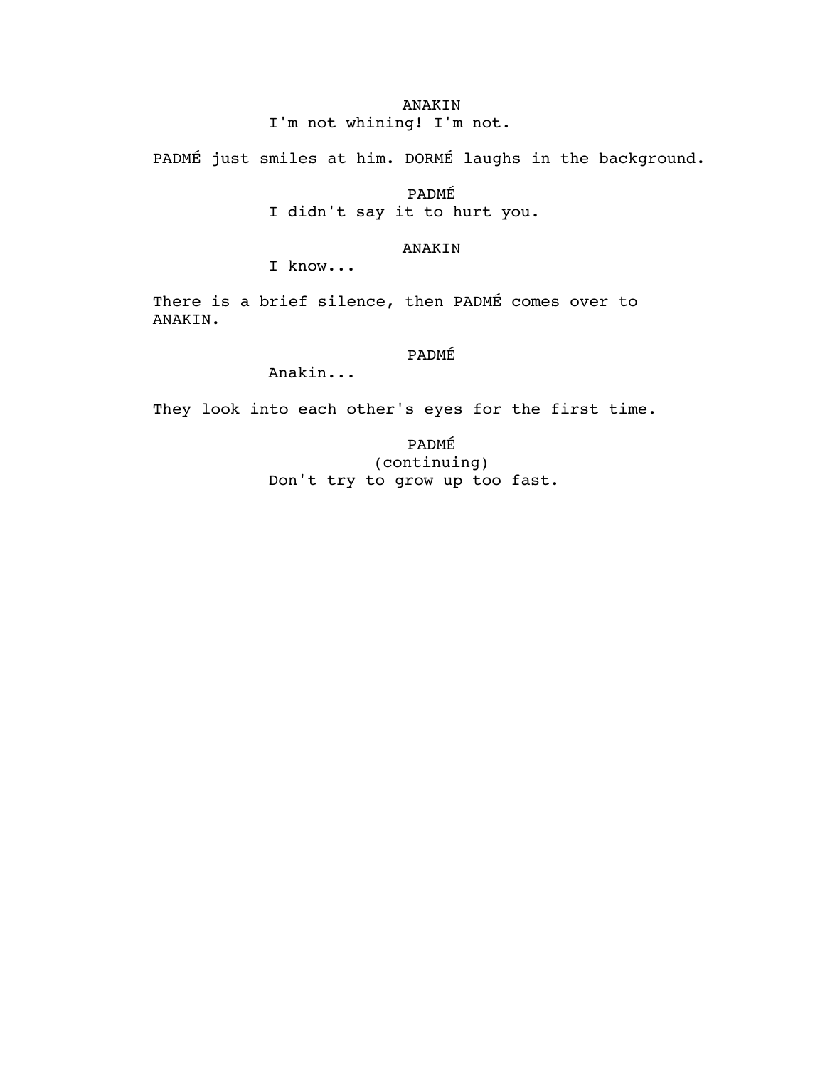ANAKIN

I'm not whining! I'm not.

PADMÉ just smiles at him. DORMÉ laughs in the background.

PADMÉ

I didn't say it to hurt you.

ANAKIN

I know...

There is a brief silence, then PADMÉ comes over to ANAKIN.

PADMÉ

Anakin...

They look into each other's eyes for the first time.

PADMÉ

(continuing)

Don't try to grow up too fast.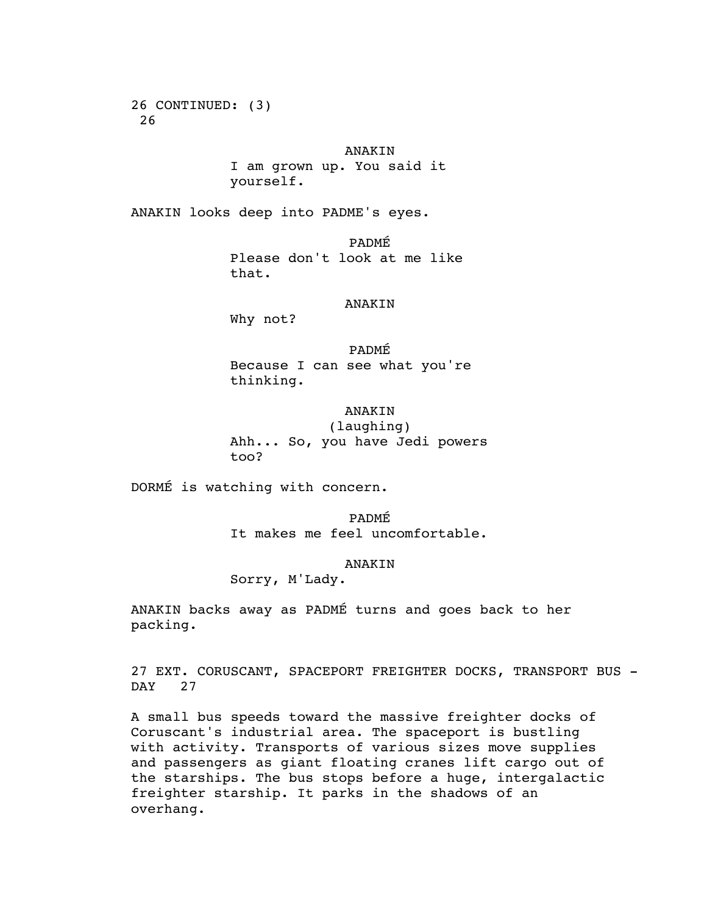26 CONTINUED: (3)
26

ANAKIN
I am grown up. You said it yourself.

ANAKIN looks deep into PADME's eyes.

PADMÉ
Please don't look at me like that.

ANAKIN
Why not?

PADMÉ
Because I can see what you're thinking.

ANAKIN
(laughing)
Ahh... So, you have Jedi powers too?

DORMÉ is watching with concern.

PADMÉ
It makes me feel uncomfortable.

ANAKIN
Sorry, M'Lady.

ANAKIN backs away as PADMÉ turns and goes back to her packing.

27 EXT. CORUSCANT, SPACEPORT FREIGHTER DOCKS, TRANSPORT BUS - DAY 27

A small bus speeds toward the massive freighter docks of Coruscant's industrial area. The spaceport is bustling with activity. Transports of various sizes move supplies and passengers as giant floating cranes lift cargo out of the starships. The bus stops before a huge, intergalactic freighter starship. It parks in the shadows of an overhang.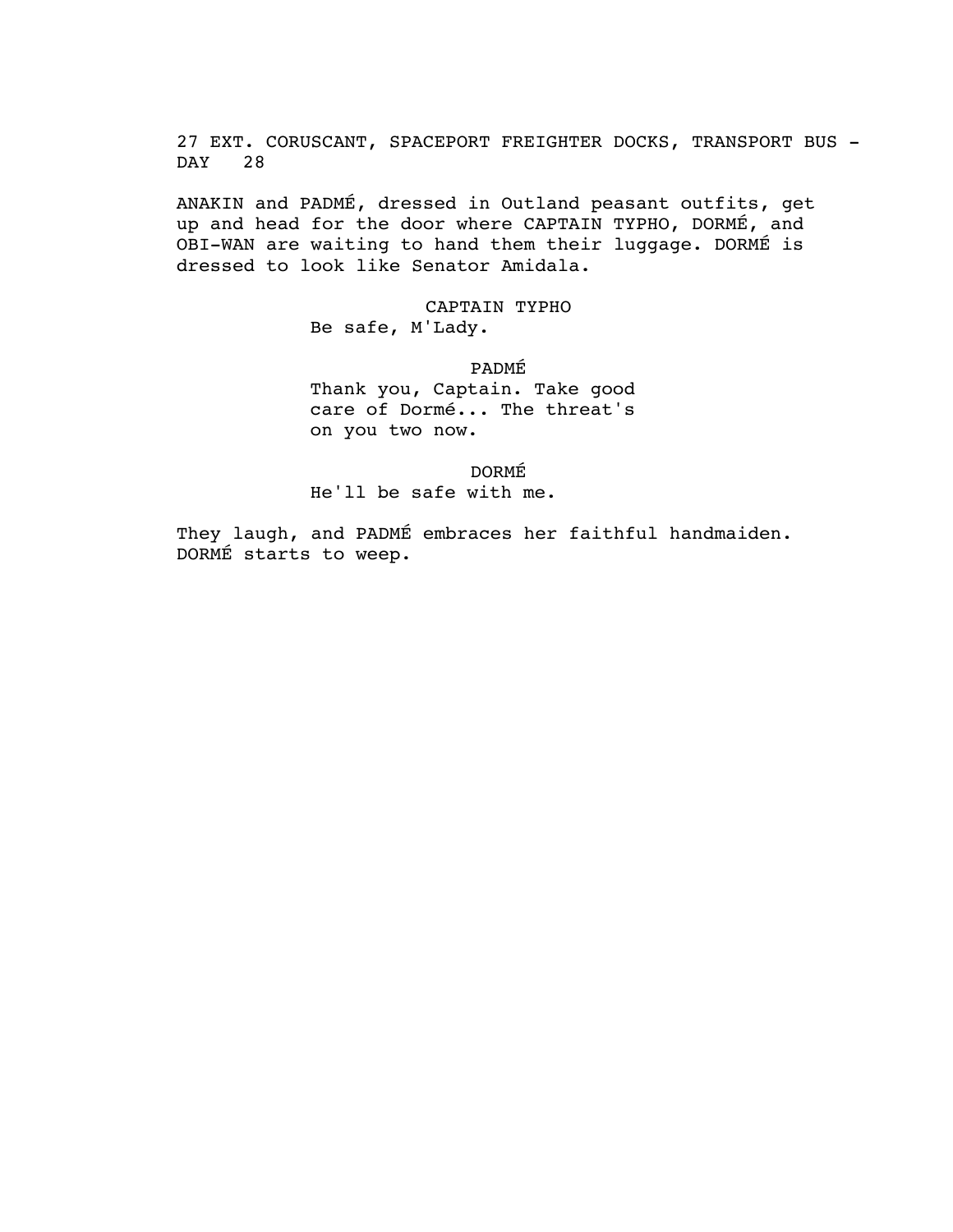27 EXT. CORUSCANT, SPACEPORT FREIGHTER DOCKS, TRANSPORT BUS - DAY 28

ANAKIN and PADMÉ, dressed in Outland peasant outfits, get up and head for the door where CAPTAIN TYPHO, DORMÉ, and OBI-WAN are waiting to hand them their luggage. DORMÉ is dressed to look like Senator Amidala.

CAPTAIN TYPHO

Be safe, M'Lady.

PADMÉ

Thank you, Captain. Take good care of Dormé... The threat's on you two now.

DORMÉ

He'll be safe with me.

They laugh, and PADMÉ embraces her faithful handmaiden. DORMÉ starts to weep.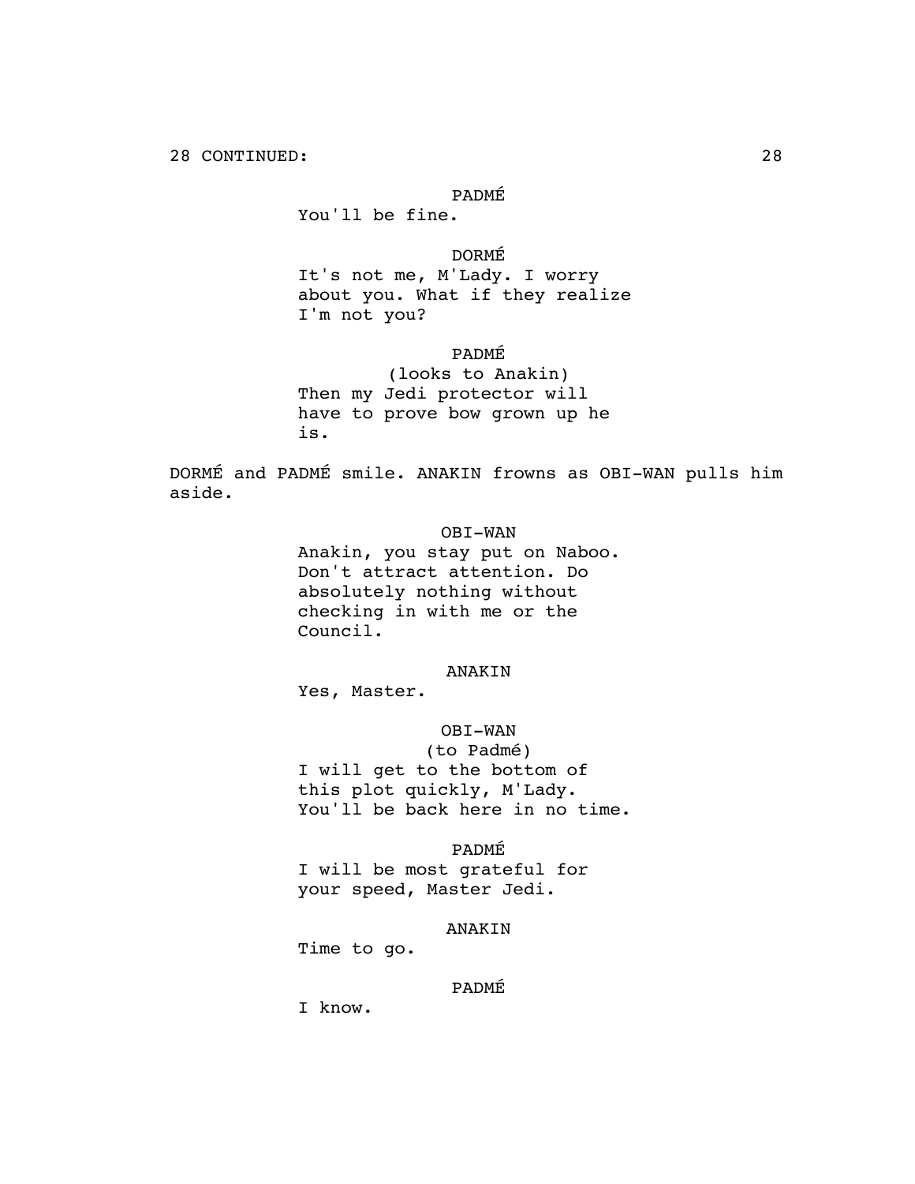28 CONTINUED:

PADMÉ

You'll be fine.

DORMÉ

It's not me, M'Lady. I worry about you. What if they realize I'm not you?

PADMÉ

(looks to Anakin)

Then my Jedi protector will have to prove bow grown up he is.

DORMÉ and PADMÉ smile. ANAKIN frowns as OBI-WAN pulls him aside.

OBI-WAN

Anakin, you stay put on Naboo. Don't attract attention. Do absolutely nothing without checking in with me or the Council.

ANAKIN

Yes, Master.

OBI-WAN

(to Padmé)

I will get to the bottom of this plot quickly, M'Lady. You'll be back here in no time.

PADMÉ

I will be most grateful for your speed, Master Jedi.

ANAKIN

Time to go.

PADMÉ

I know.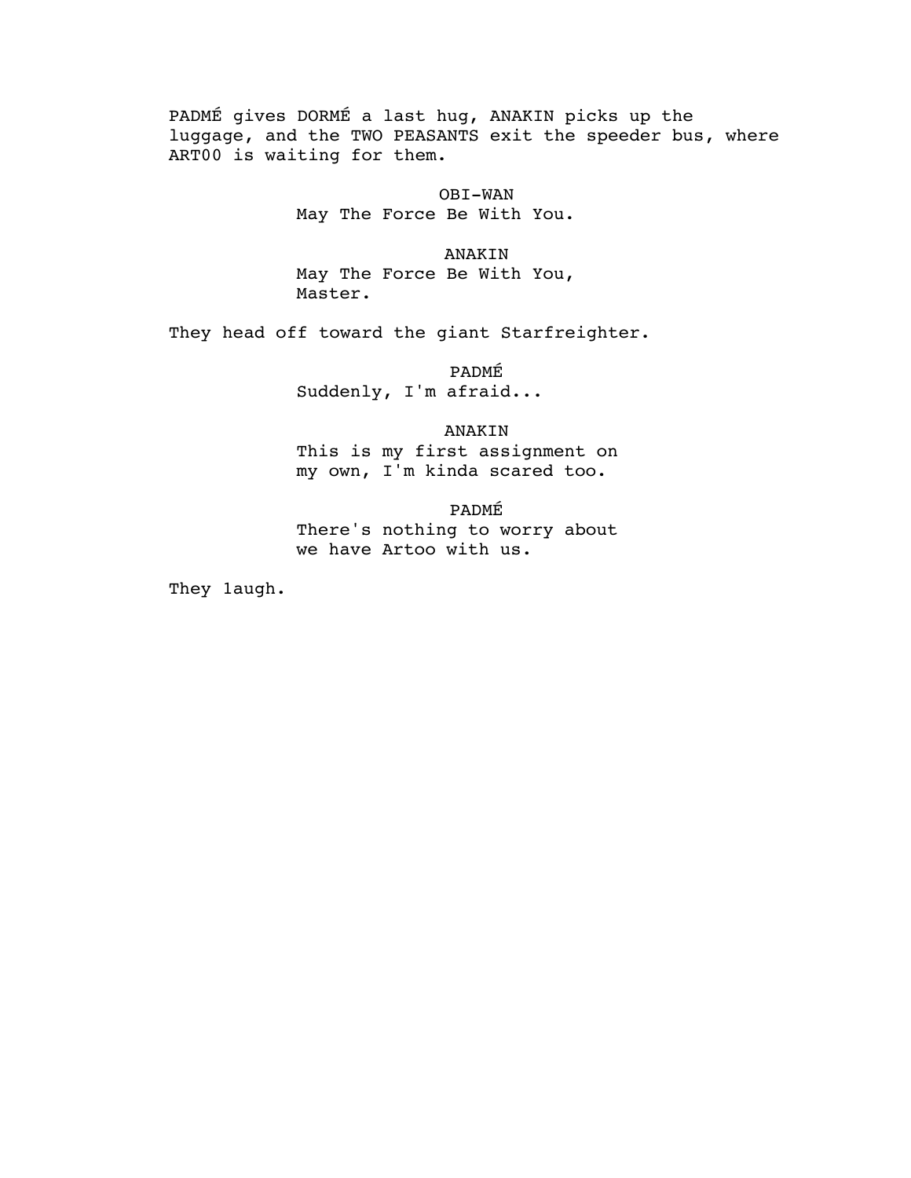PADMÉ gives DORMÉ a last hug, ANAKIN picks up the luggage, and the TWO PEASANTS exit the speeder bus, where ART00 is waiting for them.

OBI-WAN
May The Force Be With You.

ANAKIN
May The Force Be With You,
Master.

They head off toward the giant Starfreighter.

PADMÉ
Suddenly, I'm afraid...

ANAKIN
This is my first assignment on
my own, I'm kinda scared too.

PADMÉ
There's nothing to worry about
we have Artoo with us.

They laugh.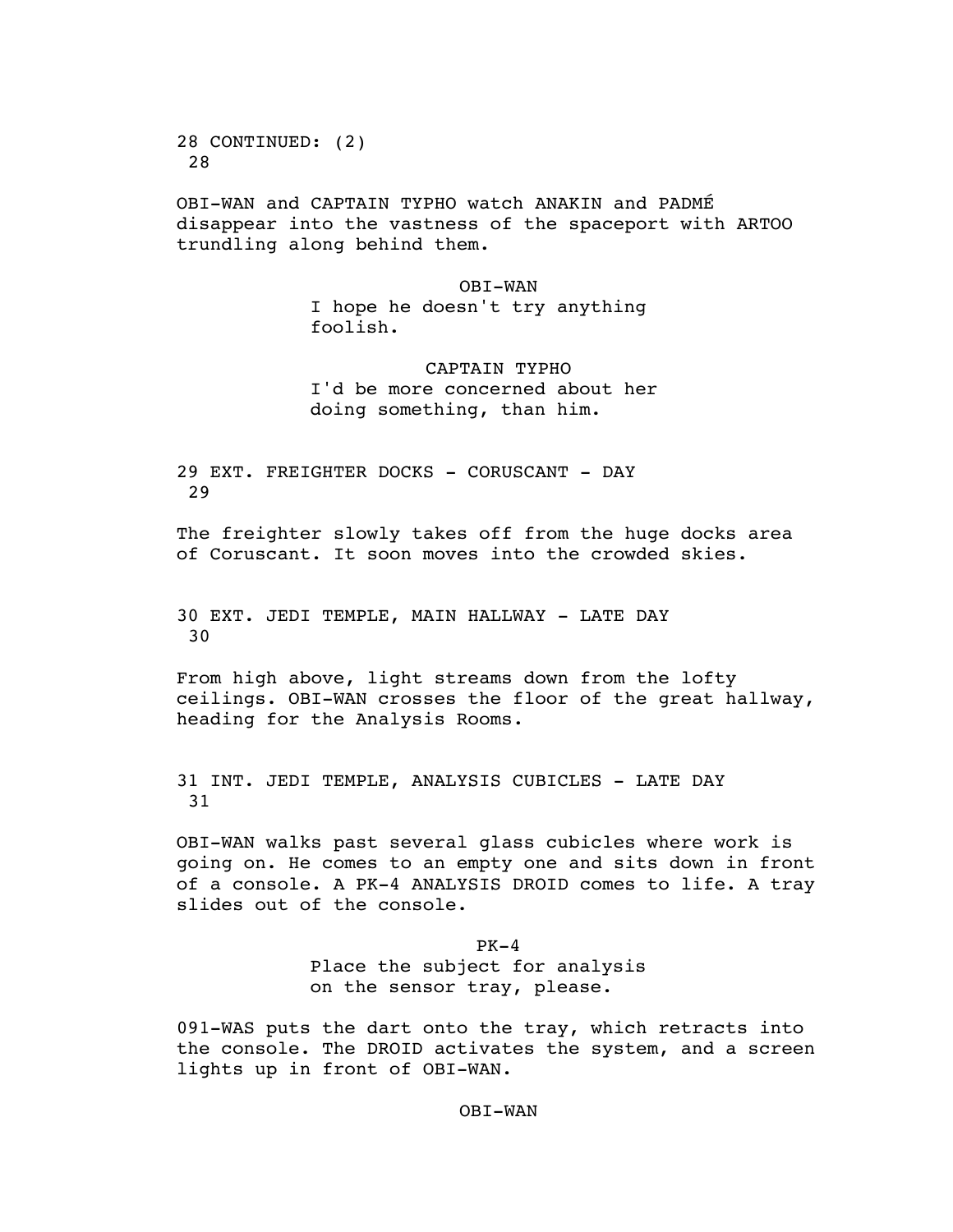28 CONTINUED: (2)
28

OBI-WAN and CAPTAIN TYPHO watch ANAKIN and PADMÉ disappear into the vastness of the spaceport with ARTOO trundling along behind them.

OBI-WAN
I hope he doesn't try anything foolish.

CAPTAIN TYPHO
I'd be more concerned about her doing something, than him.

29 EXT. FREIGHTER DOCKS - CORUSCANT - DAY
29

The freighter slowly takes off from the huge docks area of Coruscant. It soon moves into the crowded skies.

30 EXT. JEDI TEMPLE, MAIN HALLWAY - LATE DAY
30

From high above, light streams down from the lofty ceilings. OBI-WAN crosses the floor of the great hallway, heading for the Analysis Rooms.

31 INT. JEDI TEMPLE, ANALYSIS CUBICLES - LATE DAY
31

OBI-WAN walks past several glass cubicles where work is going on. He comes to an empty one and sits down in front of a console. A PK-4 ANALYSIS DROID comes to life. A tray slides out of the console.

PK-4
Place the subject for analysis on the sensor tray, please.

091-WAS puts the dart onto the tray, which retracts into the console. The DROID activates the system, and a screen lights up in front of OBI-WAN.

OBI-WAN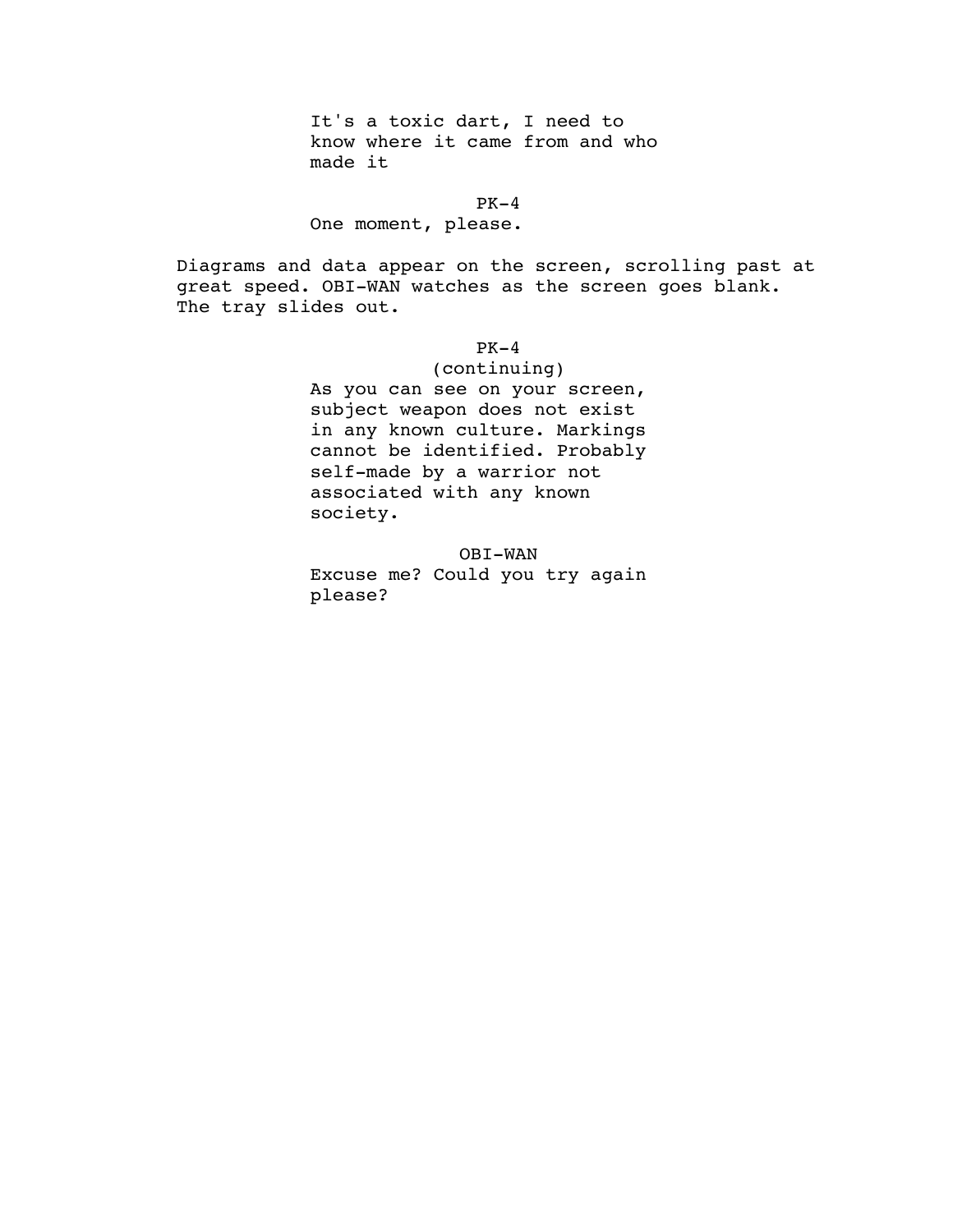It's a toxic dart, I need to know where it came from and who made it

PK-4

One moment, please.

Diagrams and data appear on the screen, scrolling past at great speed. OBI-WAN watches as the screen goes blank. The tray slides out.

PK-4

(continuing)

As you can see on your screen, subject weapon does not exist in any known culture. Markings cannot be identified. Probably self-made by a warrior not associated with any known society.

OBI-WAN

Excuse me? Could you try again please?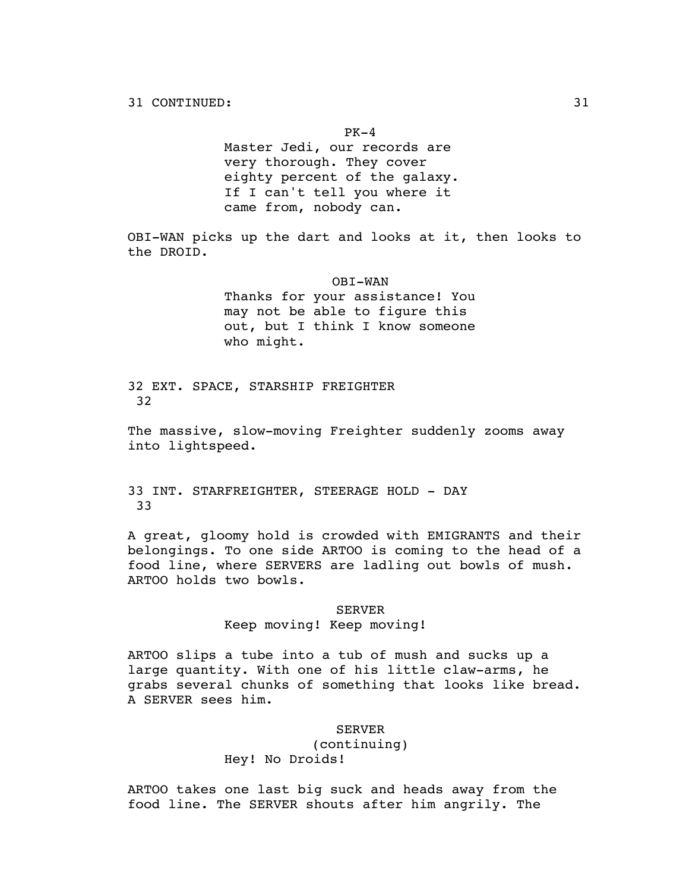31 CONTINUED:

PK-4

Master Jedi, our records are very thorough. They cover eighty percent of the galaxy. If I can't tell you where it came from, nobody can.

OBI-WAN picks up the dart and looks at it, then looks to the DROID.

OBI-WAN

Thanks for your assistance! You may not be able to figure this out, but I think I know someone who might.

32 EXT. SPACE, STARSHIP FREIGHTER 32

The massive, slow-moving Freighter suddenly zooms away into lightspeed.

33 INT. STARFREIGHTER, STEERAGE HOLD - DAY 33

A great, gloomy hold is crowded with EMIGRANTS and their belongings. To one side ARTOO is coming to the head of a food line, where SERVERS are ladling out bowls of mush. ARTOO holds two bowls.

SERVER

Keep moving! Keep moving!

ARTOO slips a tube into a tub of mush and sucks up a large quantity. With one of his little claw-arms, he grabs several chunks of something that looks like bread. A SERVER sees him.

SERVER

(continuing)

Hey! No Droids!

ARTOO takes one last big suck and heads away from the food line. The SERVER shouts after him angrily. The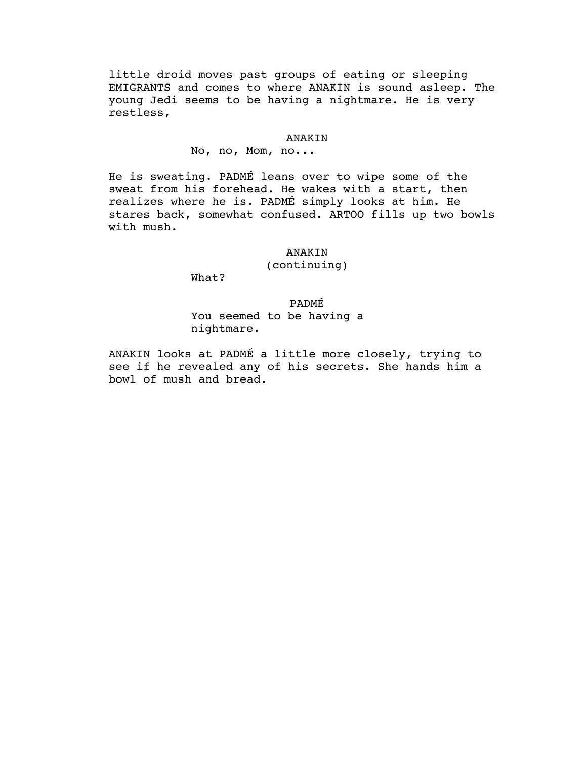little droid moves past groups of eating or sleeping EMIGRANTS and comes to where ANAKIN is sound asleep. The young Jedi seems to be having a nightmare. He is very restless,

ANAKIN

No, no, Mom, no...

He is sweating. PADMÉ leans over to wipe some of the sweat from his forehead. He wakes with a start, then realizes where he is. PADMÉ simply looks at him. He stares back, somewhat confused. ARTOO fills up two bowls with mush.

ANAKIN
(continuing)

What?

PADMÉ

You seemed to be having a nightmare.

ANAKIN looks at PADMÉ a little more closely, trying to see if he revealed any of his secrets. She hands him a bowl of mush and bread.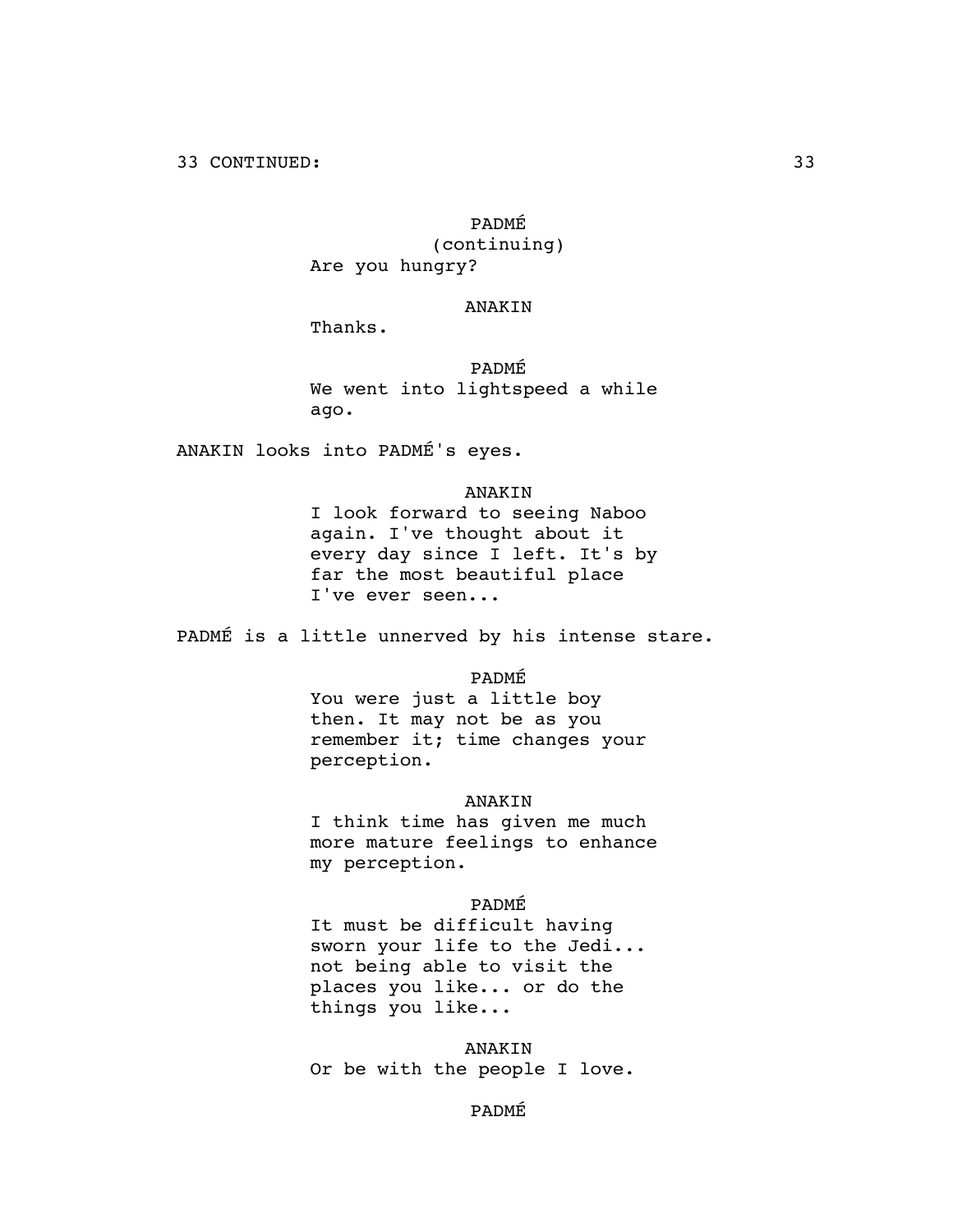33 CONTINUED:

PADMÉ
(continuing)
Are you hungry?

ANAKIN
Thanks.

PADMÉ
We went into lightspeed a while ago.

ANAKIN looks into PADMÉ's eyes.

ANAKIN
I look forward to seeing Naboo again. I've thought about it every day since I left. It's by far the most beautiful place I've ever seen...

PADMÉ is a little unnerved by his intense stare.

PADMÉ
You were just a little boy then. It may not be as you remember it; time changes your perception.

ANAKIN
I think time has given me much more mature feelings to enhance my perception.

PADMÉ
It must be difficult having sworn your life to the Jedi... not being able to visit the places you like... or do the things you like...

ANAKIN
Or be with the people I love.

PADMÉ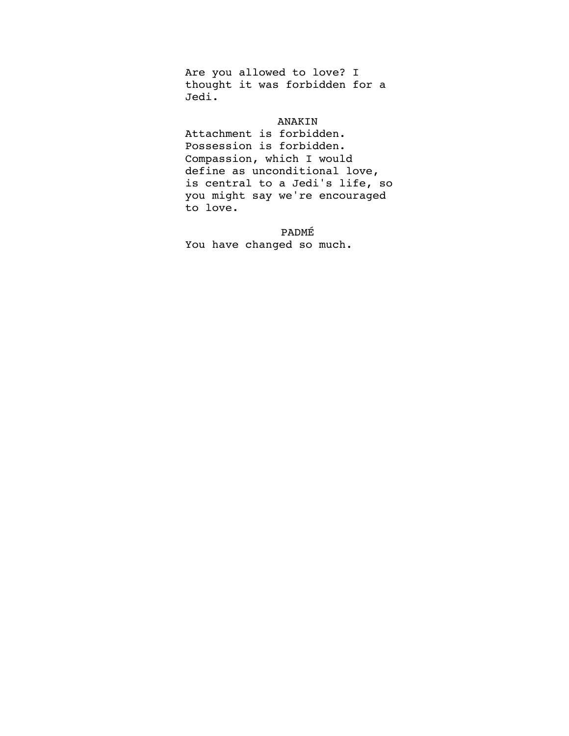Are you allowed to love? I thought it was forbidden for a Jedi.

ANAKIN

Attachment is forbidden. Possession is forbidden. Compassion, which I would define as unconditional love, is central to a Jedi's life, so you might say we're encouraged to love.

PADMÉ

You have changed so much.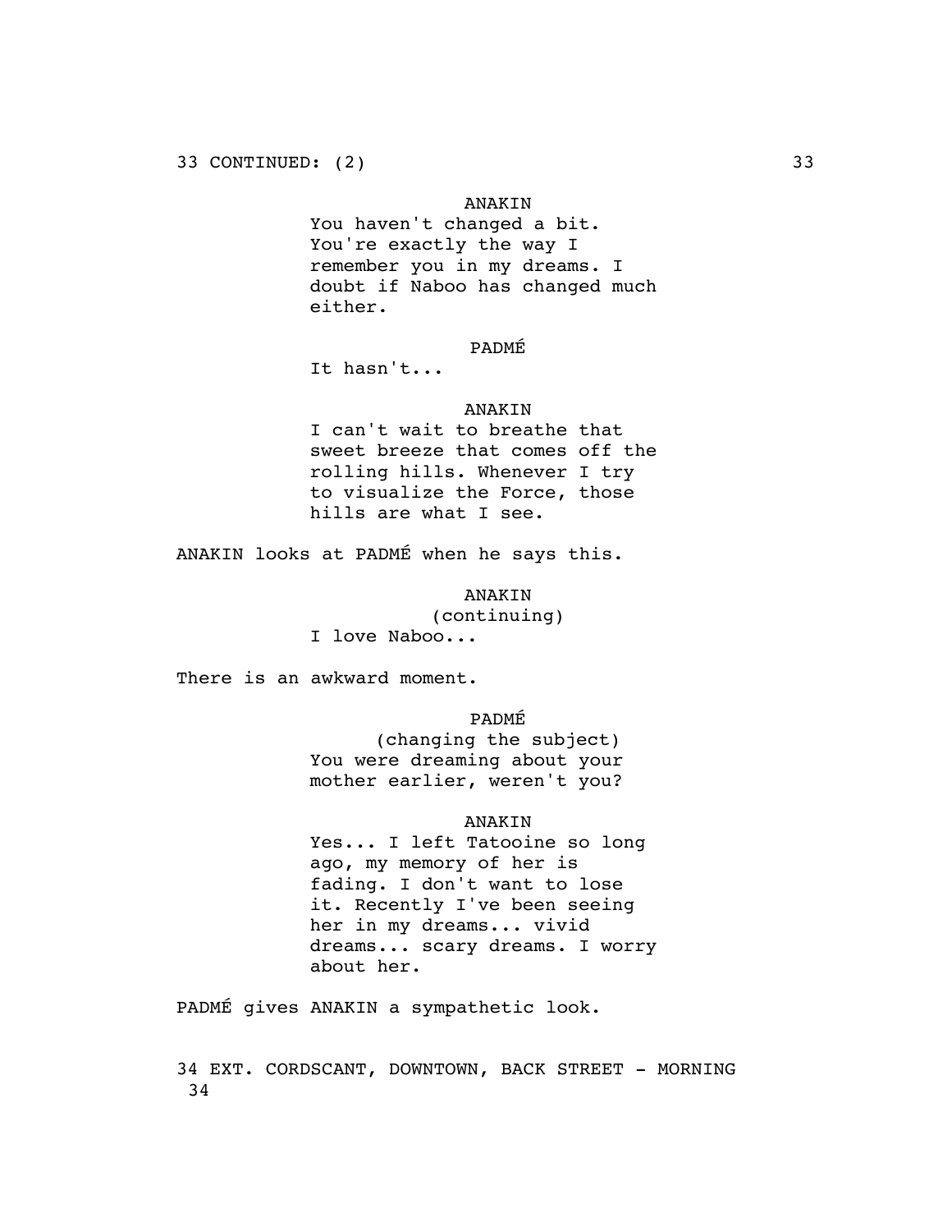33 CONTINUED: (2)

ANAKIN

You haven't changed a bit. You're exactly the way I remember you in my dreams. I doubt if Naboo has changed much either.

PADMÉ

It hasn't...

ANAKIN

I can't wait to breathe that sweet breeze that comes off the rolling hills. Whenever I try to visualize the Force, those hills are what I see.

ANAKIN looks at PADMÉ when he says this.

ANAKIN
(continuing)

I love Naboo...

There is an awkward moment.

PADMÉ
(changing the subject)

You were dreaming about your mother earlier, weren't you?

ANAKIN

Yes... I left Tatooine so long ago, my memory of her is fading. I don't want to lose it. Recently I've been seeing her in my dreams... vivid dreams... scary dreams. I worry about her.

PADMÉ gives ANAKIN a sympathetic look.

34 EXT. CORDSCANT, DOWNTOWN, BACK STREET - MORNING 34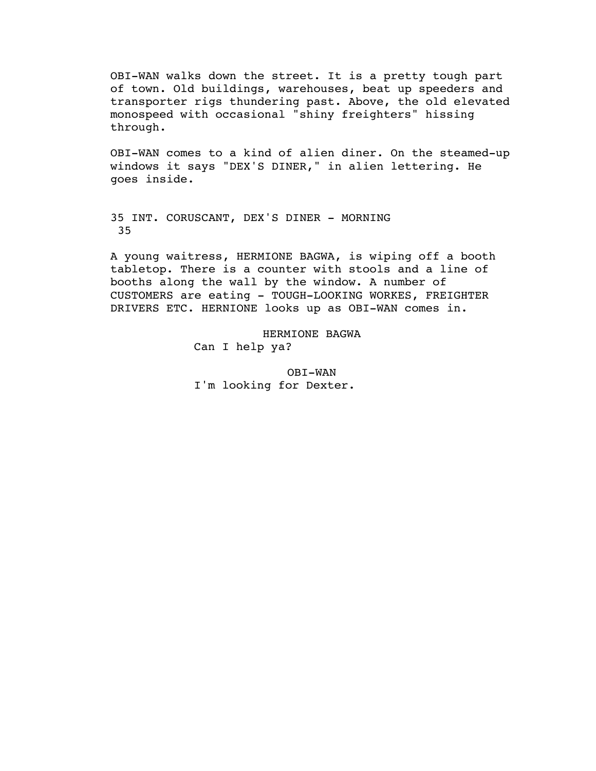OBI-WAN walks down the street. It is a pretty tough part of town. Old buildings, warehouses, beat up speeders and transporter rigs thundering past. Above, the old elevated monospeed with occasional "shiny freighters" hissing through.

OBI-WAN comes to a kind of alien diner. On the steamed-up windows it says "DEX'S DINER," in alien lettering. He goes inside.

35 INT. CORUSCANT, DEX'S DINER - MORNING
35

A young waitress, HERMIONE BAGWA, is wiping off a booth tabletop. There is a counter with stools and a line of booths along the wall by the window. A number of CUSTOMERS are eating - TOUGH-LOOKING WORKES, FREIGHTER DRIVERS ETC. HERNIONE looks up as OBI-WAN comes in.

HERMIONE BAGWA
Can I help ya?

OBI-WAN
I'm looking for Dexter.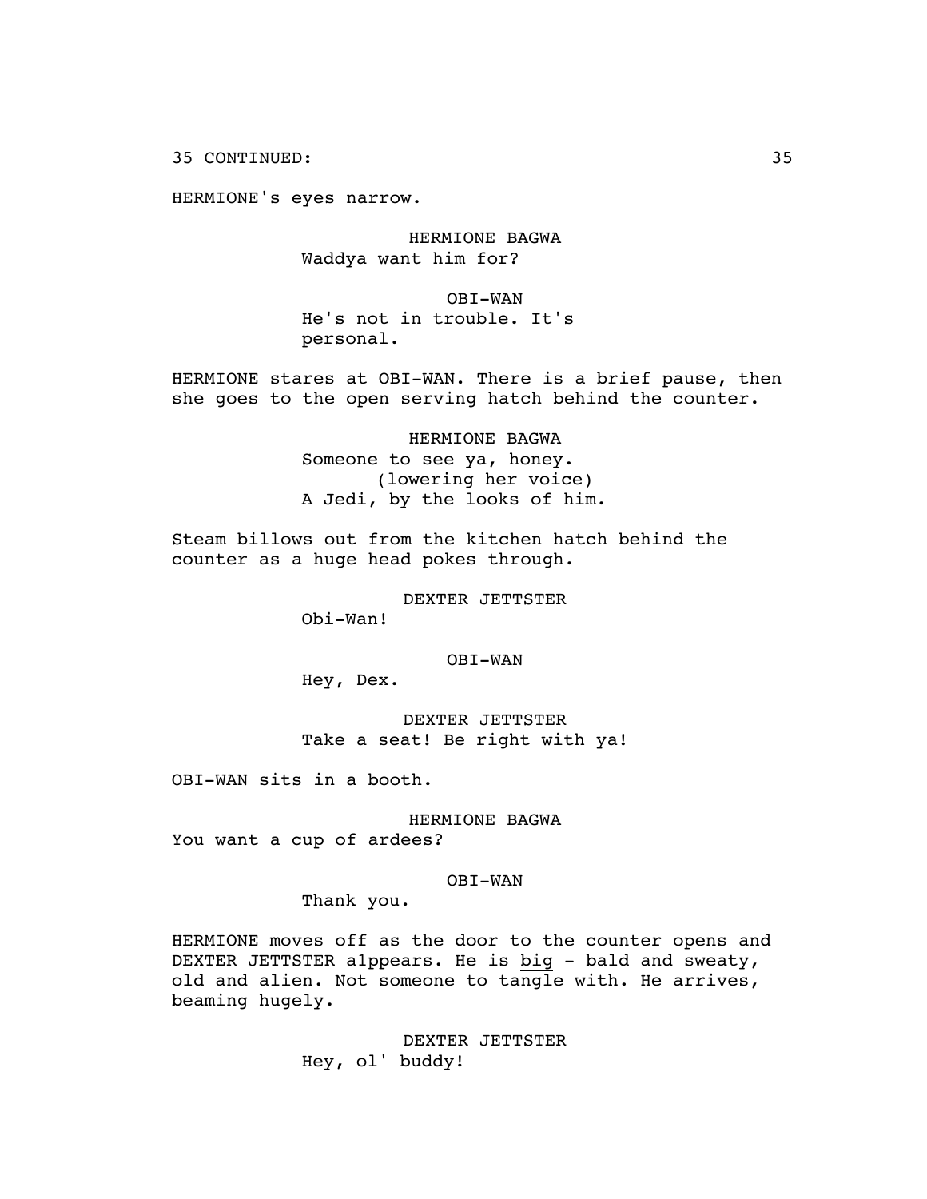35 CONTINUED: 35

HERMIONE's eyes narrow.

HERMIONE BAGWA
Waddya want him for?

OBI-WAN
He's not in trouble. It's personal.

HERMIONE stares at OBI-WAN. There is a brief pause, then she goes to the open serving hatch behind the counter.

HERMIONE BAGWA
Someone to see ya, honey.
(lowering her voice)
A Jedi, by the looks of him.

Steam billows out from the kitchen hatch behind the counter as a huge head pokes through.

DEXTER JETTSTER
Obi-Wan!

OBI-WAN
Hey, Dex.

DEXTER JETTSTER
Take a seat! Be right with ya!

OBI-WAN sits in a booth.

HERMIONE BAGWA
You want a cup of ardees?

OBI-WAN
Thank you.

HERMIONE moves off as the door to the counter opens and DEXTER JETTSTER a1ppears. He is big - bald and sweaty, old and alien. Not someone to tangle with. He arrives, beaming hugely.

DEXTER JETTSTER
Hey, ol' buddy!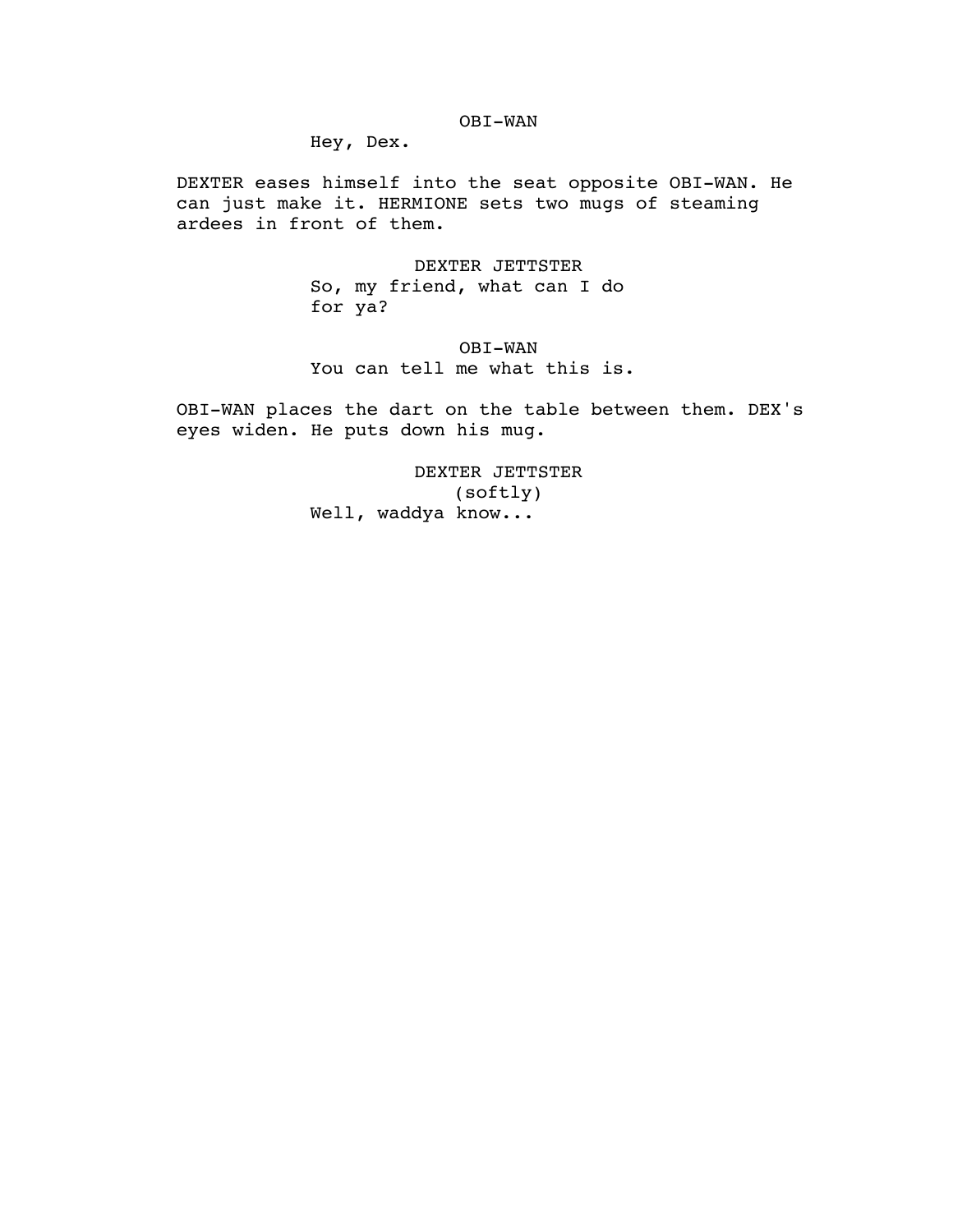OBI-WAN

Hey, Dex.

DEXTER eases himself into the seat opposite OBI-WAN. He can just make it. HERMIONE sets two mugs of steaming ardees in front of them.

DEXTER JETTSTER

So, my friend, what can I do for ya?

OBI-WAN

You can tell me what this is.

OBI-WAN places the dart on the table between them. DEX's eyes widen. He puts down his mug.

DEXTER JETTSTER

(softly)

Well, waddya know...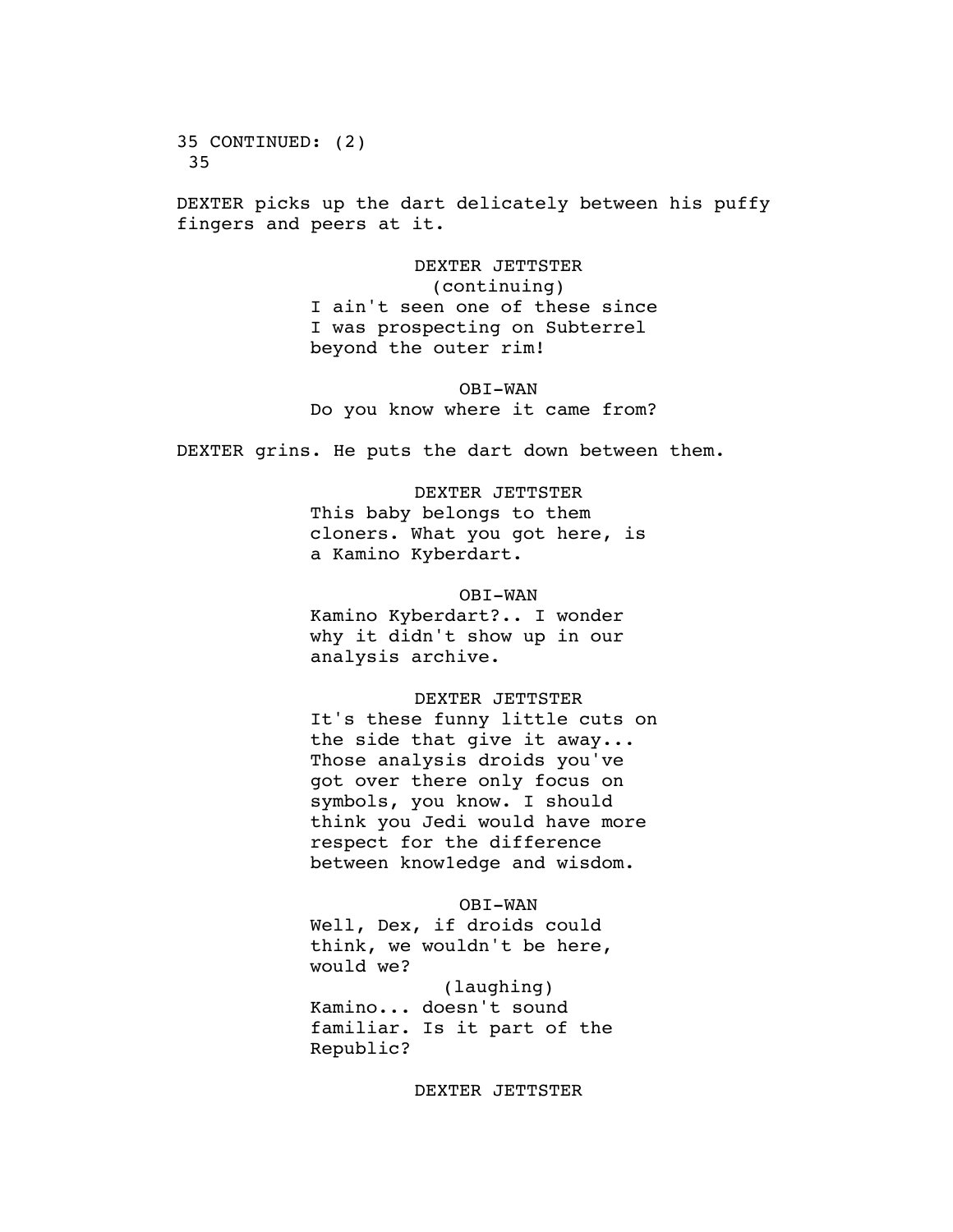35 CONTINUED: (2)
35

DEXTER picks up the dart delicately between his puffy fingers and peers at it.

DEXTER JETTSTER
(continuing)
I ain't seen one of these since I was prospecting on Subterrel beyond the outer rim!

OBI-WAN
Do you know where it came from?

DEXTER grins. He puts the dart down between them.

DEXTER JETTSTER
This baby belongs to them cloners. What you got here, is a Kamino Kyberdart.

OBI-WAN
Kamino Kyberdart?.. I wonder why it didn't show up in our analysis archive.

DEXTER JETTSTER
It's these funny little cuts on the side that give it away... Those analysis droids you've got over there only focus on symbols, you know. I should think you Jedi would have more respect for the difference between knowledge and wisdom.

OBI-WAN
Well, Dex, if droids could think, we wouldn't be here, would we?
(laughing)
Kamino... doesn't sound familiar. Is it part of the Republic?

DEXTER JETTSTER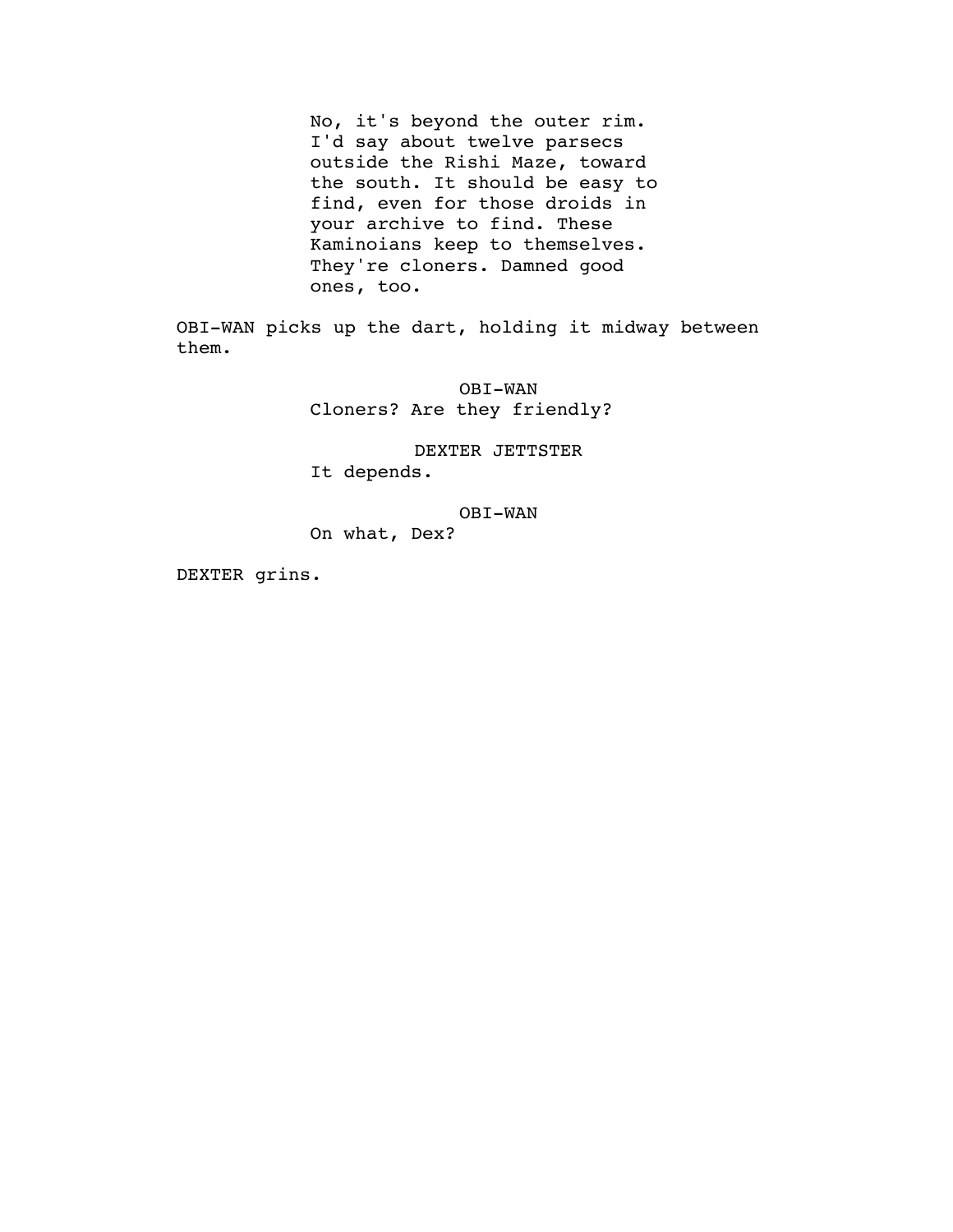No, it's beyond the outer rim. I'd say about twelve parsecs outside the Rishi Maze, toward the south. It should be easy to find, even for those droids in your archive to find. These Kaminoians keep to themselves. They're cloners. Damned good ones, too.

OBI-WAN picks up the dart, holding it midway between them.

OBI-WAN
Cloners? Are they friendly?

DEXTER JETTSTER
It depends.

OBI-WAN
On what, Dex?

DEXTER grins.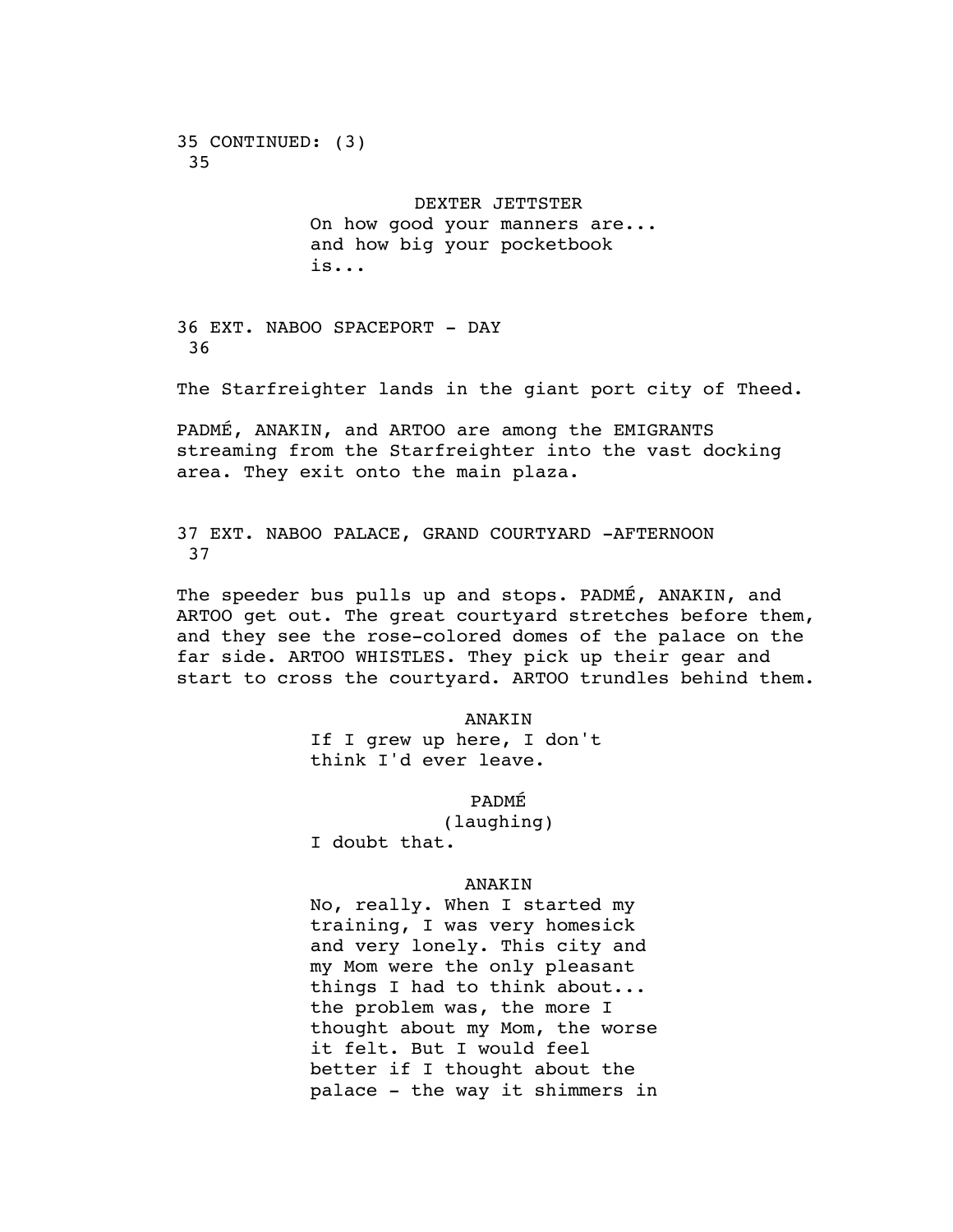35 CONTINUED: (3)
35

DEXTER JETTSTER

On how good your manners are...
and how big your pocketbook
is...

36 EXT. NABOO SPACEPORT - DAY
36

The Starfreighter lands in the giant port city of Theed.

PADMÉ, ANAKIN, and ARTOO are among the EMIGRANTS streaming from the Starfreighter into the vast docking area. They exit onto the main plaza.

37 EXT. NABOO PALACE, GRAND COURTYARD -AFTERNOON
37

The speeder bus pulls up and stops. PADMÉ, ANAKIN, and ARTOO get out. The great courtyard stretches before them, and they see the rose-colored domes of the palace on the far side. ARTOO WHISTLES. They pick up their gear and start to cross the courtyard. ARTOO trundles behind them.

ANAKIN

If I grew up here, I don't
think I'd ever leave.

PADMÉ

(laughing)

I doubt that.

ANAKIN

No, really. When I started my
training, I was very homesick
and very lonely. This city and
my Mom were the only pleasant
things I had to think about...
the problem was, the more I
thought about my Mom, the worse
it felt. But I would feel
better if I thought about the
palace - the way it shimmers in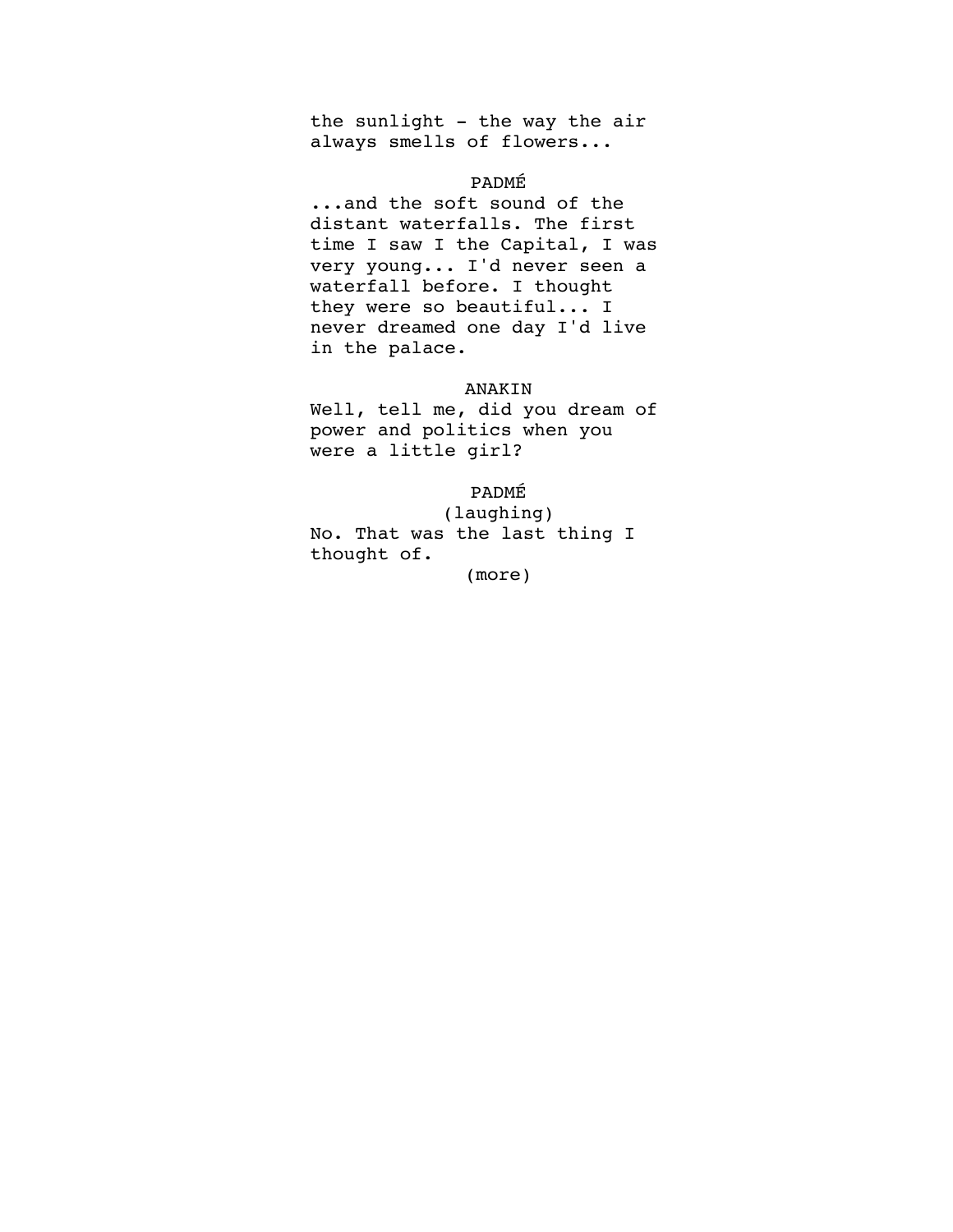the sunlight - the way the air always smells of flowers...

PADMÉ

...and the soft sound of the distant waterfalls. The first time I saw I the Capital, I was very young... I'd never seen a waterfall before. I thought they were so beautiful... I never dreamed one day I'd live in the palace.

ANAKIN

Well, tell me, did you dream of power and politics when you were a little girl?

PADMÉ

(laughing)

No. That was the last thing I thought of.

(more)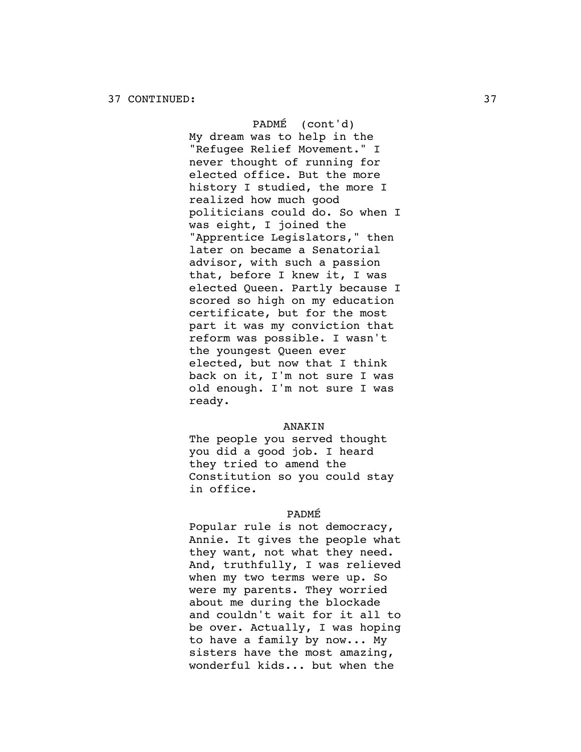37 CONTINUED:

PADMÉ (cont'd)

My dream was to help in the "Refugee Relief Movement." I never thought of running for elected office. But the more history I studied, the more I realized how much good politicians could do. So when I was eight, I joined the "Apprentice Legislators," then later on became a Senatorial advisor, with such a passion that, before I knew it, I was elected Queen. Partly because I scored so high on my education certificate, but for the most part it was my conviction that reform was possible. I wasn't the youngest Queen ever elected, but now that I think back on it, I'm not sure I was old enough. I'm not sure I was ready.

ANAKIN

The people you served thought you did a good job. I heard they tried to amend the Constitution so you could stay in office.

PADMÉ

Popular rule is not democracy, Annie. It gives the people what they want, not what they need. And, truthfully, I was relieved when my two terms were up. So were my parents. They worried about me during the blockade and couldn't wait for it all to be over. Actually, I was hoping to have a family by now... My sisters have the most amazing, wonderful kids... but when the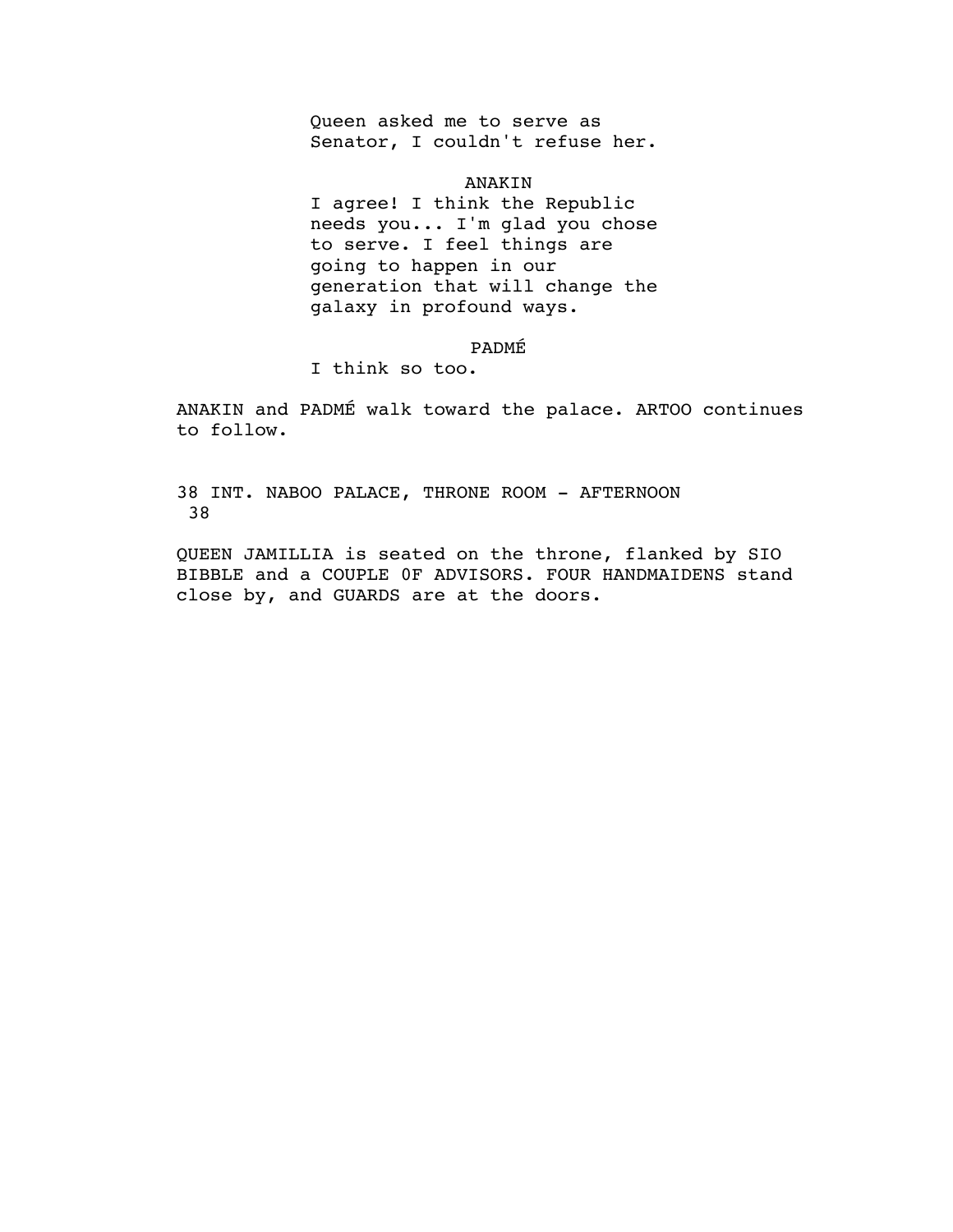Queen asked me to serve as
Senator, I couldn't refuse her.

ANAKIN

I agree! I think the Republic
needs you... I'm glad you chose
to serve. I feel things are
going to happen in our
generation that will change the
galaxy in profound ways.

PADMÉ

I think so too.

ANAKIN and PADMÉ walk toward the palace. ARTOO continues to follow.

38 INT. NABOO PALACE, THRONE ROOM - AFTERNOON 38

QUEEN JAMILLIA is seated on the throne, flanked by SIO BIBBLE and a COUPLE 0F ADVISORS. FOUR HANDMAIDENS stand close by, and GUARDS are at the doors.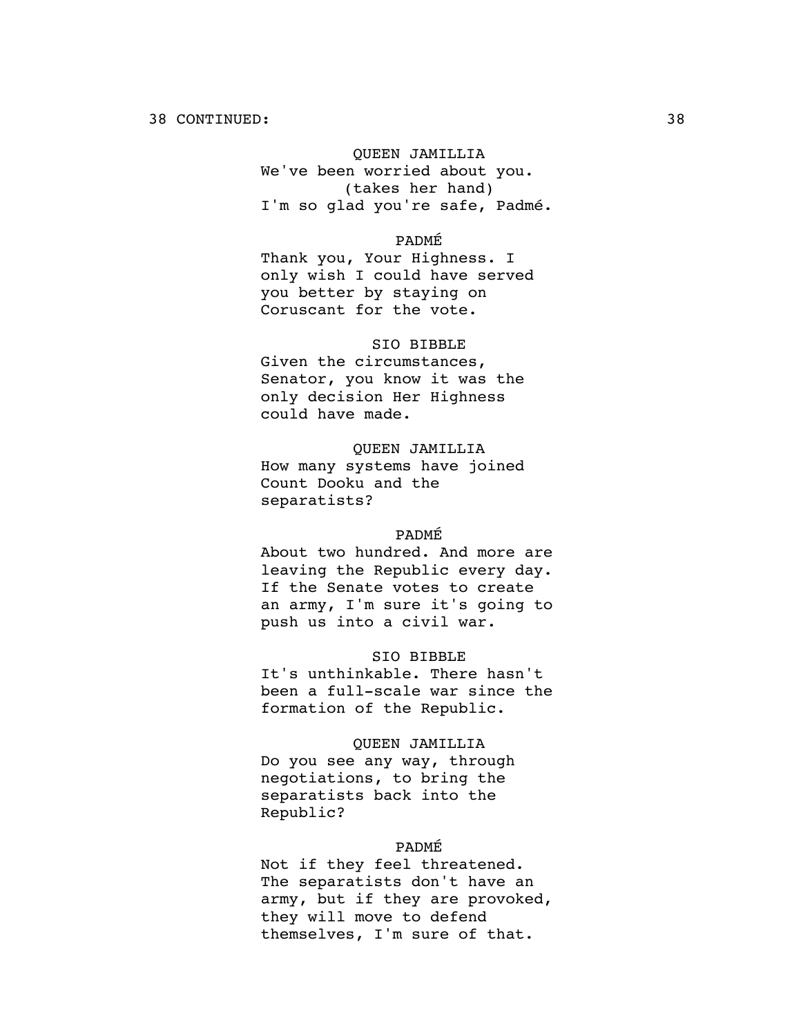38 CONTINUED:

QUEEN JAMILLIA
We've been worried about you.
(takes her hand)
I'm so glad you're safe, Padmé.

PADMÉ
Thank you, Your Highness. I only wish I could have served you better by staying on Coruscant for the vote.

SIO BIBBLE
Given the circumstances, Senator, you know it was the only decision Her Highness could have made.

QUEEN JAMILLIA
How many systems have joined Count Dooku and the separatists?

PADMÉ
About two hundred. And more are leaving the Republic every day. If the Senate votes to create an army, I'm sure it's going to push us into a civil war.

SIO BIBBLE
It's unthinkable. There hasn't been a full-scale war since the formation of the Republic.

QUEEN JAMILLIA
Do you see any way, through negotiations, to bring the separatists back into the Republic?

PADMÉ
Not if they feel threatened. The separatists don't have an army, but if they are provoked, they will move to defend themselves, I'm sure of that.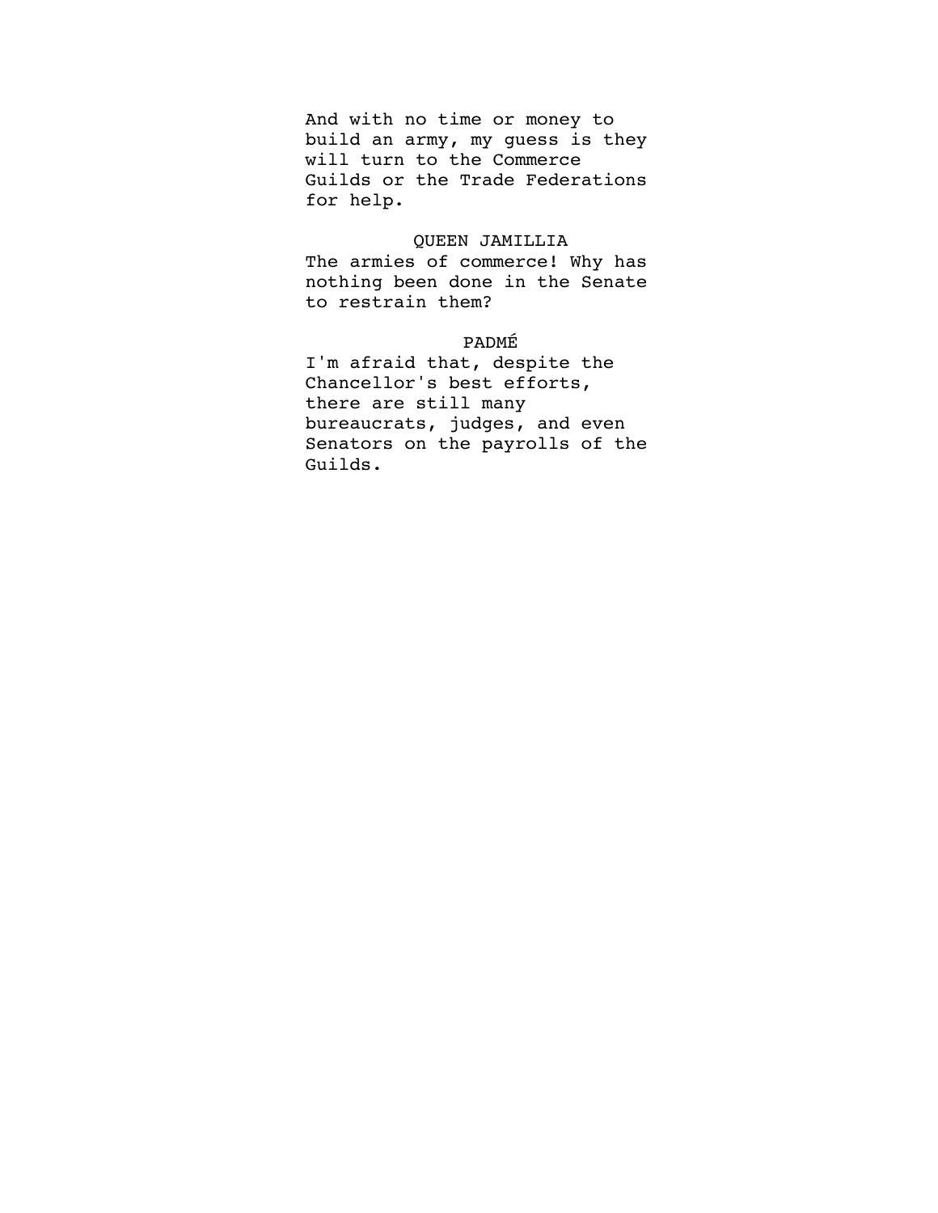And with no time or money to build an army, my guess is they will turn to the Commerce Guilds or the Trade Federations for help.

QUEEN JAMILLIA

The armies of commerce! Why has nothing been done in the Senate to restrain them?

PADMÉ

I'm afraid that, despite the Chancellor's best efforts, there are still many bureaucrats, judges, and even Senators on the payrolls of the Guilds.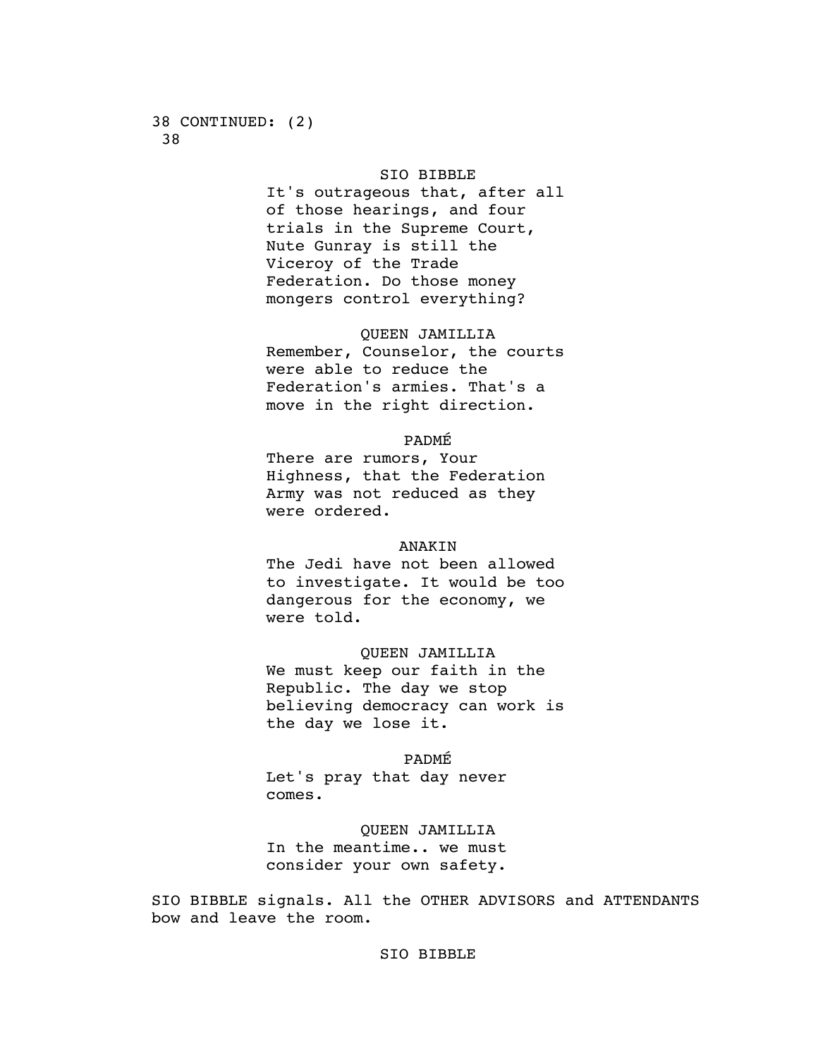38 CONTINUED: (2)
38

SIO BIBBLE
It's outrageous that, after all of those hearings, and four trials in the Supreme Court, Nute Gunray is still the Viceroy of the Trade Federation. Do those money mongers control everything?

QUEEN JAMILLIA
Remember, Counselor, the courts were able to reduce the Federation's armies. That's a move in the right direction.

PADMÉ
There are rumors, Your Highness, that the Federation Army was not reduced as they were ordered.

ANAKIN
The Jedi have not been allowed to investigate. It would be too dangerous for the economy, we were told.

QUEEN JAMILLIA
We must keep our faith in the Republic. The day we stop believing democracy can work is the day we lose it.

PADMÉ
Let's pray that day never comes.

QUEEN JAMILLIA
In the meantime.. we must consider your own safety.

SIO BIBBLE signals. All the OTHER ADVISORS and ATTENDANTS bow and leave the room.

SIO BIBBLE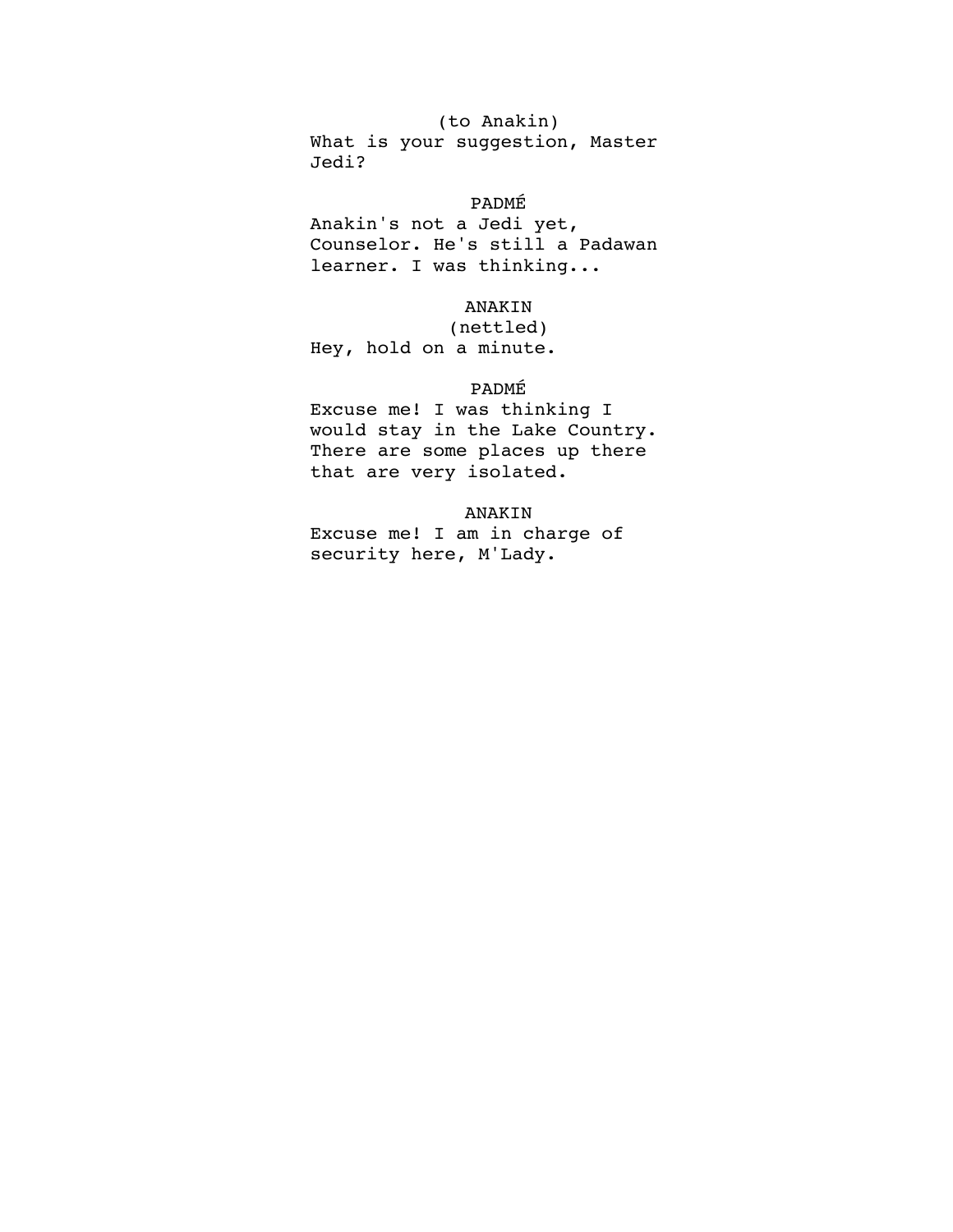(to Anakin)

What is your suggestion, Master Jedi?

PADMÉ

Anakin's not a Jedi yet, Counselor. He's still a Padawan learner. I was thinking...

ANAKIN

(nettled)

Hey, hold on a minute.

PADMÉ

Excuse me! I was thinking I would stay in the Lake Country. There are some places up there that are very isolated.

ANAKIN

Excuse me! I am in charge of security here, M'Lady.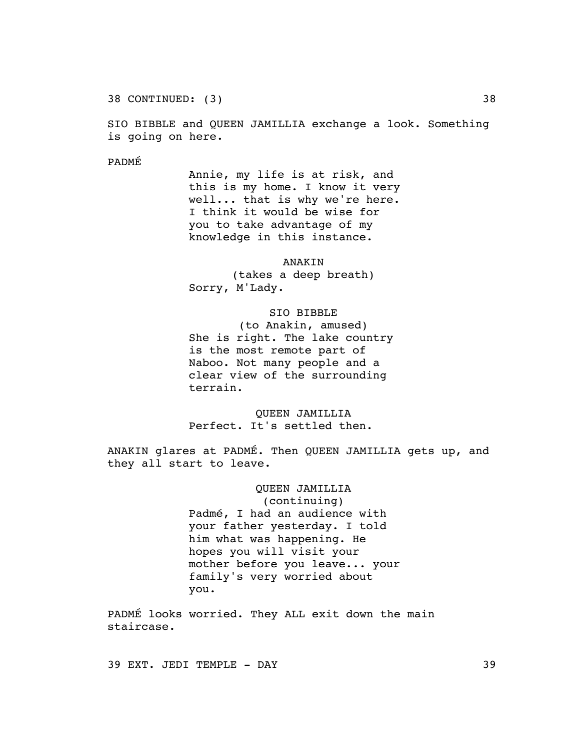38 CONTINUED: (3) 38

SIO BIBBLE and QUEEN JAMILLIA exchange a look. Something is going on here.

PADMÉ

Annie, my life is at risk, and this is my home. I know it very well... that is why we're here. I think it would be wise for you to take advantage of my knowledge in this instance.

ANAKIN

(takes a deep breath)

Sorry, M'Lady.

SIO BIBBLE

(to Anakin, amused)

She is right. The lake country is the most remote part of Naboo. Not many people and a clear view of the surrounding terrain.

QUEEN JAMILLIA

Perfect. It's settled then.

ANAKIN glares at PADMÉ. Then QUEEN JAMILLIA gets up, and they all start to leave.

QUEEN JAMILLIA

(continuing)

Padmé, I had an audience with your father yesterday. I told him what was happening. He hopes you will visit your mother before you leave... your family's very worried about you.

PADMÉ looks worried. They ALL exit down the main staircase.

39 EXT. JEDI TEMPLE - DAY 39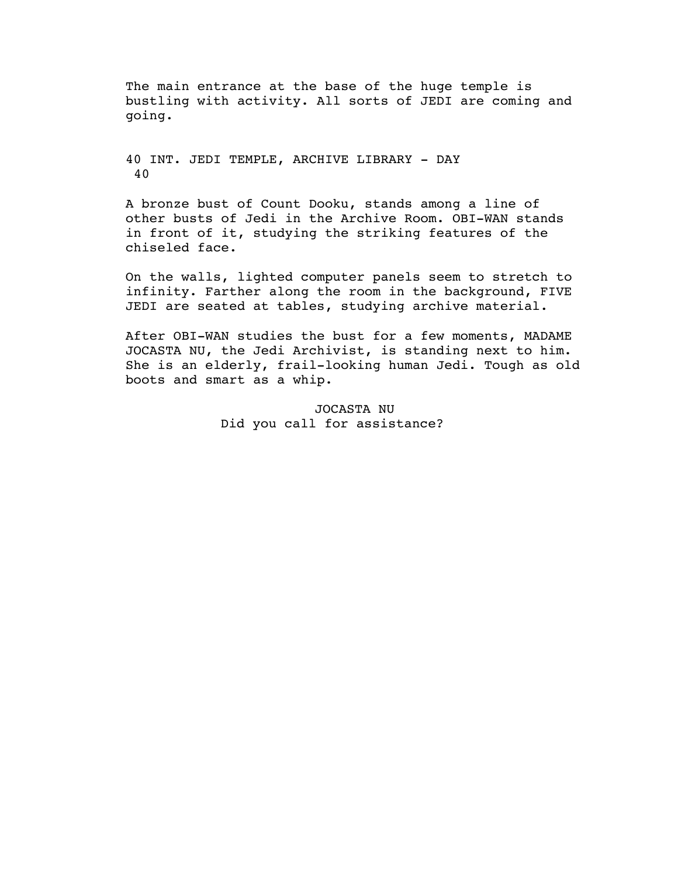The main entrance at the base of the huge temple is bustling with activity. All sorts of JEDI are coming and going.

40 INT. JEDI TEMPLE, ARCHIVE LIBRARY - DAY 40

A bronze bust of Count Dooku, stands among a line of other busts of Jedi in the Archive Room. OBI-WAN stands in front of it, studying the striking features of the chiseled face.

On the walls, lighted computer panels seem to stretch to infinity. Farther along the room in the background, FIVE JEDI are seated at tables, studying archive material.

After OBI-WAN studies the bust for a few moments, MADAME JOCASTA NU, the Jedi Archivist, is standing next to him. She is an elderly, frail-looking human Jedi. Tough as old boots and smart as a whip.

JOCASTA NU

Did you call for assistance?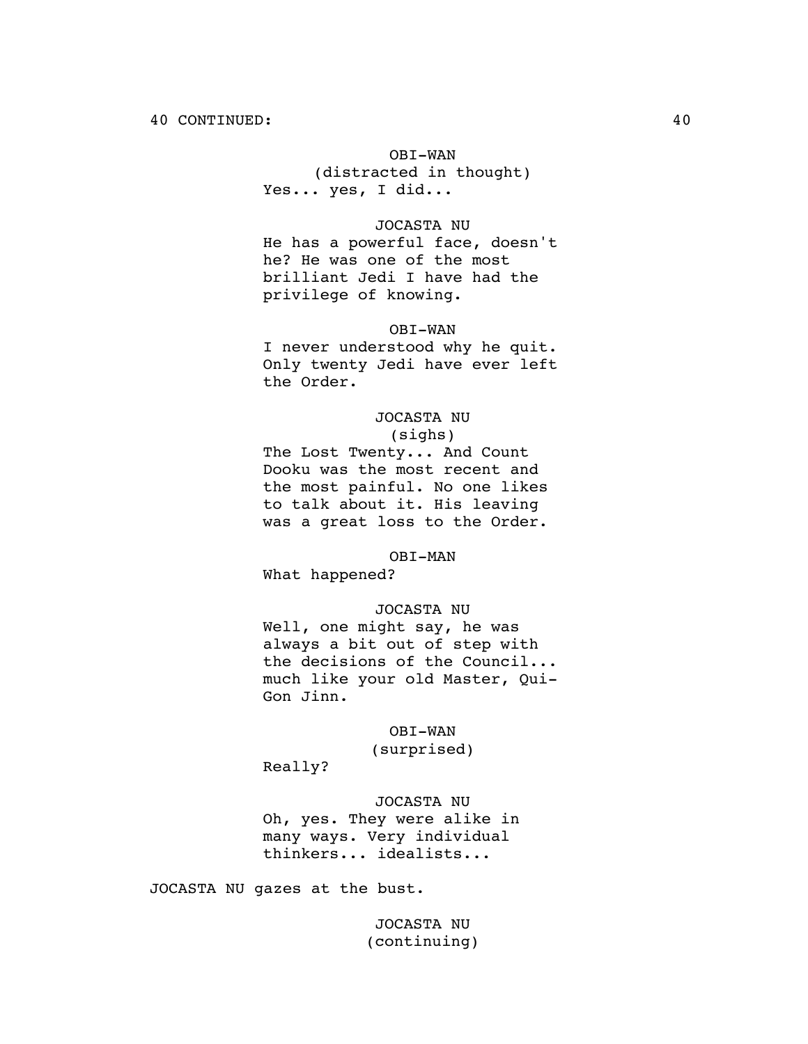40 CONTINUED: 40

OBI-WAN
(distracted in thought)
Yes... yes, I did...

JOCASTA NU
He has a powerful face, doesn't he? He was one of the most brilliant Jedi I have had the privilege of knowing.

OBI-WAN
I never understood why he quit. Only twenty Jedi have ever left the Order.

JOCASTA NU
(sighs)
The Lost Twenty... And Count Dooku was the most recent and the most painful. No one likes to talk about it. His leaving was a great loss to the Order.

OBI-MAN
What happened?

JOCASTA NU
Well, one might say, he was always a bit out of step with the decisions of the Council... much like your old Master, Qui-Gon Jinn.

OBI-WAN
(surprised)
Really?

JOCASTA NU
Oh, yes. They were alike in many ways. Very individual thinkers... idealists...

JOCASTA NU gazes at the bust.

JOCASTA NU
(continuing)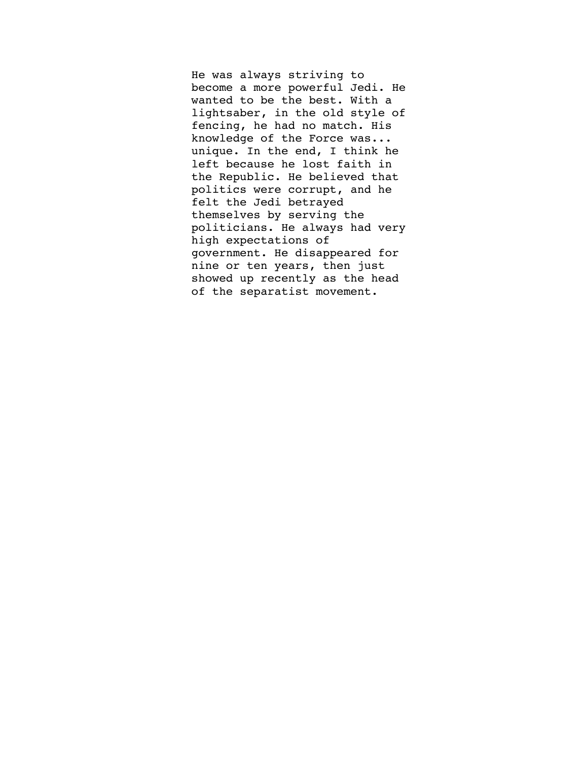He was always striving to become a more powerful Jedi. He wanted to be the best. With a lightsaber, in the old style of fencing, he had no match. His knowledge of the Force was... unique. In the end, I think he left because he lost faith in the Republic. He believed that politics were corrupt, and he felt the Jedi betrayed themselves by serving the politicians. He always had very high expectations of government. He disappeared for nine or ten years, then just showed up recently as the head of the separatist movement.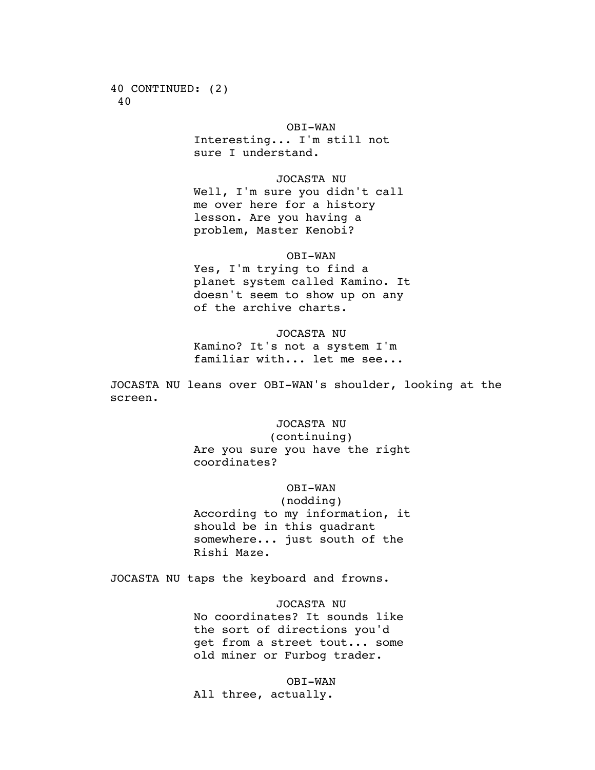40 CONTINUED: (2)
40

OBI-WAN
Interesting... I'm still not sure I understand.

JOCASTA NU
Well, I'm sure you didn't call me over here for a history lesson. Are you having a problem, Master Kenobi?

OBI-WAN
Yes, I'm trying to find a planet system called Kamino. It doesn't seem to show up on any of the archive charts.

JOCASTA NU
Kamino? It's not a system I'm familiar with... let me see...

JOCASTA NU leans over OBI-WAN's shoulder, looking at the screen.

JOCASTA NU
(continuing)
Are you sure you have the right coordinates?

OBI-WAN
(nodding)
According to my information, it should be in this quadrant somewhere... just south of the Rishi Maze.

JOCASTA NU taps the keyboard and frowns.

JOCASTA NU
No coordinates? It sounds like the sort of directions you'd get from a street tout... some old miner or Furbog trader.

OBI-WAN
All three, actually.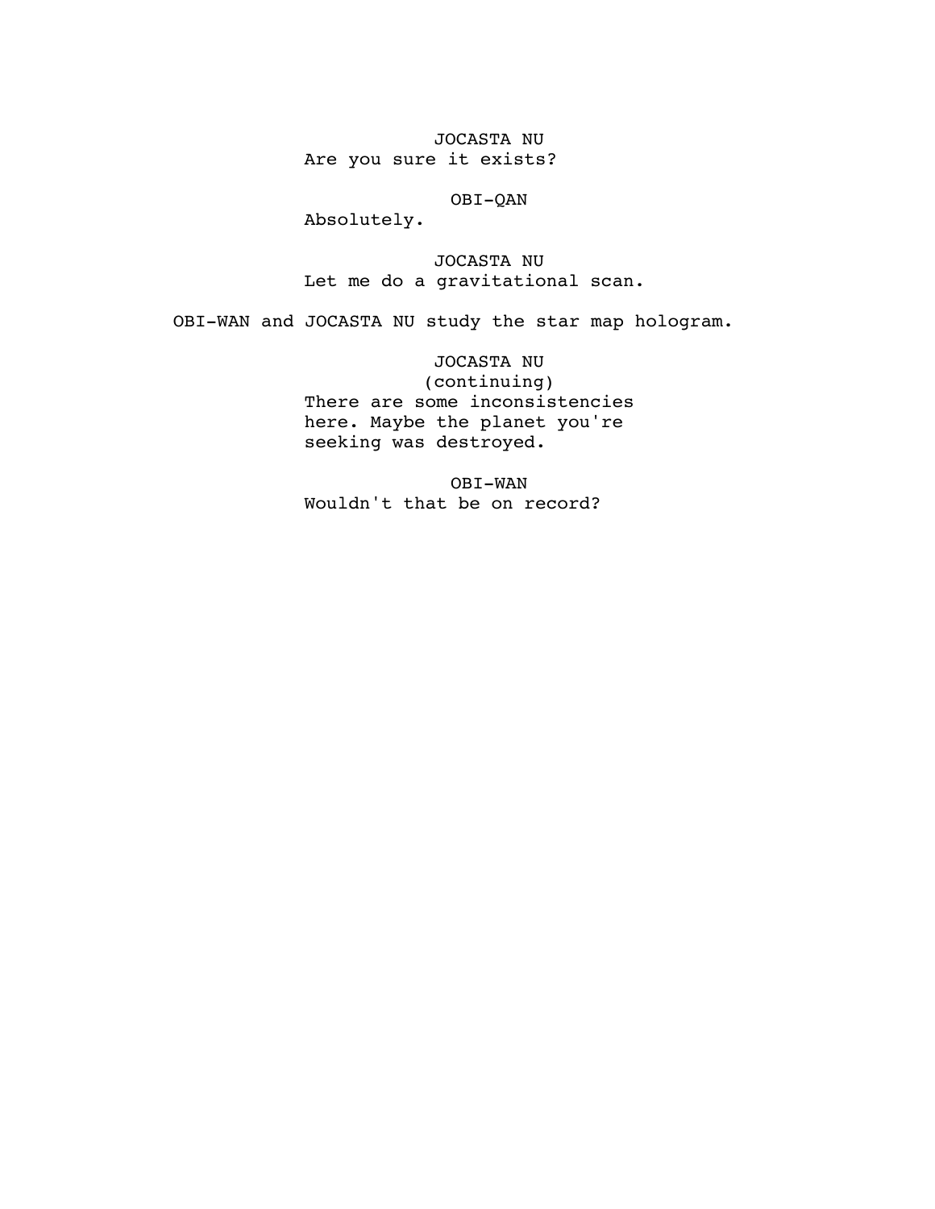JOCASTA NU
Are you sure it exists?

OBI-QAN
Absolutely.

JOCASTA NU
Let me do a gravitational scan.

OBI-WAN and JOCASTA NU study the star map hologram.

JOCASTA NU
(continuing)
There are some inconsistencies here. Maybe the planet you're seeking was destroyed.

OBI-WAN
Wouldn't that be on record?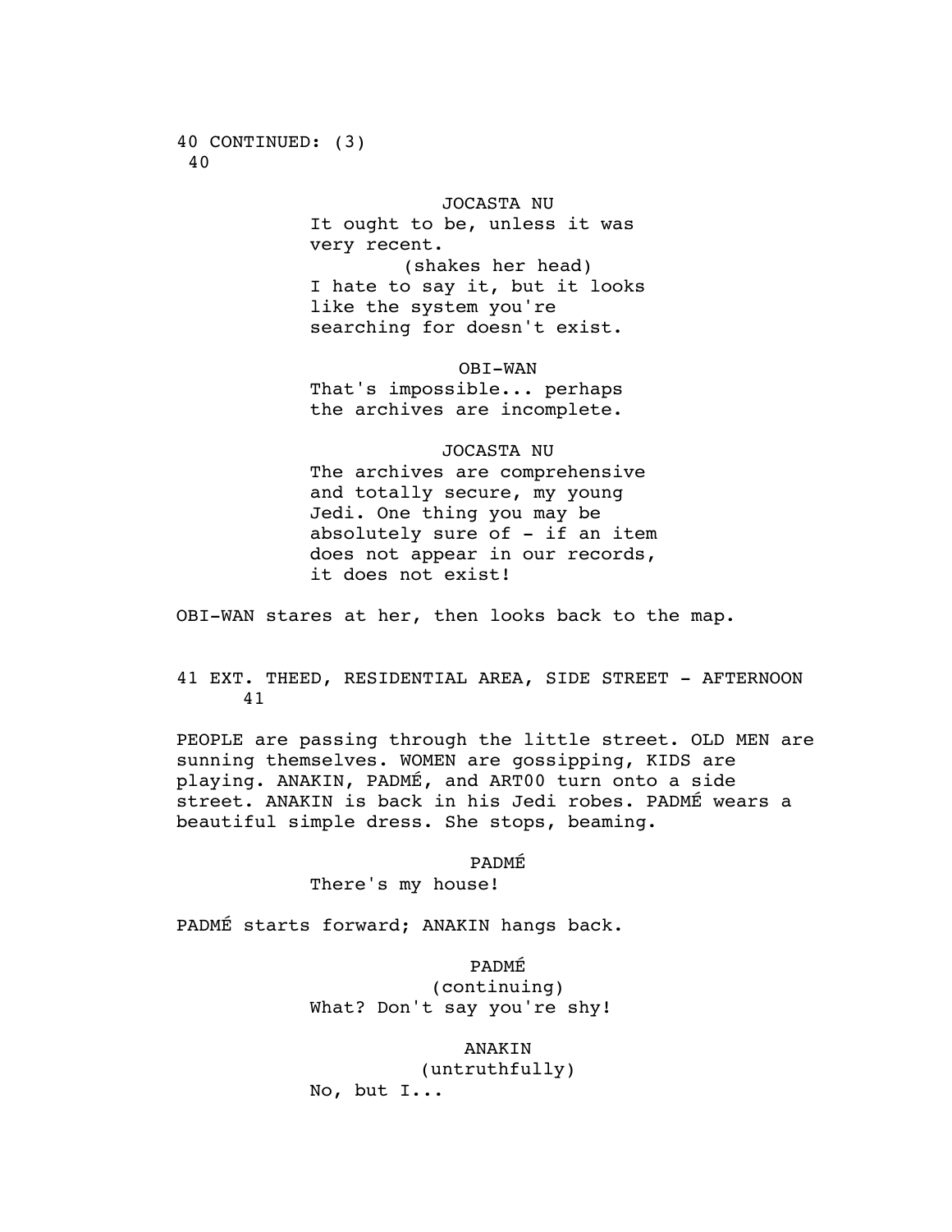40 CONTINUED: (3)
40

JOCASTA NU
It ought to be, unless it was very recent.
(shakes her head)
I hate to say it, but it looks like the system you're searching for doesn't exist.

OBI-WAN
That's impossible... perhaps the archives are incomplete.

JOCASTA NU
The archives are comprehensive and totally secure, my young Jedi. One thing you may be absolutely sure of - if an item does not appear in our records, it does not exist!

OBI-WAN stares at her, then looks back to the map.

41 EXT. THEED, RESIDENTIAL AREA, SIDE STREET - AFTERNOON
41

PEOPLE are passing through the little street. OLD MEN are sunning themselves. WOMEN are gossipping, KIDS are playing. ANAKIN, PADMÉ, and ART00 turn onto a side street. ANAKIN is back in his Jedi robes. PADMÉ wears a beautiful simple dress. She stops, beaming.

PADMÉ
There's my house!

PADMÉ starts forward; ANAKIN hangs back.

PADMÉ
(continuing)
What? Don't say you're shy!

ANAKIN
(untruthfully)
No, but I...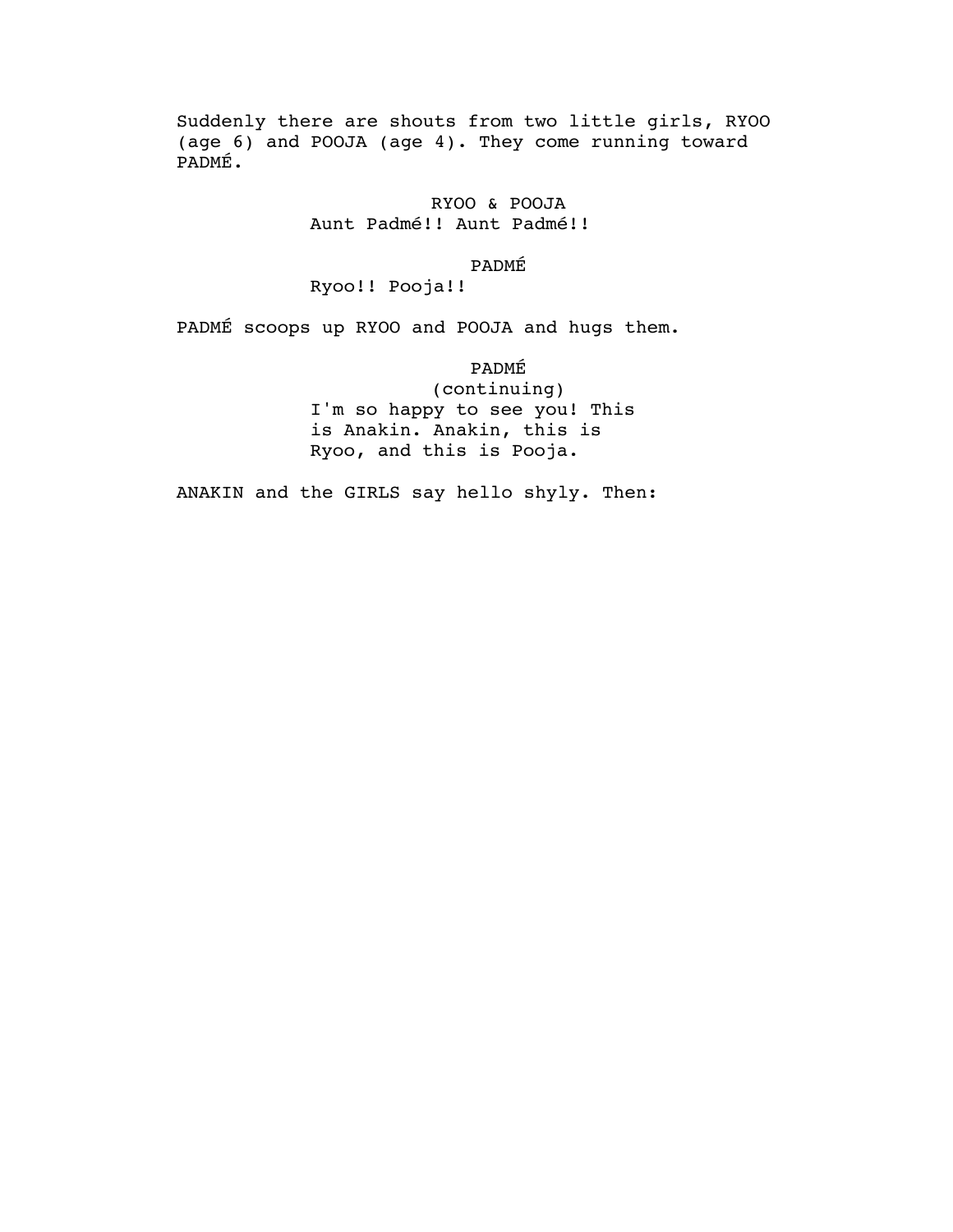Suddenly there are shouts from two little girls, RYOO (age 6) and POOJA (age 4). They come running toward PADMÉ.

RYOO & POOJA
Aunt Padmé!! Aunt Padmé!!

PADMÉ
Ryoo!! Pooja!!

PADMÉ scoops up RYOO and POOJA and hugs them.

PADMÉ
(continuing)
I'm so happy to see you! This is Anakin. Anakin, this is Ryoo, and this is Pooja.

ANAKIN and the GIRLS say hello shyly. Then: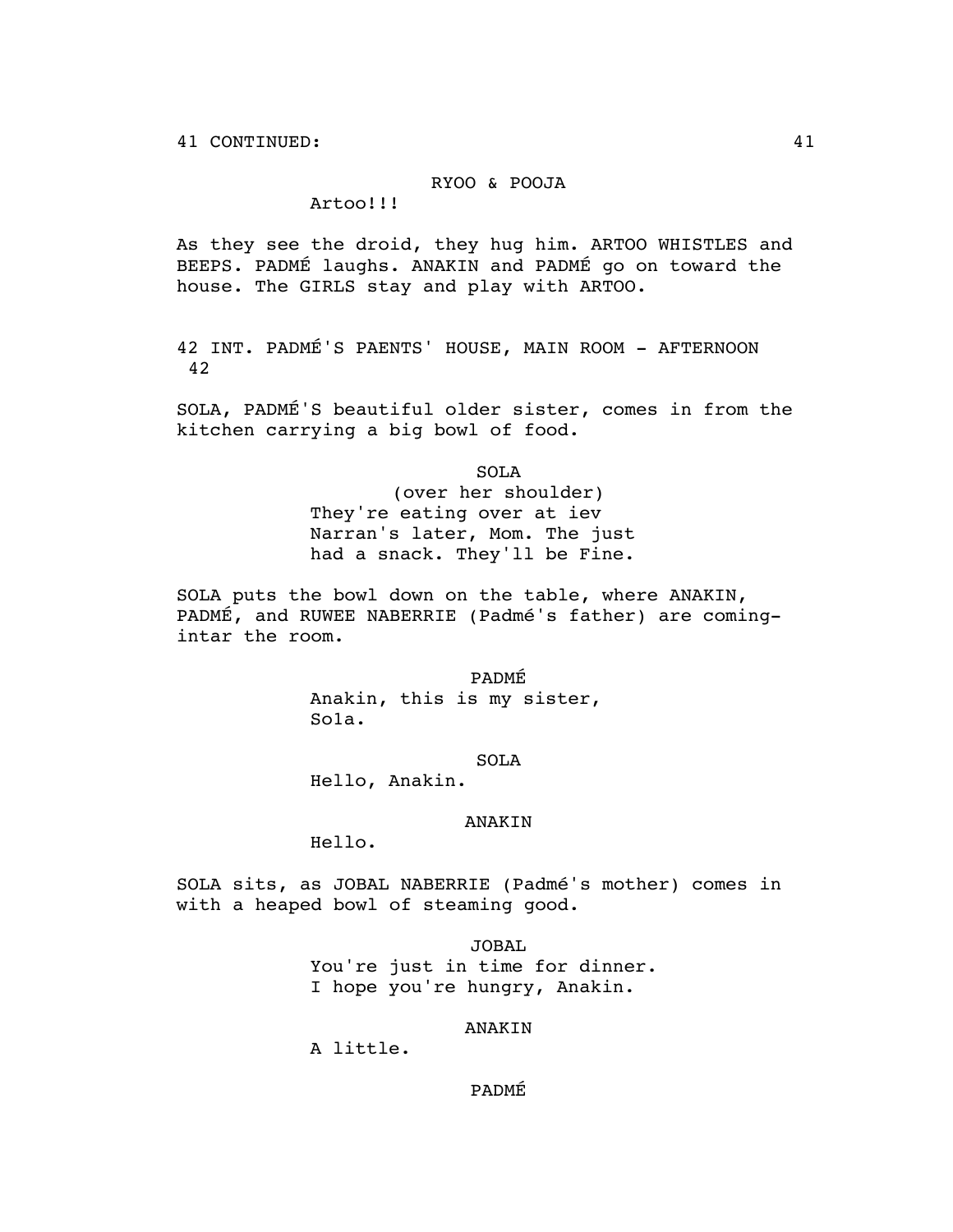41 CONTINUED:

RYOO & POOJA

Artoo!!!

As they see the droid, they hug him. ARTOO WHISTLES and BEEPS. PADMÉ laughs. ANAKIN and PADMÉ go on toward the house. The GIRLS stay and play with ARTOO.

42 INT. PADMÉ'S PAENTS' HOUSE, MAIN ROOM - AFTERNOON 42

SOLA, PADMÉ'S beautiful older sister, comes in from the kitchen carrying a big bowl of food.

SOLA

(over her shoulder)

They're eating over at iev Narran's later, Mom. The just had a snack. They'll be Fine.

SOLA puts the bowl down on the table, where ANAKIN, PADMÉ, and RUWEE NABERRIE (Padmé's father) are coming-intar the room.

PADMÉ

Anakin, this is my sister, Sola.

SOLA

Hello, Anakin.

ANAKIN

Hello.

SOLA sits, as JOBAL NABERRIE (Padmé's mother) comes in with a heaped bowl of steaming good.

JOBAL

You're just in time for dinner. I hope you're hungry, Anakin.

ANAKIN

A little.

PADMÉ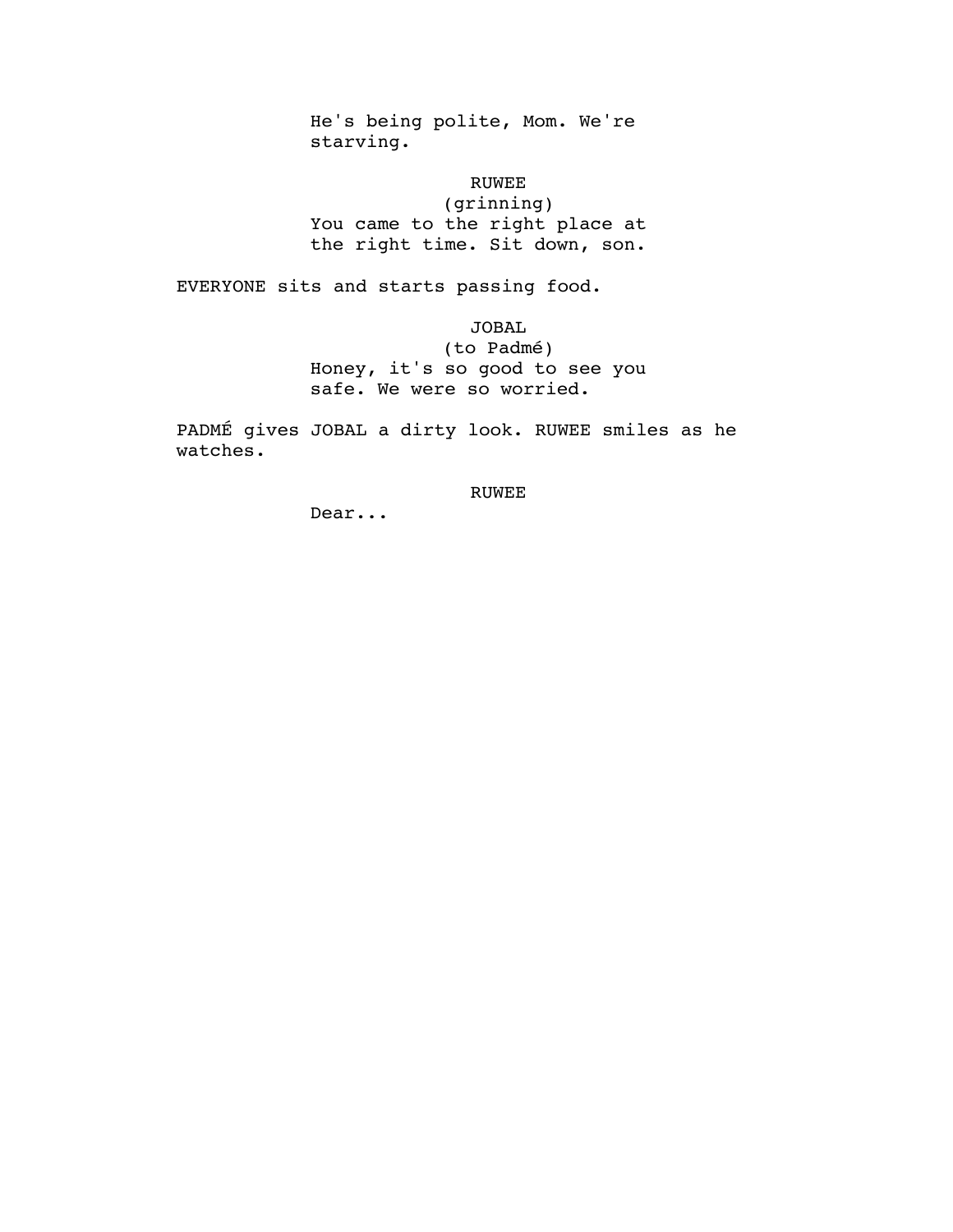He's being polite, Mom. We're starving.

RUWEE
(grinning)
You came to the right place at the right time. Sit down, son.

EVERYONE sits and starts passing food.

JOBAL
(to Padmé)
Honey, it's so good to see you safe. We were so worried.

PADMÉ gives JOBAL a dirty look. RUWEE smiles as he watches.

RUWEE
Dear...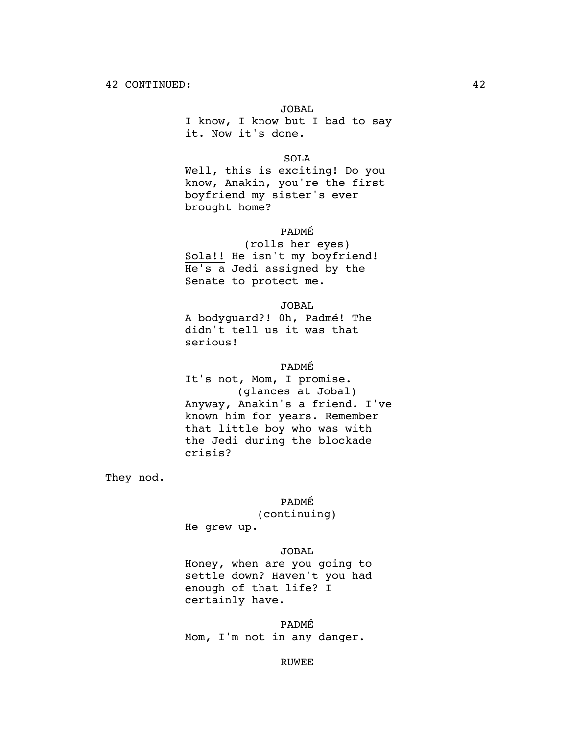42 CONTINUED:

JOBAL

I know, I know but I bad to say it. Now it's done.

SOLA

Well, this is exciting! Do you know, Anakin, you're the first boyfriend my sister's ever brought home?

PADMÉ

(rolls her eyes)

Sola!! He isn't my boyfriend! He's a Jedi assigned by the Senate to protect me.

JOBAL

A bodyguard?! Oh, Padmé! The didn't tell us it was that serious!

PADMÉ

It's not, Mom, I promise.

(glances at Jobal)

Anyway, Anakin's a friend. I've known him for years. Remember that little boy who was with the Jedi during the blockade crisis?

They nod.

PADMÉ

(continuing)

He grew up.

JOBAL

Honey, when are you going to settle down? Haven't you had enough of that life? I certainly have.

PADMÉ

Mom, I'm not in any danger.

RUWEE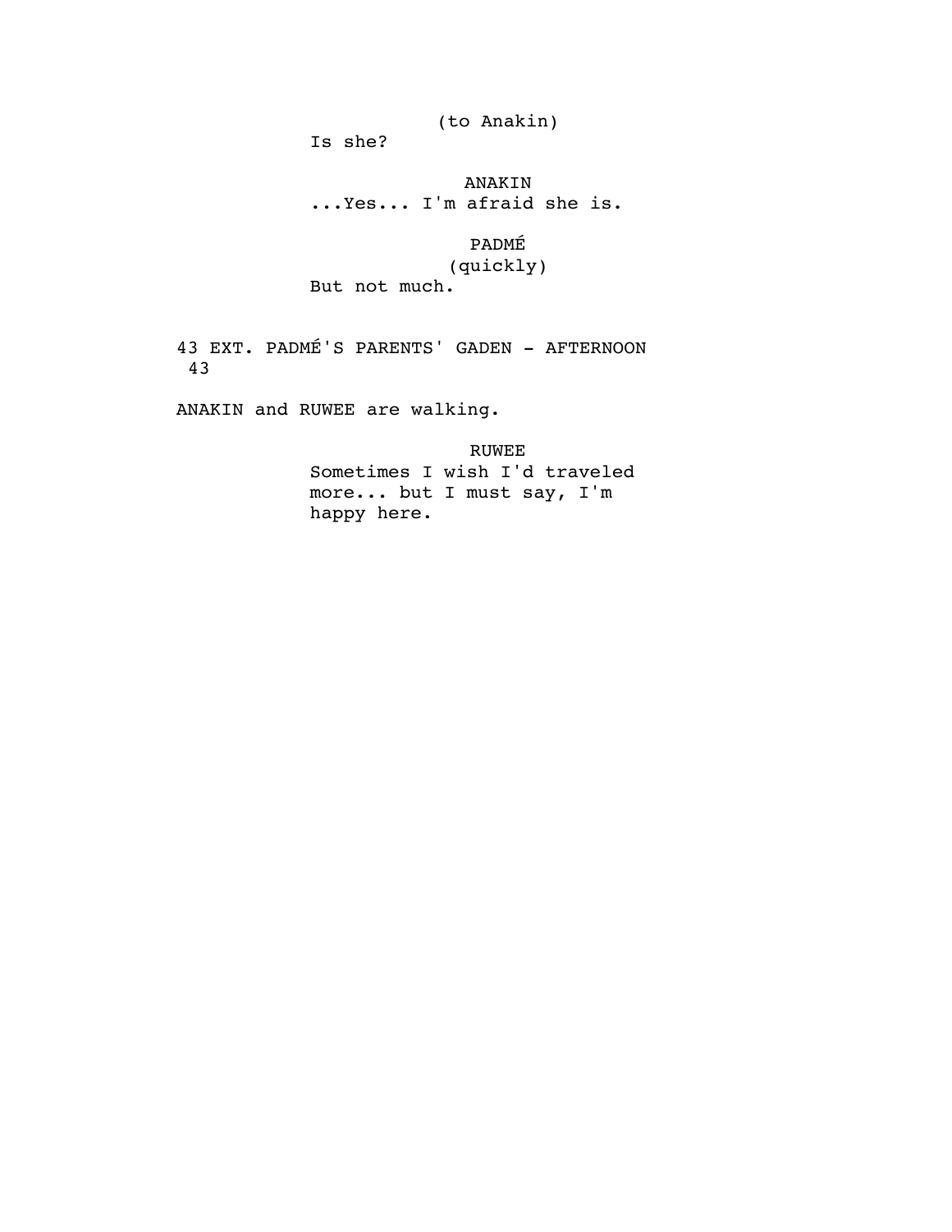(to Anakin)

Is she?

ANAKIN

...Yes... I'm afraid she is.

PADMÉ

(quickly)

But not much.

43 EXT. PADMÉ'S PARENTS' GADEN - AFTERNOON 43

ANAKIN and RUWEE are walking.

RUWEE

Sometimes I wish I'd traveled more... but I must say, I'm happy here.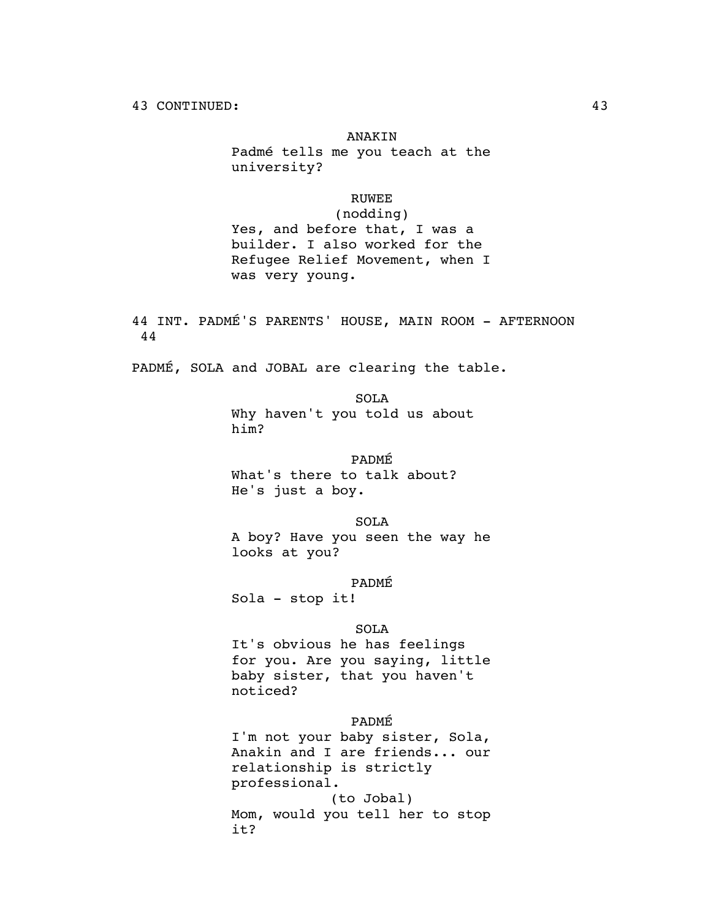43 CONTINUED:

ANAKIN
Padmé tells me you teach at the university?

RUWEE
(nodding)
Yes, and before that, I was a builder. I also worked for the Refugee Relief Movement, when I was very young.

44 INT. PADMÉ'S PARENTS' HOUSE, MAIN ROOM - AFTERNOON 44

PADMÉ, SOLA and JOBAL are clearing the table.

SOLA
Why haven't you told us about him?

PADMÉ
What's there to talk about? He's just a boy.

SOLA
A boy? Have you seen the way he looks at you?

PADMÉ
Sola - stop it!

SOLA
It's obvious he has feelings for you. Are you saying, little baby sister, that you haven't noticed?

PADMÉ
I'm not your baby sister, Sola, Anakin and I are friends... our relationship is strictly professional.
(to Jobal)
Mom, would you tell her to stop it?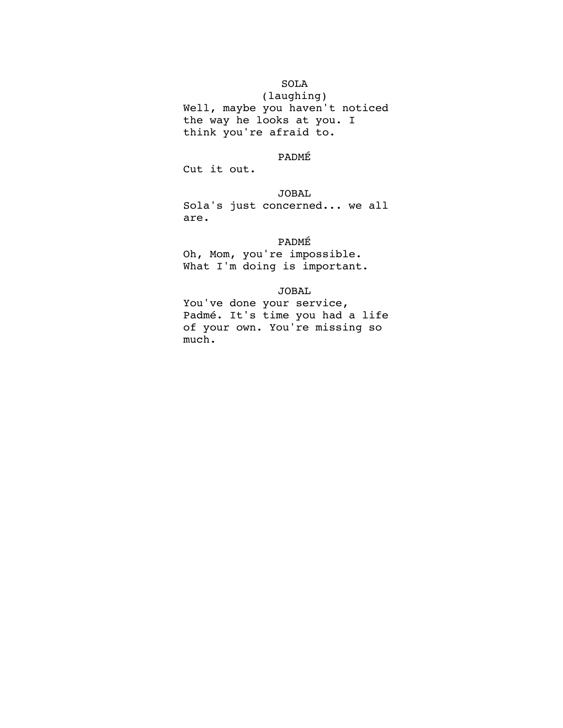SOLA
(laughing)
Well, maybe you haven't noticed the way he looks at you. I think you're afraid to.

PADMÉ
Cut it out.

JOBAL
Sola's just concerned... we all are.

PADMÉ
Oh, Mom, you're impossible. What I'm doing is important.

JOBAL
You've done your service, Padmé. It's time you had a life of your own. You're missing so much.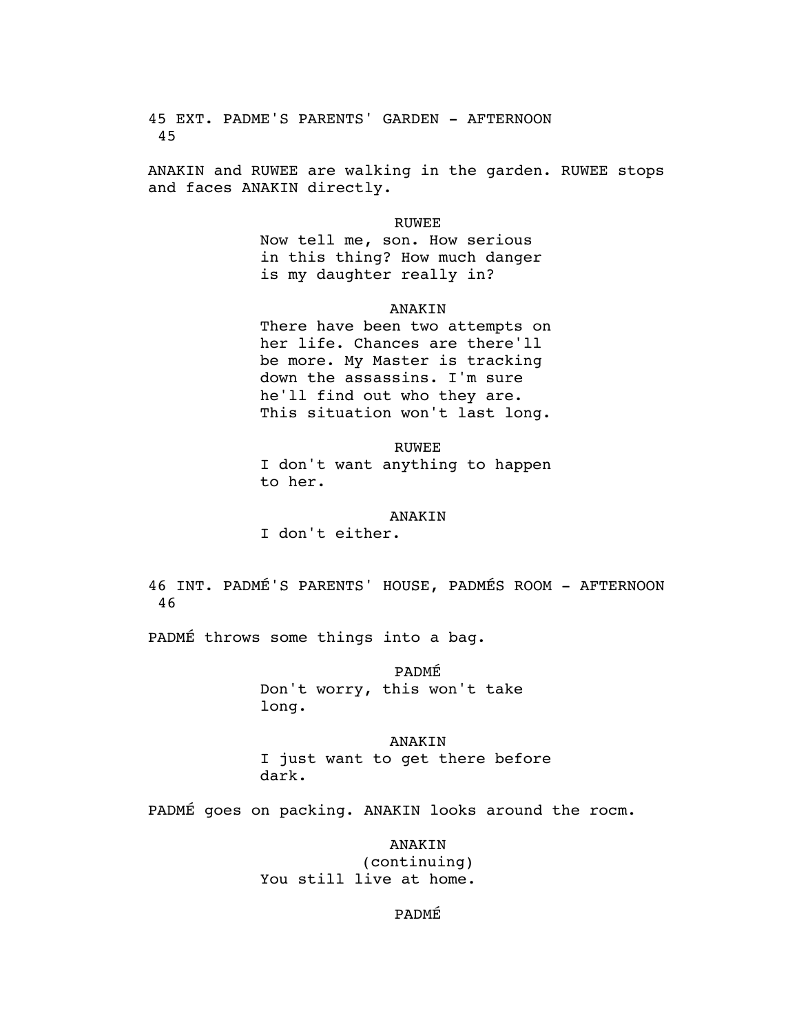45 EXT. PADME'S PARENTS' GARDEN - AFTERNOON
45

ANAKIN and RUWEE are walking in the garden. RUWEE stops and faces ANAKIN directly.

RUWEE
Now tell me, son. How serious in this thing? How much danger is my daughter really in?

ANAKIN
There have been two attempts on her life. Chances are there'll be more. My Master is tracking down the assassins. I'm sure he'll find out who they are. This situation won't last long.

RUWEE
I don't want anything to happen to her.

ANAKIN
I don't either.

46 INT. PADMÉ'S PARENTS' HOUSE, PADMÉS ROOM - AFTERNOON
46

PADMÉ throws some things into a bag.

PADMÉ
Don't worry, this won't take long.

ANAKIN
I just want to get there before dark.

PADMÉ goes on packing. ANAKIN looks around the rocm.

ANAKIN
(continuing)
You still live at home.

PADMÉ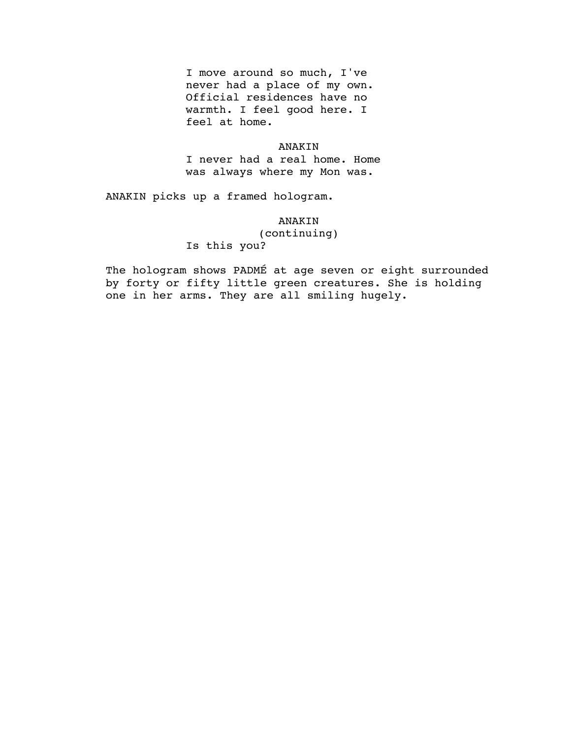I move around so much, I've never had a place of my own. Official residences have no warmth. I feel good here. I feel at home.

ANAKIN

I never had a real home. Home was always where my Mon was.

ANAKIN picks up a framed hologram.

ANAKIN
(continuing)

Is this you?

The hologram shows PADMÉ at age seven or eight surrounded by forty or fifty little green creatures. She is holding one in her arms. They are all smiling hugely.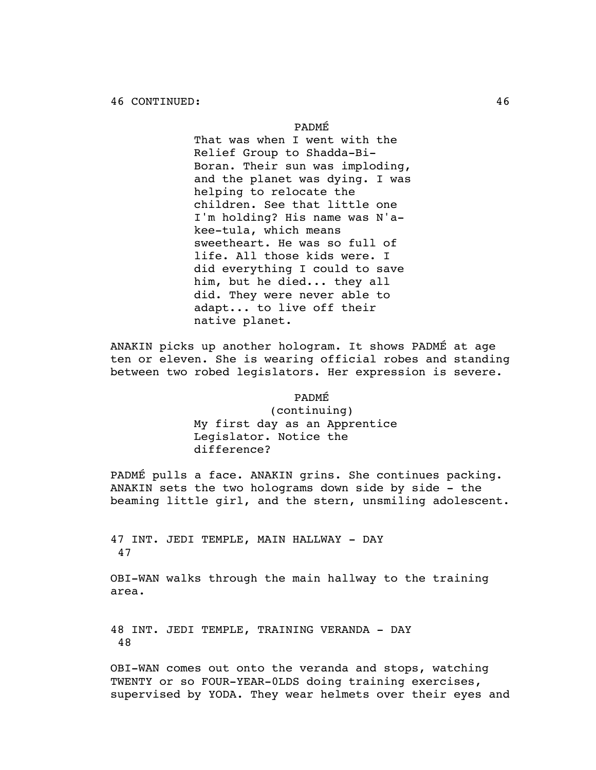46 CONTINUED:

PADMÉ

That was when I went with the Relief Group to Shadda-Bi-Boran. Their sun was imploding, and the planet was dying. I was helping to relocate the children. See that little one I'm holding? His name was N'a-kee-tula, which means sweetheart. He was so full of life. All those kids were. I did everything I could to save him, but he died... they all did. They were never able to adapt... to live off their native planet.

ANAKIN picks up another hologram. It shows PADMÉ at age ten or eleven. She is wearing official robes and standing between two robed legislators. Her expression is severe.

PADMÉ
(continuing)

My first day as an Apprentice Legislator. Notice the difference?

PADMÉ pulls a face. ANAKIN grins. She continues packing. ANAKIN sets the two holograms down side by side - the beaming little girl, and the stern, unsmiling adolescent.

47 INT. JEDI TEMPLE, MAIN HALLWAY - DAY 47

OBI-WAN walks through the main hallway to the training area.

48 INT. JEDI TEMPLE, TRAINING VERANDA - DAY 48

OBI-WAN comes out onto the veranda and stops, watching TWENTY or so FOUR-YEAR-0LDS doing training exercises, supervised by YODA. They wear helmets over their eyes and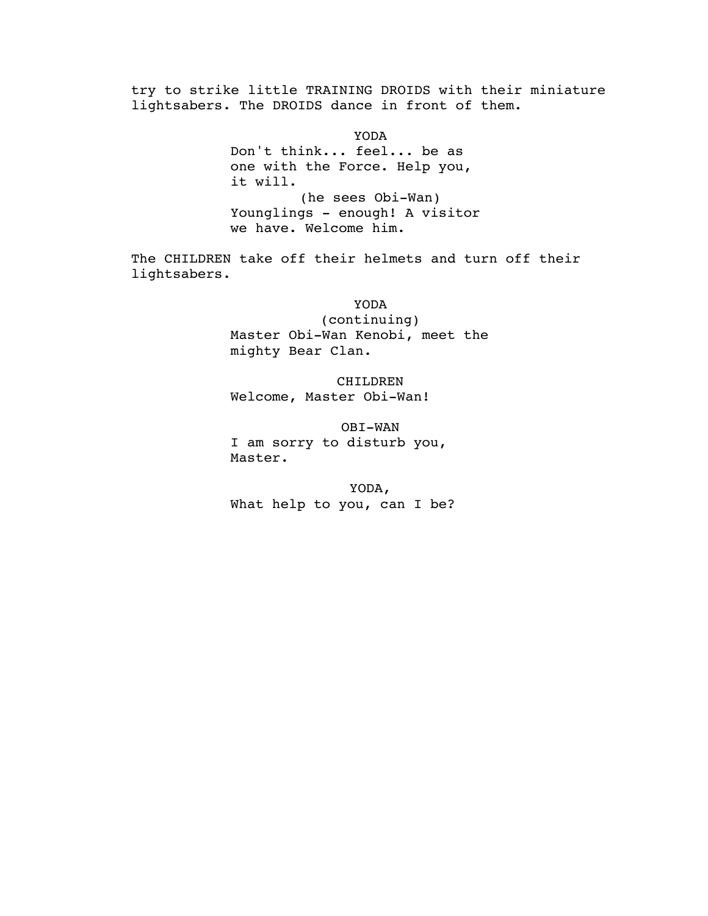try to strike little TRAINING DROIDS with their miniature lightsabers. The DROIDS dance in front of them.

YODA
Don't think... feel... be as one with the Force. Help you, it will.
(he sees Obi-Wan)
Younglings - enough! A visitor we have. Welcome him.

The CHILDREN take off their helmets and turn off their lightsabers.

YODA
(continuing)
Master Obi-Wan Kenobi, meet the mighty Bear Clan.

CHILDREN
Welcome, Master Obi-Wan!

OBI-WAN
I am sorry to disturb you, Master.

YODA,
What help to you, can I be?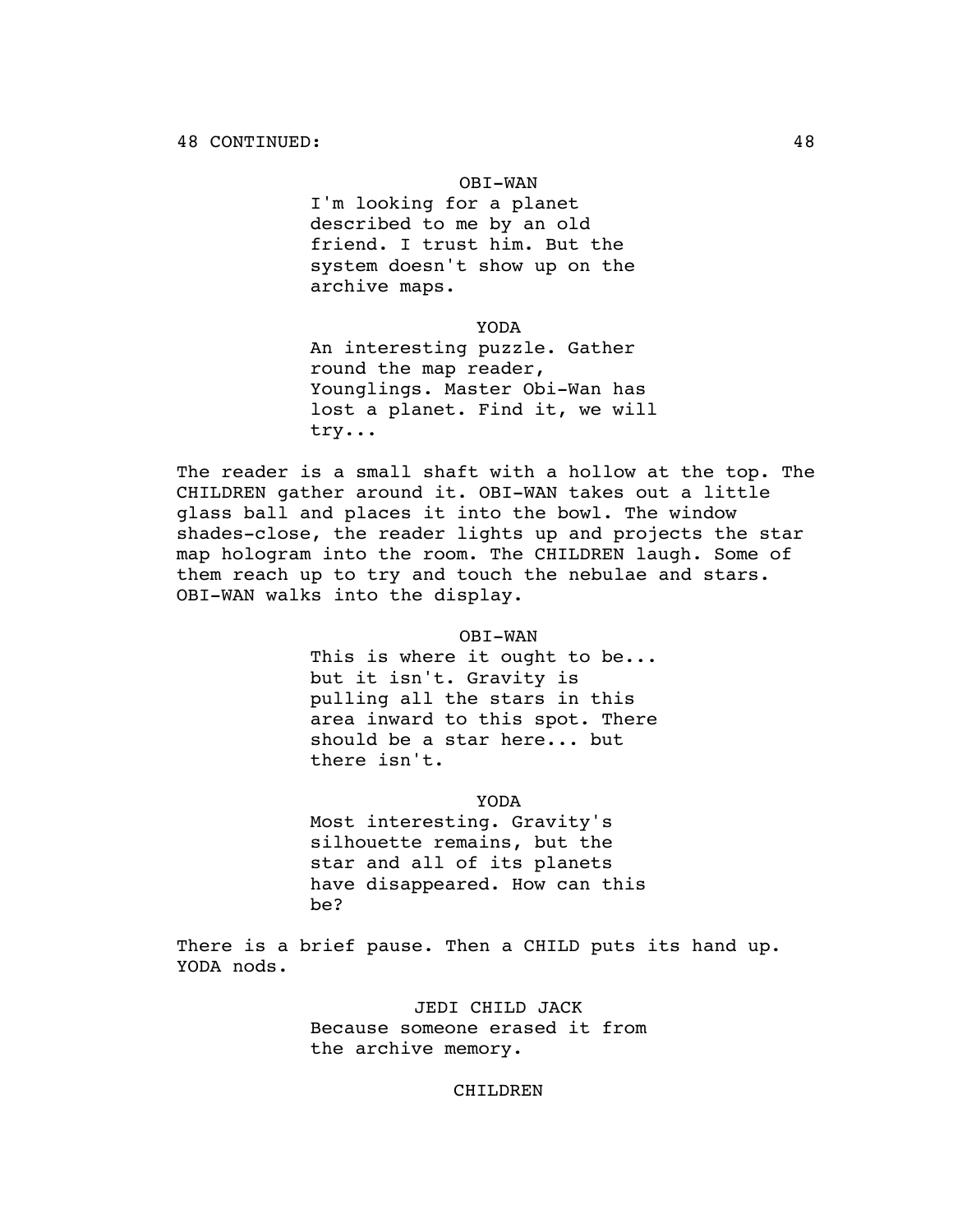48 CONTINUED:

OBI-WAN

I'm looking for a planet described to me by an old friend. I trust him. But the system doesn't show up on the archive maps.

YODA

An interesting puzzle. Gather round the map reader, Younglings. Master Obi-Wan has lost a planet. Find it, we will try...

The reader is a small shaft with a hollow at the top. The CHILDREN gather around it. OBI-WAN takes out a little glass ball and places it into the bowl. The window shades-close, the reader lights up and projects the star map hologram into the room. The CHILDREN laugh. Some of them reach up to try and touch the nebulae and stars. OBI-WAN walks into the display.

OBI-WAN

This is where it ought to be... but it isn't. Gravity is pulling all the stars in this area inward to this spot. There should be a star here... but there isn't.

YODA

Most interesting. Gravity's silhouette remains, but the star and all of its planets have disappeared. How can this be?

There is a brief pause. Then a CHILD puts its hand up. YODA nods.

JEDI CHILD JACK

Because someone erased it from the archive memory.

CHILDREN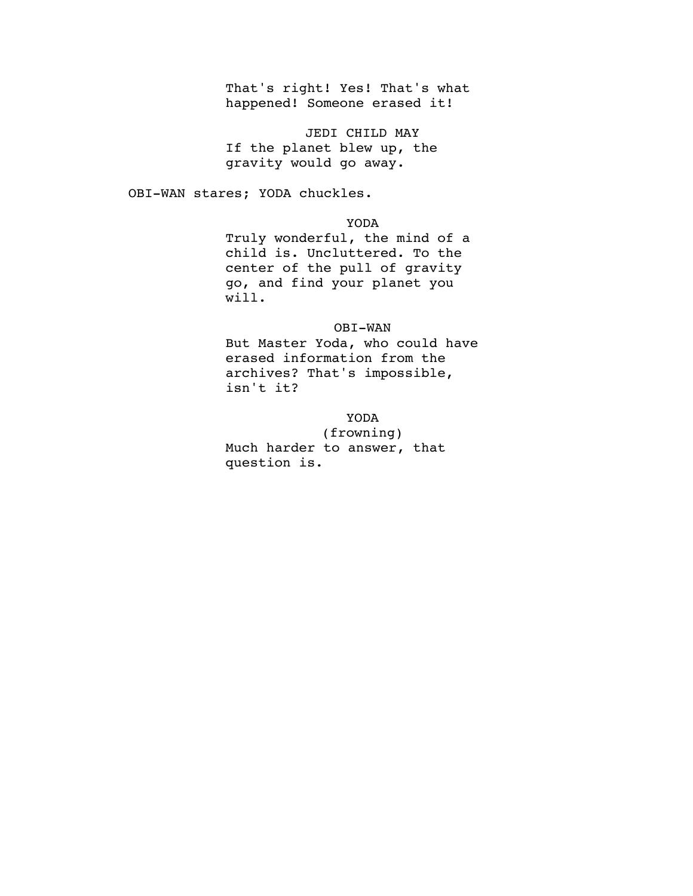That's right! Yes! That's what happened! Someone erased it!

JEDI CHILD MAY

If the planet blew up, the gravity would go away.

OBI-WAN stares; YODA chuckles.

YODA

Truly wonderful, the mind of a child is. Uncluttered. To the center of the pull of gravity go, and find your planet you will.

OBI-WAN

But Master Yoda, who could have erased information from the archives? That's impossible, isn't it?

YODA

(frowning)

Much harder to answer, that question is.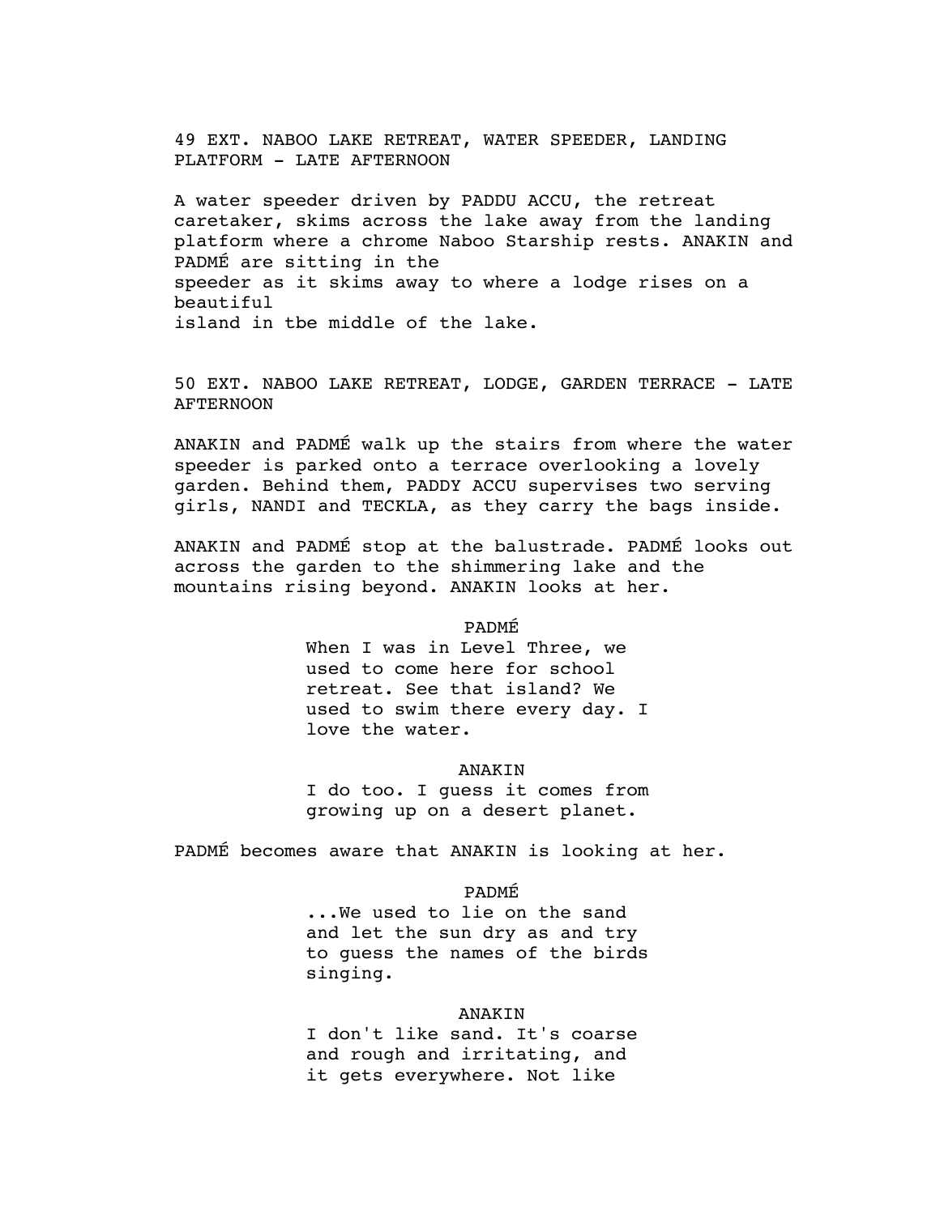49 EXT. NABOO LAKE RETREAT, WATER SPEEDER, LANDING PLATFORM - LATE AFTERNOON

A water speeder driven by PADDU ACCU, the retreat caretaker, skims across the lake away from the landing platform where a chrome Naboo Starship rests. ANAKIN and PADMÉ are sitting in the speeder as it skims away to where a lodge rises on a beautiful island in tbe middle of the lake.

50 EXT. NABOO LAKE RETREAT, LODGE, GARDEN TERRACE - LATE AFTERNOON

ANAKIN and PADMÉ walk up the stairs from where the water speeder is parked onto a terrace overlooking a lovely garden. Behind them, PADDY ACCU supervises two serving girls, NANDI and TECKLA, as they carry the bags inside.

ANAKIN and PADMÉ stop at the balustrade. PADMÉ looks out across the garden to the shimmering lake and the mountains rising beyond. ANAKIN looks at her.

PADMÉ

When I was in Level Three, we used to come here for school retreat. See that island? We used to swim there every day. I love the water.

ANAKIN

I do too. I guess it comes from growing up on a desert planet.

PADMÉ becomes aware that ANAKIN is looking at her.

PADMÉ

...We used to lie on the sand and let the sun dry as and try to guess the names of the birds singing.

ANAKIN

I don't like sand. It's coarse and rough and irritating, and it gets everywhere. Not like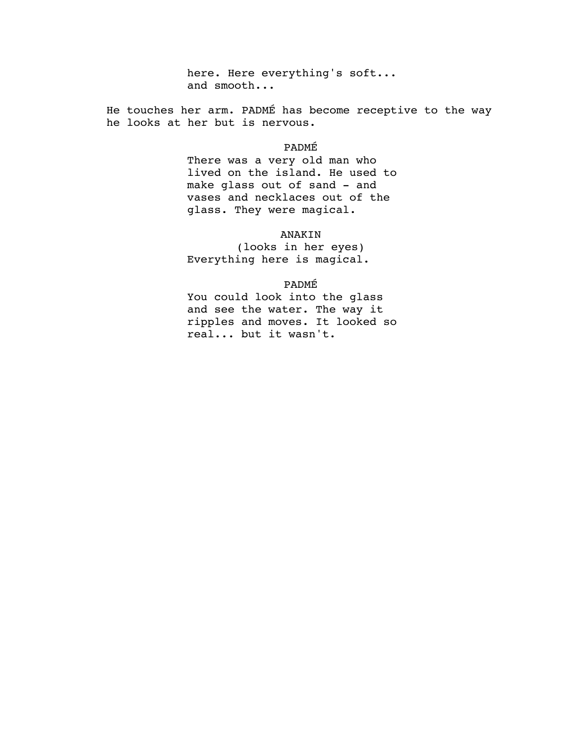here. Here everything's soft...
and smooth...

He touches her arm. PADMÉ has become receptive to the way he looks at her but is nervous.

PADMÉ

There was a very old man who lived on the island. He used to make glass out of sand - and vases and necklaces out of the glass. They were magical.

ANAKIN

(looks in her eyes)

Everything here is magical.

PADMÉ

You could look into the glass and see the water. The way it ripples and moves. It looked so real... but it wasn't.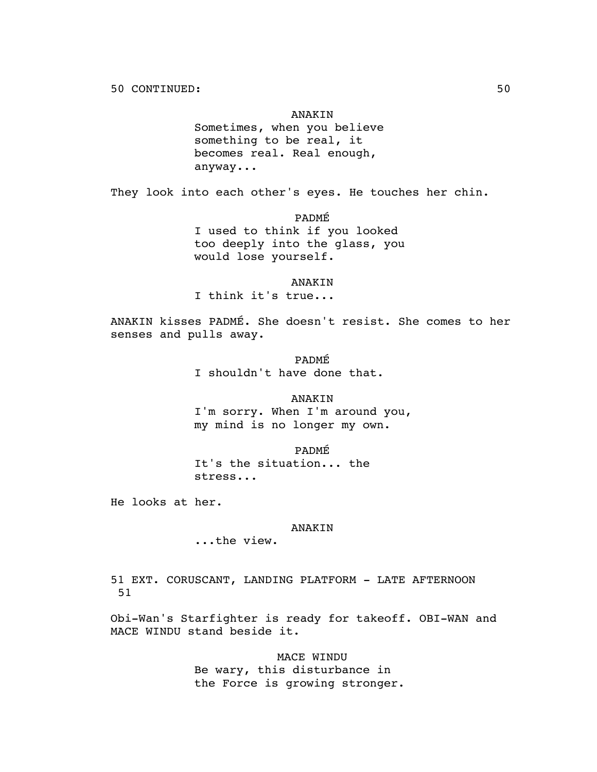50 CONTINUED:

ANAKIN
Sometimes, when you believe something to be real, it becomes real. Real enough, anyway...

They look into each other's eyes. He touches her chin.

PADMÉ
I used to think if you looked too deeply into the glass, you would lose yourself.

ANAKIN
I think it's true...

ANAKIN kisses PADMÉ. She doesn't resist. She comes to her senses and pulls away.

PADMÉ
I shouldn't have done that.

ANAKIN
I'm sorry. When I'm around you, my mind is no longer my own.

PADMÉ
It's the situation... the stress...

He looks at her.

ANAKIN
...the view.

51 EXT. CORUSCANT, LANDING PLATFORM - LATE AFTERNOON 51

Obi-Wan's Starfighter is ready for takeoff. OBI-WAN and MACE WINDU stand beside it.

MACE WINDU
Be wary, this disturbance in the Force is growing stronger.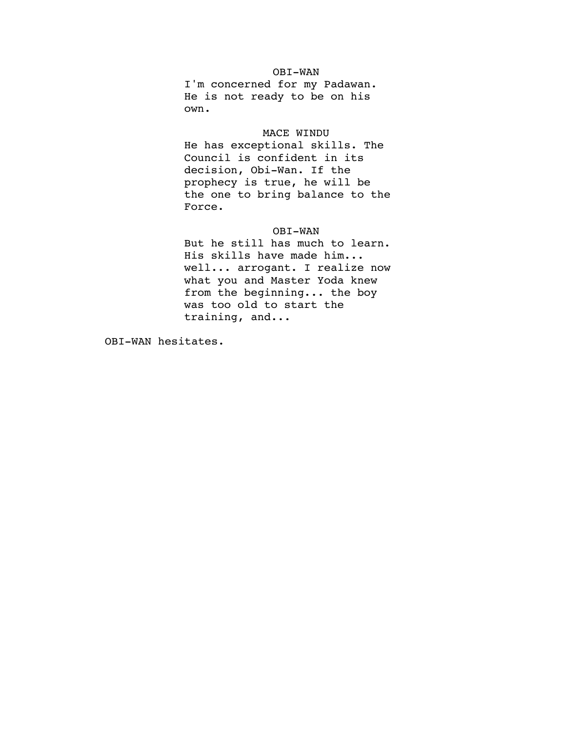OBI-WAN

I'm concerned for my Padawan. He is not ready to be on his own.

MACE WINDU

He has exceptional skills. The Council is confident in its decision, Obi-Wan. If the prophecy is true, he will be the one to bring balance to the Force.

OBI-WAN

But he still has much to learn. His skills have made him... well... arrogant. I realize now what you and Master Yoda knew from the beginning... the boy was too old to start the training, and...

OBI-WAN hesitates.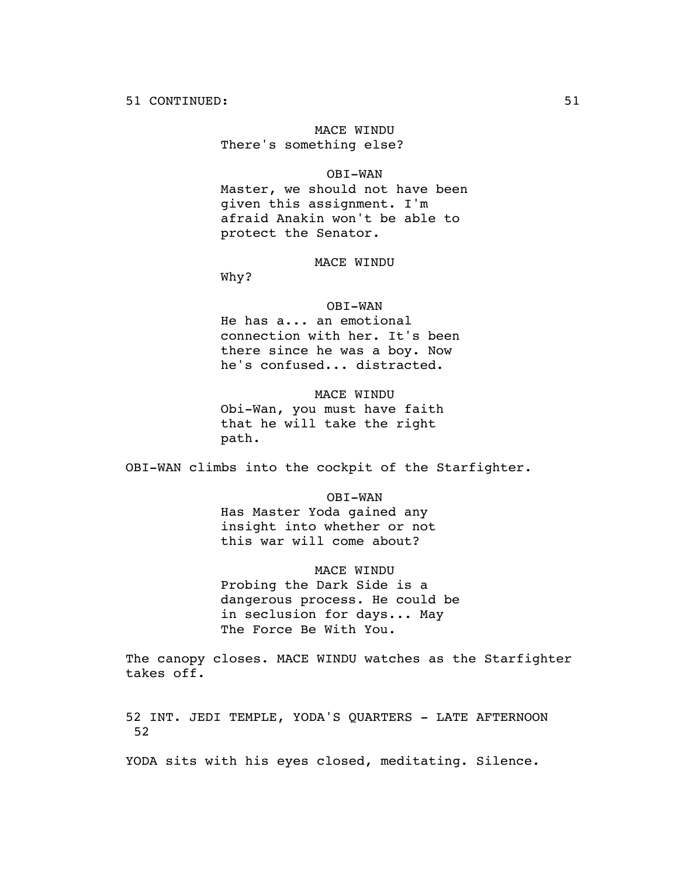51 CONTINUED: 51

MACE WINDU
There's something else?

OBI-WAN
Master, we should not have been given this assignment. I'm afraid Anakin won't be able to protect the Senator.

MACE WINDU
Why?

OBI-WAN
He has a... an emotional connection with her. It's been there since he was a boy. Now he's confused... distracted.

MACE WINDU
Obi-Wan, you must have faith that he will take the right path.

OBI-WAN climbs into the cockpit of the Starfighter.

OBI-WAN
Has Master Yoda gained any insight into whether or not this war will come about?

MACE WINDU
Probing the Dark Side is a dangerous process. He could be in seclusion for days... May The Force Be With You.

The canopy closes. MACE WINDU watches as the Starfighter takes off.

52 INT. JEDI TEMPLE, YODA'S QUARTERS - LATE AFTERNOON 52

YODA sits with his eyes closed, meditating. Silence.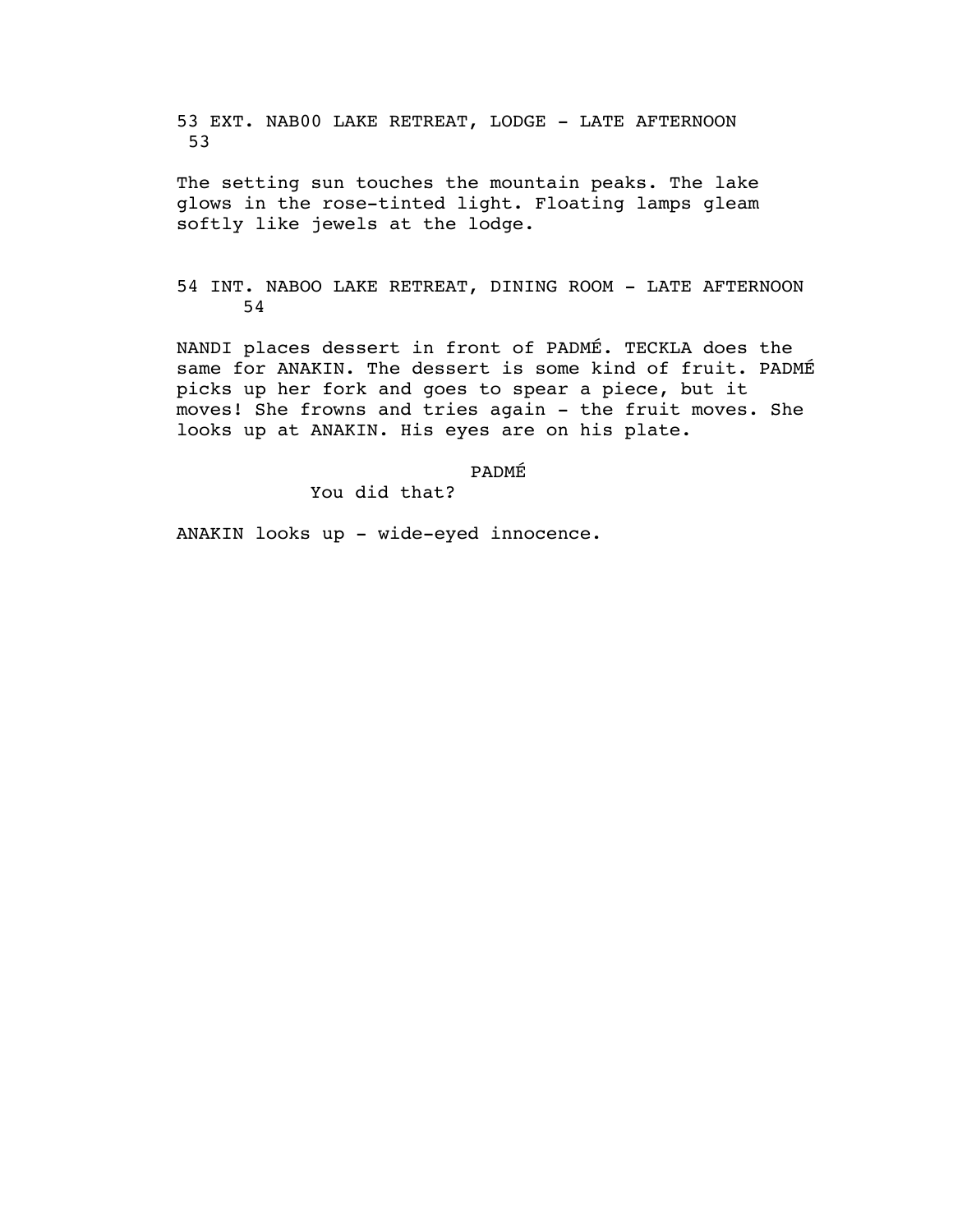53 EXT. NAB00 LAKE RETREAT, LODGE - LATE AFTERNOON 53

The setting sun touches the mountain peaks. The lake glows in the rose-tinted light. Floating lamps gleam softly like jewels at the lodge.

54 INT. NABOO LAKE RETREAT, DINING ROOM - LATE AFTERNOON 54

NANDI places dessert in front of PADMÉ. TECKLA does the same for ANAKIN. The dessert is some kind of fruit. PADMÉ picks up her fork and goes to spear a piece, but it moves! She frowns and tries again - the fruit moves. She looks up at ANAKIN. His eyes are on his plate.

PADMÉ

You did that?

ANAKIN looks up - wide-eyed innocence.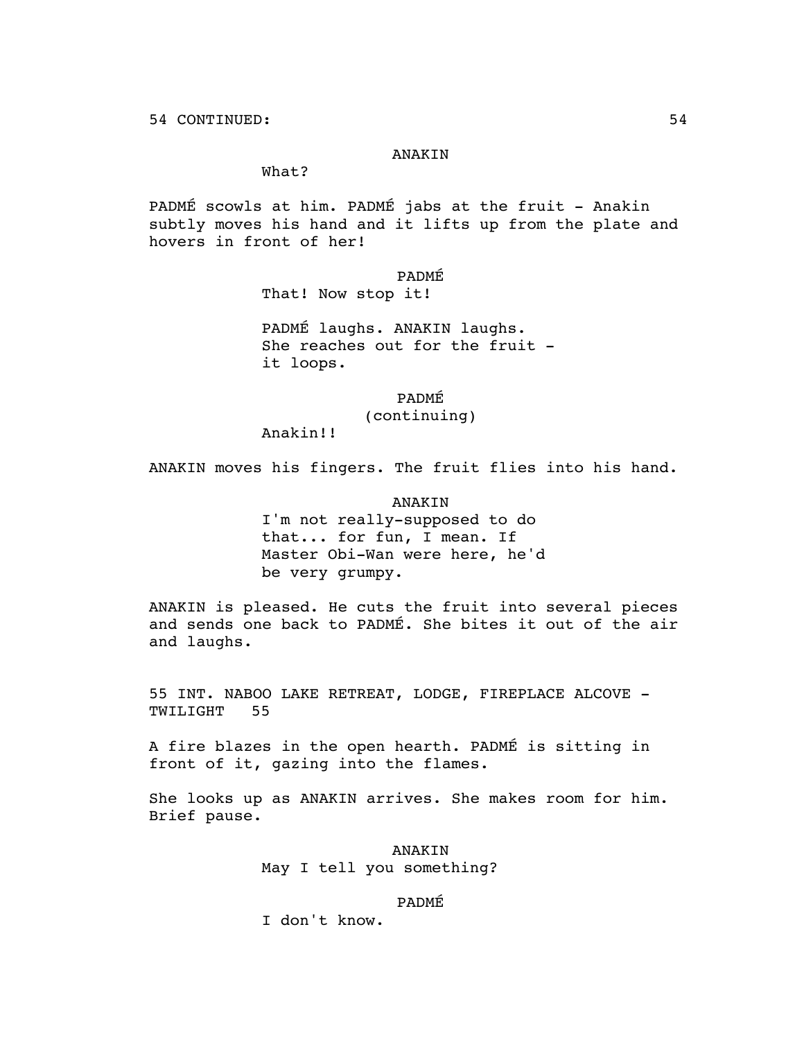54 CONTINUED:

ANAKIN

What?

PADMÉ scowls at him. PADMÉ jabs at the fruit - Anakin subtly moves his hand and it lifts up from the plate and hovers in front of her!

PADMÉ

That! Now stop it!

PADMÉ laughs. ANAKIN laughs. She reaches out for the fruit - it loops.

PADMÉ
(continuing)

Anakin!!

ANAKIN moves his fingers. The fruit flies into his hand.

ANAKIN

I'm not really-supposed to do that... for fun, I mean. If Master Obi-Wan were here, he'd be very grumpy.

ANAKIN is pleased. He cuts the fruit into several pieces and sends one back to PADMÉ. She bites it out of the air and laughs.

55 INT. NABOO LAKE RETREAT, LODGE, FIREPLACE ALCOVE - TWILIGHT 55

A fire blazes in the open hearth. PADMÉ is sitting in front of it, gazing into the flames.

She looks up as ANAKIN arrives. She makes room for him. Brief pause.

ANAKIN

May I tell you something?

PADMÉ

I don't know.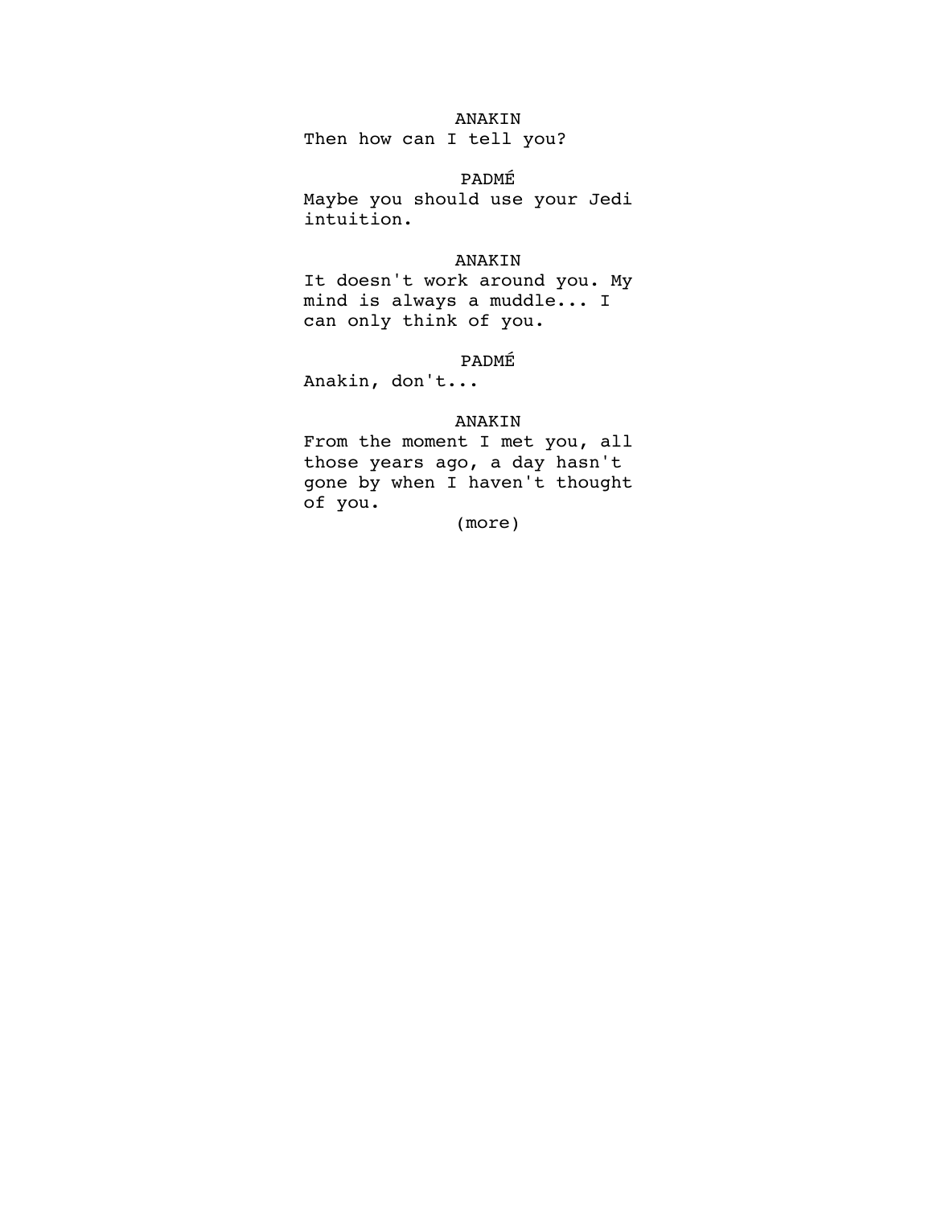ANAKIN

Then how can I tell you?

PADMÉ

Maybe you should use your Jedi intuition.

ANAKIN

It doesn't work around you. My mind is always a muddle... I can only think of you.

PADMÉ

Anakin, don't...

ANAKIN

From the moment I met you, all those years ago, a day hasn't gone by when I haven't thought of you.

(more)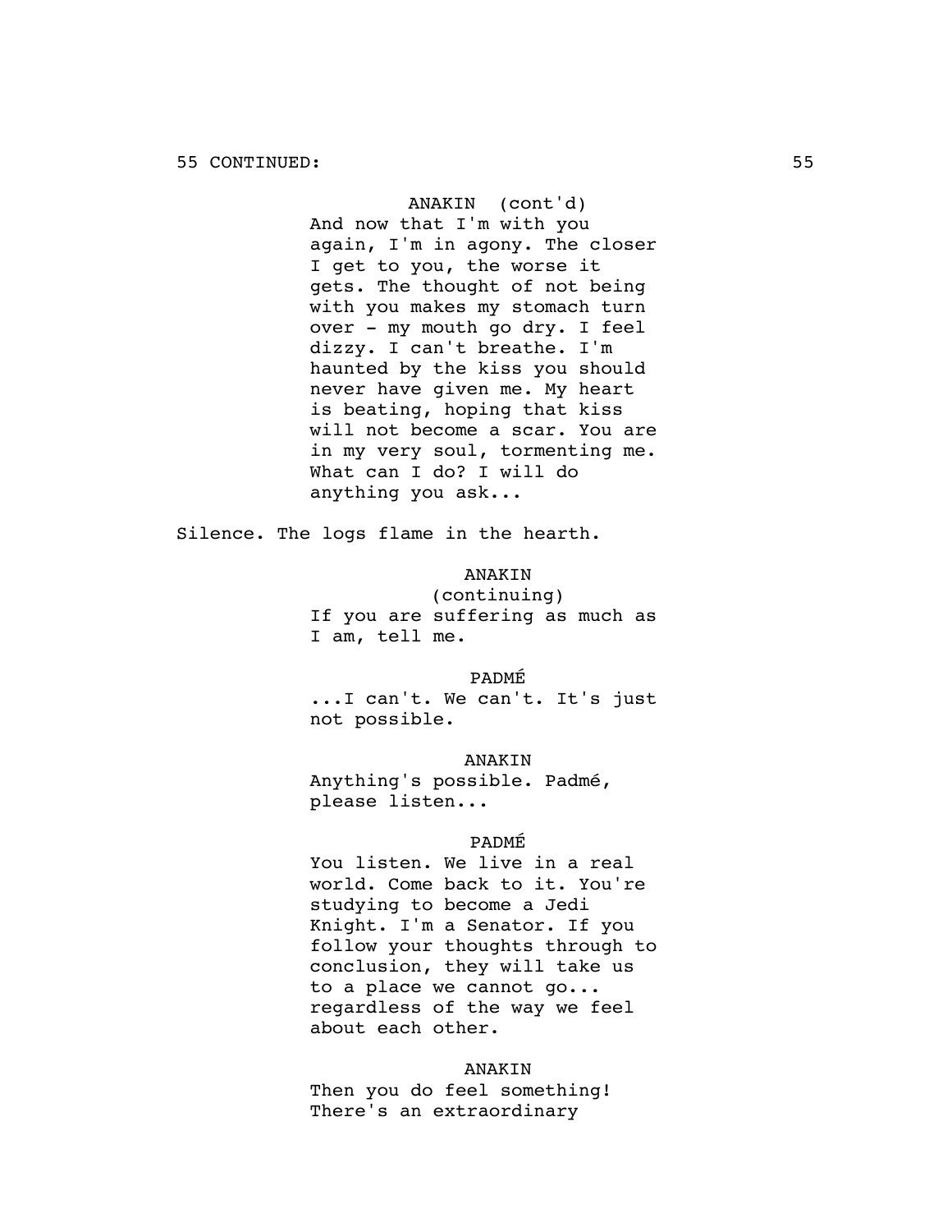55 CONTINUED:

ANAKIN (cont'd)
And now that I'm with you again, I'm in agony. The closer I get to you, the worse it gets. The thought of not being with you makes my stomach turn over - my mouth go dry. I feel dizzy. I can't breathe. I'm haunted by the kiss you should never have given me. My heart is beating, hoping that kiss will not become a scar. You are in my very soul, tormenting me. What can I do? I will do anything you ask...

Silence. The logs flame in the hearth.

ANAKIN
(continuing)
If you are suffering as much as I am, tell me.

PADMÉ
...I can't. We can't. It's just not possible.

ANAKIN
Anything's possible. Padmé, please listen...

PADMÉ
You listen. We live in a real world. Come back to it. You're studying to become a Jedi Knight. I'm a Senator. If you follow your thoughts through to conclusion, they will take us to a place we cannot go... regardless of the way we feel about each other.

ANAKIN
Then you do feel something! There's an extraordinary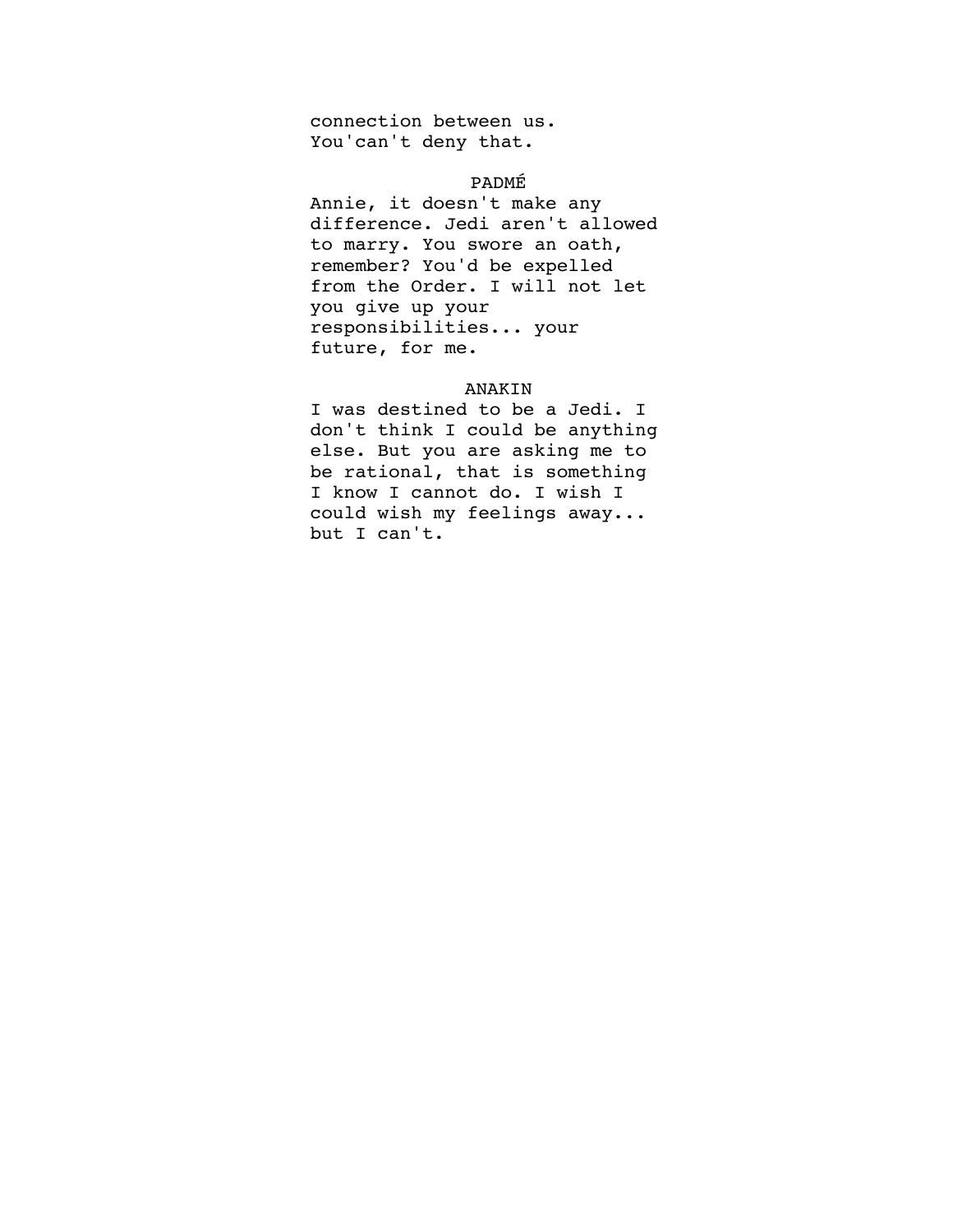connection between us.
You'can't deny that.

PADMÉ

Annie, it doesn't make any difference. Jedi aren't allowed to marry. You swore an oath, remember? You'd be expelled from the Order. I will not let you give up your responsibilities... your future, for me.

ANAKIN

I was destined to be a Jedi. I don't think I could be anything else. But you are asking me to be rational, that is something I know I cannot do. I wish I could wish my feelings away... but I can't.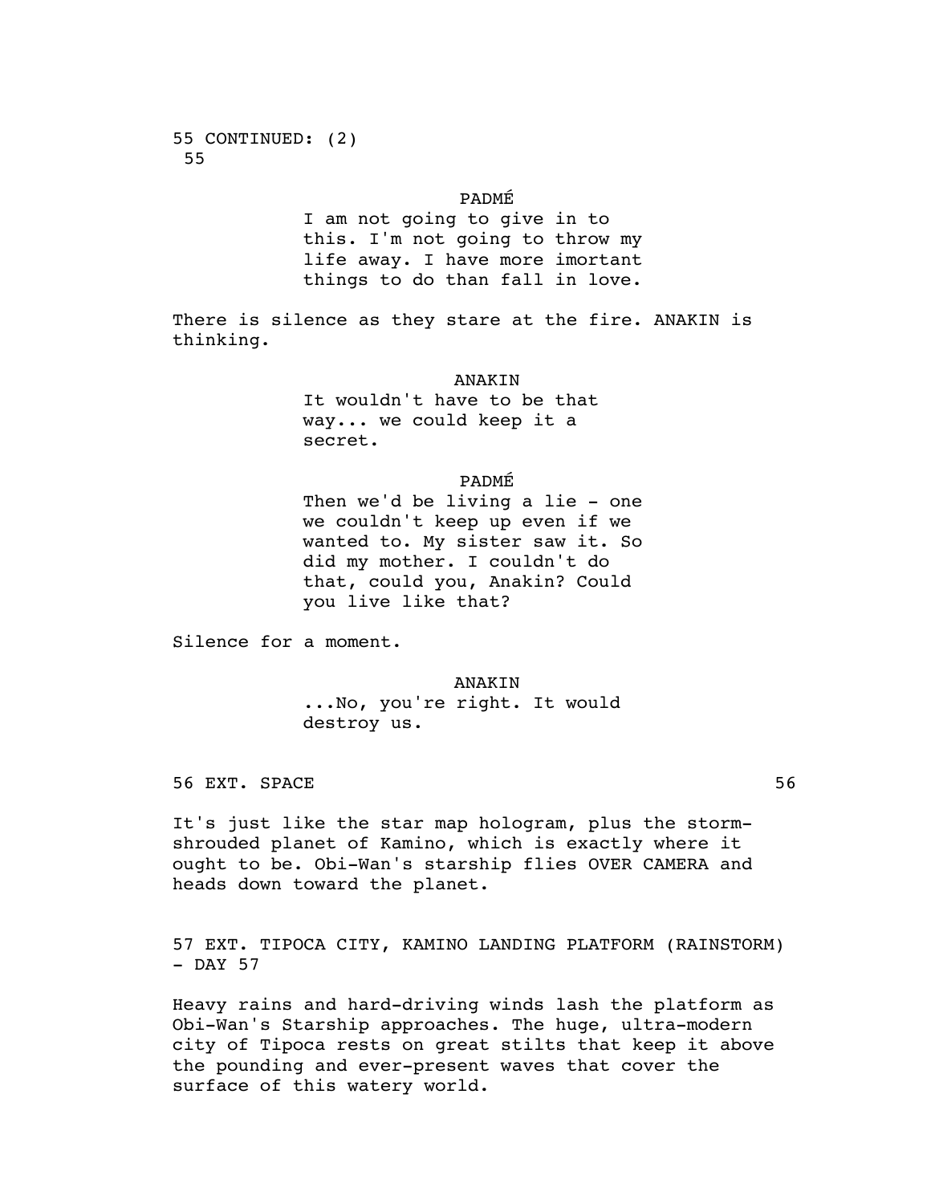55 CONTINUED: (2)
55

PADMÉ

I am not going to give in to this. I'm not going to throw my life away. I have more imortant things to do than fall in love.

There is silence as they stare at the fire. ANAKIN is thinking.

ANAKIN

It wouldn't have to be that way... we could keep it a secret.

PADMÉ

Then we'd be living a lie - one we couldn't keep up even if we wanted to. My sister saw it. So did my mother. I couldn't do that, could you, Anakin? Could you live like that?

Silence for a moment.

ANAKIN

...No, you're right. It would destroy us.

56 EXT. SPACE 56

It's just like the star map hologram, plus the storm-shrouded planet of Kamino, which is exactly where it ought to be. Obi-Wan's starship flies OVER CAMERA and heads down toward the planet.

57 EXT. TIPOCA CITY, KAMINO LANDING PLATFORM (RAINSTORM) - DAY 57

Heavy rains and hard-driving winds lash the platform as Obi-Wan's Starship approaches. The huge, ultra-modern city of Tipoca rests on great stilts that keep it above the pounding and ever-present waves that cover the surface of this watery world.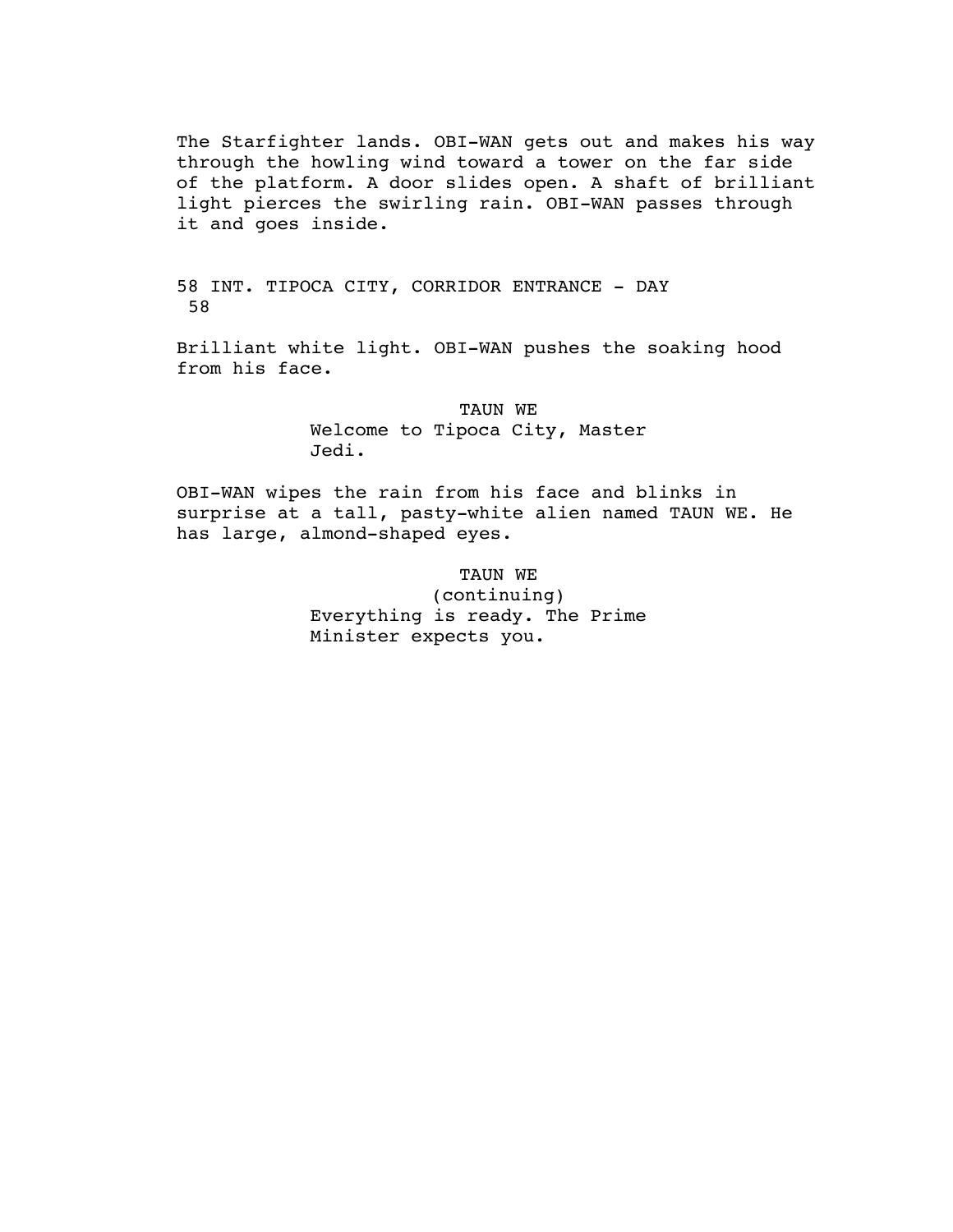The Starfighter lands. OBI-WAN gets out and makes his way through the howling wind toward a tower on the far side of the platform. A door slides open. A shaft of brilliant light pierces the swirling rain. OBI-WAN passes through it and goes inside.

58 INT. TIPOCA CITY, CORRIDOR ENTRANCE - DAY 58

Brilliant white light. OBI-WAN pushes the soaking hood from his face.

TAUN WE
Welcome to Tipoca City, Master Jedi.

OBI-WAN wipes the rain from his face and blinks in surprise at a tall, pasty-white alien named TAUN WE. He has large, almond-shaped eyes.

TAUN WE
(continuing)
Everything is ready. The Prime Minister expects you.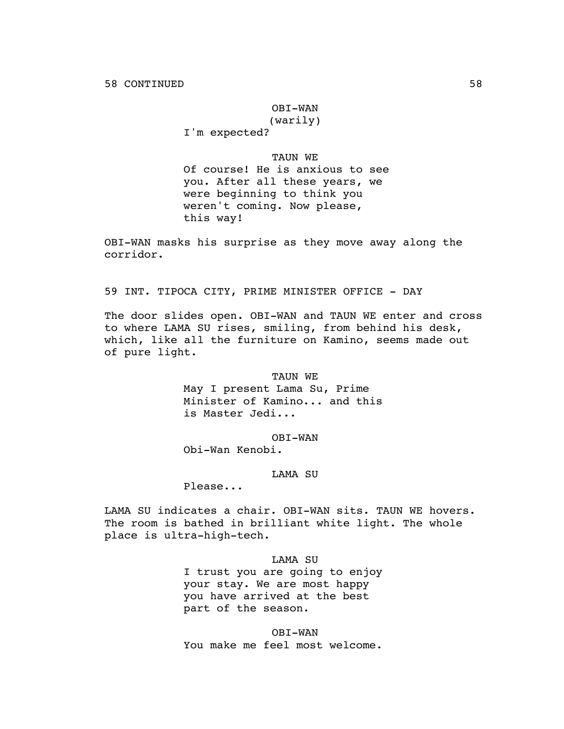58 CONTINUED

OBI-WAN
(warily)
I'm expected?

TAUN WE
Of course! He is anxious to see you. After all these years, we were beginning to think you weren't coming. Now please, this way!

OBI-WAN masks his surprise as they move away along the corridor.

59 INT. TIPOCA CITY, PRIME MINISTER OFFICE - DAY

The door slides open. OBI-WAN and TAUN WE enter and cross to where LAMA SU rises, smiling, from behind his desk, which, like all the furniture on Kamino, seems made out of pure light.

TAUN WE
May I present Lama Su, Prime Minister of Kamino... and this is Master Jedi...

OBI-WAN
Obi-Wan Kenobi.

LAMA SU
Please...

LAMA SU indicates a chair. OBI-WAN sits. TAUN WE hovers. The room is bathed in brilliant white light. The whole place is ultra-high-tech.

LAMA SU
I trust you are going to enjoy your stay. We are most happy you have arrived at the best part of the season.

OBI-WAN
You make me feel most welcome.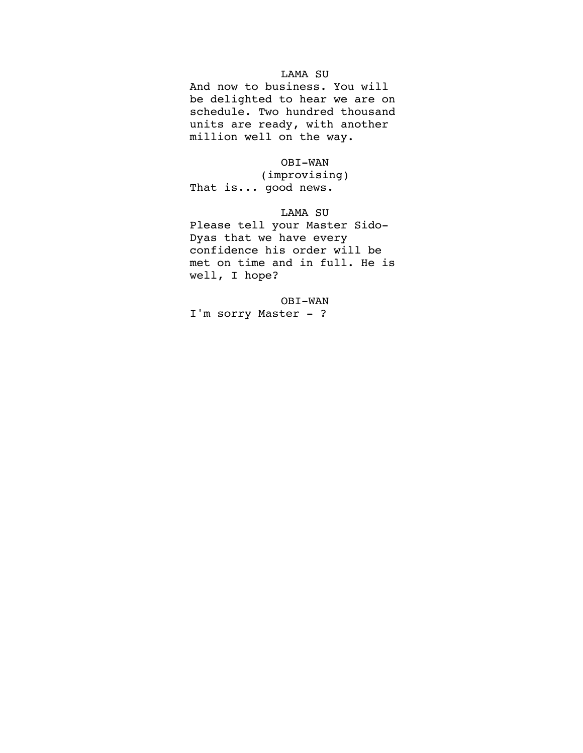LAMA SU

And now to business. You will be delighted to hear we are on schedule. Two hundred thousand units are ready, with another million well on the way.

OBI-WAN

(improvising)

That is... good news.

LAMA SU

Please tell your Master Sido-Dyas that we have every confidence his order will be met on time and in full. He is well, I hope?

OBI-WAN

I'm sorry Master - ?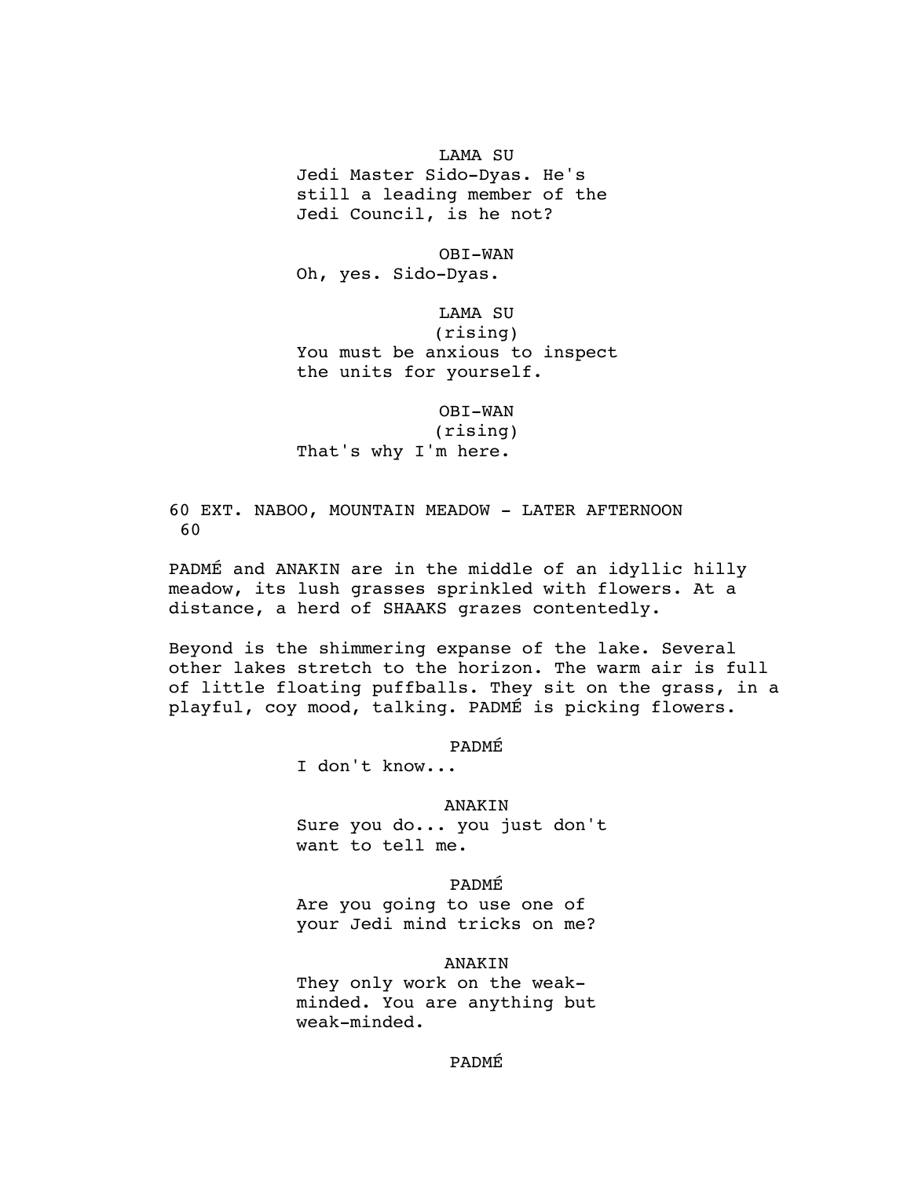LAMA SU
Jedi Master Sido-Dyas. He's still a leading member of the Jedi Council, is he not?

OBI-WAN
Oh, yes. Sido-Dyas.

LAMA SU
(rising)
You must be anxious to inspect the units for yourself.

OBI-WAN
(rising)
That's why I'm here.

60 EXT. NABOO, MOUNTAIN MEADOW - LATER AFTERNOON 60

PADMÉ and ANAKIN are in the middle of an idyllic hilly meadow, its lush grasses sprinkled with flowers. At a distance, a herd of SHAAKS grazes contentedly.

Beyond is the shimmering expanse of the lake. Several other lakes stretch to the horizon. The warm air is full of little floating puffballs. They sit on the grass, in a playful, coy mood, talking. PADMÉ is picking flowers.

PADMÉ
I don't know...

ANAKIN
Sure you do... you just don't want to tell me.

PADMÉ
Are you going to use one of your Jedi mind tricks on me?

ANAKIN
They only work on the weak-minded. You are anything but weak-minded.

PADMÉ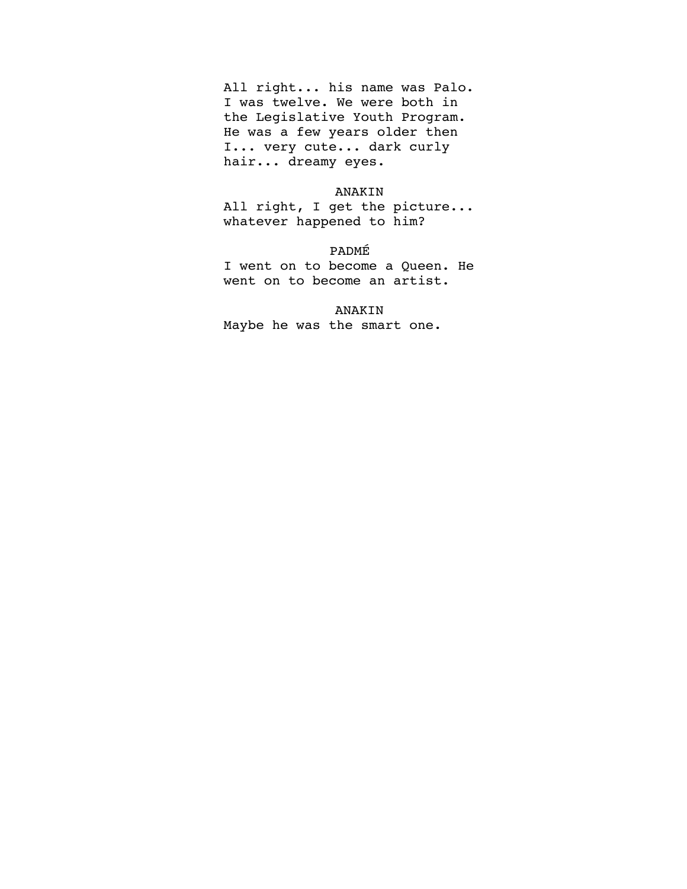All right... his name was Palo. I was twelve. We were both in the Legislative Youth Program. He was a few years older then I... very cute... dark curly hair... dreamy eyes.

ANAKIN

All right, I get the picture... whatever happened to him?

PADMÉ

I went on to become a Queen. He went on to become an artist.

ANAKIN

Maybe he was the smart one.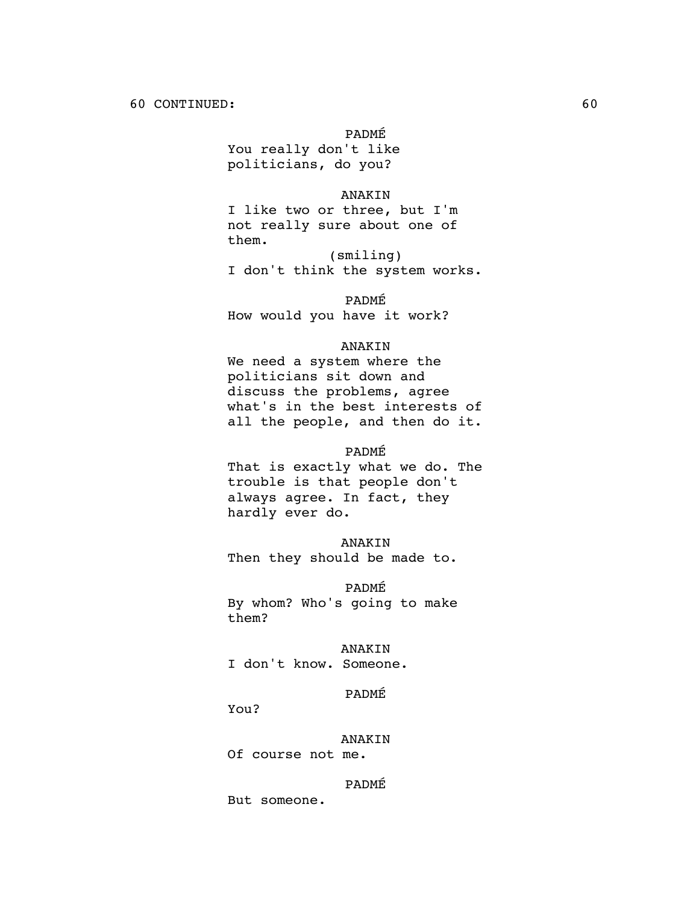60 CONTINUED:

PADMÉ

You really don't like politicians, do you?

ANAKIN

I like two or three, but I'm not really sure about one of them.

(smiling)

I don't think the system works.

PADMÉ

How would you have it work?

ANAKIN

We need a system where the politicians sit down and discuss the problems, agree what's in the best interests of all the people, and then do it.

PADMÉ

That is exactly what we do. The trouble is that people don't always agree. In fact, they hardly ever do.

ANAKIN

Then they should be made to.

PADMÉ

By whom? Who's going to make them?

ANAKIN

I don't know. Someone.

PADMÉ

You?

ANAKIN

Of course not me.

PADMÉ

But someone.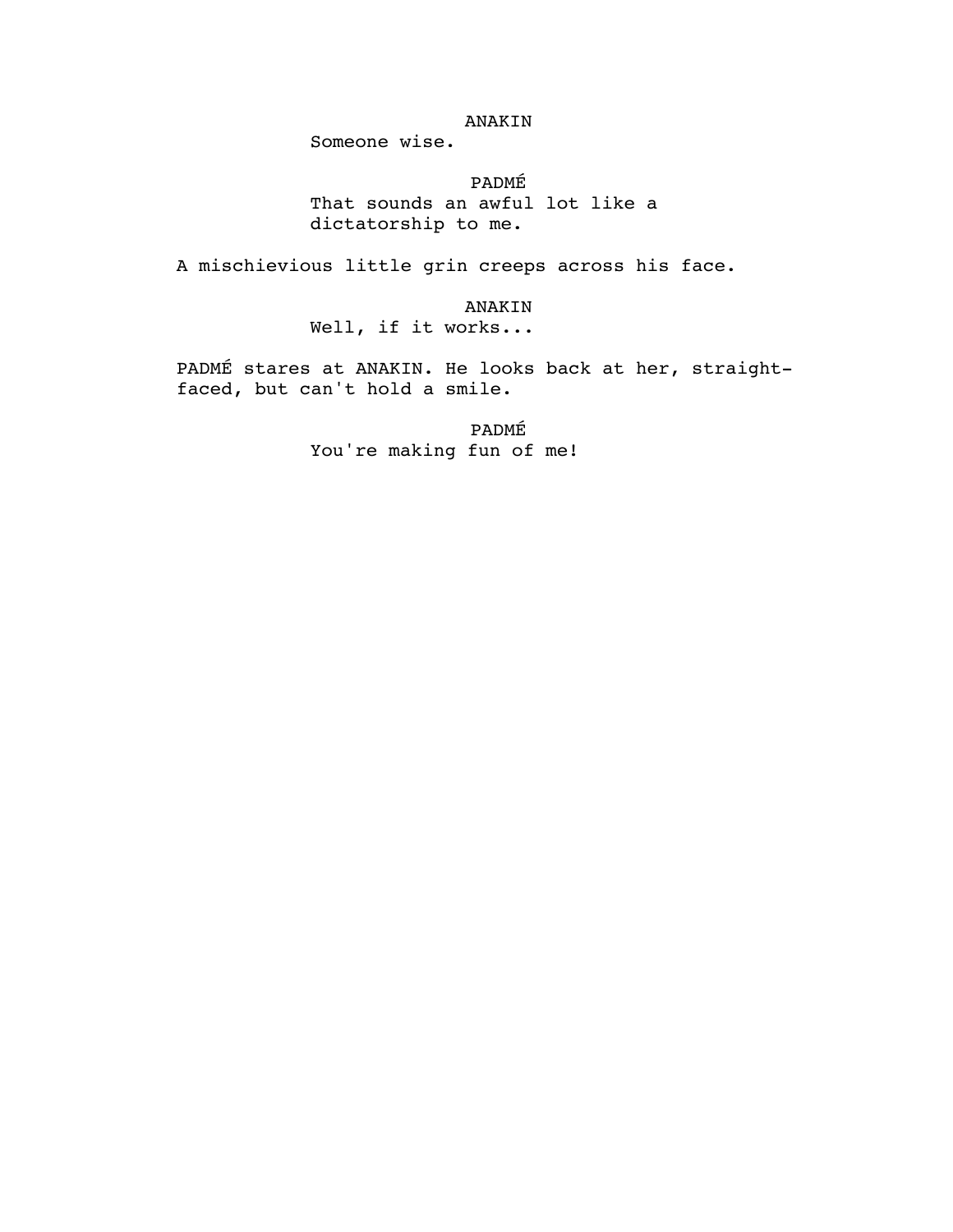ANAKIN
Someone wise.

PADMÉ
That sounds an awful lot like a dictatorship to me.

A mischievious little grin creeps across his face.

ANAKIN
Well, if it works...

PADMÉ stares at ANAKIN. He looks back at her, straight-faced, but can't hold a smile.

PADMÉ
You're making fun of me!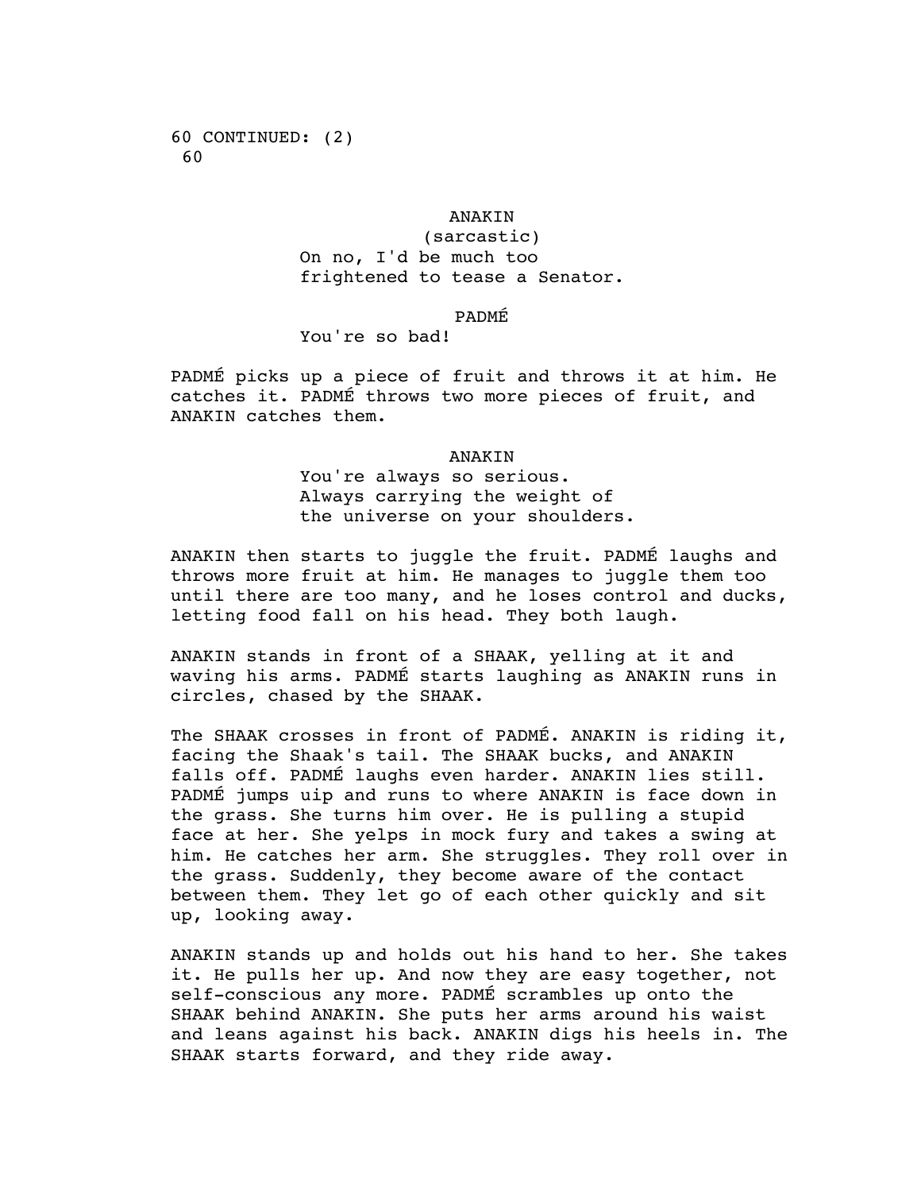60 CONTINUED: (2)
60

ANAKIN
(sarcastic)
On no, I'd be much too frightened to tease a Senator.

PADMÉ
You're so bad!

PADMÉ picks up a piece of fruit and throws it at him. He catches it. PADMÉ throws two more pieces of fruit, and ANAKIN catches them.

ANAKIN
You're always so serious. Always carrying the weight of the universe on your shoulders.

ANAKIN then starts to juggle the fruit. PADMÉ laughs and throws more fruit at him. He manages to juggle them too until there are too many, and he loses control and ducks, letting food fall on his head. They both laugh.

ANAKIN stands in front of a SHAAK, yelling at it and waving his arms. PADMÉ starts laughing as ANAKIN runs in circles, chased by the SHAAK.

The SHAAK crosses in front of PADMÉ. ANAKIN is riding it, facing the Shaak's tail. The SHAAK bucks, and ANAKIN falls off. PADMÉ laughs even harder. ANAKIN lies still. PADMÉ jumps uip and runs to where ANAKIN is face down in the grass. She turns him over. He is pulling a stupid face at her. She yelps in mock fury and takes a swing at him. He catches her arm. She struggles. They roll over in the grass. Suddenly, they become aware of the contact between them. They let go of each other quickly and sit up, looking away.

ANAKIN stands up and holds out his hand to her. She takes it. He pulls her up. And now they are easy together, not self-conscious any more. PADMÉ scrambles up onto the SHAAK behind ANAKIN. She puts her arms around his waist and leans against his back. ANAKIN digs his heels in. The SHAAK starts forward, and they ride away.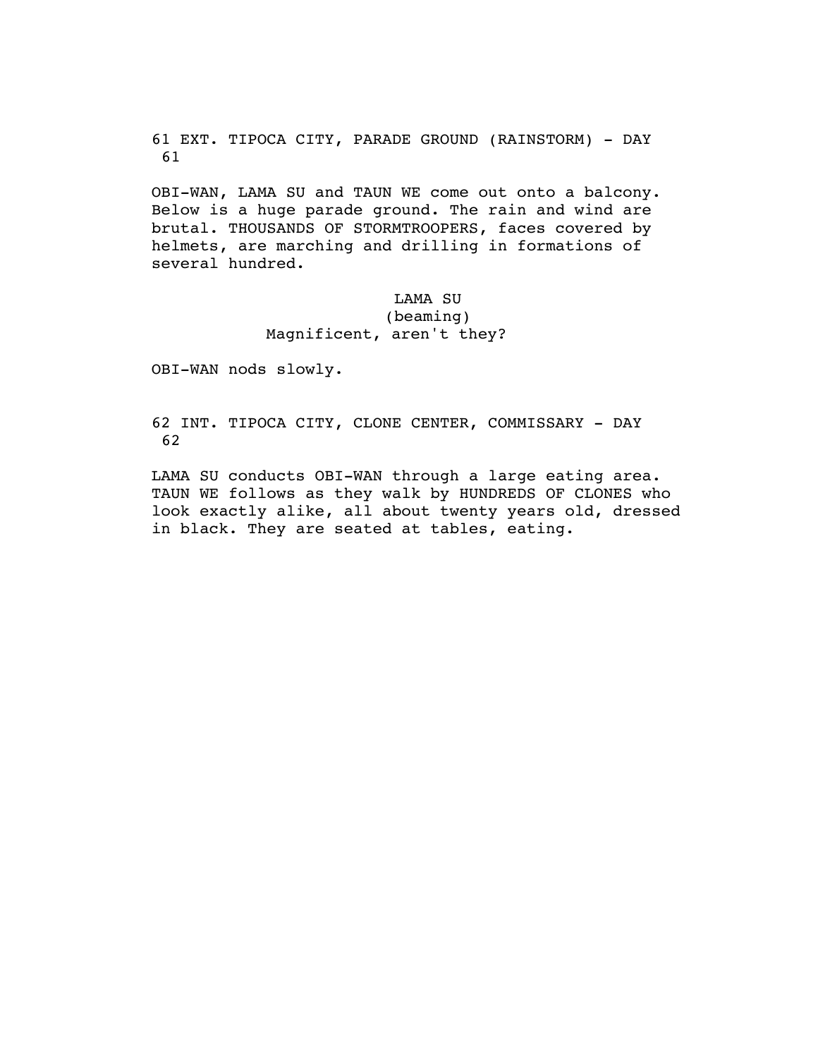61 EXT. TIPOCA CITY, PARADE GROUND (RAINSTORM) - DAY 61

OBI-WAN, LAMA SU and TAUN WE come out onto a balcony. Below is a huge parade ground. The rain and wind are brutal. THOUSANDS OF STORMTROOPERS, faces covered by helmets, are marching and drilling in formations of several hundred.

LAMA SU
(beaming)
Magnificent, aren't they?

OBI-WAN nods slowly.

62 INT. TIPOCA CITY, CLONE CENTER, COMMISSARY - DAY 62

LAMA SU conducts OBI-WAN through a large eating area. TAUN WE follows as they walk by HUNDREDS OF CLONES who look exactly alike, all about twenty years old, dressed in black. They are seated at tables, eating.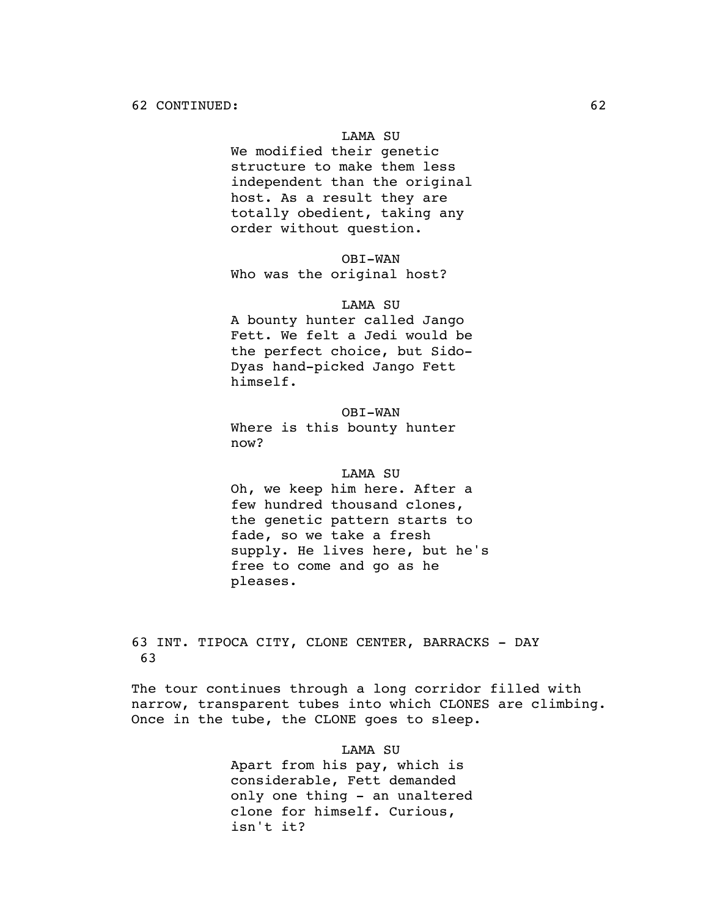62 CONTINUED:

LAMA SU
We modified their genetic structure to make them less independent than the original host. As a result they are totally obedient, taking any order without question.

OBI-WAN
Who was the original host?

LAMA SU
A bounty hunter called Jango Fett. We felt a Jedi would be the perfect choice, but Sido-Dyas hand-picked Jango Fett himself.

OBI-WAN
Where is this bounty hunter now?

LAMA SU
Oh, we keep him here. After a few hundred thousand clones, the genetic pattern starts to fade, so we take a fresh supply. He lives here, but he's free to come and go as he pleases.

63 INT. TIPOCA CITY, CLONE CENTER, BARRACKS - DAY 63

The tour continues through a long corridor filled with narrow, transparent tubes into which CLONES are climbing. Once in the tube, the CLONE goes to sleep.

LAMA SU
Apart from his pay, which is considerable, Fett demanded only one thing - an unaltered clone for himself. Curious, isn't it?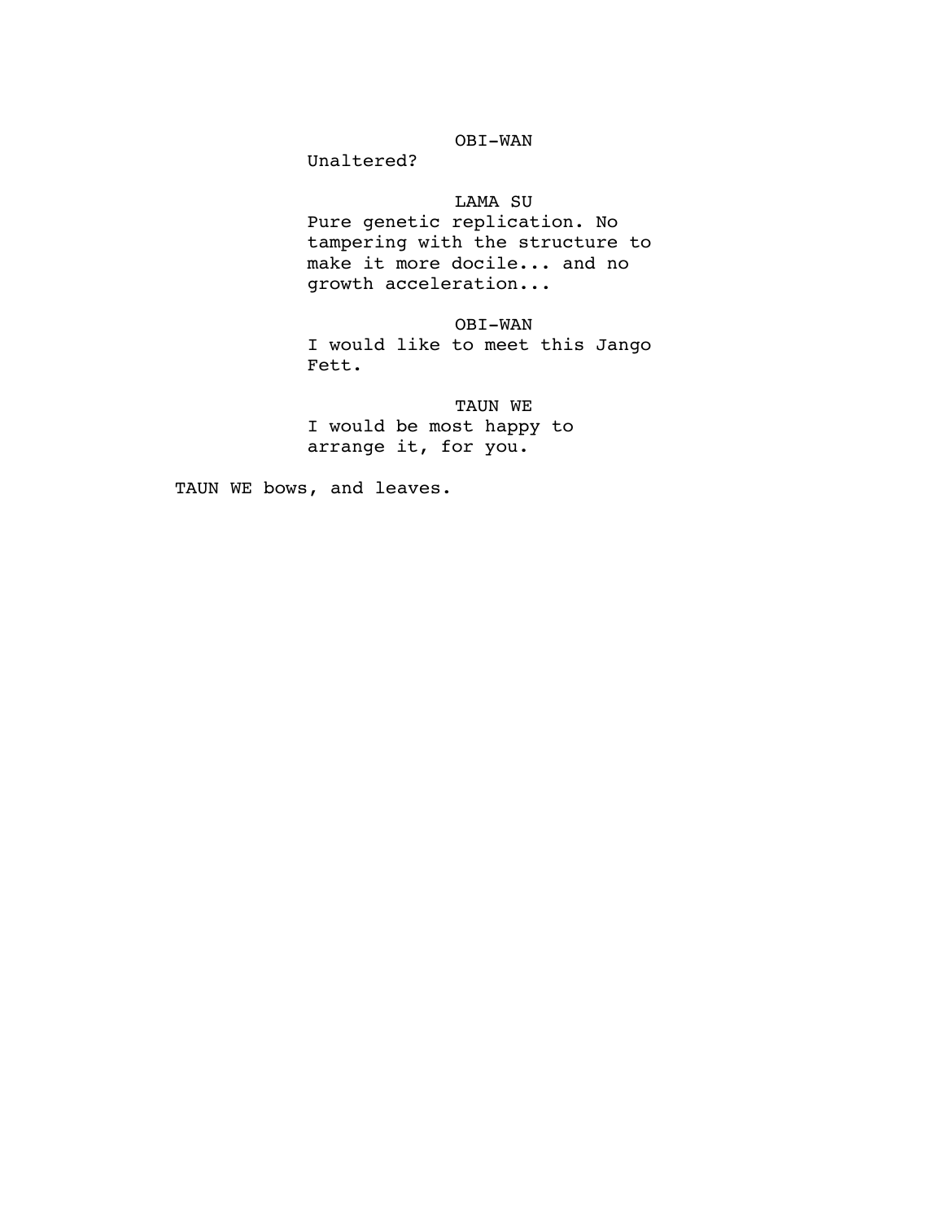OBI-WAN

Unaltered?

LAMA SU

Pure genetic replication. No tampering with the structure to make it more docile... and no growth acceleration...

OBI-WAN

I would like to meet this Jango Fett.

TAUN WE

I would be most happy to arrange it, for you.

TAUN WE bows, and leaves.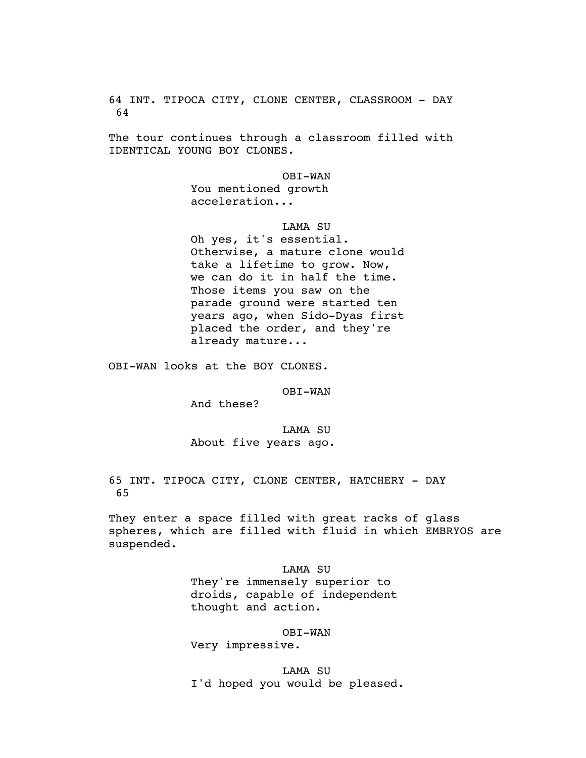64 INT. TIPOCA CITY, CLONE CENTER, CLASSROOM - DAY 64

The tour continues through a classroom filled with IDENTICAL YOUNG BOY CLONES.

OBI-WAN
You mentioned growth acceleration...

LAMA SU
Oh yes, it's essential. Otherwise, a mature clone would take a lifetime to grow. Now, we can do it in half the time. Those items you saw on the parade ground were started ten years ago, when Sido-Dyas first placed the order, and they're already mature...

OBI-WAN looks at the BOY CLONES.

OBI-WAN
And these?

LAMA SU
About five years ago.

65 INT. TIPOCA CITY, CLONE CENTER, HATCHERY - DAY 65

They enter a space filled with great racks of glass spheres, which are filled with fluid in which EMBRYOS are suspended.

LAMA SU
They're immensely superior to droids, capable of independent thought and action.

OBI-WAN
Very impressive.

LAMA SU
I'd hoped you would be pleased.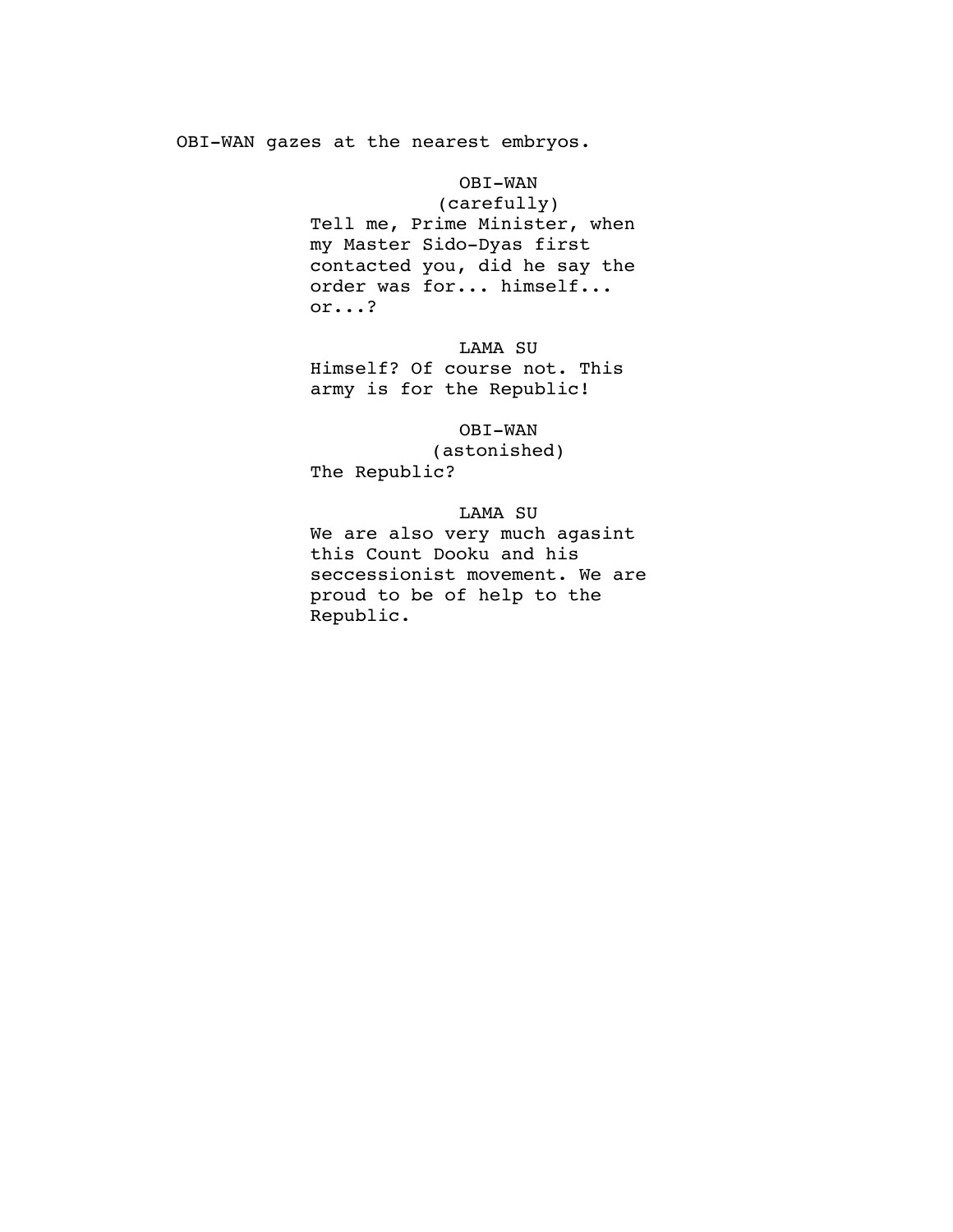OBI-WAN gazes at the nearest embryos.

OBI-WAN
(carefully)
Tell me, Prime Minister, when my Master Sido-Dyas first contacted you, did he say the order was for... himself... or...?

LAMA SU
Himself? Of course not. This army is for the Republic!

OBI-WAN
(astonished)
The Republic?

LAMA SU
We are also very much agasint this Count Dooku and his seccessionist movement. We are proud to be of help to the Republic.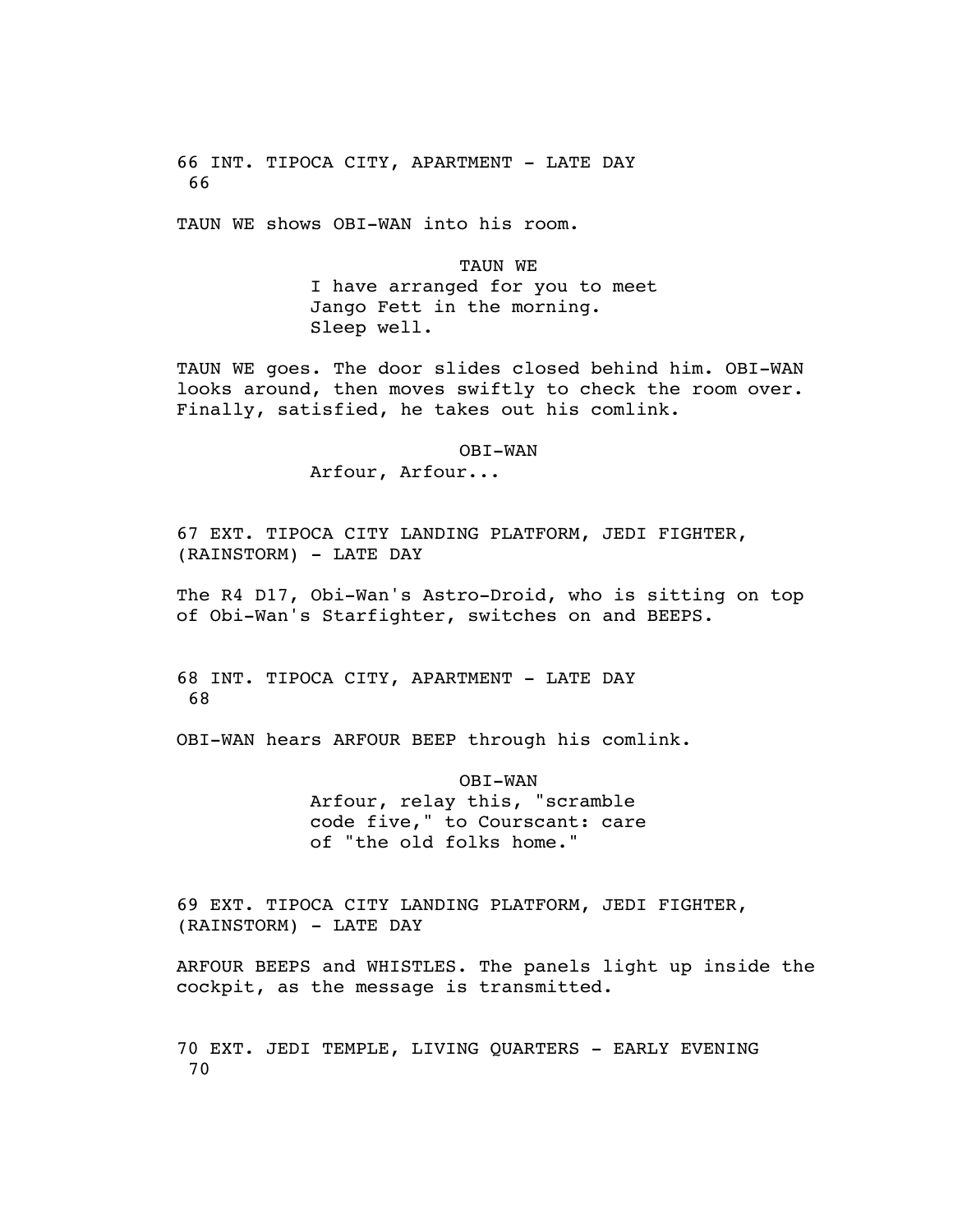66 INT. TIPOCA CITY, APARTMENT - LATE DAY 66

TAUN WE shows OBI-WAN into his room.

TAUN WE
I have arranged for you to meet Jango Fett in the morning. Sleep well.

TAUN WE goes. The door slides closed behind him. OBI-WAN looks around, then moves swiftly to check the room over. Finally, satisfied, he takes out his comlink.

OBI-WAN
Arfour, Arfour...

67 EXT. TIPOCA CITY LANDING PLATFORM, JEDI FIGHTER, (RAINSTORM) - LATE DAY

The R4 D17, Obi-Wan's Astro-Droid, who is sitting on top of Obi-Wan's Starfighter, switches on and BEEPS.

68 INT. TIPOCA CITY, APARTMENT - LATE DAY 68

OBI-WAN hears ARFOUR BEEP through his comlink.

OBI-WAN
Arfour, relay this, "scramble code five," to Courscant: care of "the old folks home."

69 EXT. TIPOCA CITY LANDING PLATFORM, JEDI FIGHTER, (RAINSTORM) - LATE DAY

ARFOUR BEEPS and WHISTLES. The panels light up inside the cockpit, as the message is transmitted.

70 EXT. JEDI TEMPLE, LIVING QUARTERS - EARLY EVENING 70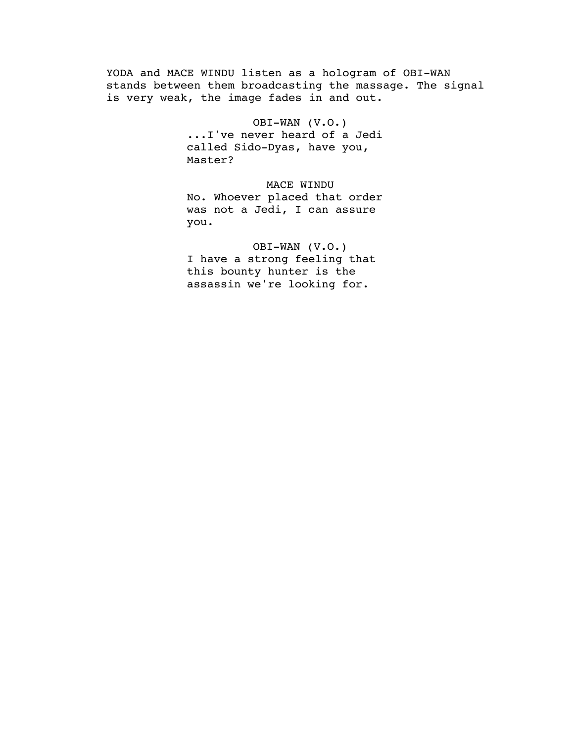YODA and MACE WINDU listen as a hologram of OBI-WAN stands between them broadcasting the massage. The signal is very weak, the image fades in and out.

OBI-WAN (V.O.)
...I've never heard of a Jedi called Sido-Dyas, have you, Master?

MACE WINDU
No. Whoever placed that order was not a Jedi, I can assure you.

OBI-WAN (V.O.)
I have a strong feeling that this bounty hunter is the assassin we're looking for.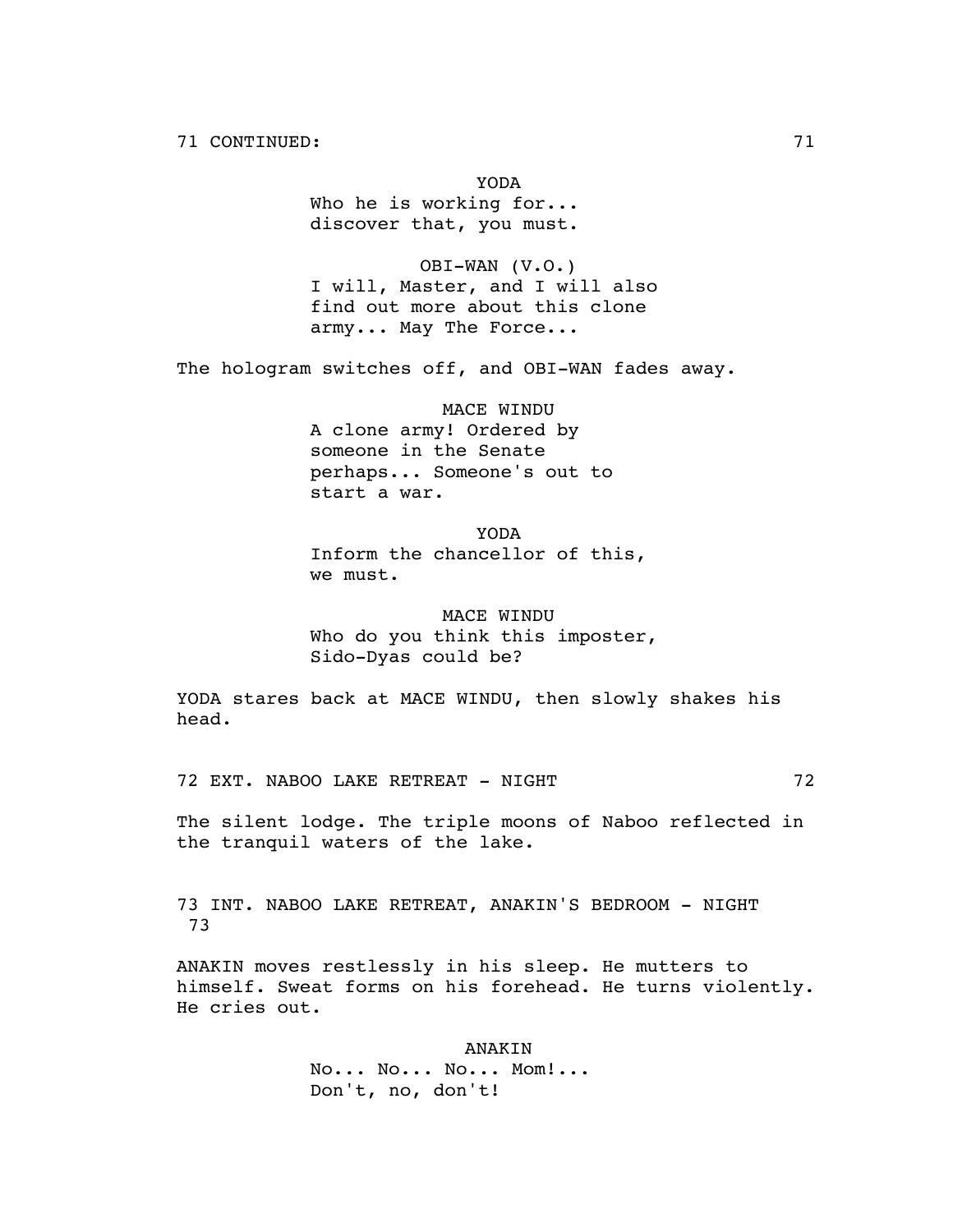71 CONTINUED:

YODA
Who he is working for...
discover that, you must.

OBI-WAN (V.O.)
I will, Master, and I will also
find out more about this clone
army... May The Force...

The hologram switches off, and OBI-WAN fades away.

MACE WINDU
A clone army! Ordered by
someone in the Senate
perhaps... Someone's out to
start a war.

YODA
Inform the chancellor of this,
we must.

MACE WINDU
Who do you think this imposter,
Sido-Dyas could be?

YODA stares back at MACE WINDU, then slowly shakes his
head.

72 EXT. NABOO LAKE RETREAT - NIGHT 72

The silent lodge. The triple moons of Naboo reflected in
the tranquil waters of the lake.

73 INT. NABOO LAKE RETREAT, ANAKIN'S BEDROOM - NIGHT 73

ANAKIN moves restlessly in his sleep. He mutters to
himself. Sweat forms on his forehead. He turns violently.
He cries out.

ANAKIN
No... No... No... Mom!...
Don't, no, don't!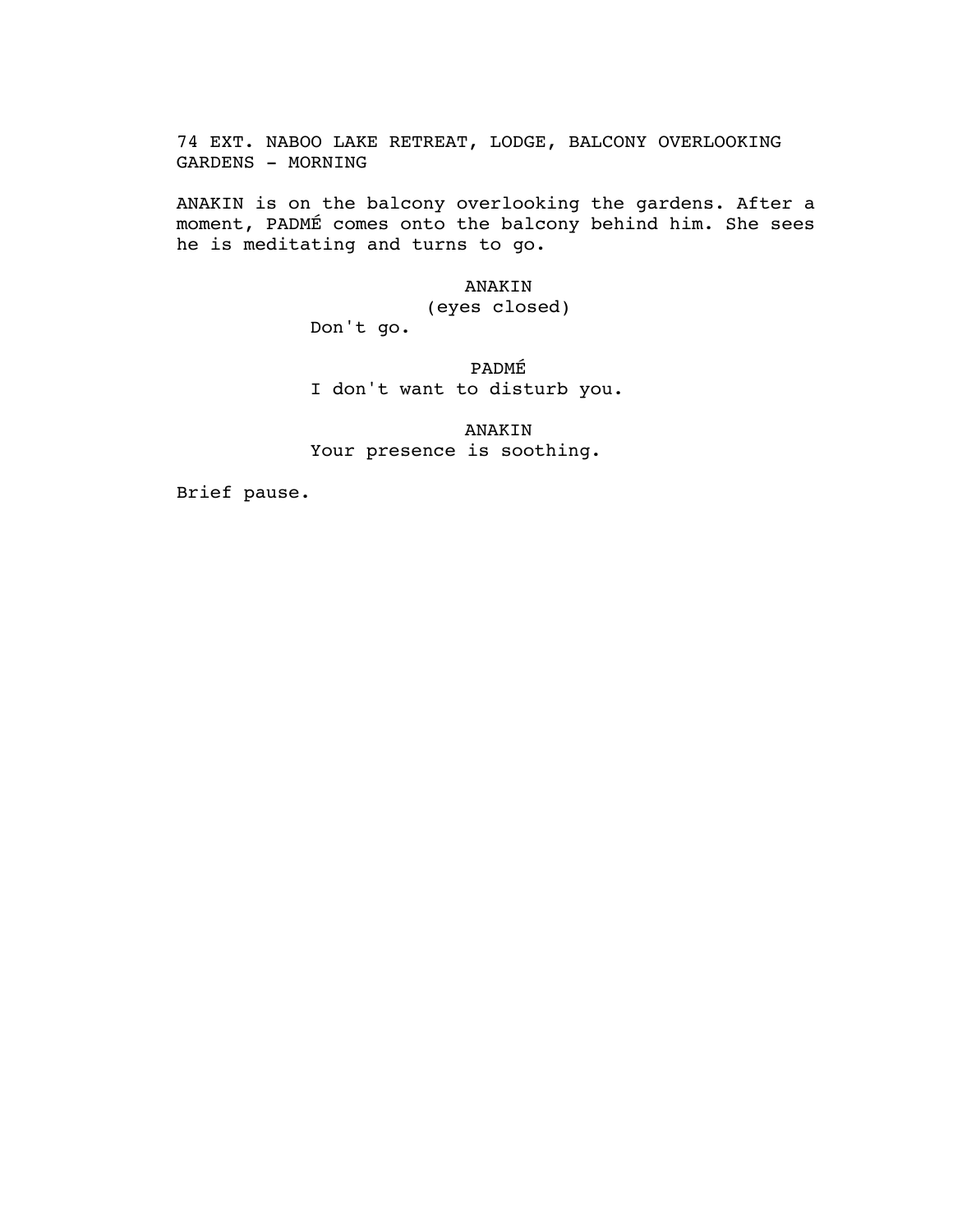74 EXT. NABOO LAKE RETREAT, LODGE, BALCONY OVERLOOKING GARDENS - MORNING

ANAKIN is on the balcony overlooking the gardens. After a moment, PADMÉ comes onto the balcony behind him. She sees he is meditating and turns to go.

ANAKIN
(eyes closed)
Don't go.

PADMÉ
I don't want to disturb you.

ANAKIN
Your presence is soothing.

Brief pause.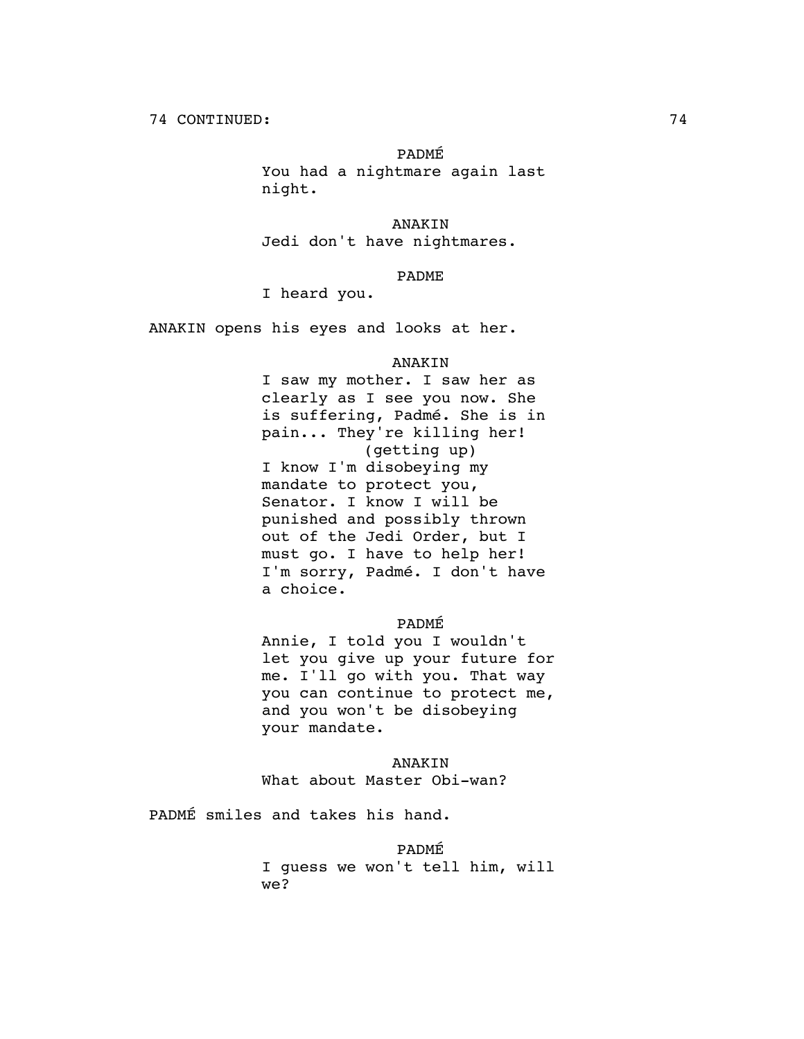74 CONTINUED:

PADMÉ

You had a nightmare again last night.

ANAKIN

Jedi don't have nightmares.

PADME

I heard you.

ANAKIN opens his eyes and looks at her.

ANAKIN

I saw my mother. I saw her as clearly as I see you now. She is suffering, Padmé. She is in pain... They're killing her!

(getting up)

I know I'm disobeying my mandate to protect you, Senator. I know I will be punished and possibly thrown out of the Jedi Order, but I must go. I have to help her! I'm sorry, Padmé. I don't have a choice.

PADMÉ

Annie, I told you I wouldn't let you give up your future for me. I'll go with you. That way you can continue to protect me, and you won't be disobeying your mandate.

ANAKIN

What about Master Obi-wan?

PADMÉ smiles and takes his hand.

PADMÉ

I guess we won't tell him, will we?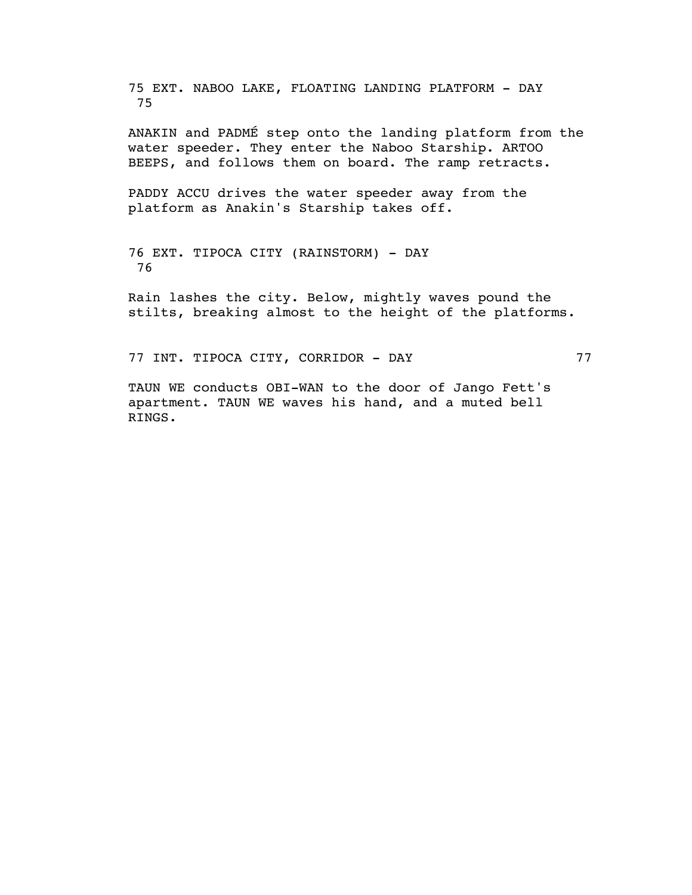75 EXT. NABOO LAKE, FLOATING LANDING PLATFORM - DAY 75

ANAKIN and PADMÉ step onto the landing platform from the water speeder. They enter the Naboo Starship. ARTOO BEEPS, and follows them on board. The ramp retracts.

PADDY ACCU drives the water speeder away from the platform as Anakin's Starship takes off.

76 EXT. TIPOCA CITY (RAINSTORM) - DAY 76

Rain lashes the city. Below, mightly waves pound the stilts, breaking almost to the height of the platforms.

77 INT. TIPOCA CITY, CORRIDOR - DAY 77

TAUN WE conducts OBI-WAN to the door of Jango Fett's apartment. TAUN WE waves his hand, and a muted bell RINGS.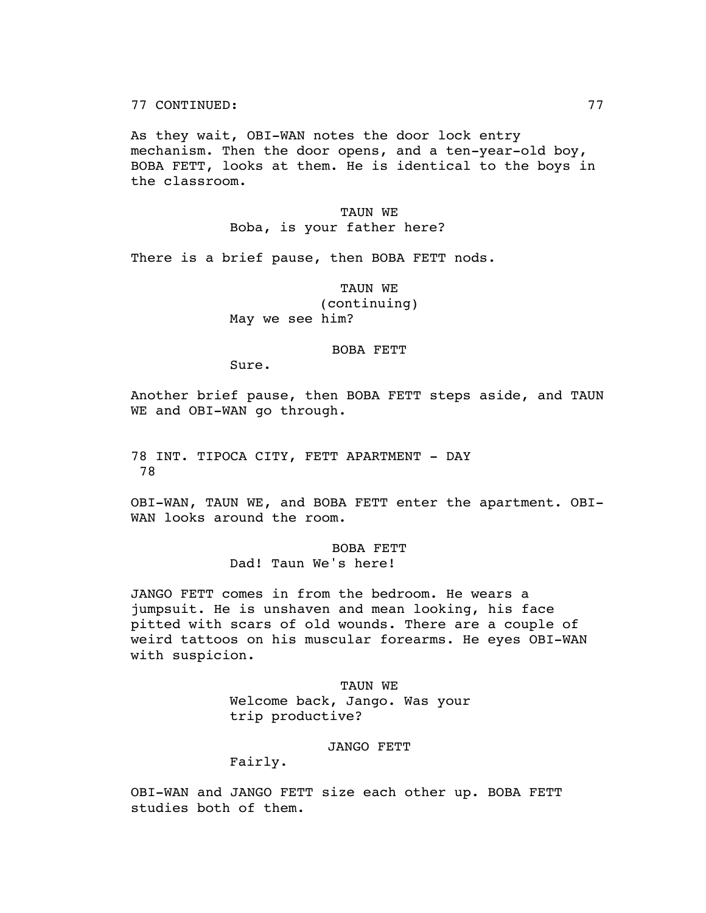77 CONTINUED:

As they wait, OBI-WAN notes the door lock entry mechanism. Then the door opens, and a ten-year-old boy, BOBA FETT, looks at them. He is identical to the boys in the classroom.

TAUN WE
Boba, is your father here?

There is a brief pause, then BOBA FETT nods.

TAUN WE
(continuing)
May we see him?

BOBA FETT
Sure.

Another brief pause, then BOBA FETT steps aside, and TAUN WE and OBI-WAN go through.

78 INT. TIPOCA CITY, FETT APARTMENT - DAY 78

OBI-WAN, TAUN WE, and BOBA FETT enter the apartment. OBI-WAN looks around the room.

BOBA FETT
Dad! Taun We's here!

JANGO FETT comes in from the bedroom. He wears a jumpsuit. He is unshaven and mean looking, his face pitted with scars of old wounds. There are a couple of weird tattoos on his muscular forearms. He eyes OBI-WAN with suspicion.

TAUN WE
Welcome back, Jango. Was your trip productive?

JANGO FETT
Fairly.

OBI-WAN and JANGO FETT size each other up. BOBA FETT studies both of them.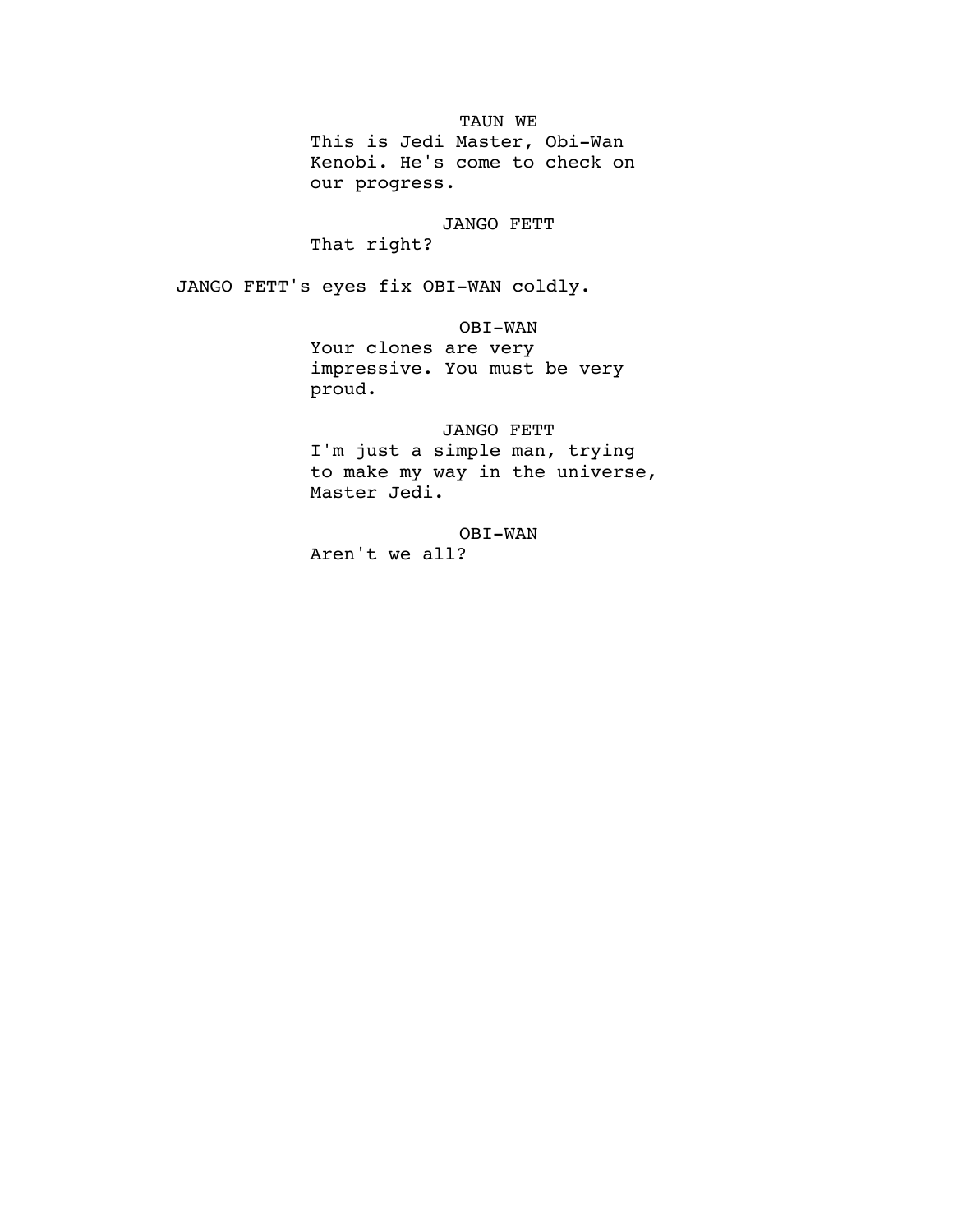TAUN WE

This is Jedi Master, Obi-Wan Kenobi. He's come to check on our progress.

JANGO FETT

That right?

JANGO FETT's eyes fix OBI-WAN coldly.

OBI-WAN

Your clones are very impressive. You must be very proud.

JANGO FETT

I'm just a simple man, trying to make my way in the universe, Master Jedi.

OBI-WAN

Aren't we all?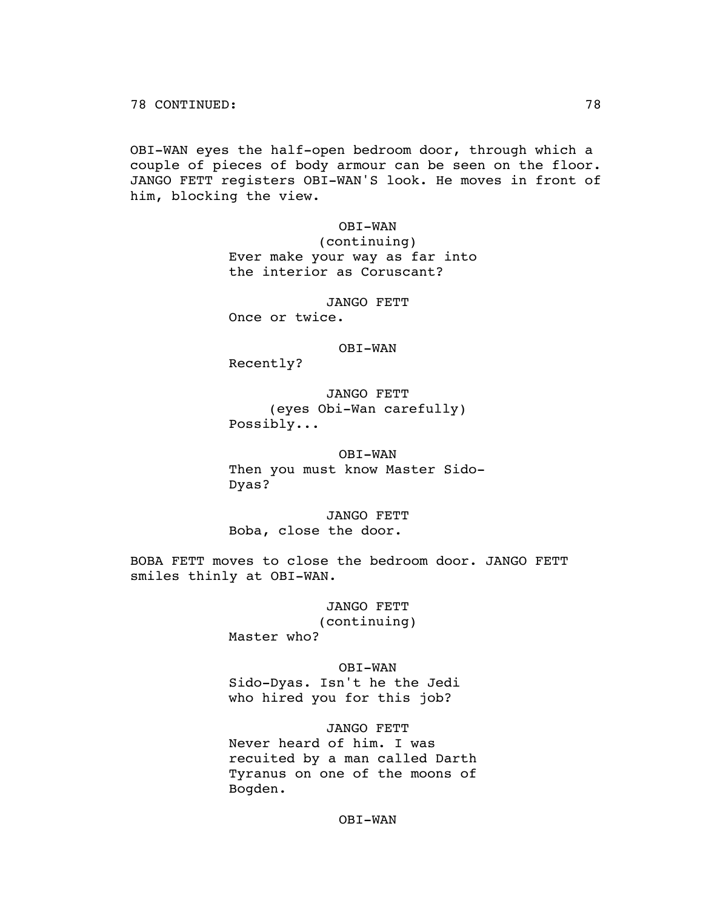78 CONTINUED:

OBI-WAN eyes the half-open bedroom door, through which a couple of pieces of body armour can be seen on the floor. JANGO FETT registers OBI-WAN'S look. He moves in front of him, blocking the view.

OBI-WAN
(continuing)
Ever make your way as far into the interior as Coruscant?

JANGO FETT
Once or twice.

OBI-WAN
Recently?

JANGO FETT
(eyes Obi-Wan carefully)
Possibly...

OBI-WAN
Then you must know Master Sido-Dyas?

JANGO FETT
Boba, close the door.

BOBA FETT moves to close the bedroom door. JANGO FETT smiles thinly at OBI-WAN.

JANGO FETT
(continuing)
Master who?

OBI-WAN
Sido-Dyas. Isn't he the Jedi who hired you for this job?

JANGO FETT
Never heard of him. I was recuited by a man called Darth Tyranus on one of the moons of Bogden.

OBI-WAN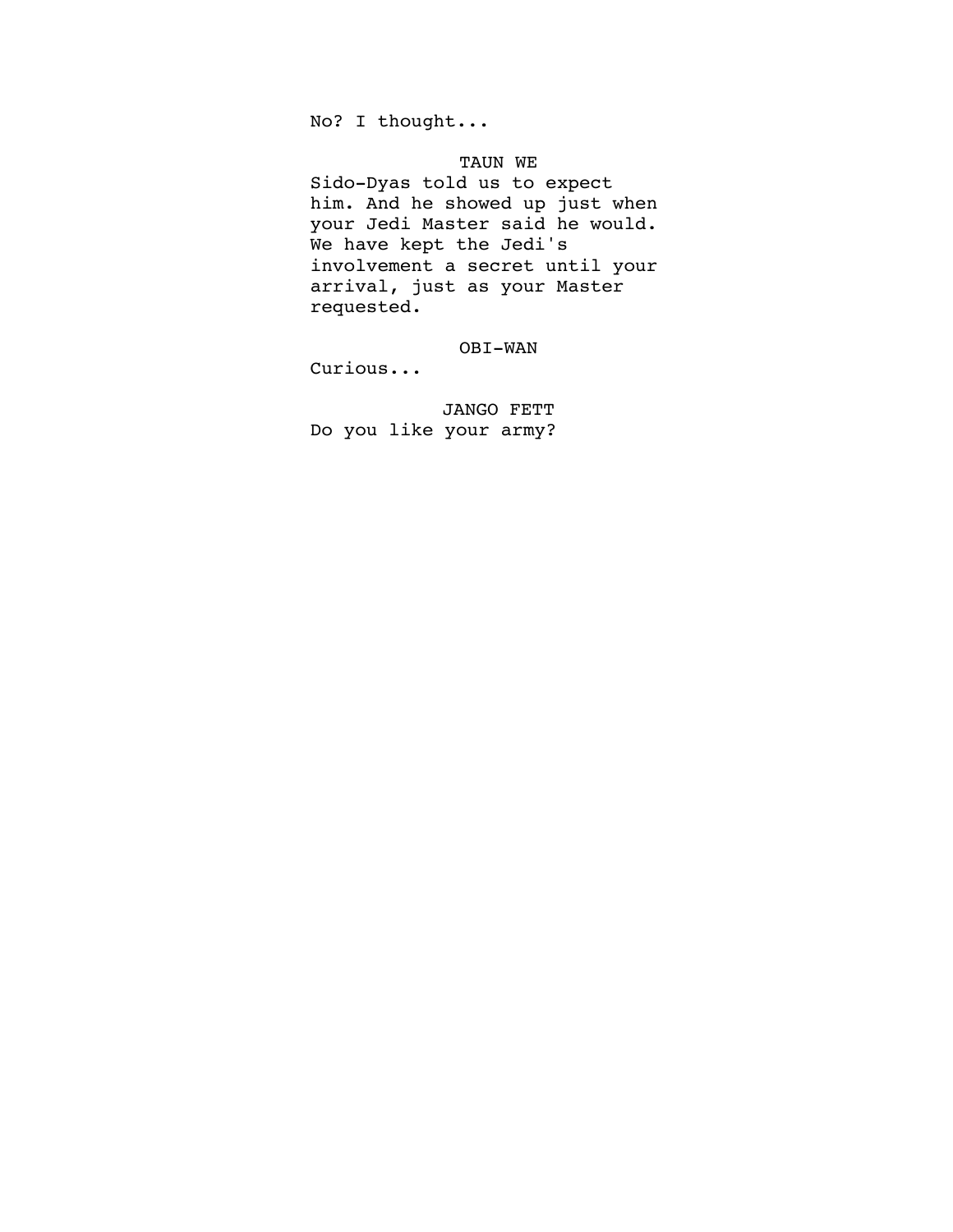No? I thought...

TAUN WE
Sido-Dyas told us to expect him. And he showed up just when your Jedi Master said he would. We have kept the Jedi's involvement a secret until your arrival, just as your Master requested.

OBI-WAN
Curious...

JANGO FETT
Do you like your army?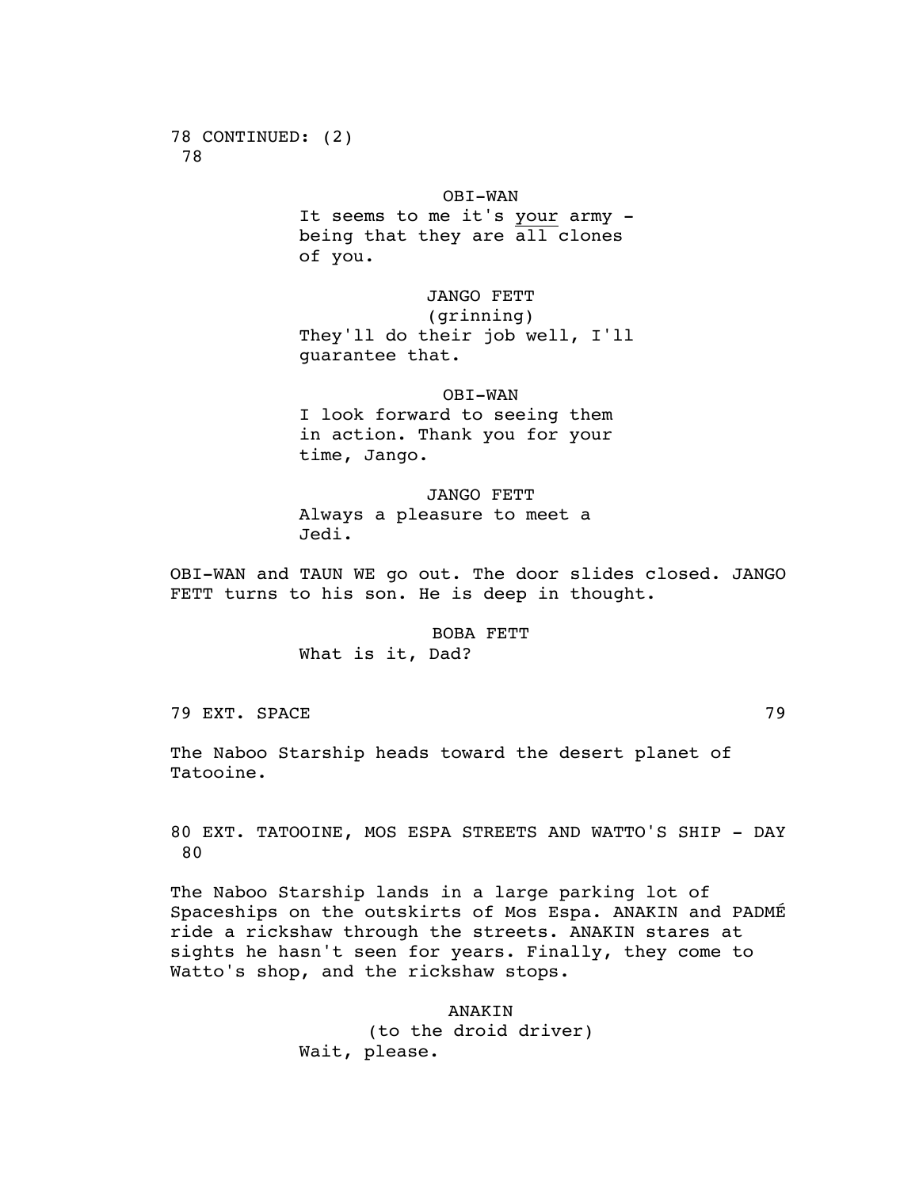78 CONTINUED: (2) 78

OBI-WAN
It seems to me it's <u>your</u> army - being that they are <u>all</u> clones of you.

JANGO FETT
(grinning)
They'll do their job well, I'll guarantee that.

OBI-WAN
I look forward to seeing them in action. Thank you for your time, Jango.

JANGO FETT
Always a pleasure to meet a Jedi.

OBI-WAN and TAUN WE go out. The door slides closed. JANGO FETT turns to his son. He is deep in thought.

BOBA FETT
What is it, Dad?

79 EXT. SPACE 79

The Naboo Starship heads toward the desert planet of Tatooine.

80 EXT. TATOOINE, MOS ESPA STREETS AND WATTO'S SHIP - DAY 80

The Naboo Starship lands in a large parking lot of Spaceships on the outskirts of Mos Espa. ANAKIN and PADMÉ ride a rickshaw through the streets. ANAKIN stares at sights he hasn't seen for years. Finally, they come to Watto's shop, and the rickshaw stops.

ANAKIN
(to the droid driver)
Wait, please.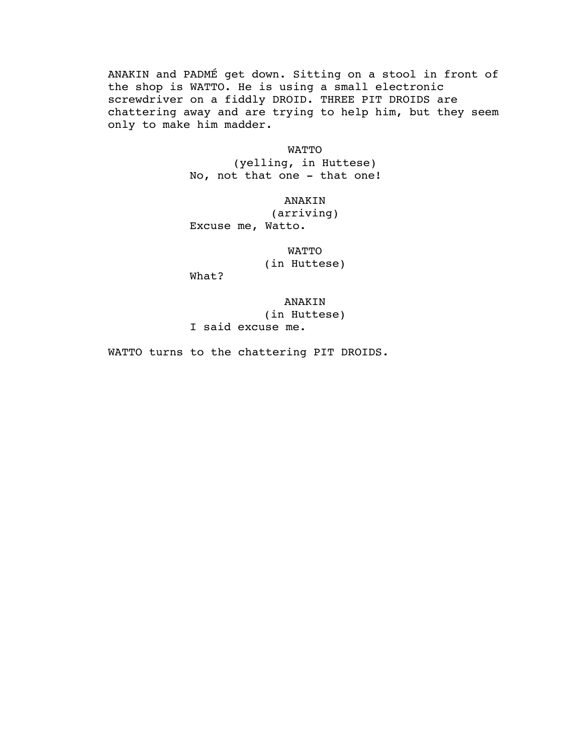ANAKIN and PADMÉ get down. Sitting on a stool in front of the shop is WATTO. He is using a small electronic screwdriver on a fiddly DROID. THREE PIT DROIDS are chattering away and are trying to help him, but they seem only to make him madder.

WATTO
(yelling, in Huttese)
No, not that one - that one!

ANAKIN
(arriving)
Excuse me, Watto.

WATTO
(in Huttese)
What?

ANAKIN
(in Huttese)
I said excuse me.

WATTO turns to the chattering PIT DROIDS.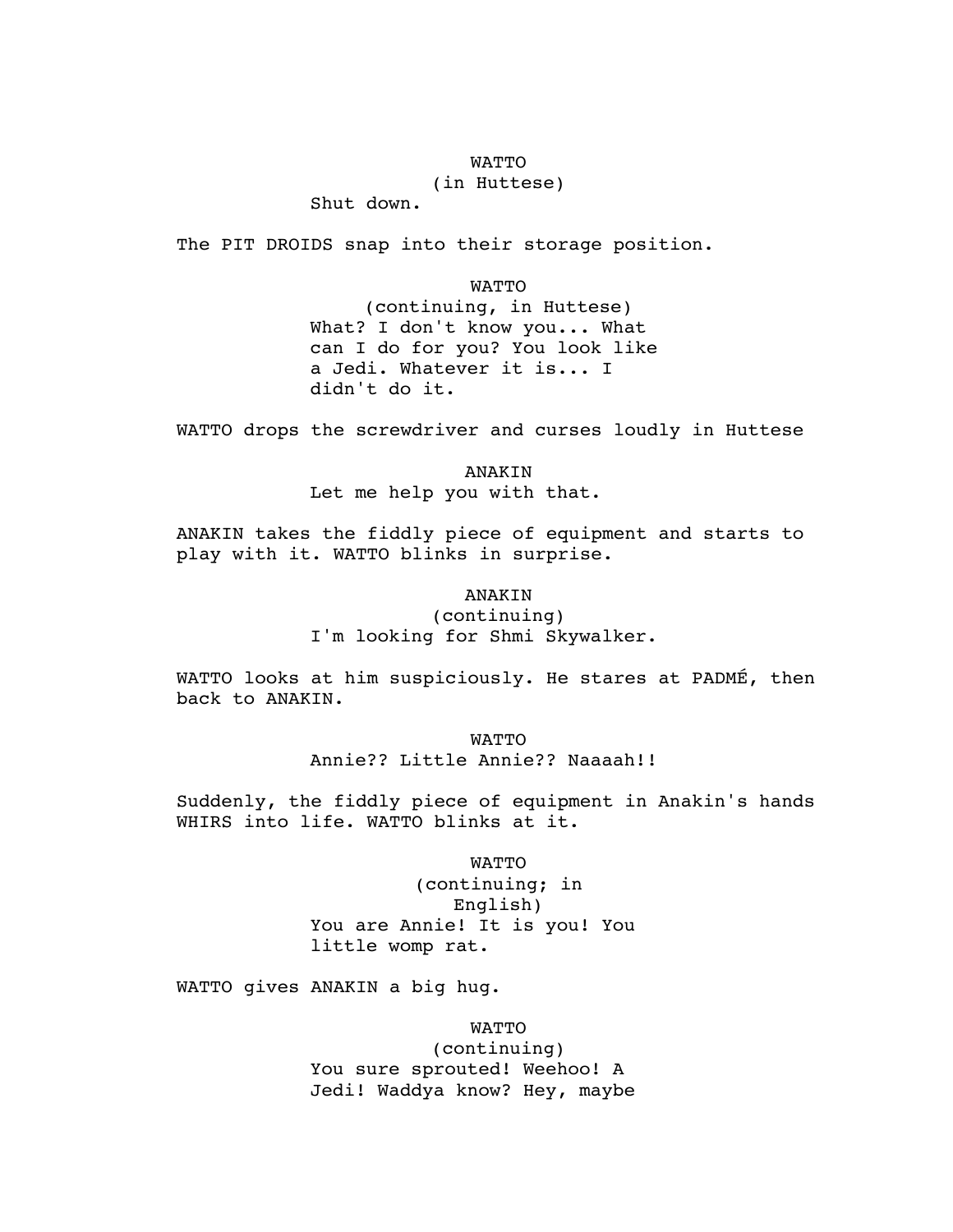WATTO
(in Huttese)
Shut down.

The PIT DROIDS snap into their storage position.

WATTO
(continuing, in Huttese)
What? I don't know you... What can I do for you? You look like a Jedi. Whatever it is... I didn't do it.

WATTO drops the screwdriver and curses loudly in Huttese

ANAKIN
Let me help you with that.

ANAKIN takes the fiddly piece of equipment and starts to play with it. WATTO blinks in surprise.

ANAKIN
(continuing)
I'm looking for Shmi Skywalker.

WATTO looks at him suspiciously. He stares at PADMÉ, then back to ANAKIN.

WATTO
Annie?? Little Annie?? Naaaah!!

Suddenly, the fiddly piece of equipment in Anakin's hands WHIRS into life. WATTO blinks at it.

WATTO
(continuing; in English)
You are Annie! It is you! You little womp rat.

WATTO gives ANAKIN a big hug.

WATTO
(continuing)
You sure sprouted! Weehoo! A Jedi! Waddya know? Hey, maybe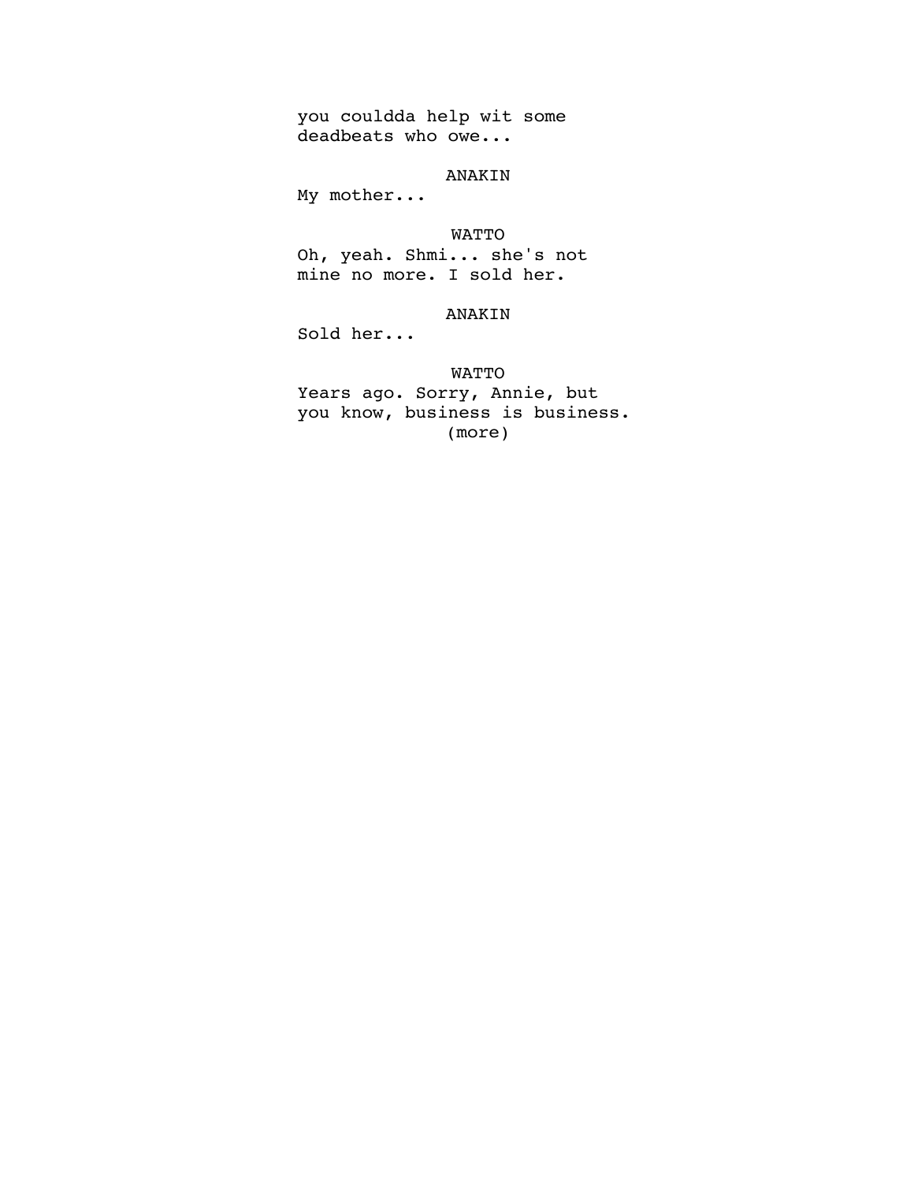you couldda help wit some
deadbeats who owe...

ANAKIN

My mother...

WATTO

Oh, yeah. Shmi... she's not
mine no more. I sold her.

ANAKIN

Sold her...

WATTO

Years ago. Sorry, Annie, but
you know, business is business.

(more)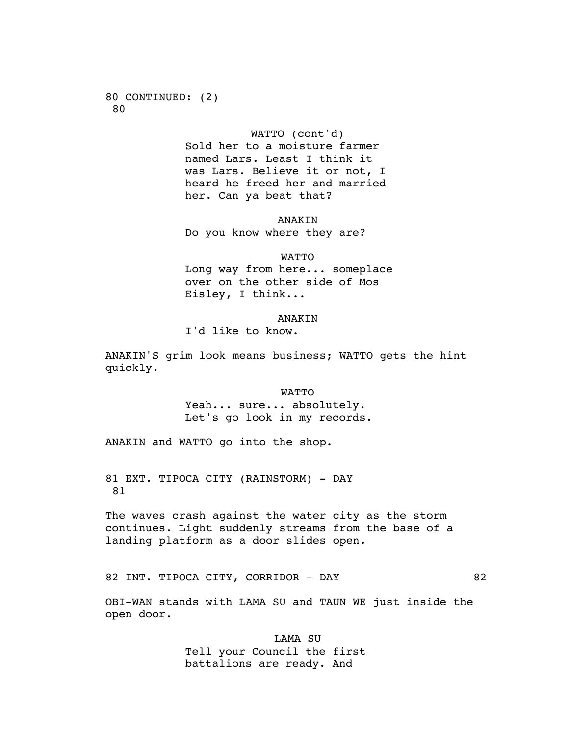80 CONTINUED: (2) 80

WATTO (cont'd)
Sold her to a moisture farmer named Lars. Least I think it was Lars. Believe it or not, I heard he freed her and married her. Can ya beat that?

ANAKIN
Do you know where they are?

WATTO
Long way from here... someplace over on the other side of Mos Eisley, I think...

ANAKIN
I'd like to know.

ANAKIN'S grim look means business; WATTO gets the hint quickly.

WATTO
Yeah... sure... absolutely. Let's go look in my records.

ANAKIN and WATTO go into the shop.

81 EXT. TIPOCA CITY (RAINSTORM) - DAY 81

The waves crash against the water city as the storm continues. Light suddenly streams from the base of a landing platform as a door slides open.

82 INT. TIPOCA CITY, CORRIDOR - DAY 82

OBI-WAN stands with LAMA SU and TAUN WE just inside the open door.

LAMA SU
Tell your Council the first battalions are ready. And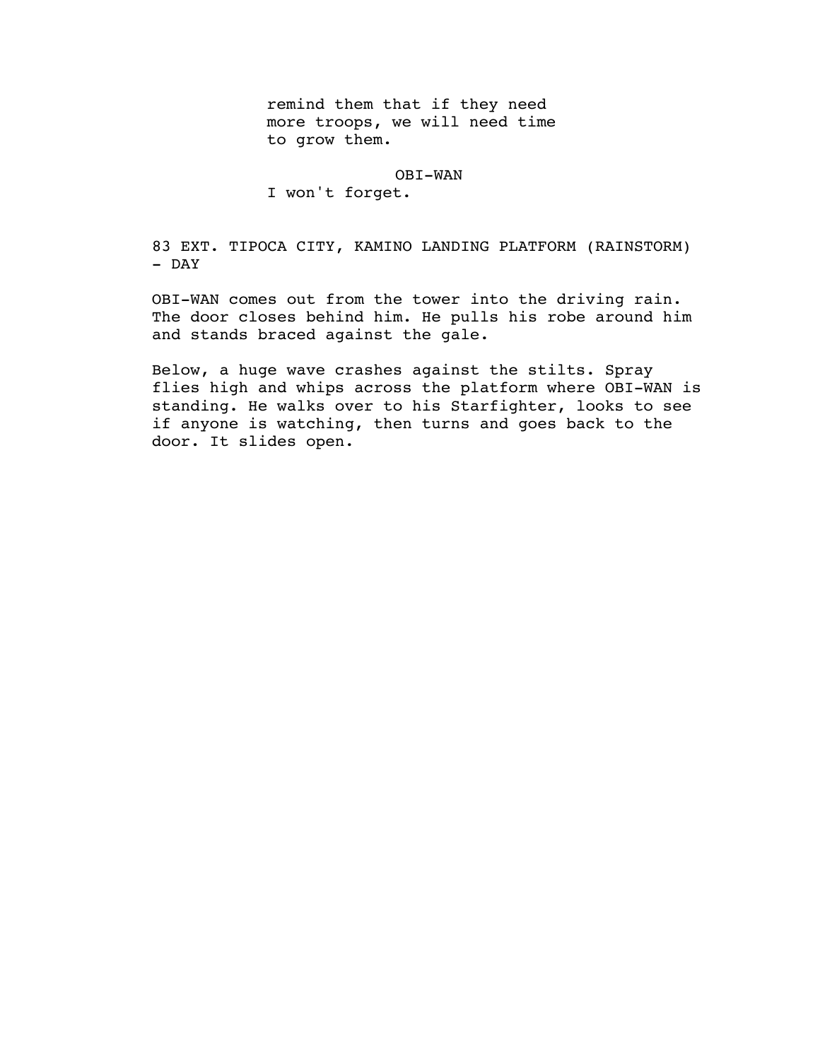remind them that if they need more troops, we will need time to grow them.

OBI-WAN

I won't forget.

83 EXT. TIPOCA CITY, KAMINO LANDING PLATFORM (RAINSTORM) - DAY

OBI-WAN comes out from the tower into the driving rain. The door closes behind him. He pulls his robe around him and stands braced against the gale.

Below, a huge wave crashes against the stilts. Spray flies high and whips across the platform where OBI-WAN is standing. He walks over to his Starfighter, looks to see if anyone is watching, then turns and goes back to the door. It slides open.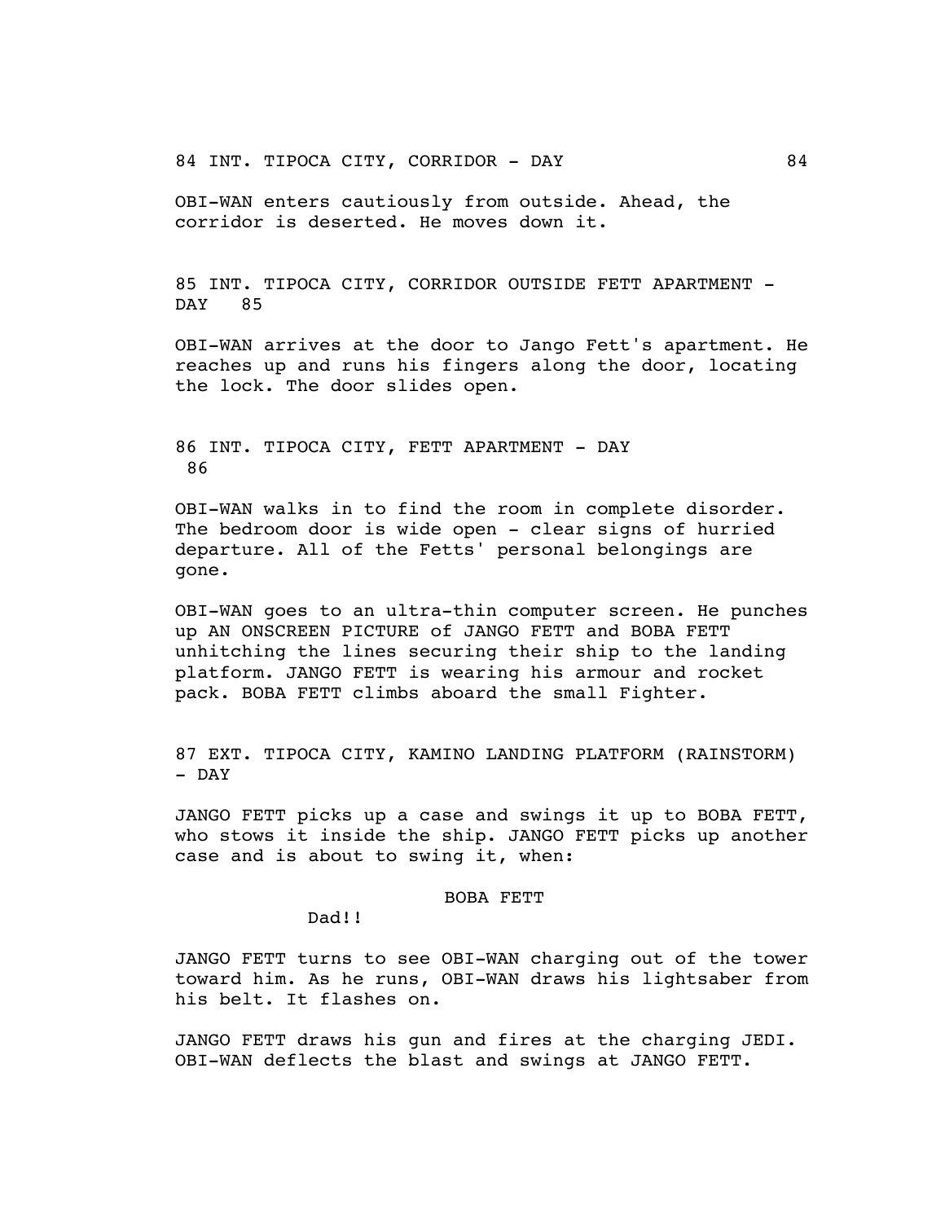84 INT. TIPOCA CITY, CORRIDOR - DAY 84

OBI-WAN enters cautiously from outside. Ahead, the corridor is deserted. He moves down it.

85 INT. TIPOCA CITY, CORRIDOR OUTSIDE FETT APARTMENT - DAY 85

OBI-WAN arrives at the door to Jango Fett's apartment. He reaches up and runs his fingers along the door, locating the lock. The door slides open.

86 INT. TIPOCA CITY, FETT APARTMENT - DAY 86

OBI-WAN walks in to find the room in complete disorder. The bedroom door is wide open - clear signs of hurried departure. All of the Fetts' personal belongings are gone.

OBI-WAN goes to an ultra-thin computer screen. He punches up AN ONSCREEN PICTURE of JANGO FETT and BOBA FETT unhitching the lines securing their ship to the landing platform. JANGO FETT is wearing his armour and rocket pack. BOBA FETT climbs aboard the small Fighter.

87 EXT. TIPOCA CITY, KAMINO LANDING PLATFORM (RAINSTORM) - DAY

JANGO FETT picks up a case and swings it up to BOBA FETT, who stows it inside the ship. JANGO FETT picks up another case and is about to swing it, when:

BOBA FETT

Dad!!

JANGO FETT turns to see OBI-WAN charging out of the tower toward him. As he runs, OBI-WAN draws his lightsaber from his belt. It flashes on.

JANGO FETT draws his gun and fires at the charging JEDI. OBI-WAN deflects the blast and swings at JANGO FETT.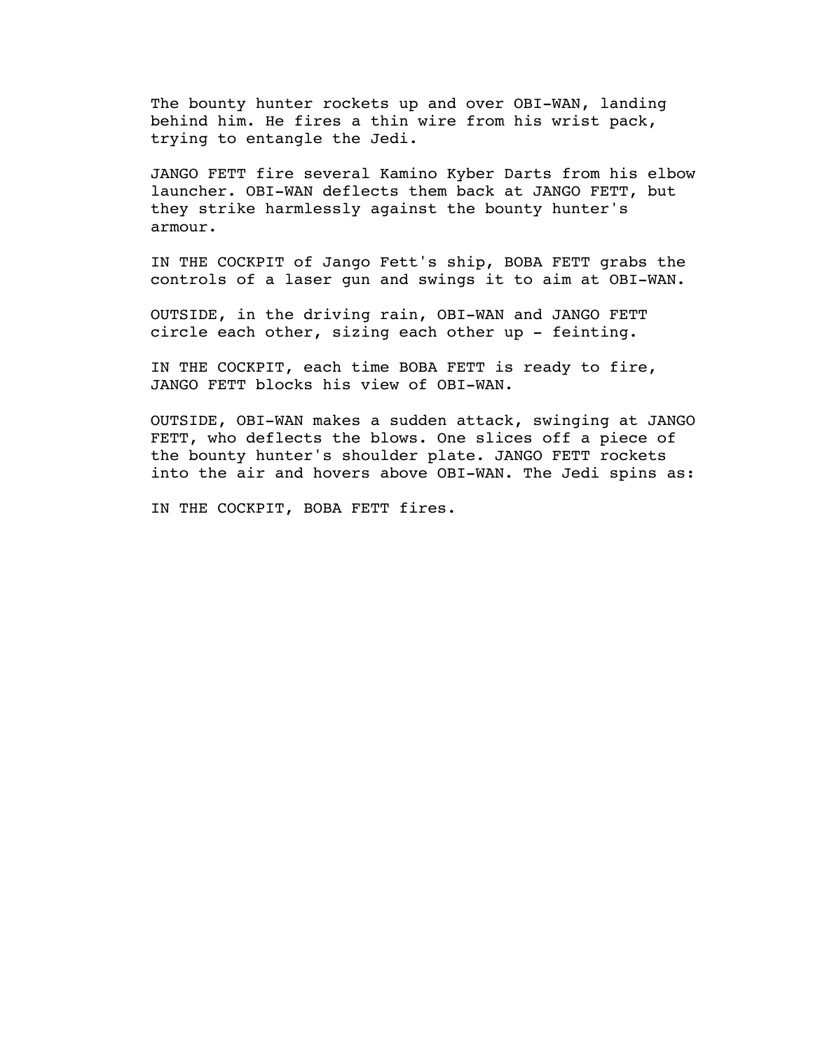The bounty hunter rockets up and over OBI-WAN, landing behind him. He fires a thin wire from his wrist pack, trying to entangle the Jedi.

JANGO FETT fire several Kamino Kyber Darts from his elbow launcher. OBI-WAN deflects them back at JANGO FETT, but they strike harmlessly against the bounty hunter's armour.

IN THE COCKPIT of Jango Fett's ship, BOBA FETT grabs the controls of a laser gun and swings it to aim at OBI-WAN.

OUTSIDE, in the driving rain, OBI-WAN and JANGO FETT circle each other, sizing each other up - feinting.

IN THE COCKPIT, each time BOBA FETT is ready to fire, JANGO FETT blocks his view of OBI-WAN.

OUTSIDE, OBI-WAN makes a sudden attack, swinging at JANGO FETT, who deflects the blows. One slices off a piece of the bounty hunter's shoulder plate. JANGO FETT rockets into the air and hovers above OBI-WAN. The Jedi spins as:

IN THE COCKPIT, BOBA FETT fires.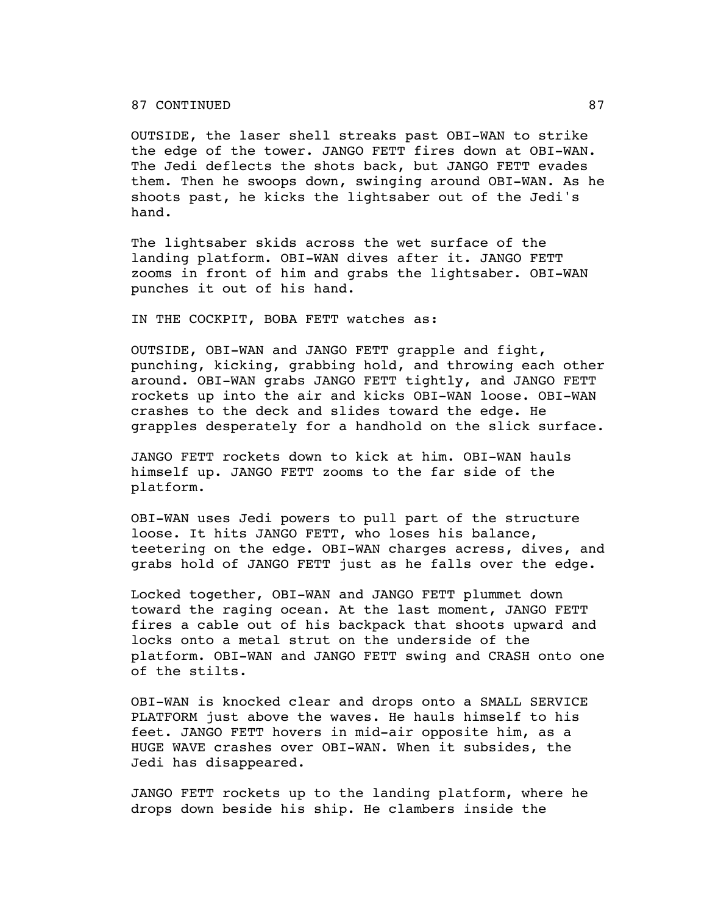87 CONTINUED

OUTSIDE, the laser shell streaks past OBI-WAN to strike the edge of the tower. JANGO FETT fires down at OBI-WAN. The Jedi deflects the shots back, but JANGO FETT evades them. Then he swoops down, swinging around OBI-WAN. As he shoots past, he kicks the lightsaber out of the Jedi's hand.

The lightsaber skids across the wet surface of the landing platform. OBI-WAN dives after it. JANGO FETT zooms in front of him and grabs the lightsaber. OBI-WAN punches it out of his hand.

IN THE COCKPIT, BOBA FETT watches as:

OUTSIDE, OBI-WAN and JANGO FETT grapple and fight, punching, kicking, grabbing hold, and throwing each other around. OBI-WAN grabs JANGO FETT tightly, and JANGO FETT rockets up into the air and kicks OBI-WAN loose. OBI-WAN crashes to the deck and slides toward the edge. He grapples desperately for a handhold on the slick surface.

JANGO FETT rockets down to kick at him. OBI-WAN hauls himself up. JANGO FETT zooms to the far side of the platform.

OBI-WAN uses Jedi powers to pull part of the structure loose. It hits JANGO FETT, who loses his balance, teetering on the edge. OBI-WAN charges acress, dives, and grabs hold of JANGO FETT just as he falls over the edge.

Locked together, OBI-WAN and JANGO FETT plummet down toward the raging ocean. At the last moment, JANGO FETT fires a cable out of his backpack that shoots upward and locks onto a metal strut on the underside of the platform. OBI-WAN and JANGO FETT swing and CRASH onto one of the stilts.

OBI-WAN is knocked clear and drops onto a SMALL SERVICE PLATFORM just above the waves. He hauls himself to his feet. JANGO FETT hovers in mid-air opposite him, as a HUGE WAVE crashes over OBI-WAN. When it subsides, the Jedi has disappeared.

JANGO FETT rockets up to the landing platform, where he drops down beside his ship. He clambers inside the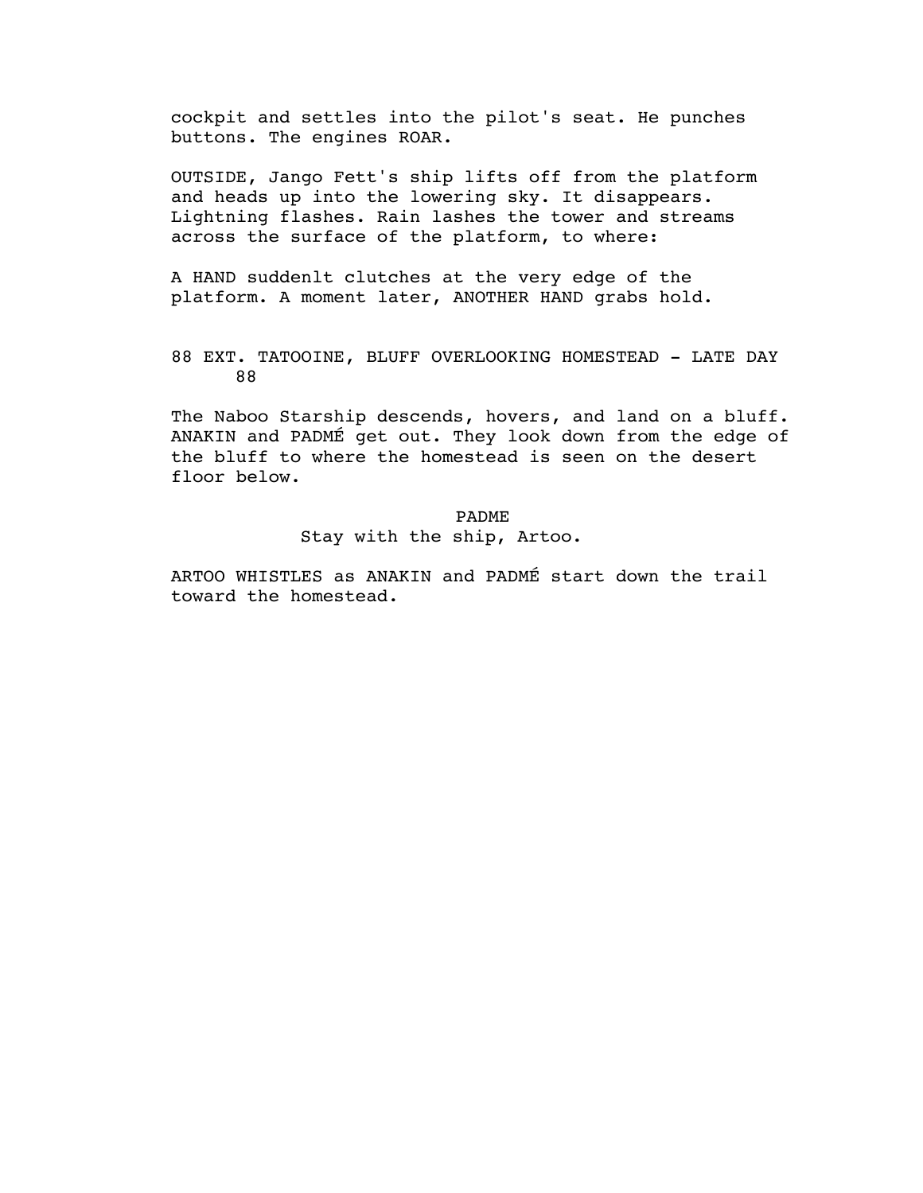cockpit and settles into the pilot's seat. He punches buttons. The engines ROAR.

OUTSIDE, Jango Fett's ship lifts off from the platform and heads up into the lowering sky. It disappears. Lightning flashes. Rain lashes the tower and streams across the surface of the platform, to where:

A HAND suddenlt clutches at the very edge of the platform. A moment later, ANOTHER HAND grabs hold.

88 EXT. TATOOINE, BLUFF OVERLOOKING HOMESTEAD - LATE DAY 88

The Naboo Starship descends, hovers, and land on a bluff. ANAKIN and PADMÉ get out. They look down from the edge of the bluff to where the homestead is seen on the desert floor below.

PADME
Stay with the ship, Artoo.

ARTOO WHISTLES as ANAKIN and PADMÉ start down the trail toward the homestead.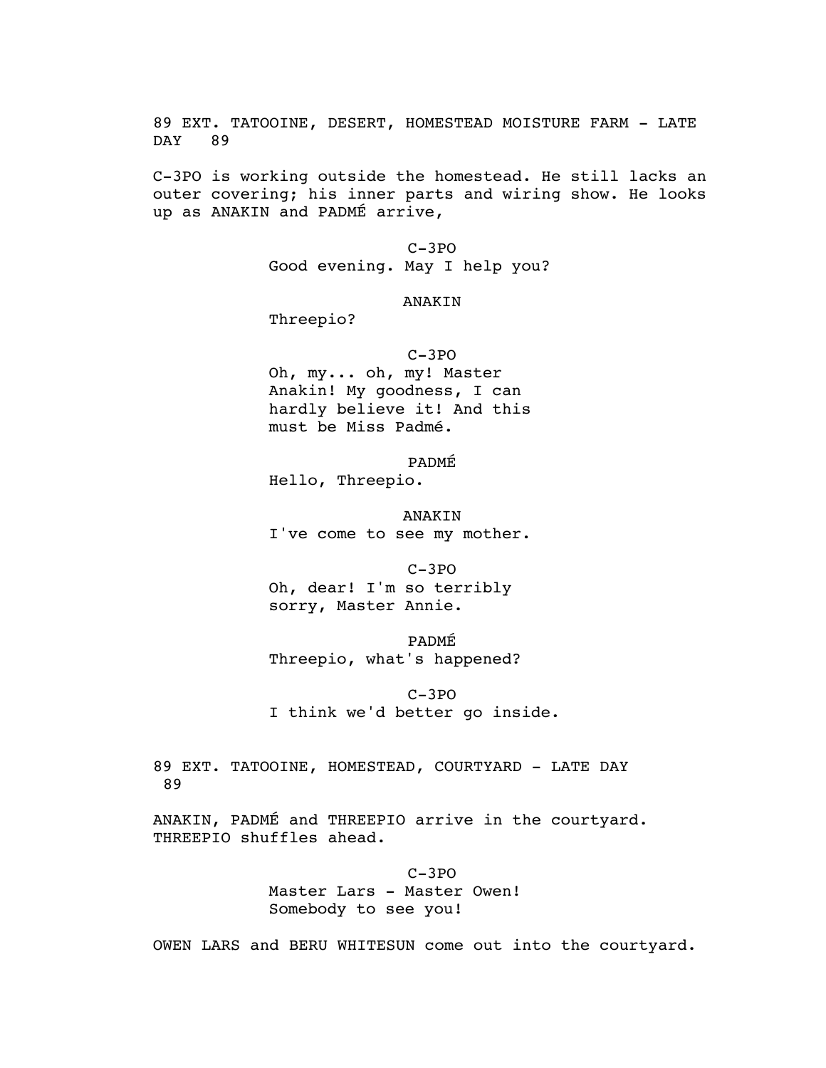89 EXT. TATOOINE, DESERT, HOMESTEAD MOISTURE FARM - LATE DAY 89

C-3PO is working outside the homestead. He still lacks an outer covering; his inner parts and wiring show. He looks up as ANAKIN and PADMÉ arrive,

C-3PO
Good evening. May I help you?

ANAKIN
Threepio?

C-3PO
Oh, my... oh, my! Master Anakin! My goodness, I can hardly believe it! And this must be Miss Padmé.

PADMÉ
Hello, Threepio.

ANAKIN
I've come to see my mother.

C-3PO
Oh, dear! I'm so terribly sorry, Master Annie.

PADMÉ
Threepio, what's happened?

C-3PO
I think we'd better go inside.

89 EXT. TATOOINE, HOMESTEAD, COURTYARD - LATE DAY 89

ANAKIN, PADMÉ and THREEPIO arrive in the courtyard. THREEPIO shuffles ahead.

C-3PO
Master Lars - Master Owen! Somebody to see you!

OWEN LARS and BERU WHITESUN come out into the courtyard.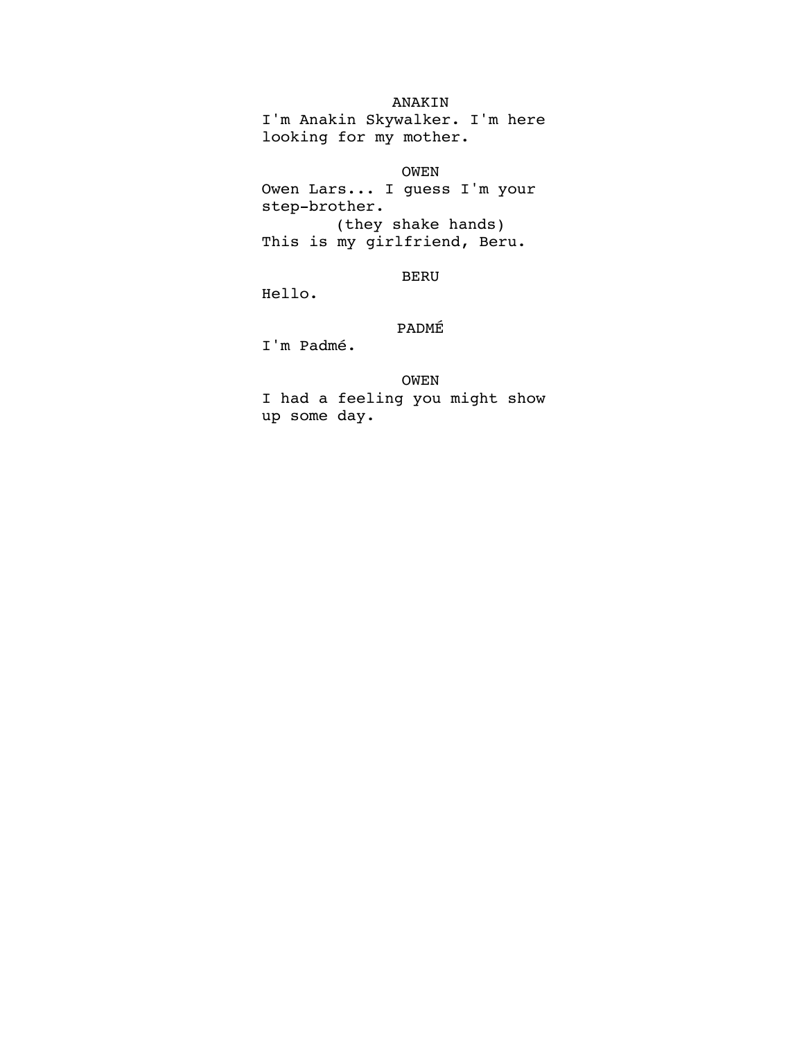ANAKIN

I'm Anakin Skywalker. I'm here looking for my mother.

OWEN

Owen Lars... I guess I'm your step-brother.

(they shake hands)

This is my girlfriend, Beru.

BERU

Hello.

PADMÉ

I'm Padmé.

OWEN

I had a feeling you might show up some day.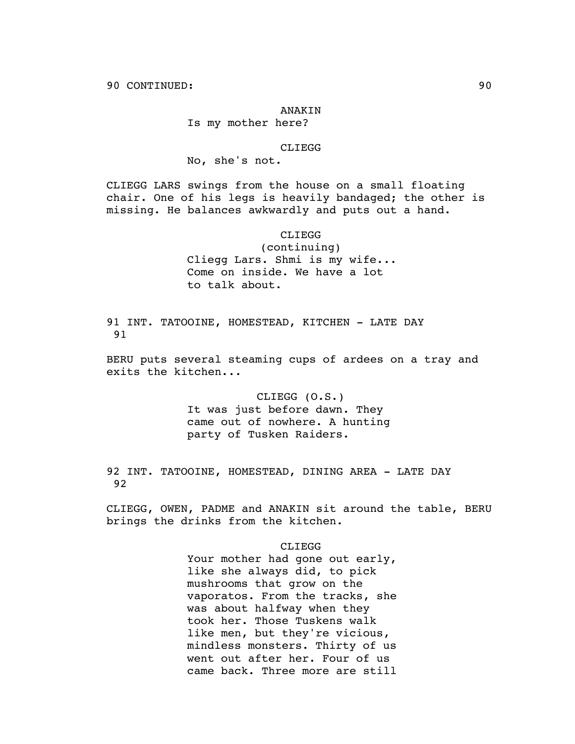90 CONTINUED: 90

ANAKIN
Is my mother here?

CLIEGG
No, she's not.

CLIEGG LARS swings from the house on a small floating chair. One of his legs is heavily bandaged; the other is missing. He balances awkwardly and puts out a hand.

CLIEGG
(continuing)
Cliegg Lars. Shmi is my wife...
Come on inside. We have a lot
to talk about.

91 INT. TATOOINE, HOMESTEAD, KITCHEN - LATE DAY 91

BERU puts several steaming cups of ardees on a tray and exits the kitchen...

CLIEGG (O.S.)
It was just before dawn. They
came out of nowhere. A hunting
party of Tusken Raiders.

92 INT. TATOOINE, HOMESTEAD, DINING AREA - LATE DAY 92

CLIEGG, OWEN, PADME and ANAKIN sit around the table, BERU brings the drinks from the kitchen.

CLIEGG
Your mother had gone out early,
like she always did, to pick
mushrooms that grow on the
vaporatos. From the tracks, she
was about halfway when they
took her. Those Tuskens walk
like men, but they're vicious,
mindless monsters. Thirty of us
went out after her. Four of us
came back. Three more are still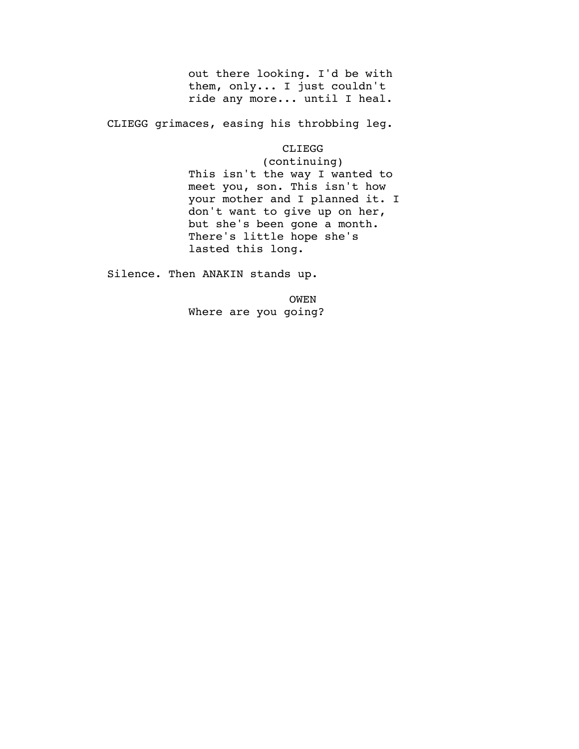out there looking. I'd be with them, only... I just couldn't ride any more... until I heal.

CLIEGG grimaces, easing his throbbing leg.

CLIEGG
(continuing)
This isn't the way I wanted to meet you, son. This isn't how your mother and I planned it. I don't want to give up on her, but she's been gone a month. There's little hope she's lasted this long.

Silence. Then ANAKIN stands up.

OWEN
Where are you going?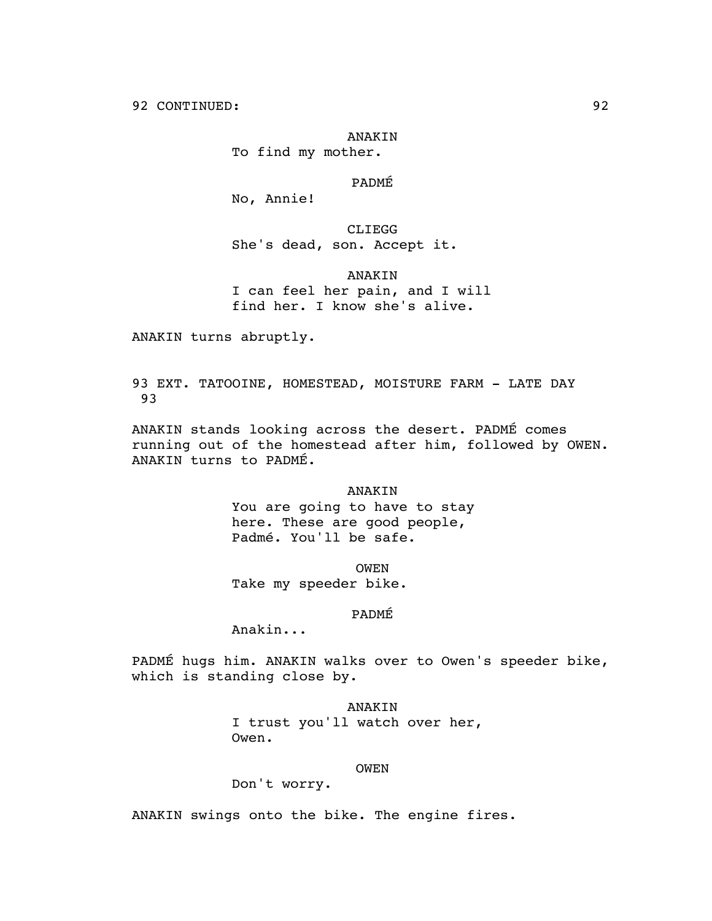92 CONTINUED:

ANAKIN
To find my mother.

PADMÉ
No, Annie!

CLIEGG
She's dead, son. Accept it.

ANAKIN
I can feel her pain, and I will find her. I know she's alive.

ANAKIN turns abruptly.

93 EXT. TATOOINE, HOMESTEAD, MOISTURE FARM - LATE DAY 93

ANAKIN stands looking across the desert. PADMÉ comes running out of the homestead after him, followed by OWEN. ANAKIN turns to PADMÉ.

ANAKIN
You are going to have to stay here. These are good people, Padmé. You'll be safe.

OWEN
Take my speeder bike.

PADMÉ
Anakin...

PADMÉ hugs him. ANAKIN walks over to Owen's speeder bike, which is standing close by.

ANAKIN
I trust you'll watch over her, Owen.

OWEN
Don't worry.

ANAKIN swings onto the bike. The engine fires.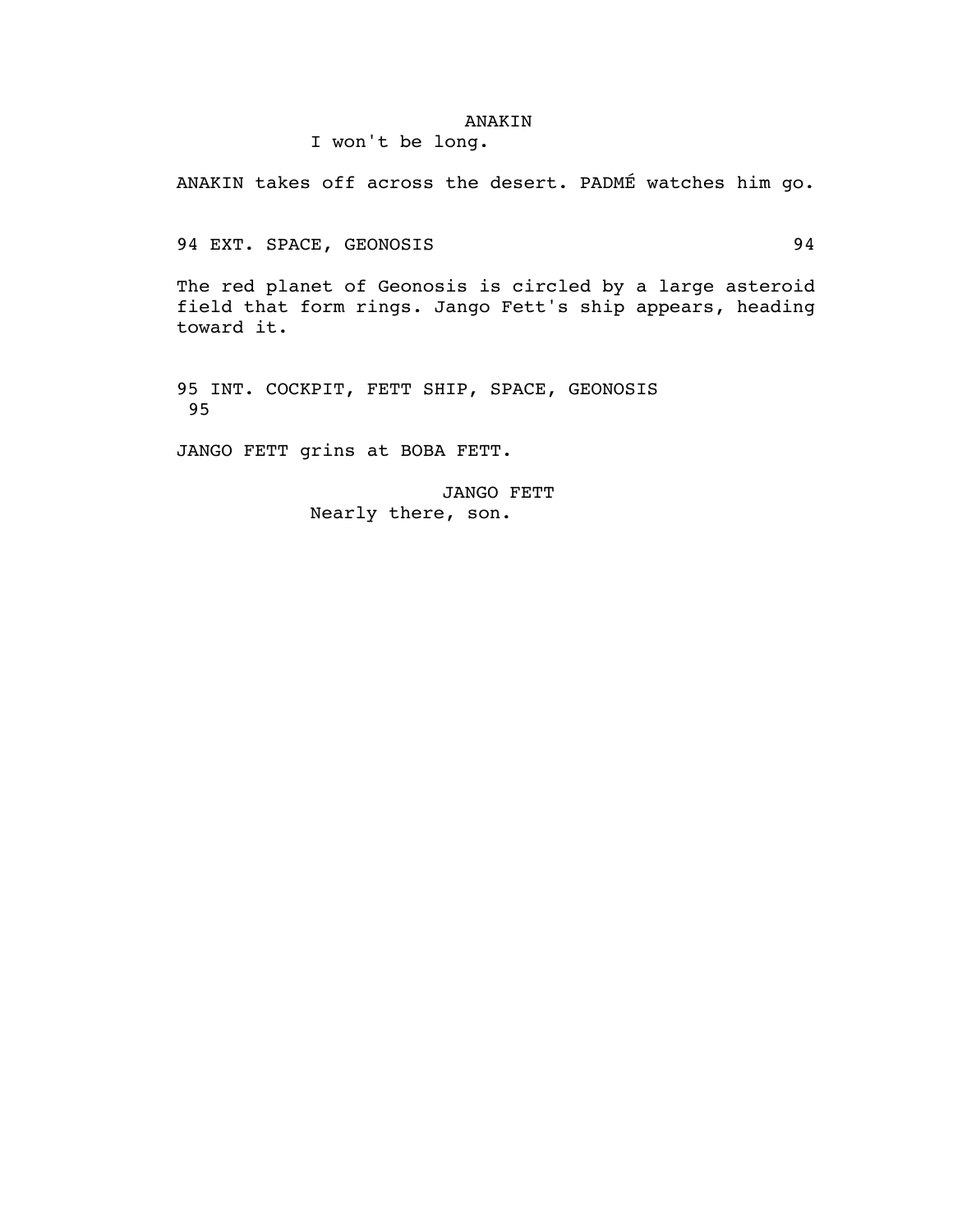ANAKIN

I won't be long.

ANAKIN takes off across the desert. PADMÉ watches him go.

94 EXT. SPACE, GEONOSIS 94

The red planet of Geonosis is circled by a large asteroid field that form rings. Jango Fett's ship appears, heading toward it.

95 INT. COCKPIT, FETT SHIP, SPACE, GEONOSIS 95

JANGO FETT grins at BOBA FETT.

JANGO FETT

Nearly there, son.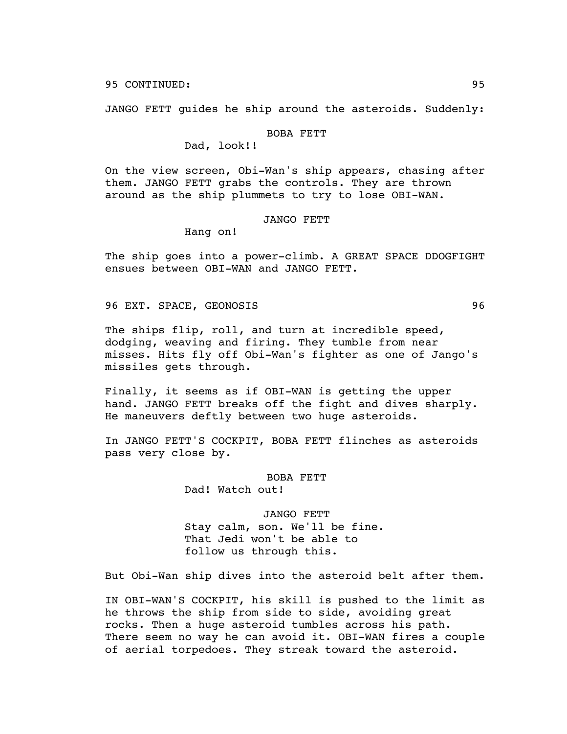95 CONTINUED: 95

JANGO FETT guides he ship around the asteroids. Suddenly:

BOBA FETT
Dad, look!!

On the view screen, Obi-Wan's ship appears, chasing after them. JANGO FETT grabs the controls. They are thrown around as the ship plummets to try to lose OBI-WAN.

JANGO FETT
Hang on!

The ship goes into a power-climb. A GREAT SPACE DDOGFIGHT ensues between OBI-WAN and JANGO FETT.

96 EXT. SPACE, GEONOSIS 96

The ships flip, roll, and turn at incredible speed, dodging, weaving and firing. They tumble from near misses. Hits fly off Obi-Wan's fighter as one of Jango's missiles gets through.

Finally, it seems as if OBI-WAN is getting the upper hand. JANGO FETT breaks off the fight and dives sharply. He maneuvers deftly between two huge asteroids.

In JANGO FETT'S COCKPIT, BOBA FETT flinches as asteroids pass very close by.

BOBA FETT
Dad! Watch out!

JANGO FETT
Stay calm, son. We'll be fine.
That Jedi won't be able to
follow us through this.

But Obi-Wan ship dives into the asteroid belt after them.

IN OBI-WAN'S COCKPIT, his skill is pushed to the limit as he throws the ship from side to side, avoiding great rocks. Then a huge asteroid tumbles across his path. There seem no way he can avoid it. OBI-WAN fires a couple of aerial torpedoes. They streak toward the asteroid.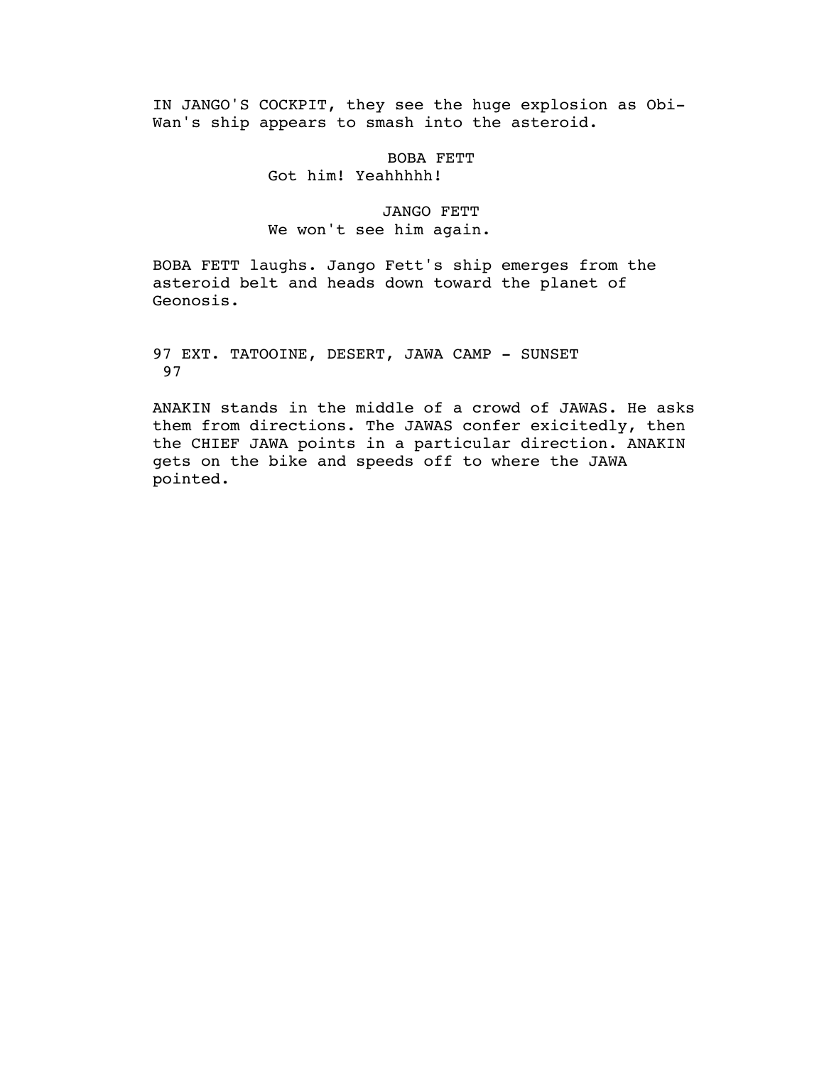IN JANGO'S COCKPIT, they see the huge explosion as Obi-Wan's ship appears to smash into the asteroid.

BOBA FETT
Got him! Yeahhhhh!

JANGO FETT
We won't see him again.

BOBA FETT laughs. Jango Fett's ship emerges from the asteroid belt and heads down toward the planet of Geonosis.

97 EXT. TATOOINE, DESERT, JAWA CAMP - SUNSET 97

ANAKIN stands in the middle of a crowd of JAWAS. He asks them from directions. The JAWAS confer exicitedly, then the CHIEF JAWA points in a particular direction. ANAKIN gets on the bike and speeds off to where the JAWA pointed.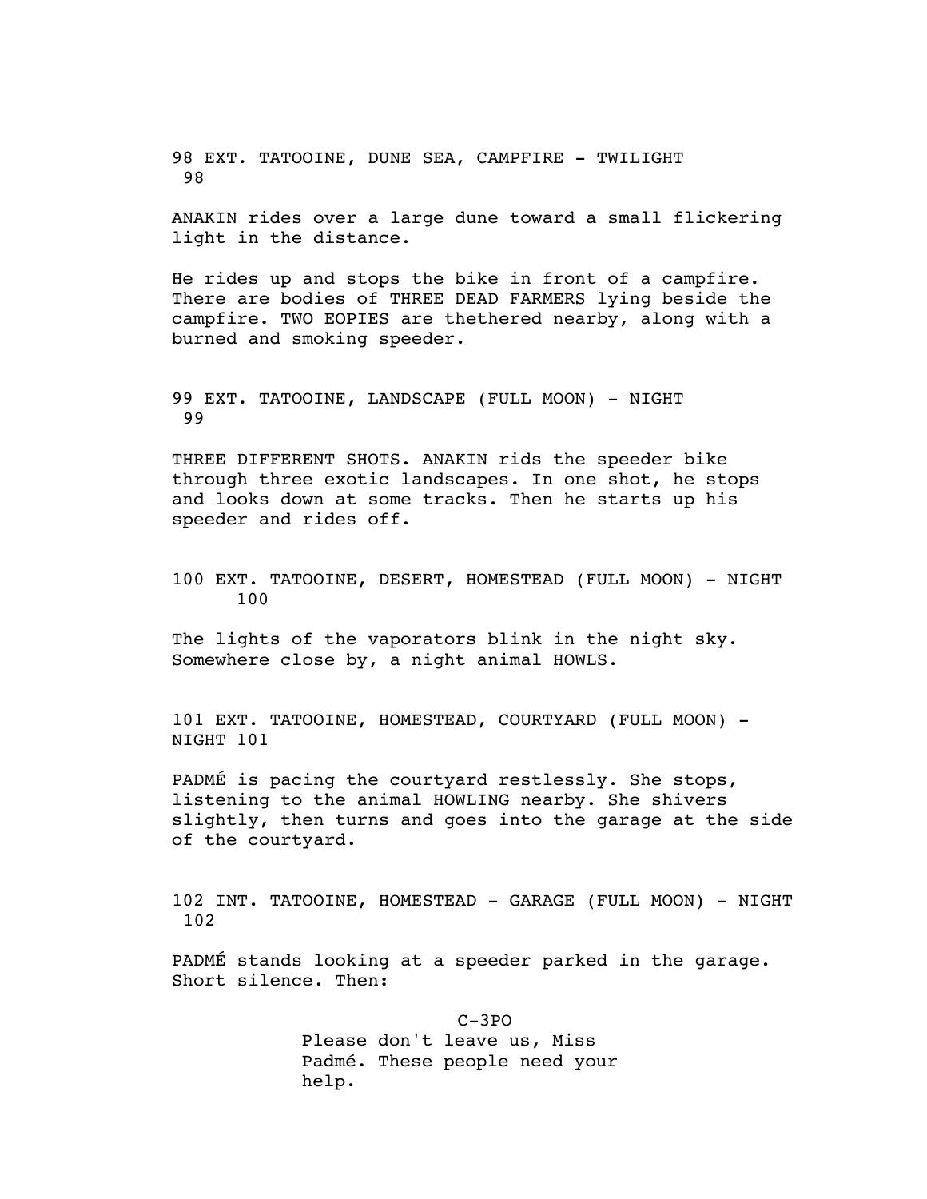98 EXT. TATOOINE, DUNE SEA, CAMPFIRE - TWILIGHT 98

ANAKIN rides over a large dune toward a small flickering light in the distance.

He rides up and stops the bike in front of a campfire. There are bodies of THREE DEAD FARMERS lying beside the campfire. TWO EOPIES are thethered nearby, along with a burned and smoking speeder.

99 EXT. TATOOINE, LANDSCAPE (FULL MOON) - NIGHT 99

THREE DIFFERENT SHOTS. ANAKIN rids the speeder bike through three exotic landscapes. In one shot, he stops and looks down at some tracks. Then he starts up his speeder and rides off.

100 EXT. TATOOINE, DESERT, HOMESTEAD (FULL MOON) - NIGHT 100

The lights of the vaporators blink in the night sky. Somewhere close by, a night animal HOWLS.

101 EXT. TATOOINE, HOMESTEAD, COURTYARD (FULL MOON) - NIGHT 101

PADMÉ is pacing the courtyard restlessly. She stops, listening to the animal HOWLING nearby. She shivers slightly, then turns and goes into the garage at the side of the courtyard.

102 INT. TATOOINE, HOMESTEAD - GARAGE (FULL MOON) - NIGHT 102

PADMÉ stands looking at a speeder parked in the garage. Short silence. Then:

C-3PO

Please don't leave us, Miss Padmé. These people need your help.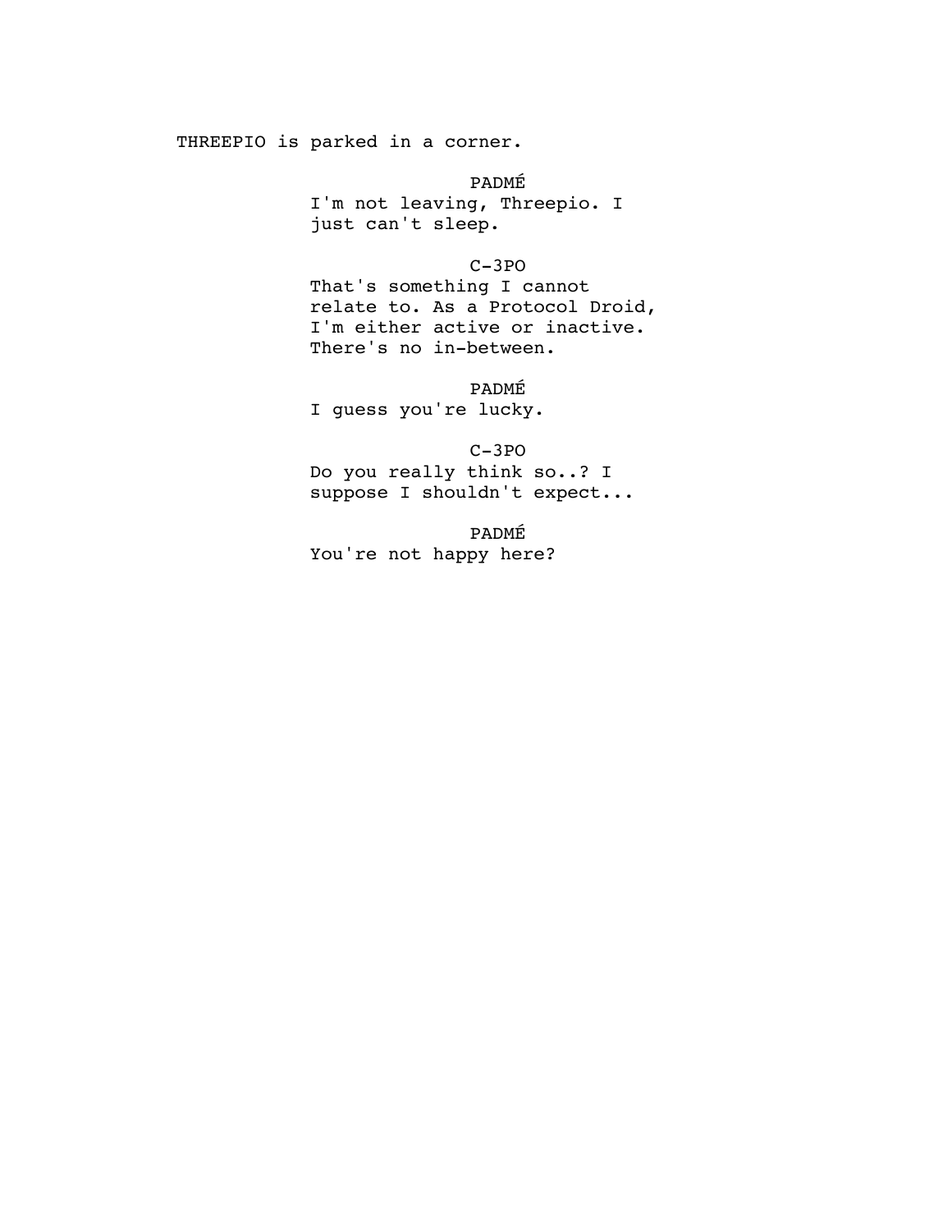THREEPIO is parked in a corner.

PADMÉ

I'm not leaving, Threepio. I just can't sleep.

C-3PO

That's something I cannot relate to. As a Protocol Droid, I'm either active or inactive. There's no in-between.

PADMÉ

I guess you're lucky.

C-3PO

Do you really think so..? I suppose I shouldn't expect...

PADMÉ

You're not happy here?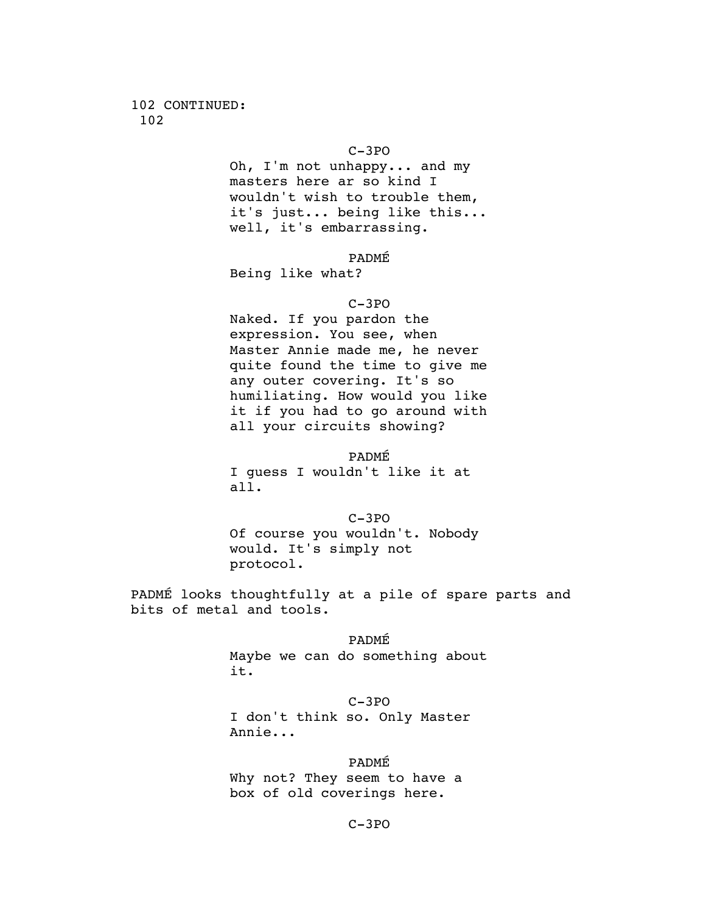102 CONTINUED:
102

C-3PO

Oh, I'm not unhappy... and my masters here ar so kind I wouldn't wish to trouble them, it's just... being like this... well, it's embarrassing.

PADMÉ

Being like what?

C-3PO

Naked. If you pardon the expression. You see, when Master Annie made me, he never quite found the time to give me any outer covering. It's so humiliating. How would you like it if you had to go around with all your circuits showing?

PADMÉ

I guess I wouldn't like it at all.

C-3PO

Of course you wouldn't. Nobody would. It's simply not protocol.

PADMÉ looks thoughtfully at a pile of spare parts and bits of metal and tools.

PADMÉ

Maybe we can do something about it.

C-3PO

I don't think so. Only Master Annie...

PADMÉ

Why not? They seem to have a box of old coverings here.

C-3PO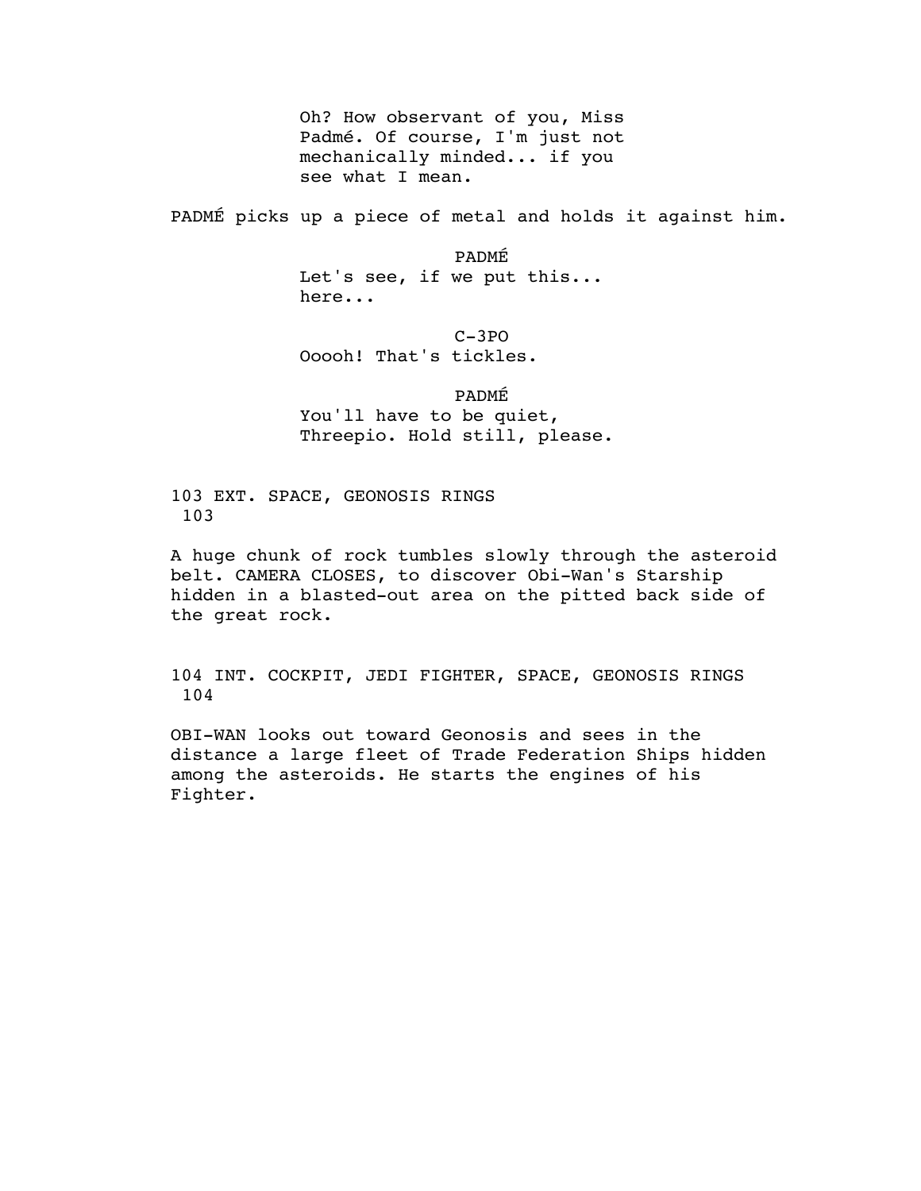Oh? How observant of you, Miss Padmé. Of course, I'm just not mechanically minded... if you see what I mean.

PADMÉ picks up a piece of metal and holds it against him.

PADMÉ
Let's see, if we put this... here...

C-3PO
Ooooh! That's tickles.

PADMÉ
You'll have to be quiet, Threepio. Hold still, please.

103 EXT. SPACE, GEONOSIS RINGS
103

A huge chunk of rock tumbles slowly through the asteroid belt. CAMERA CLOSES, to discover Obi-Wan's Starship hidden in a blasted-out area on the pitted back side of the great rock.

104 INT. COCKPIT, JEDI FIGHTER, SPACE, GEONOSIS RINGS
104

OBI-WAN looks out toward Geonosis and sees in the distance a large fleet of Trade Federation Ships hidden among the asteroids. He starts the engines of his Fighter.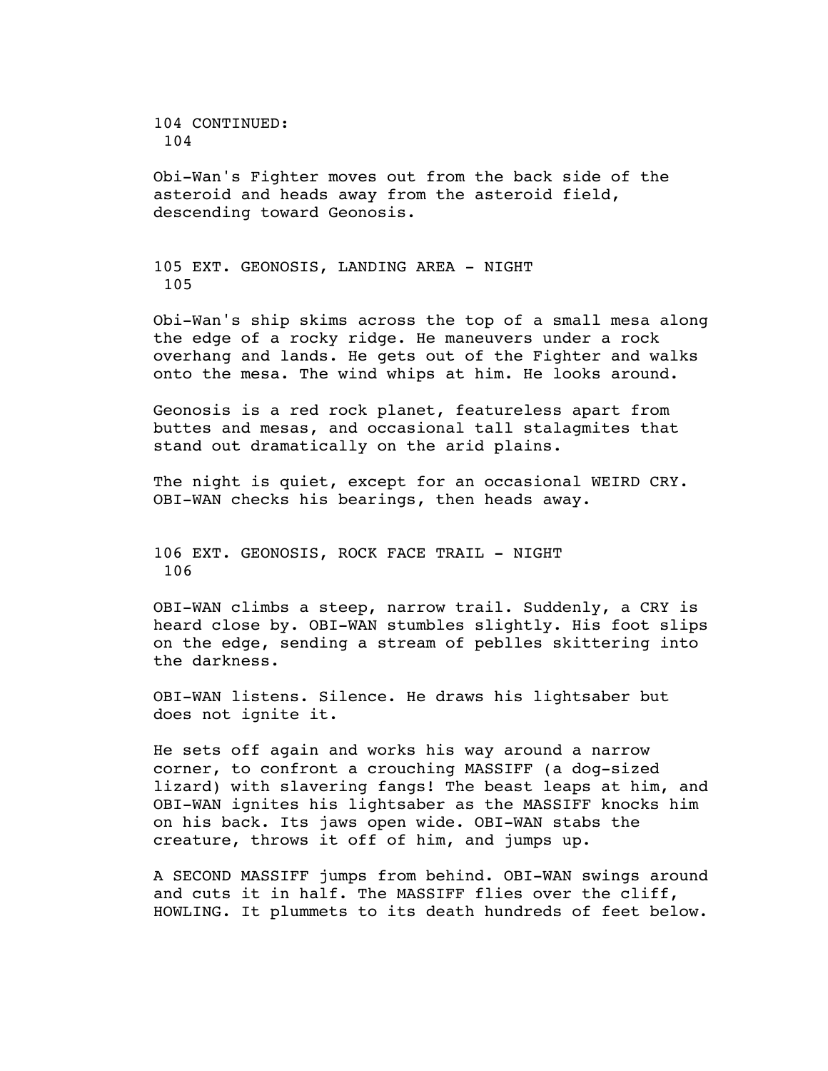104 CONTINUED:
104

Obi-Wan's Fighter moves out from the back side of the asteroid and heads away from the asteroid field, descending toward Geonosis.

105 EXT. GEONOSIS, LANDING AREA - NIGHT
105

Obi-Wan's ship skims across the top of a small mesa along the edge of a rocky ridge. He maneuvers under a rock overhang and lands. He gets out of the Fighter and walks onto the mesa. The wind whips at him. He looks around.

Geonosis is a red rock planet, featureless apart from buttes and mesas, and occasional tall stalagmites that stand out dramatically on the arid plains.

The night is quiet, except for an occasional WEIRD CRY. OBI-WAN checks his bearings, then heads away.

106 EXT. GEONOSIS, ROCK FACE TRAIL - NIGHT
106

OBI-WAN climbs a steep, narrow trail. Suddenly, a CRY is heard close by. OBI-WAN stumbles slightly. His foot slips on the edge, sending a stream of peblles skittering into the darkness.

OBI-WAN listens. Silence. He draws his lightsaber but does not ignite it.

He sets off again and works his way around a narrow corner, to confront a crouching MASSIFF (a dog-sized lizard) with slavering fangs! The beast leaps at him, and OBI-WAN ignites his lightsaber as the MASSIFF knocks him on his back. Its jaws open wide. OBI-WAN stabs the creature, throws it off of him, and jumps up.

A SECOND MASSIFF jumps from behind. OBI-WAN swings around and cuts it in half. The MASSIFF flies over the cliff, HOWLING. It plummets to its death hundreds of feet below.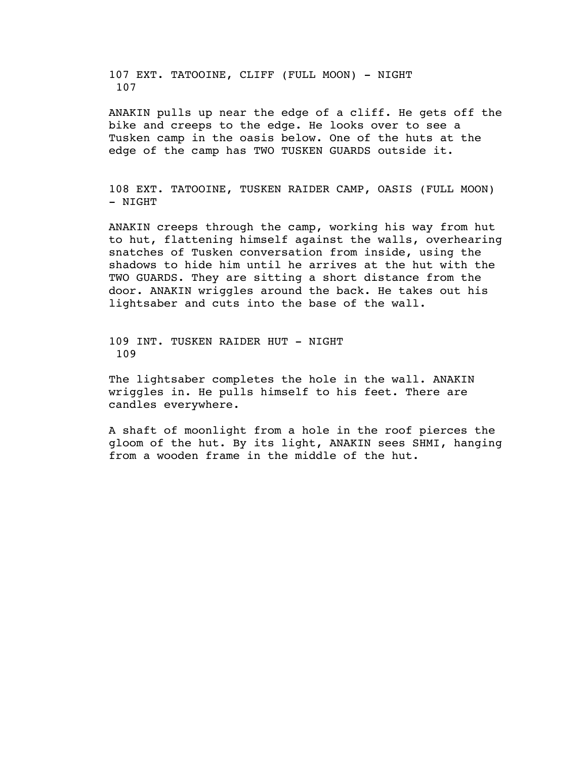107 EXT. TATOOINE, CLIFF (FULL MOON) - NIGHT
107

ANAKIN pulls up near the edge of a cliff. He gets off the bike and creeps to the edge. He looks over to see a Tusken camp in the oasis below. One of the huts at the edge of the camp has TWO TUSKEN GUARDS outside it.

108 EXT. TATOOINE, TUSKEN RAIDER CAMP, OASIS (FULL MOON) - NIGHT

ANAKIN creeps through the camp, working his way from hut to hut, flattening himself against the walls, overhearing snatches of Tusken conversation from inside, using the shadows to hide him until he arrives at the hut with the TWO GUARDS. They are sitting a short distance from the door. ANAKIN wriggles around the back. He takes out his lightsaber and cuts into the base of the wall.

109 INT. TUSKEN RAIDER HUT - NIGHT
109

The lightsaber completes the hole in the wall. ANAKIN wriggles in. He pulls himself to his feet. There are candles everywhere.

A shaft of moonlight from a hole in the roof pierces the gloom of the hut. By its light, ANAKIN sees SHMI, hanging from a wooden frame in the middle of the hut.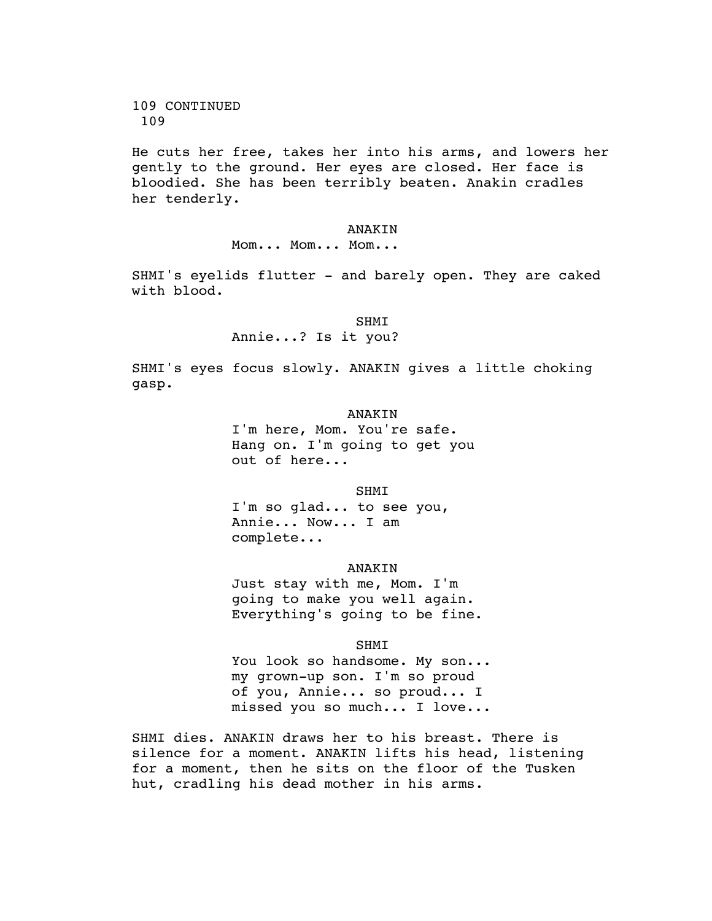109 CONTINUED
109

He cuts her free, takes her into his arms, and lowers her gently to the ground. Her eyes are closed. Her face is bloodied. She has been terribly beaten. Anakin cradles her tenderly.

ANAKIN

Mom... Mom... Mom...

SHMI's eyelids flutter - and barely open. They are caked with blood.

SHMI

Annie...? Is it you?

SHMI's eyes focus slowly. ANAKIN gives a little choking gasp.

ANAKIN

I'm here, Mom. You're safe. Hang on. I'm going to get you out of here...

SHMI

I'm so glad... to see you, Annie... Now... I am complete...

ANAKIN

Just stay with me, Mom. I'm going to make you well again. Everything's going to be fine.

SHMI

You look so handsome. My son... my grown-up son. I'm so proud of you, Annie... so proud... I missed you so much... I love...

SHMI dies. ANAKIN draws her to his breast. There is silence for a moment. ANAKIN lifts his head, listening for a moment, then he sits on the floor of the Tusken hut, cradling his dead mother in his arms.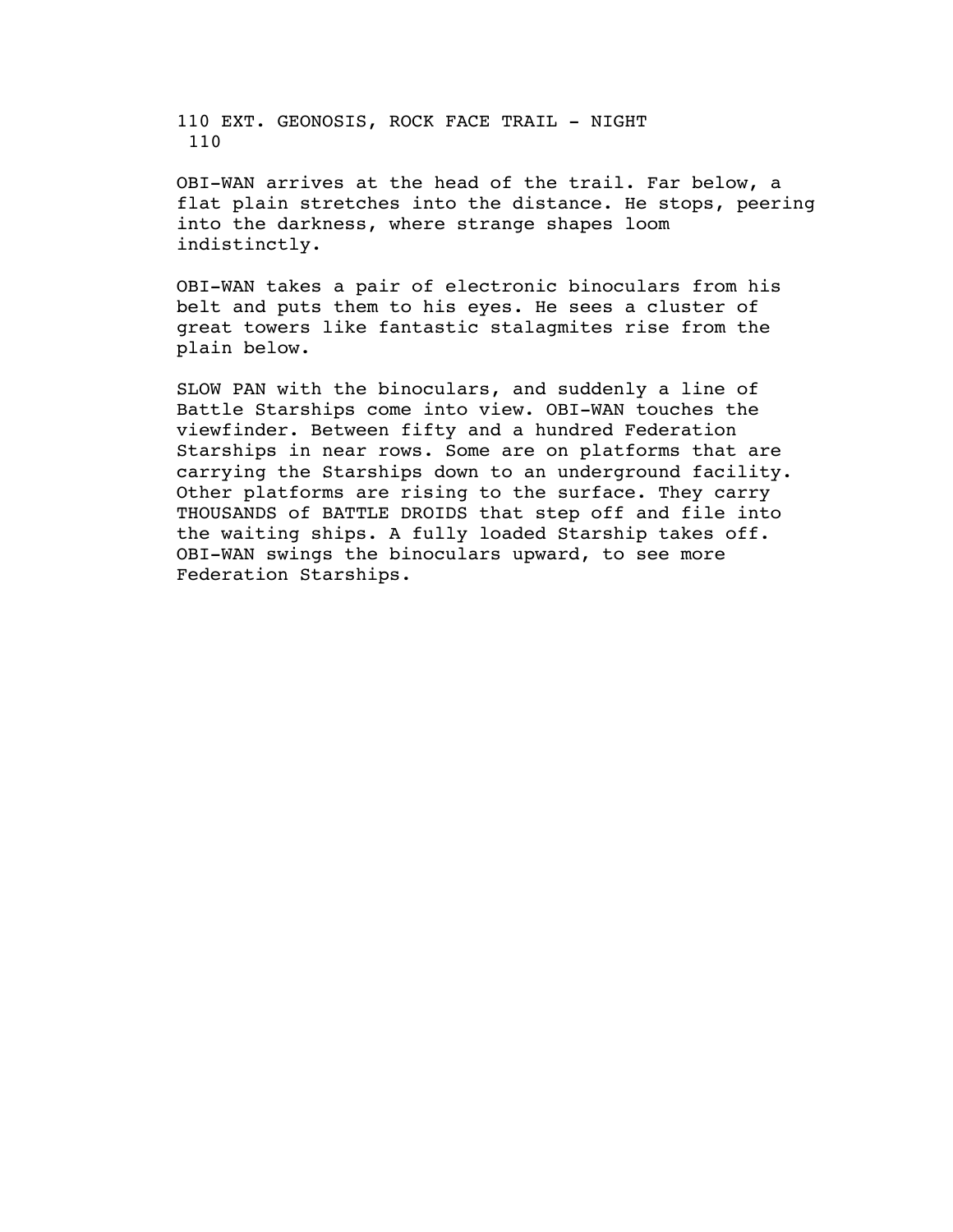110 EXT. GEONOSIS, ROCK FACE TRAIL - NIGHT
110

OBI-WAN arrives at the head of the trail. Far below, a flat plain stretches into the distance. He stops, peering into the darkness, where strange shapes loom indistinctly.

OBI-WAN takes a pair of electronic binoculars from his belt and puts them to his eyes. He sees a cluster of great towers like fantastic stalagmites rise from the plain below.

SLOW PAN with the binoculars, and suddenly a line of Battle Starships come into view. OBI-WAN touches the viewfinder. Between fifty and a hundred Federation Starships in near rows. Some are on platforms that are carrying the Starships down to an underground facility. Other platforms are rising to the surface. They carry THOUSANDS of BATTLE DROIDS that step off and file into the waiting ships. A fully loaded Starship takes off. OBI-WAN swings the binoculars upward, to see more Federation Starships.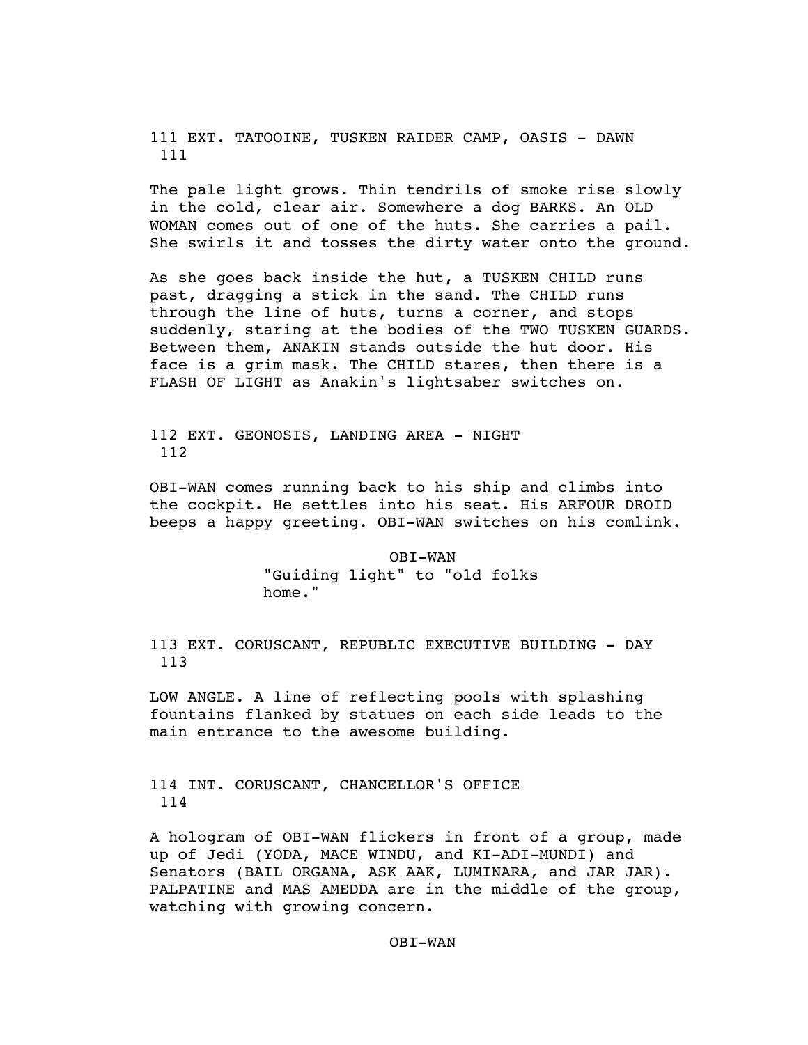111 EXT. TATOOINE, TUSKEN RAIDER CAMP, OASIS - DAWN 111

The pale light grows. Thin tendrils of smoke rise slowly in the cold, clear air. Somewhere a dog BARKS. An OLD WOMAN comes out of one of the huts. She carries a pail. She swirls it and tosses the dirty water onto the ground.

As she goes back inside the hut, a TUSKEN CHILD runs past, dragging a stick in the sand. The CHILD runs through the line of huts, turns a corner, and stops suddenly, staring at the bodies of the TWO TUSKEN GUARDS. Between them, ANAKIN stands outside the hut door. His face is a grim mask. The CHILD stares, then there is a FLASH OF LIGHT as Anakin's lightsaber switches on.

112 EXT. GEONOSIS, LANDING AREA - NIGHT 112

OBI-WAN comes running back to his ship and climbs into the cockpit. He settles into his seat. His ARFOUR DROID beeps a happy greeting. OBI-WAN switches on his comlink.

OBI-WAN
"Guiding light" to "old folks home."

113 EXT. CORUSCANT, REPUBLIC EXECUTIVE BUILDING - DAY 113

LOW ANGLE. A line of reflecting pools with splashing fountains flanked by statues on each side leads to the main entrance to the awesome building.

114 INT. CORUSCANT, CHANCELLOR'S OFFICE 114

A hologram of OBI-WAN flickers in front of a group, made up of Jedi (YODA, MACE WINDU, and KI-ADI-MUNDI) and Senators (BAIL ORGANA, ASK AAK, LUMINARA, and JAR JAR). PALPATINE and MAS AMEDDA are in the middle of the group, watching with growing concern.

OBI-WAN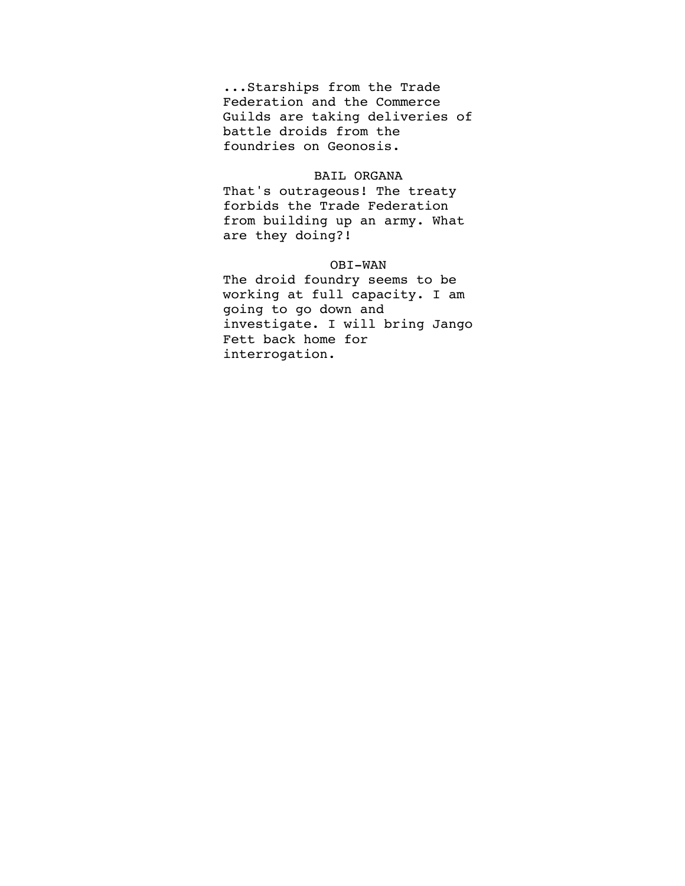...Starships from the Trade Federation and the Commerce Guilds are taking deliveries of battle droids from the foundries on Geonosis.

BAIL ORGANA

That's outrageous! The treaty forbids the Trade Federation from building up an army. What are they doing?!

OBI-WAN

The droid foundry seems to be working at full capacity. I am going to go down and investigate. I will bring Jango Fett back home for interrogation.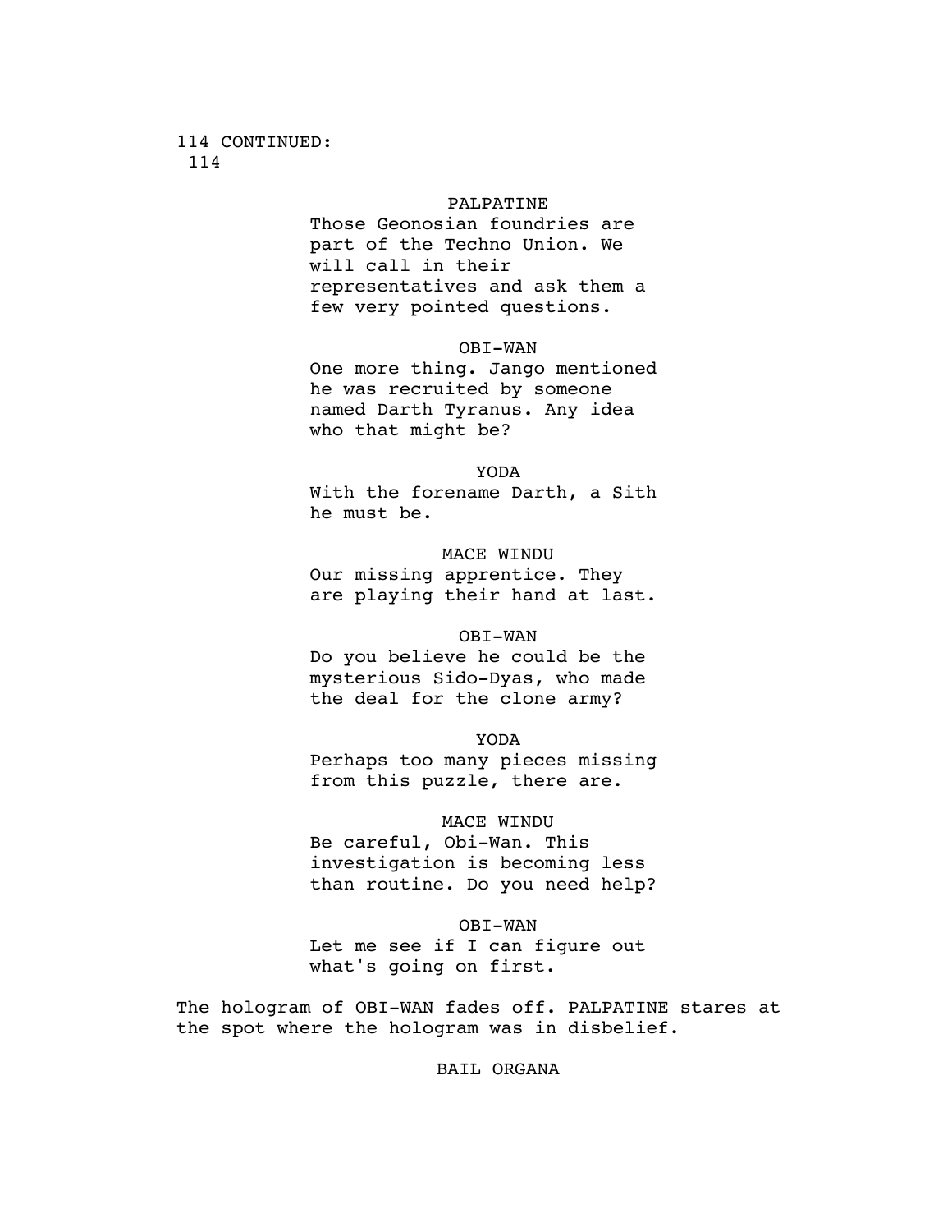114 CONTINUED:
114

PALPATINE
Those Geonosian foundries are part of the Techno Union. We will call in their representatives and ask them a few very pointed questions.

OBI-WAN
One more thing. Jango mentioned he was recruited by someone named Darth Tyranus. Any idea who that might be?

YODA
With the forename Darth, a Sith he must be.

MACE WINDU
Our missing apprentice. They are playing their hand at last.

OBI-WAN
Do you believe he could be the mysterious Sido-Dyas, who made the deal for the clone army?

YODA
Perhaps too many pieces missing from this puzzle, there are.

MACE WINDU
Be careful, Obi-Wan. This investigation is becoming less than routine. Do you need help?

OBI-WAN
Let me see if I can figure out what's going on first.

The hologram of OBI-WAN fades off. PALPATINE stares at the spot where the hologram was in disbelief.

BAIL ORGANA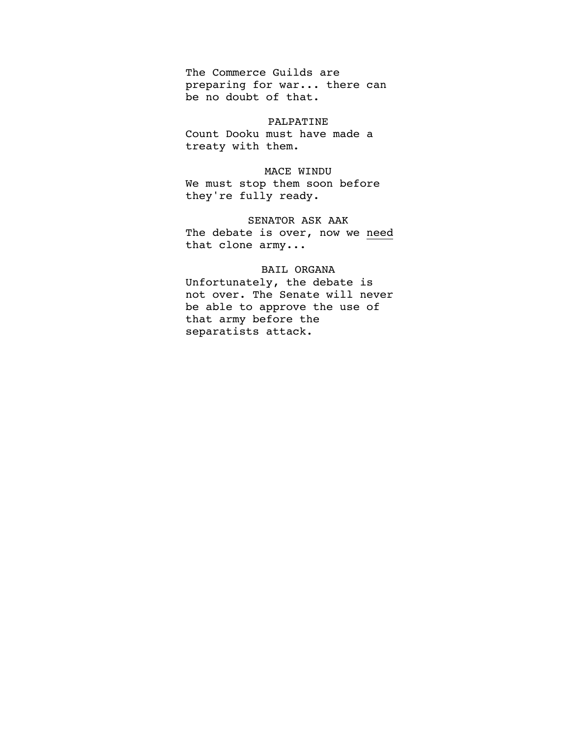The Commerce Guilds are preparing for war... there can be no doubt of that.

PALPATINE

Count Dooku must have made a treaty with them.

MACE WINDU

We must stop them soon before they're fully ready.

SENATOR ASK AAK

The debate is over, now we <u>need</u> that clone army...

BAIL ORGANA

Unfortunately, the debate is not over. The Senate will never be able to approve the use of that army before the separatists attack.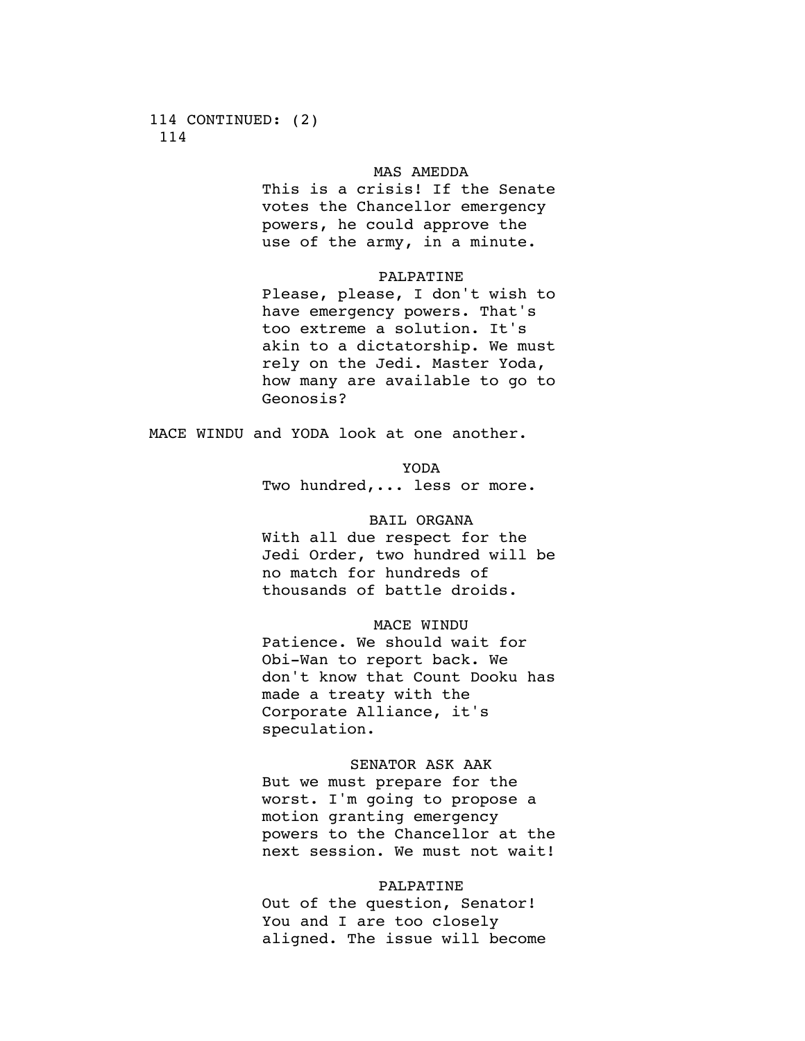114 CONTINUED: (2)
114

MAS AMEDDA

This is a crisis! If the Senate votes the Chancellor emergency powers, he could approve the use of the army, in a minute.

PALPATINE

Please, please, I don't wish to have emergency powers. That's too extreme a solution. It's akin to a dictatorship. We must rely on the Jedi. Master Yoda, how many are available to go to Geonosis?

MACE WINDU and YODA look at one another.

YODA

Two hundred,... less or more.

BAIL ORGANA

With all due respect for the Jedi Order, two hundred will be no match for hundreds of thousands of battle droids.

MACE WINDU

Patience. We should wait for Obi-Wan to report back. We don't know that Count Dooku has made a treaty with the Corporate Alliance, it's speculation.

SENATOR ASK AAK

But we must prepare for the worst. I'm going to propose a motion granting emergency powers to the Chancellor at the next session. We must not wait!

PALPATINE

Out of the question, Senator! You and I are too closely aligned. The issue will become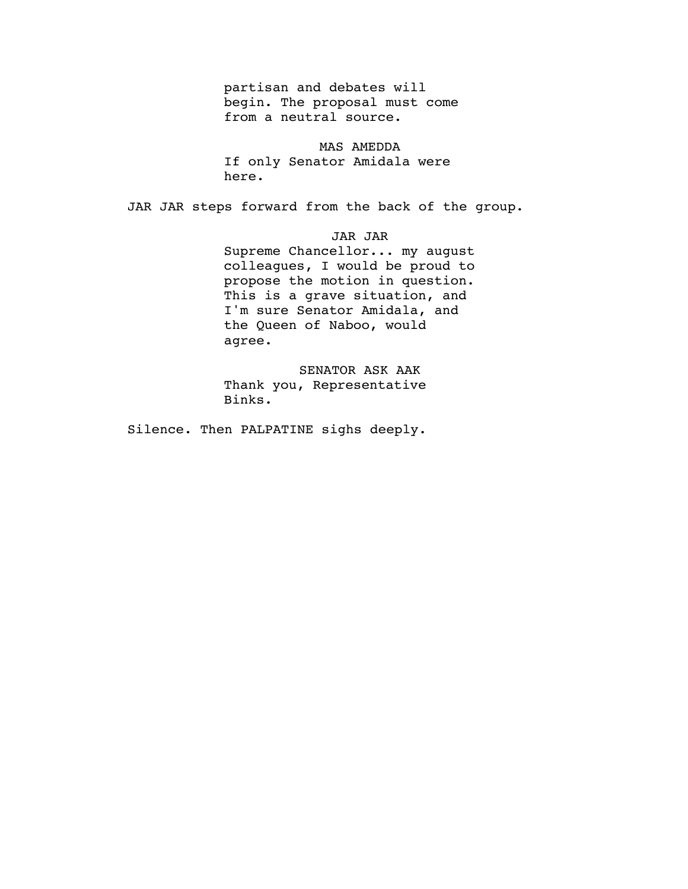partisan and debates will begin. The proposal must come from a neutral source.

MAS AMEDDA
If only Senator Amidala were here.

JAR JAR steps forward from the back of the group.

JAR JAR
Supreme Chancellor... my august colleagues, I would be proud to propose the motion in question. This is a grave situation, and I'm sure Senator Amidala, and the Queen of Naboo, would agree.

SENATOR ASK AAK
Thank you, Representative Binks.

Silence. Then PALPATINE sighs deeply.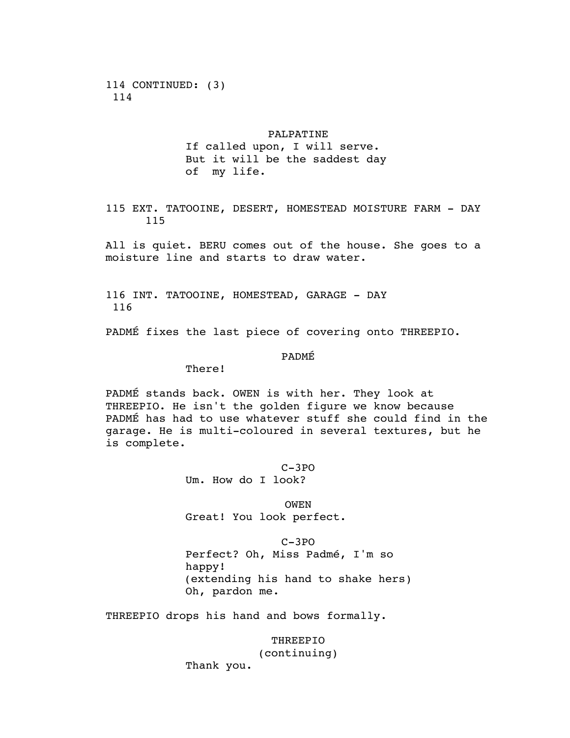114 CONTINUED: (3)
114

PALPATINE

If called upon, I will serve.
But it will be the saddest day
of my life.

115 EXT. TATOOINE, DESERT, HOMESTEAD MOISTURE FARM - DAY
115

All is quiet. BERU comes out of the house. She goes to a moisture line and starts to draw water.

116 INT. TATOOINE, HOMESTEAD, GARAGE - DAY
116

PADMÉ fixes the last piece of covering onto THREEPIO.

PADMÉ

There!

PADMÉ stands back. OWEN is with her. They look at THREEPIO. He isn't the golden figure we know because PADMÉ has had to use whatever stuff she could find in the garage. He is multi-coloured in several textures, but he is complete.

C-3PO

Um. How do I look?

OWEN

Great! You look perfect.

C-3PO

Perfect? Oh, Miss Padmé, I'm so
happy!
(extending his hand to shake hers)
Oh, pardon me.

THREEPIO drops his hand and bows formally.

THREEPIO
(continuing)

Thank you.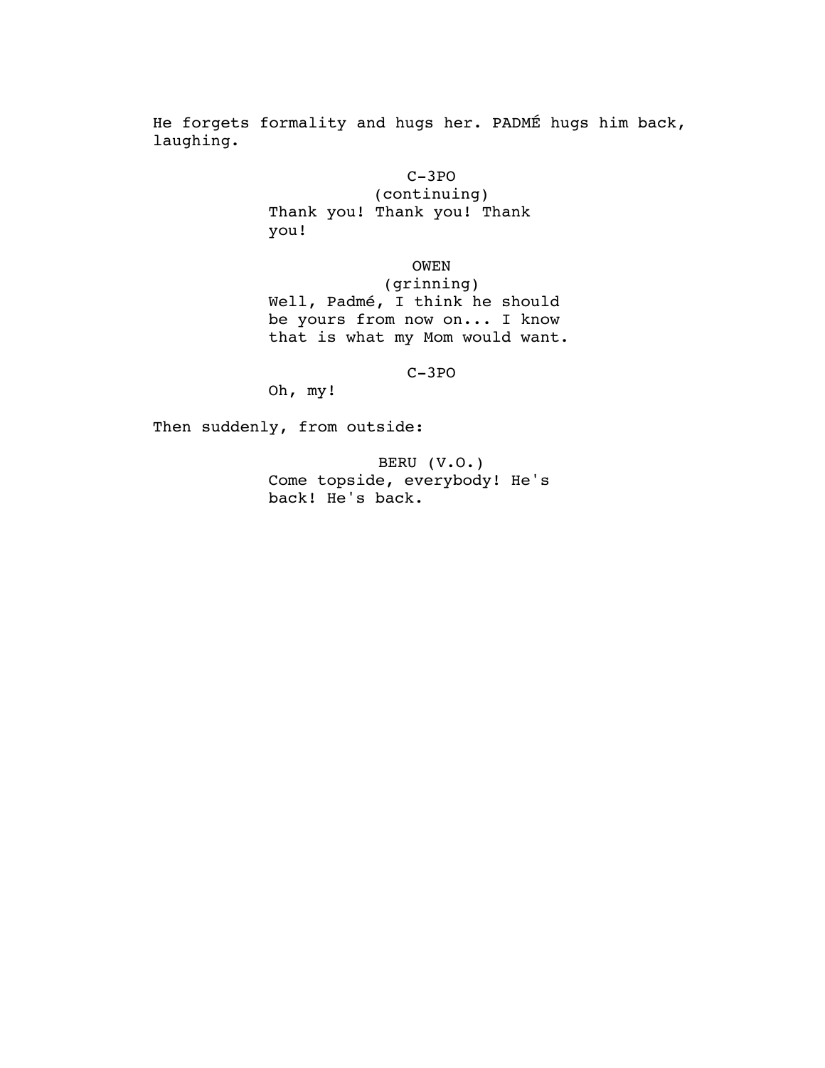He forgets formality and hugs her. PADMÉ hugs him back, laughing.

C-3PO
(continuing)
Thank you! Thank you! Thank you!

OWEN
(grinning)
Well, Padmé, I think he should be yours from now on... I know that is what my Mom would want.

C-3PO
Oh, my!

Then suddenly, from outside:

BERU (V.O.)
Come topside, everybody! He's back! He's back.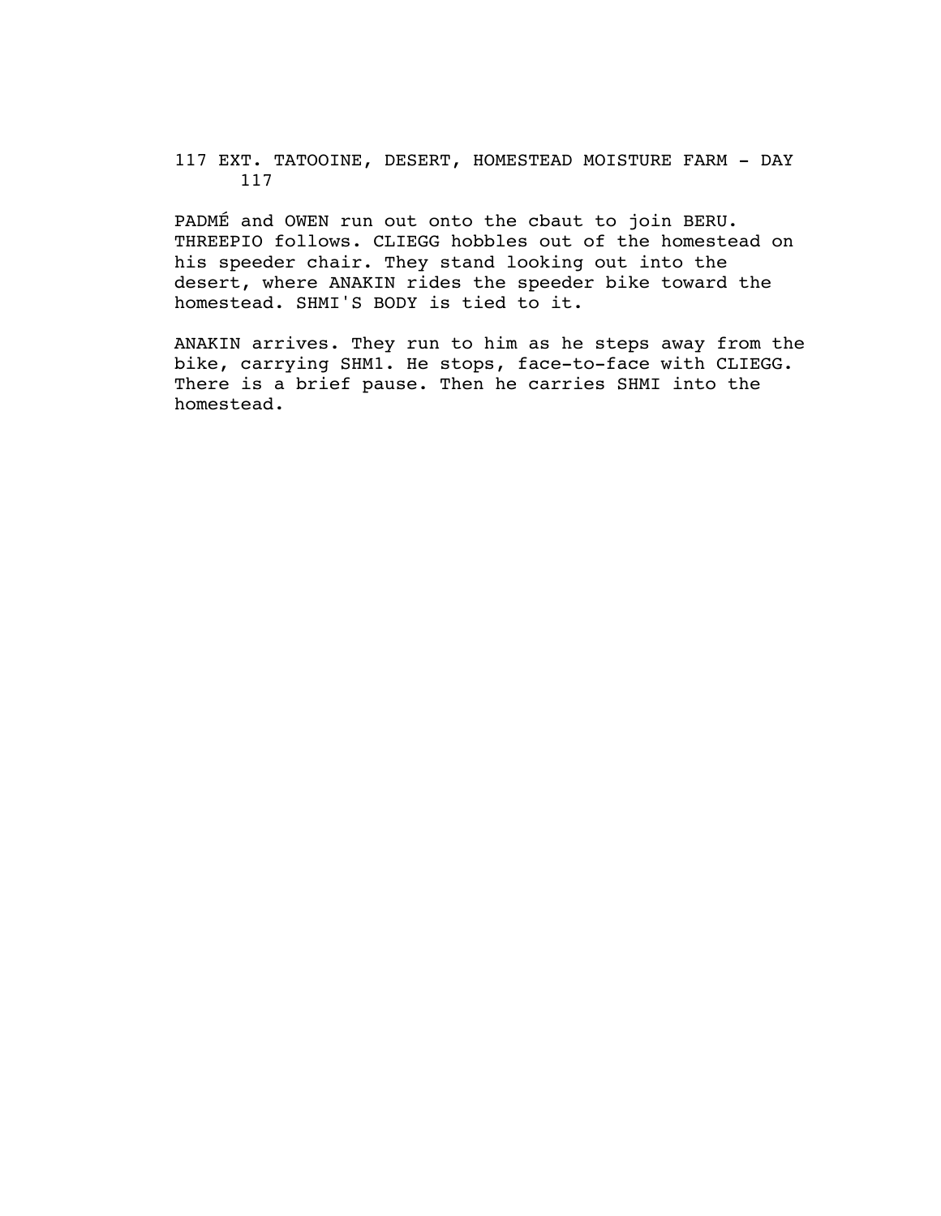117 EXT. TATOOINE, DESERT, HOMESTEAD MOISTURE FARM - DAY
117

PADMÉ and OWEN run out onto the cbaut to join BERU. THREEPIO follows. CLIEGG hobbles out of the homestead on his speeder chair. They stand looking out into the desert, where ANAKIN rides the speeder bike toward the homestead. SHMI'S BODY is tied to it.

ANAKIN arrives. They run to him as he steps away from the bike, carrying SHM1. He stops, face-to-face with CLIEGG. There is a brief pause. Then he carries SHMI into the homestead.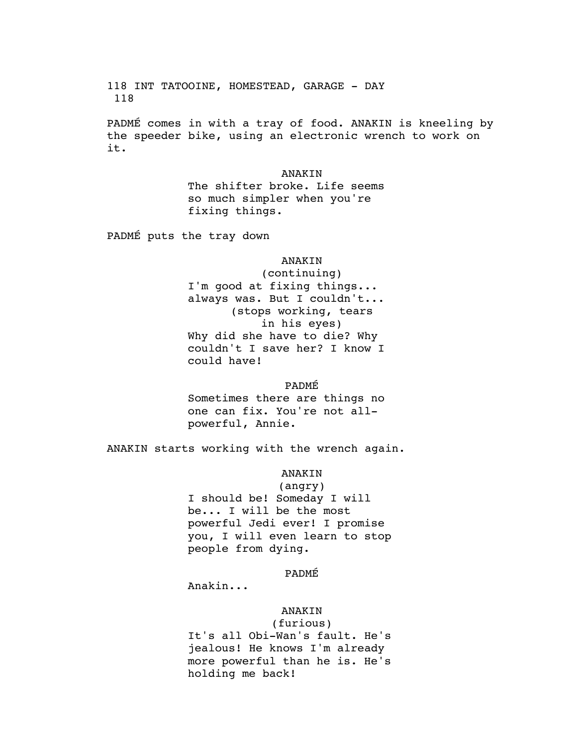118 INT TATOOINE, HOMESTEAD, GARAGE - DAY 118

PADMÉ comes in with a tray of food. ANAKIN is kneeling by the speeder bike, using an electronic wrench to work on it.

ANAKIN
The shifter broke. Life seems so much simpler when you're fixing things.

PADMÉ puts the tray down

ANAKIN
(continuing)
I'm good at fixing things... always was. But I couldn't...
(stops working, tears in his eyes)
Why did she have to die? Why couldn't I save her? I know I could have!

PADMÉ
Sometimes there are things no one can fix. You're not all-powerful, Annie.

ANAKIN starts working with the wrench again.

ANAKIN
(angry)
I should be! Someday I will be... I will be the most powerful Jedi ever! I promise you, I will even learn to stop people from dying.

PADMÉ
Anakin...

ANAKIN
(furious)
It's all Obi-Wan's fault. He's jealous! He knows I'm already more powerful than he is. He's holding me back!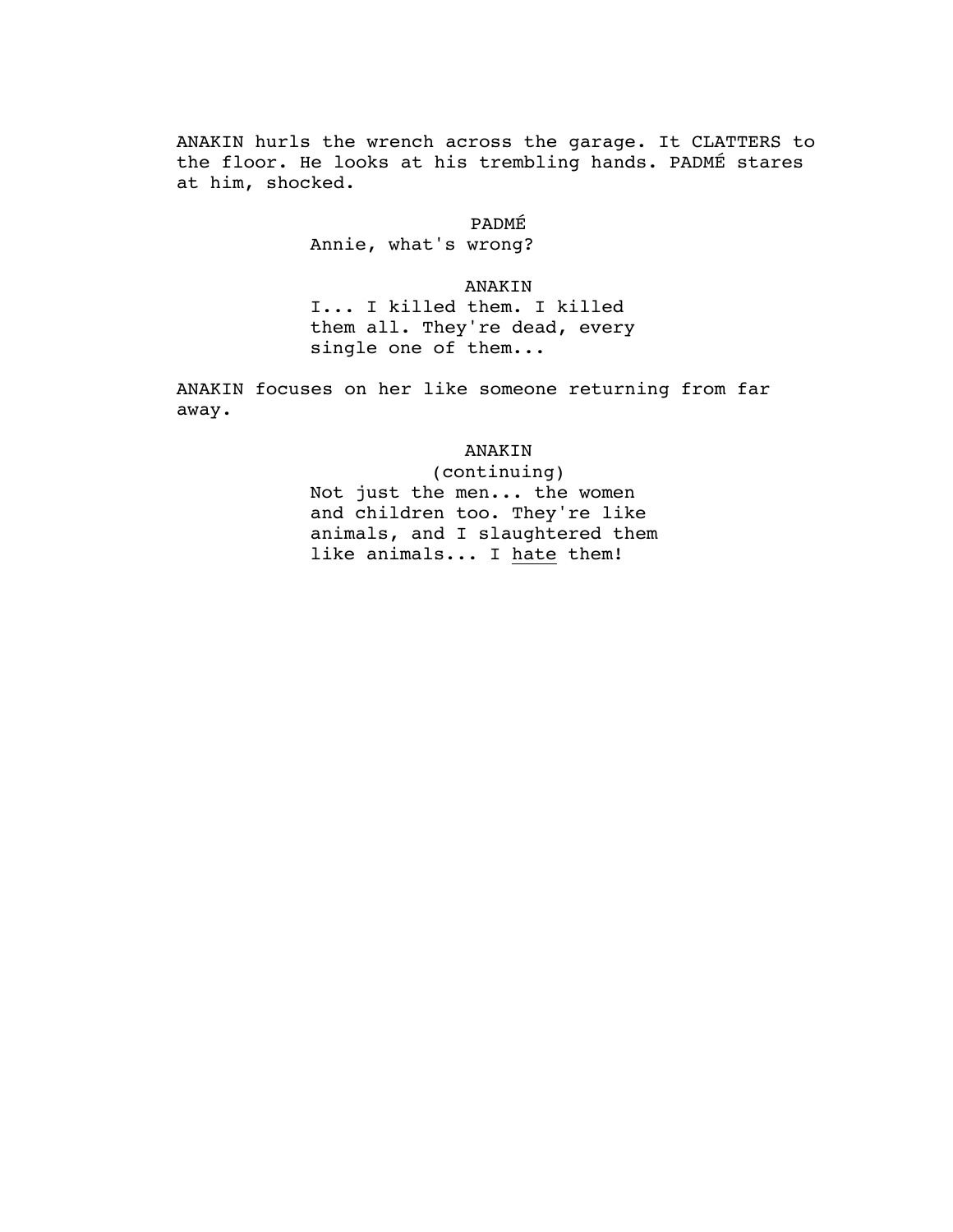ANAKIN hurls the wrench across the garage. It CLATTERS to the floor. He looks at his trembling hands. PADMÉ stares at him, shocked.

PADMÉ

Annie, what's wrong?

ANAKIN

I... I killed them. I killed them all. They're dead, every single one of them...

ANAKIN focuses on her like someone returning from far away.

ANAKIN

(continuing)

Not just the men... the women and children too. They're like animals, and I slaughtered them like animals... I <u>hate</u> them!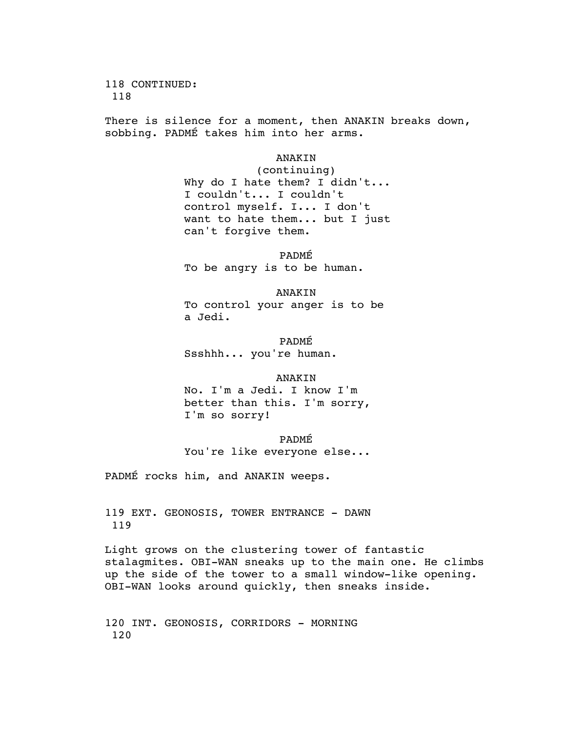118 CONTINUED:
118

There is silence for a moment, then ANAKIN breaks down, sobbing. PADMÉ takes him into her arms.

ANAKIN
(continuing)
Why do I hate them? I didn't... I couldn't... I couldn't control myself. I... I don't want to hate them... but I just can't forgive them.

PADMÉ
To be angry is to be human.

ANAKIN
To control your anger is to be a Jedi.

PADMÉ
Ssshhh... you're human.

ANAKIN
No. I'm a Jedi. I know I'm better than this. I'm sorry, I'm so sorry!

PADMÉ
You're like everyone else...

PADMÉ rocks him, and ANAKIN weeps.

119 EXT. GEONOSIS, TOWER ENTRANCE - DAWN
119

Light grows on the clustering tower of fantastic stalagmites. OBI-WAN sneaks up to the main one. He climbs up the side of the tower to a small window-like opening. OBI-WAN looks around quickly, then sneaks inside.

120 INT. GEONOSIS, CORRIDORS - MORNING
120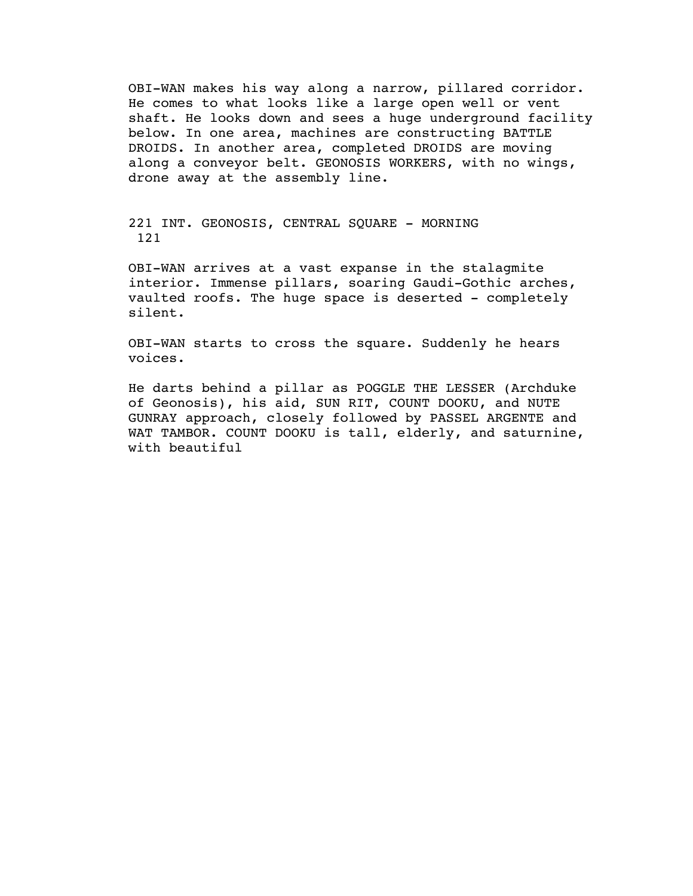OBI-WAN makes his way along a narrow, pillared corridor. He comes to what looks like a large open well or vent shaft. He looks down and sees a huge underground facility below. In one area, machines are constructing BATTLE DROIDS. In another area, completed DROIDS are moving along a conveyor belt. GEONOSIS WORKERS, with no wings, drone away at the assembly line.

221 INT. GEONOSIS, CENTRAL SQUARE - MORNING
121

OBI-WAN arrives at a vast expanse in the stalagmite interior. Immense pillars, soaring Gaudi-Gothic arches, vaulted roofs. The huge space is deserted - completely silent.

OBI-WAN starts to cross the square. Suddenly he hears voices.

He darts behind a pillar as POGGLE THE LESSER (Archduke of Geonosis), his aid, SUN RIT, COUNT DOOKU, and NUTE GUNRAY approach, closely followed by PASSEL ARGENTE and WAT TAMBOR. COUNT DOOKU is tall, elderly, and saturnine, with beautiful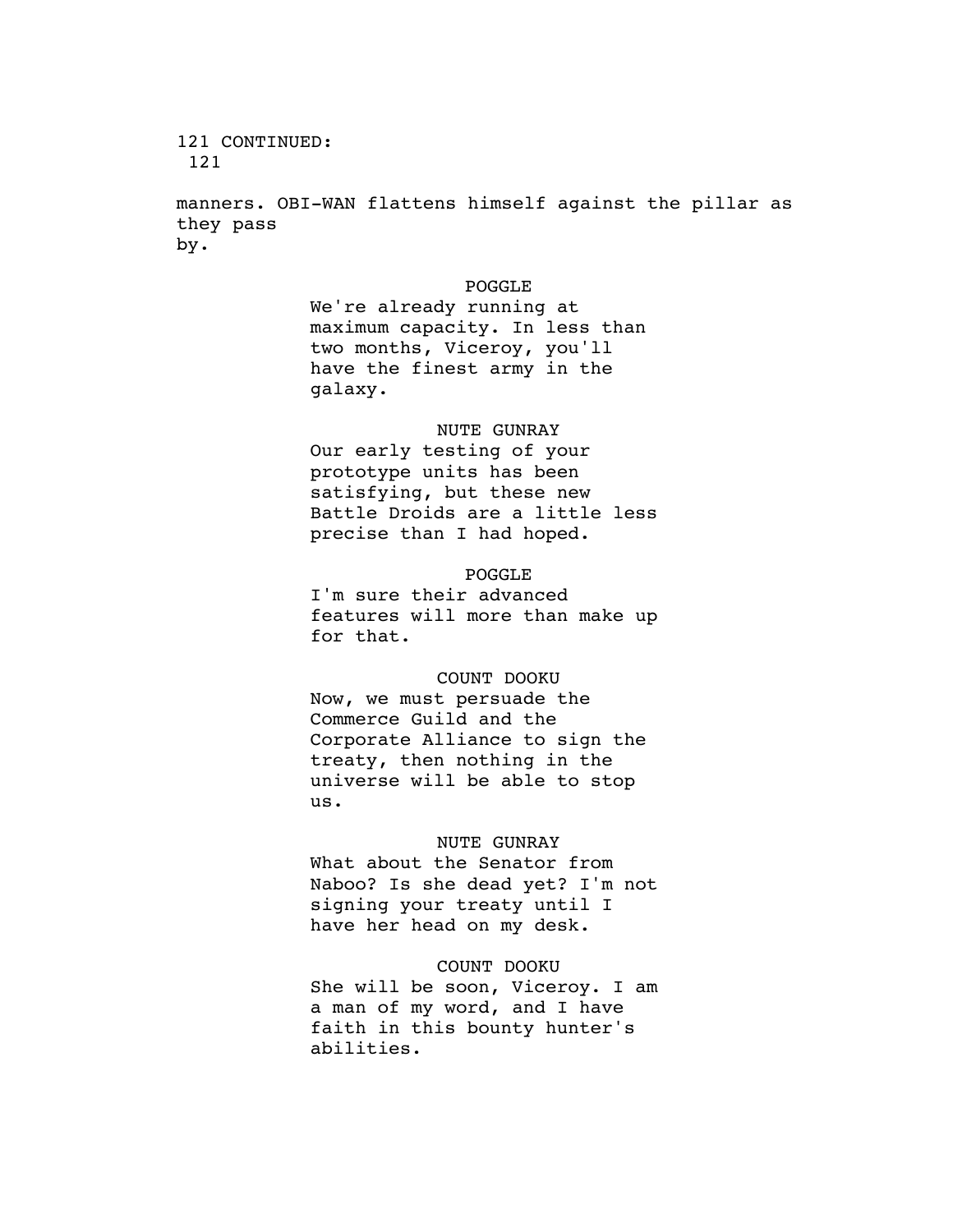121 CONTINUED:
121

manners. OBI-WAN flattens himself against the pillar as they pass by.

POGGLE
We're already running at maximum capacity. In less than two months, Viceroy, you'll have the finest army in the galaxy.

NUTE GUNRAY
Our early testing of your prototype units has been satisfying, but these new Battle Droids are a little less precise than I had hoped.

POGGLE
I'm sure their advanced features will more than make up for that.

COUNT DOOKU
Now, we must persuade the Commerce Guild and the Corporate Alliance to sign the treaty, then nothing in the universe will be able to stop us.

NUTE GUNRAY
What about the Senator from Naboo? Is she dead yet? I'm not signing your treaty until I have her head on my desk.

COUNT DOOKU
She will be soon, Viceroy. I am a man of my word, and I have faith in this bounty hunter's abilities.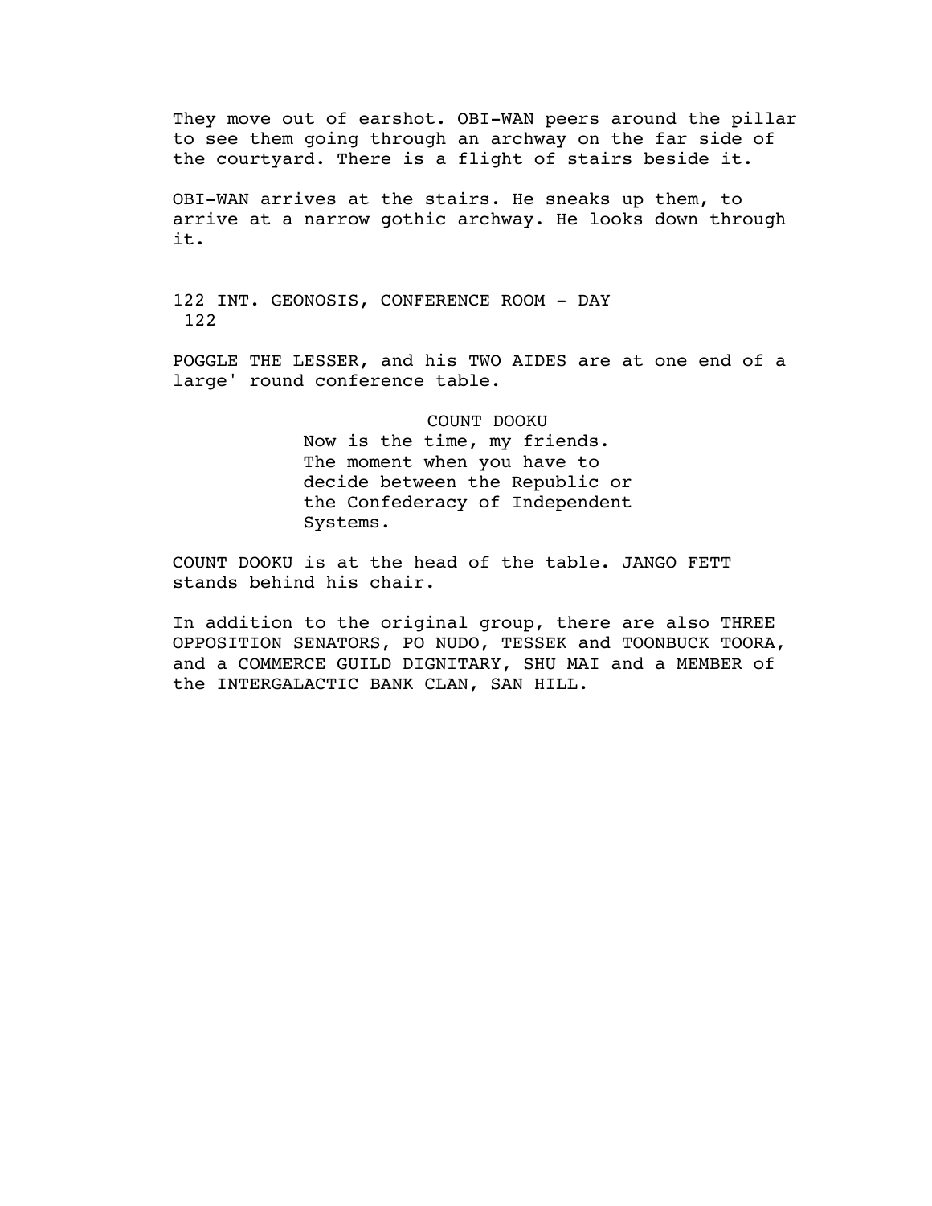They move out of earshot. OBI-WAN peers around the pillar to see them going through an archway on the far side of the courtyard. There is a flight of stairs beside it.

OBI-WAN arrives at the stairs. He sneaks up them, to arrive at a narrow gothic archway. He looks down through it.

122 INT. GEONOSIS, CONFERENCE ROOM - DAY 122

POGGLE THE LESSER, and his TWO AIDES are at one end of a large' round conference table.

COUNT DOOKU
Now is the time, my friends. The moment when you have to decide between the Republic or the Confederacy of Independent Systems.

COUNT DOOKU is at the head of the table. JANGO FETT stands behind his chair.

In addition to the original group, there are also THREE OPPOSITION SENATORS, PO NUDO, TESSEK and TOONBUCK TOORA, and a COMMERCE GUILD DIGNITARY, SHU MAI and a MEMBER of the INTERGALACTIC BANK CLAN, SAN HILL.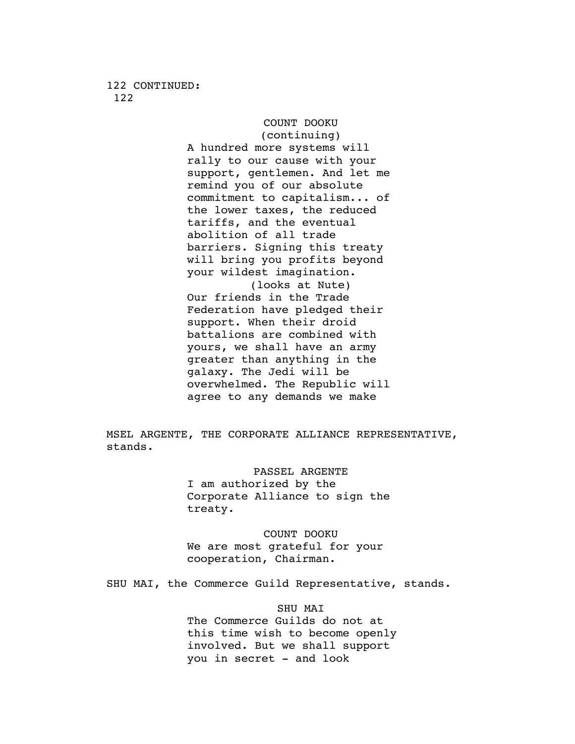122 CONTINUED:
122

COUNT DOOKU
(continuing)
A hundred more systems will rally to our cause with your support, gentlemen. And let me remind you of our absolute commitment to capitalism... of the lower taxes, the reduced tariffs, and the eventual abolition of all trade barriers. Signing this treaty will bring you profits beyond your wildest imagination.
(looks at Nute)
Our friends in the Trade Federation have pledged their support. When their droid battalions are combined with yours, we shall have an army greater than anything in the galaxy. The Jedi will be overwhelmed. The Republic will agree to any demands we make

MSEL ARGENTE, THE CORPORATE ALLIANCE REPRESENTATIVE, stands.

PASSEL ARGENTE
I am authorized by the Corporate Alliance to sign the treaty.

COUNT DOOKU
We are most grateful for your cooperation, Chairman.

SHU MAI, the Commerce Guild Representative, stands.

SHU MAI
The Commerce Guilds do not at this time wish to become openly involved. But we shall support you in secret - and look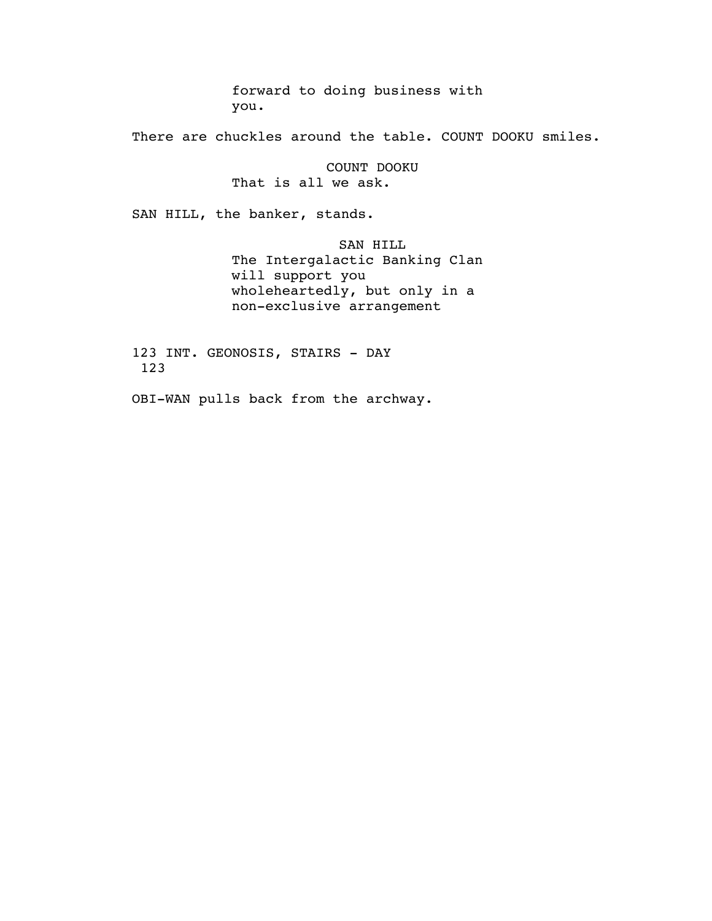forward to doing business with you.

There are chuckles around the table. COUNT DOOKU smiles.

COUNT DOOKU
That is all we ask.

SAN HILL, the banker, stands.

SAN HILL
The Intergalactic Banking Clan will support you wholeheartedly, but only in a non-exclusive arrangement

123 INT. GEONOSIS, STAIRS - DAY
123

OBI-WAN pulls back from the archway.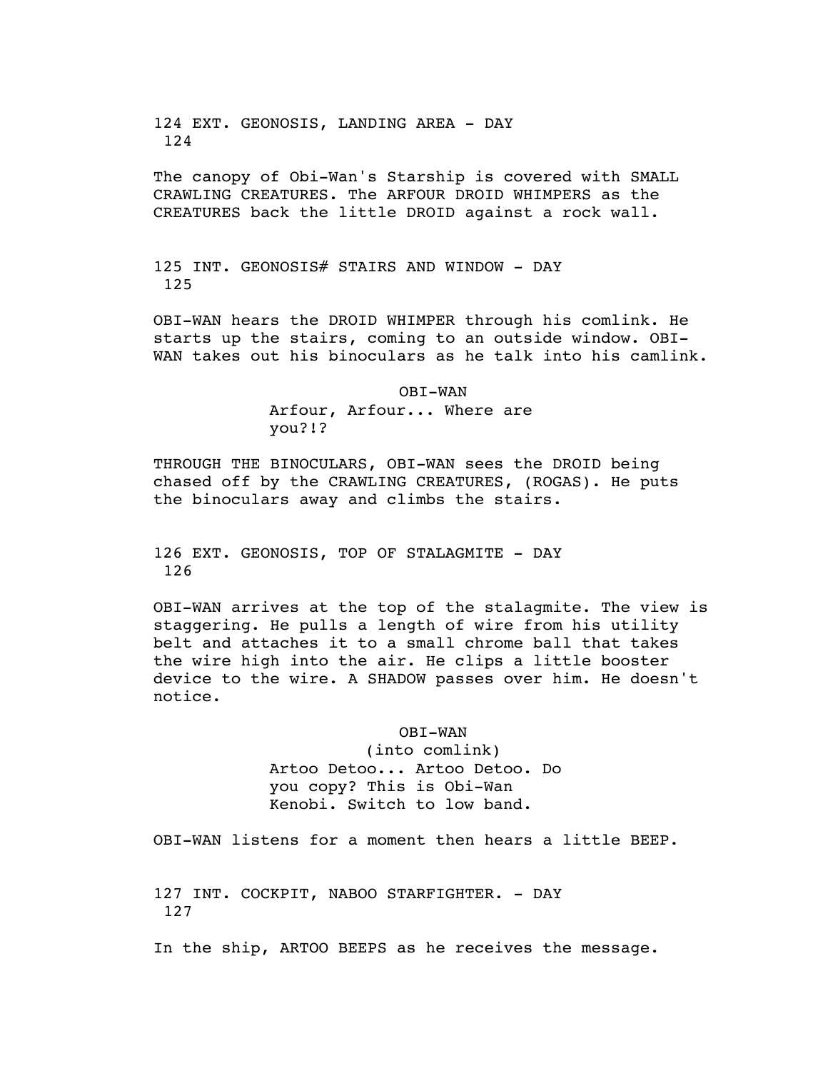124 EXT. GEONOSIS, LANDING AREA - DAY
124

The canopy of Obi-Wan's Starship is covered with SMALL CRAWLING CREATURES. The ARFOUR DROID WHIMPERS as the CREATURES back the little DROID against a rock wall.

125 INT. GEONOSIS# STAIRS AND WINDOW - DAY
125

OBI-WAN hears the DROID WHIMPER through his comlink. He starts up the stairs, coming to an outside window. OBI-WAN takes out his binoculars as he talk into his camlink.

OBI-WAN
Arfour, Arfour... Where are you?!?

THROUGH THE BINOCULARS, OBI-WAN sees the DROID being chased off by the CRAWLING CREATURES, (ROGAS). He puts the binoculars away and climbs the stairs.

126 EXT. GEONOSIS, TOP OF STALAGMITE - DAY
126

OBI-WAN arrives at the top of the stalagmite. The view is staggering. He pulls a length of wire from his utility belt and attaches it to a small chrome ball that takes the wire high into the air. He clips a little booster device to the wire. A SHADOW passes over him. He doesn't notice.

OBI-WAN
(into comlink)
Artoo Detoo... Artoo Detoo. Do you copy? This is Obi-Wan Kenobi. Switch to low band.

OBI-WAN listens for a moment then hears a little BEEP.

127 INT. COCKPIT, NABOO STARFIGHTER. - DAY
127

In the ship, ARTOO BEEPS as he receives the message.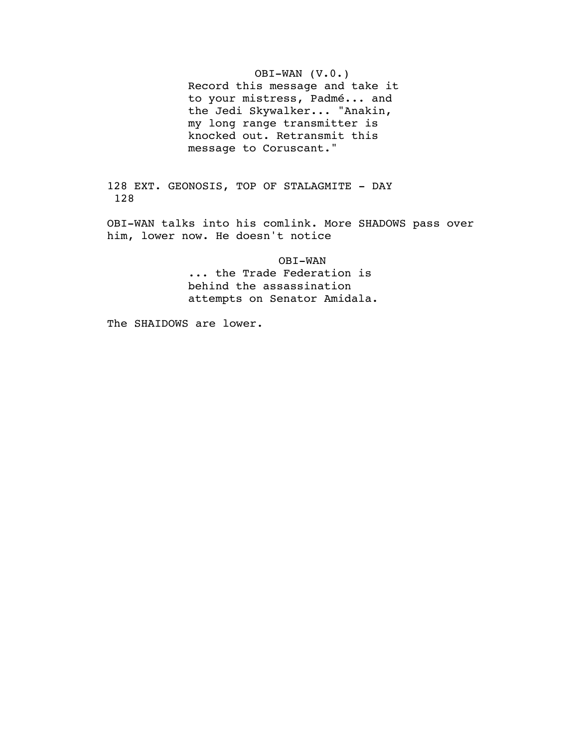OBI-WAN (V.O.)
Record this message and take it to your mistress, Padmé... and the Jedi Skywalker... "Anakin, my long range transmitter is knocked out. Retransmit this message to Coruscant."

128 EXT. GEONOSIS, TOP OF STALAGMITE - DAY 128

OBI-WAN talks into his comlink. More SHADOWS pass over him, lower now. He doesn't notice

OBI-WAN
... the Trade Federation is behind the assassination attempts on Senator Amidala.

The SHAIDOWS are lower.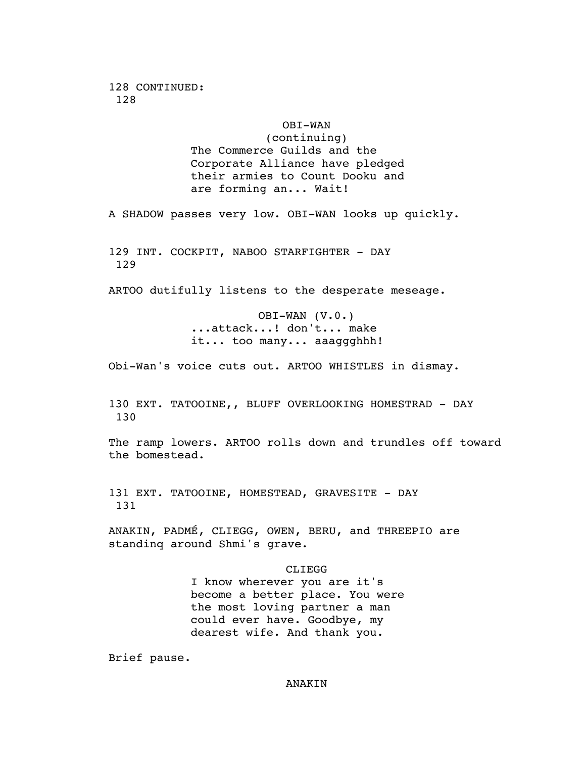128 CONTINUED:
128

OBI-WAN
(continuing)
The Commerce Guilds and the Corporate Alliance have pledged their armies to Count Dooku and are forming an... Wait!

A SHADOW passes very low. OBI-WAN looks up quickly.

129 INT. COCKPIT, NABOO STARFIGHTER - DAY
129

ARTOO dutifully listens to the desperate meseage.

OBI-WAN (V.0.)
...attack...! don't... make it... too many... aaaggghhh!

Obi-Wan's voice cuts out. ARTOO WHISTLES in dismay.

130 EXT. TATOOINE,, BLUFF OVERLOOKING HOMESTRAD - DAY
130

The ramp lowers. ARTOO rolls down and trundles off toward the bomestead.

131 EXT. TATOOINE, HOMESTEAD, GRAVESITE - DAY
131

ANAKIN, PADMÉ, CLIEGG, OWEN, BERU, and THREEPIO are standinq around Shmi's grave.

CLIEGG
I know wherever you are it's become a better place. You were the most loving partner a man could ever have. Goodbye, my dearest wife. And thank you.

Brief pause.

ANAKIN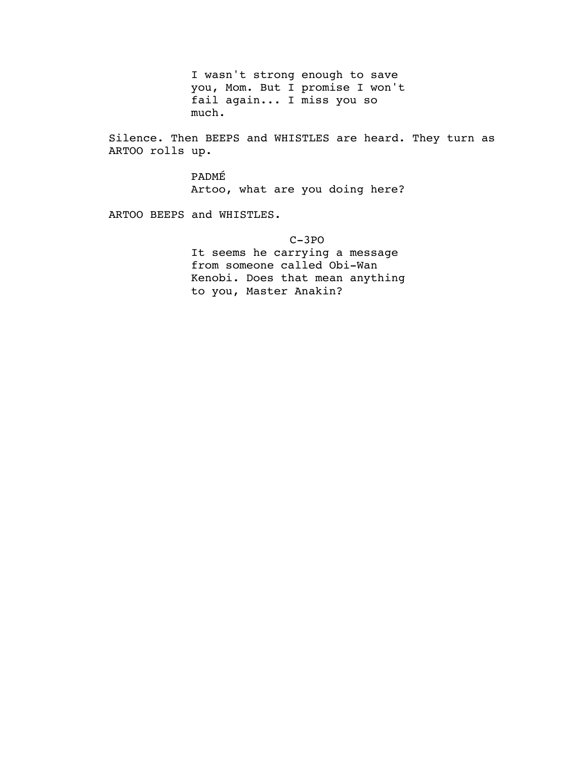I wasn't strong enough to save you, Mom. But I promise I won't fail again... I miss you so much.

Silence. Then BEEPS and WHISTLES are heard. They turn as ARTOO rolls up.

PADMÉ
Artoo, what are you doing here?

ARTOO BEEPS and WHISTLES.

C-3PO
It seems he carrying a message from someone called Obi-Wan Kenobi. Does that mean anything to you, Master Anakin?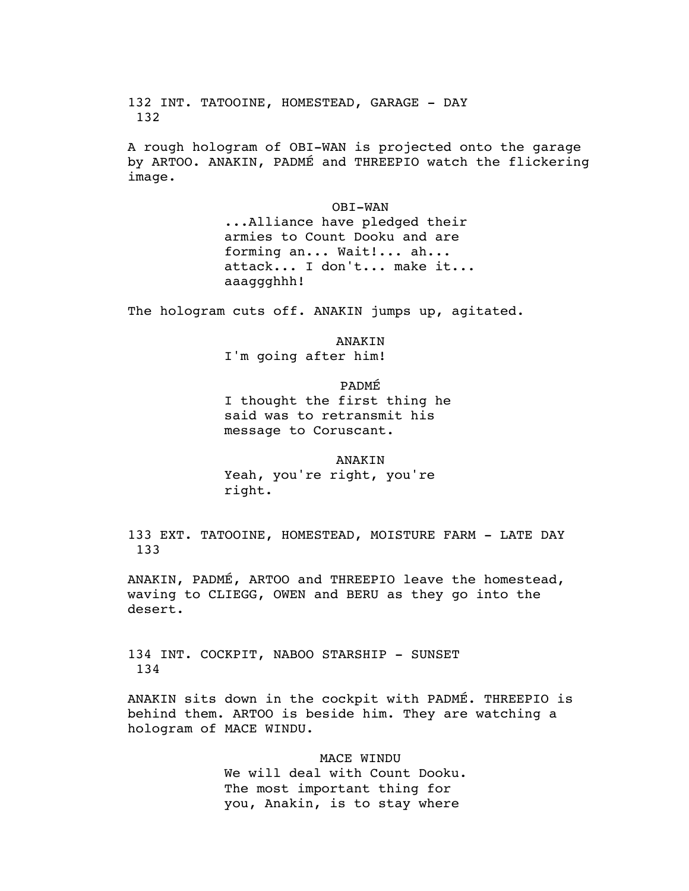132 INT. TATOOINE, HOMESTEAD, GARAGE - DAY 132

A rough hologram of OBI-WAN is projected onto the garage by ARTOO. ANAKIN, PADMÉ and THREEPIO watch the flickering image.

OBI-WAN
...Alliance have pledged their armies to Count Dooku and are forming an... Wait!... ah... attack... I don't... make it... aaaggghhh!

The hologram cuts off. ANAKIN jumps up, agitated.

ANAKIN
I'm going after him!

PADMÉ
I thought the first thing he said was to retransmit his message to Coruscant.

ANAKIN
Yeah, you're right, you're right.

133 EXT. TATOOINE, HOMESTEAD, MOISTURE FARM - LATE DAY 133

ANAKIN, PADMÉ, ARTOO and THREEPIO leave the homestead, waving to CLIEGG, OWEN and BERU as they go into the desert.

134 INT. COCKPIT, NABOO STARSHIP - SUNSET 134

ANAKIN sits down in the cockpit with PADMÉ. THREEPIO is behind them. ARTOO is beside him. They are watching a hologram of MACE WINDU.

MACE WINDU
We will deal with Count Dooku. The most important thing for you, Anakin, is to stay where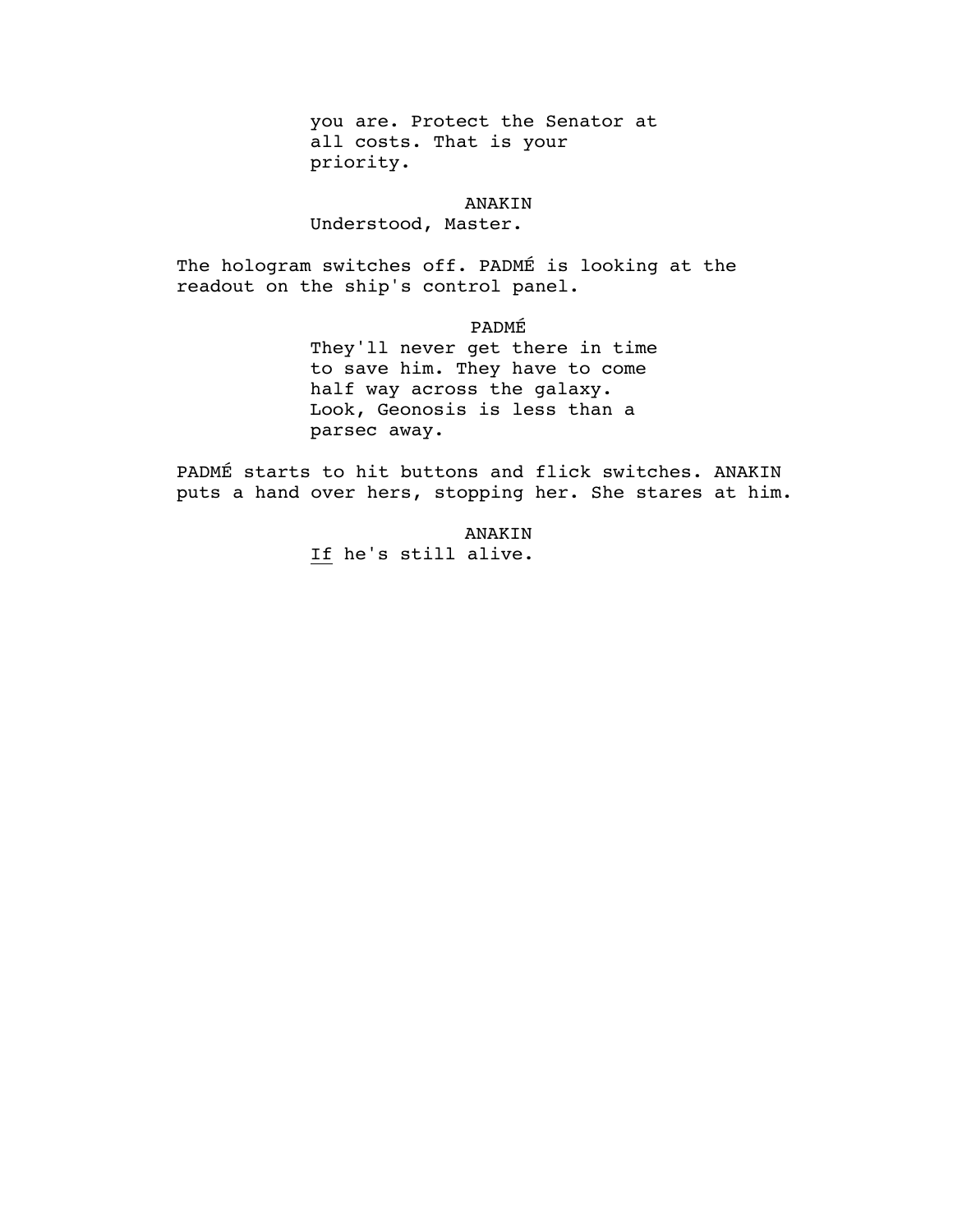you are. Protect the Senator at all costs. That is your priority.

ANAKIN
Understood, Master.

The hologram switches off. PADMÉ is looking at the readout on the ship's control panel.

PADMÉ
They'll never get there in time to save him. They have to come half way across the galaxy. Look, Geonosis is less than a parsec away.

PADMÉ starts to hit buttons and flick switches. ANAKIN puts a hand over hers, stopping her. She stares at him.

ANAKIN
<u>If</u> he's still alive.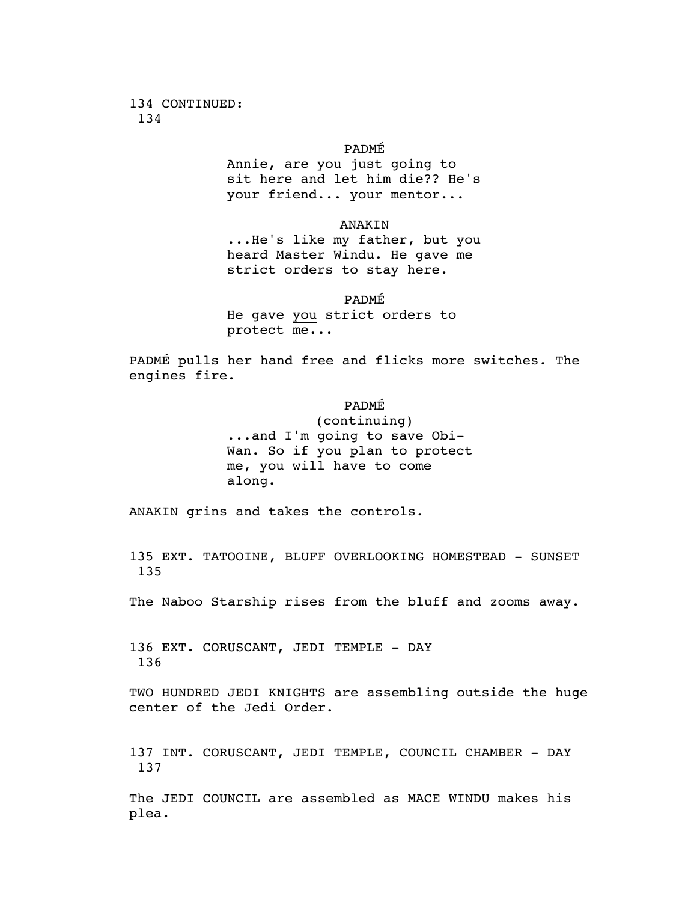134 CONTINUED:
134

PADMÉ
Annie, are you just going to sit here and let him die?? He's your friend... your mentor...

ANAKIN
...He's like my father, but you heard Master Windu. He gave me strict orders to stay here.

PADMÉ
He gave <u>you</u> strict orders to protect me...

PADMÉ pulls her hand free and flicks more switches. The engines fire.

PADMÉ
(continuing)
...and I'm going to save Obi-Wan. So if you plan to protect me, you will have to come along.

ANAKIN grins and takes the controls.

135 EXT. TATOOINE, BLUFF OVERLOOKING HOMESTEAD - SUNSET
135

The Naboo Starship rises from the bluff and zooms away.

136 EXT. CORUSCANT, JEDI TEMPLE - DAY
136

TWO HUNDRED JEDI KNIGHTS are assembling outside the huge center of the Jedi Order.

137 INT. CORUSCANT, JEDI TEMPLE, COUNCIL CHAMBER - DAY
137

The JEDI COUNCIL are assembled as MACE WINDU makes his plea.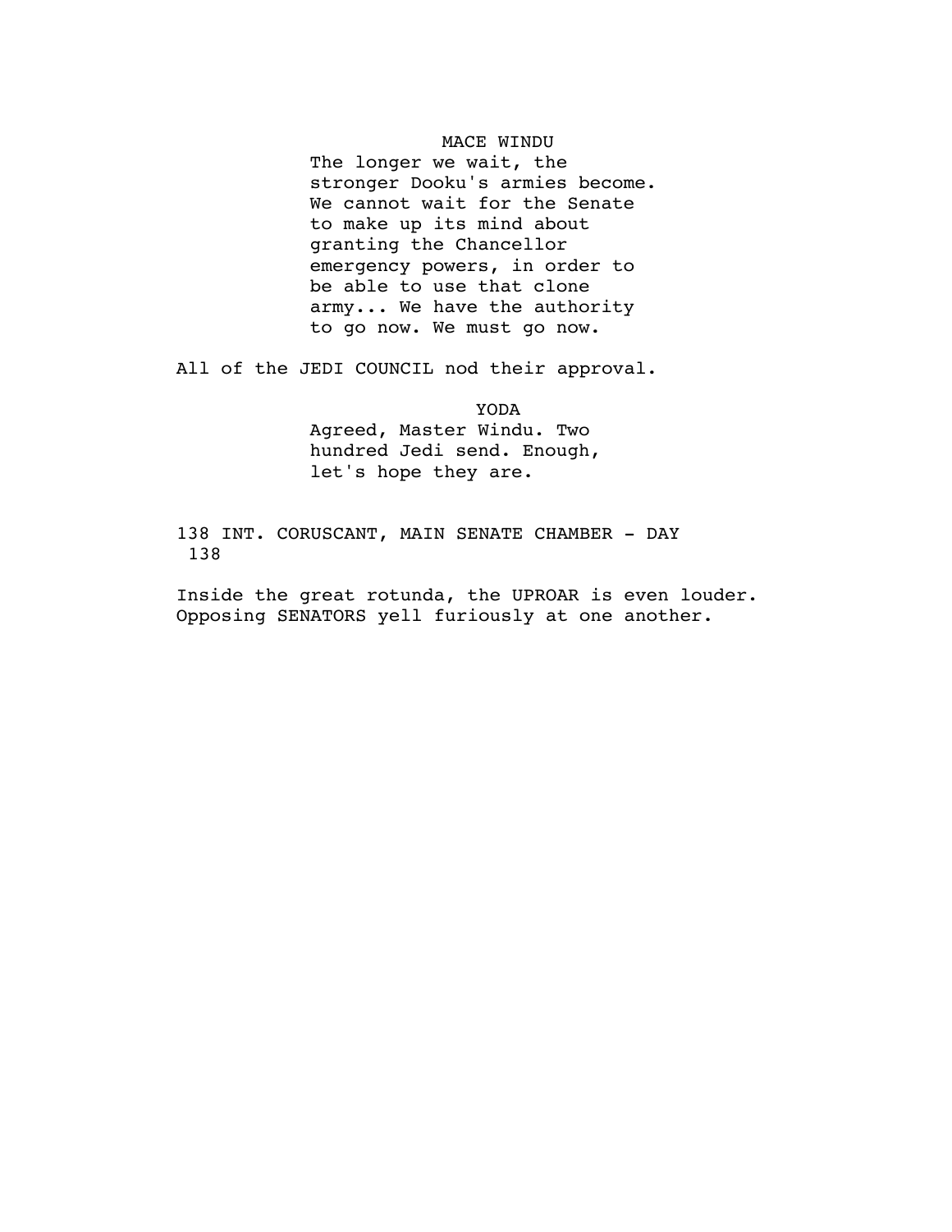MACE WINDU

The longer we wait, the stronger Dooku's armies become. We cannot wait for the Senate to make up its mind about granting the Chancellor emergency powers, in order to be able to use that clone army... We have the authority to go now. We must go now.

All of the JEDI COUNCIL nod their approval.

YODA

Agreed, Master Windu. Two hundred Jedi send. Enough, let's hope they are.

138 INT. CORUSCANT, MAIN SENATE CHAMBER - DAY 138

Inside the great rotunda, the UPROAR is even louder. Opposing SENATORS yell furiously at one another.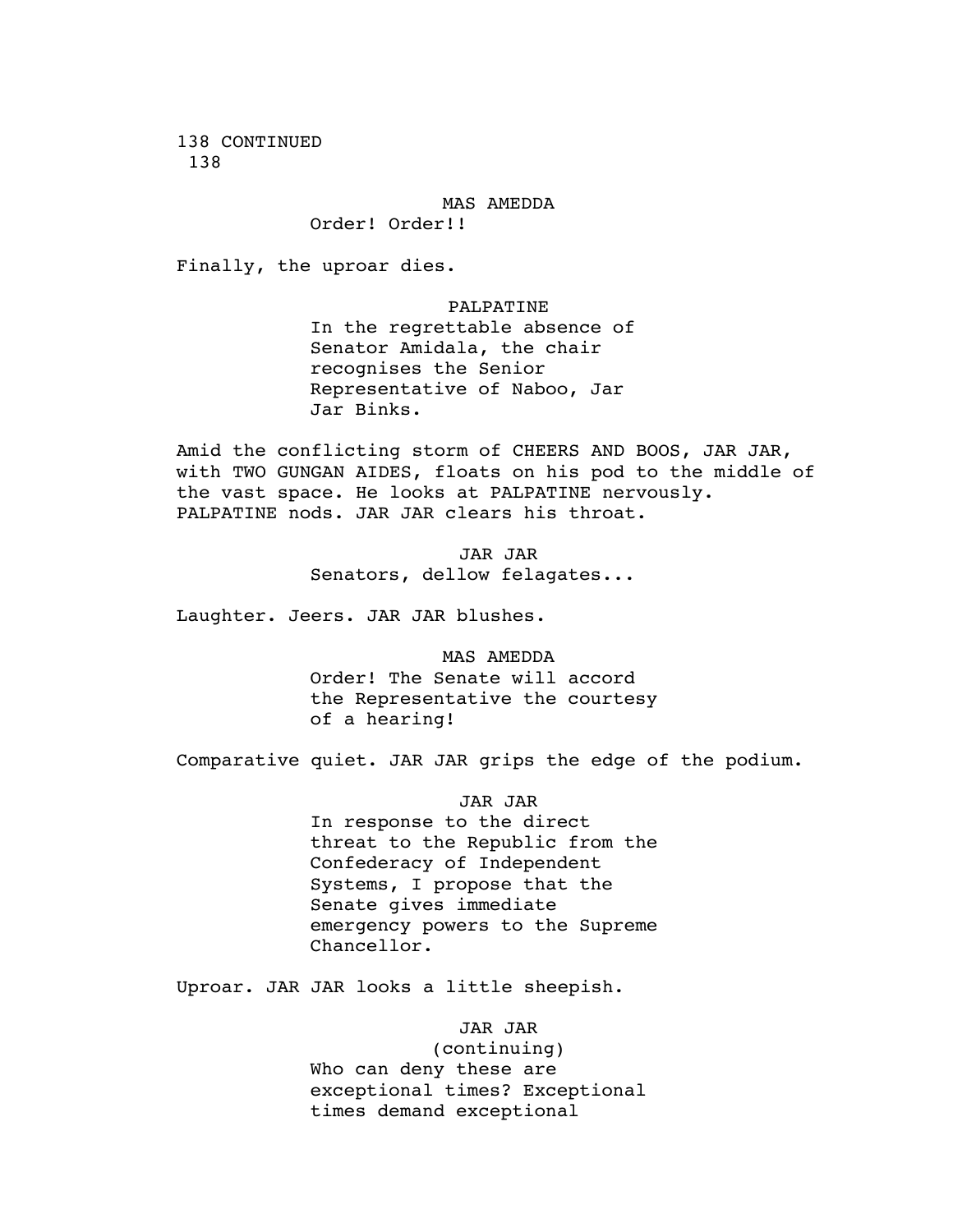138 CONTINUED
138

MAS AMEDDA
Order! Order!!

Finally, the uproar dies.

PALPATINE
In the regrettable absence of Senator Amidala, the chair recognises the Senior Representative of Naboo, Jar Jar Binks.

Amid the conflicting storm of CHEERS AND BOOS, JAR JAR, with TWO GUNGAN AIDES, floats on his pod to the middle of the vast space. He looks at PALPATINE nervously. PALPATINE nods. JAR JAR clears his throat.

JAR JAR
Senators, dellow felagates...

Laughter. Jeers. JAR JAR blushes.

MAS AMEDDA
Order! The Senate will accord the Representative the courtesy of a hearing!

Comparative quiet. JAR JAR grips the edge of the podium.

JAR JAR
In response to the direct threat to the Republic from the Confederacy of Independent Systems, I propose that the Senate gives immediate emergency powers to the Supreme Chancellor.

Uproar. JAR JAR looks a little sheepish.

JAR JAR
(continuing)
Who can deny these are exceptional times? Exceptional times demand exceptional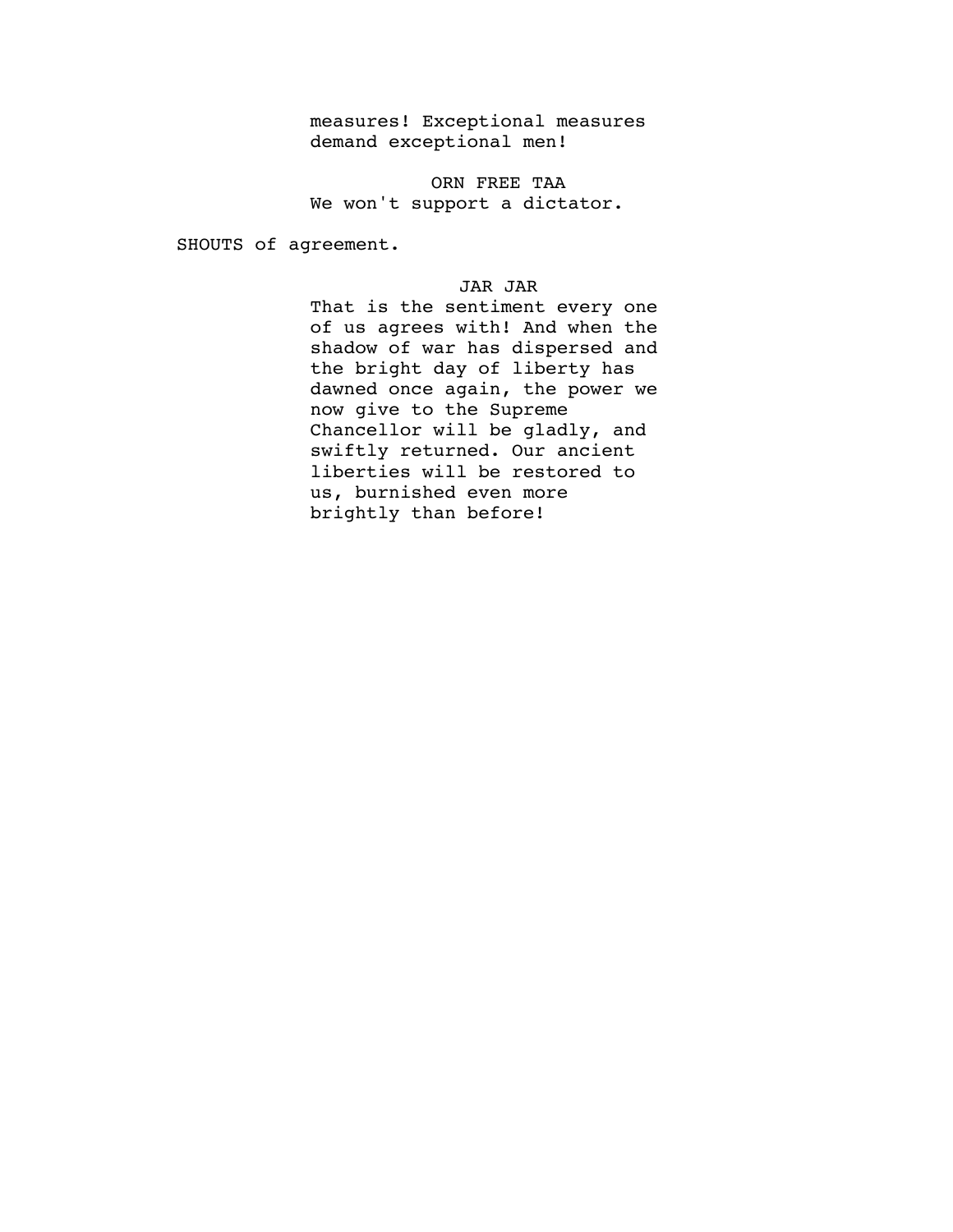measures! Exceptional measures demand exceptional men!

ORN FREE TAA

We won't support a dictator.

SHOUTS of agreement.

JAR JAR

That is the sentiment every one of us agrees with! And when the shadow of war has dispersed and the bright day of liberty has dawned once again, the power we now give to the Supreme Chancellor will be gladly, and swiftly returned. Our ancient liberties will be restored to us, burnished even more brightly than before!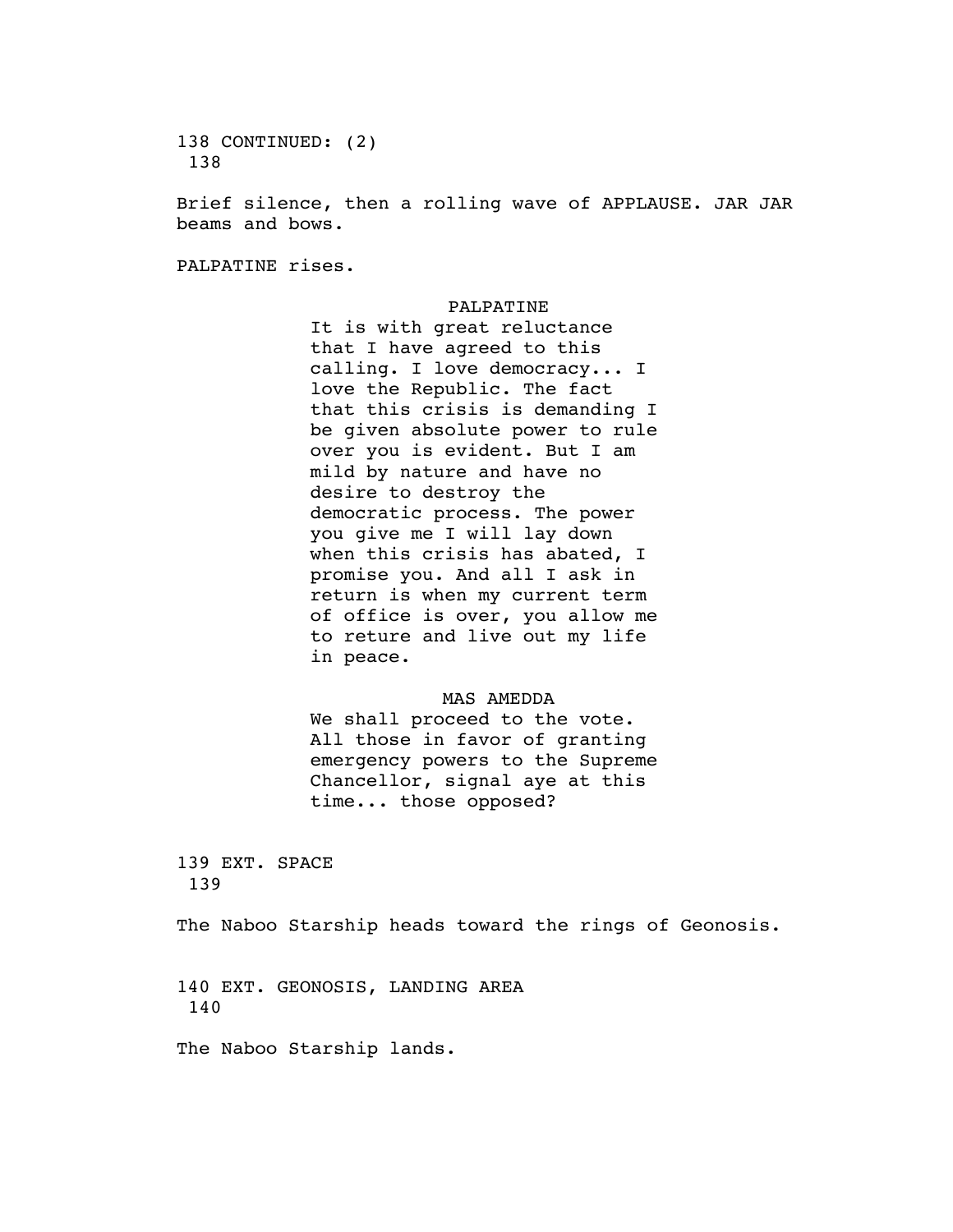138 CONTINUED: (2)
138

Brief silence, then a rolling wave of APPLAUSE. JAR JAR beams and bows.

PALPATINE rises.

PALPATINE
It is with great reluctance that I have agreed to this calling. I love democracy... I love the Republic. The fact that this crisis is demanding I be given absolute power to rule over you is evident. But I am mild by nature and have no desire to destroy the democratic process. The power you give me I will lay down when this crisis has abated, I promise you. And all I ask in return is when my current term of office is over, you allow me to reture and live out my life in peace.

MAS AMEDDA
We shall proceed to the vote. All those in favor of granting emergency powers to the Supreme Chancellor, signal aye at this time... those opposed?

139 EXT. SPACE
139

The Naboo Starship heads toward the rings of Geonosis.

140 EXT. GEONOSIS, LANDING AREA
140

The Naboo Starship lands.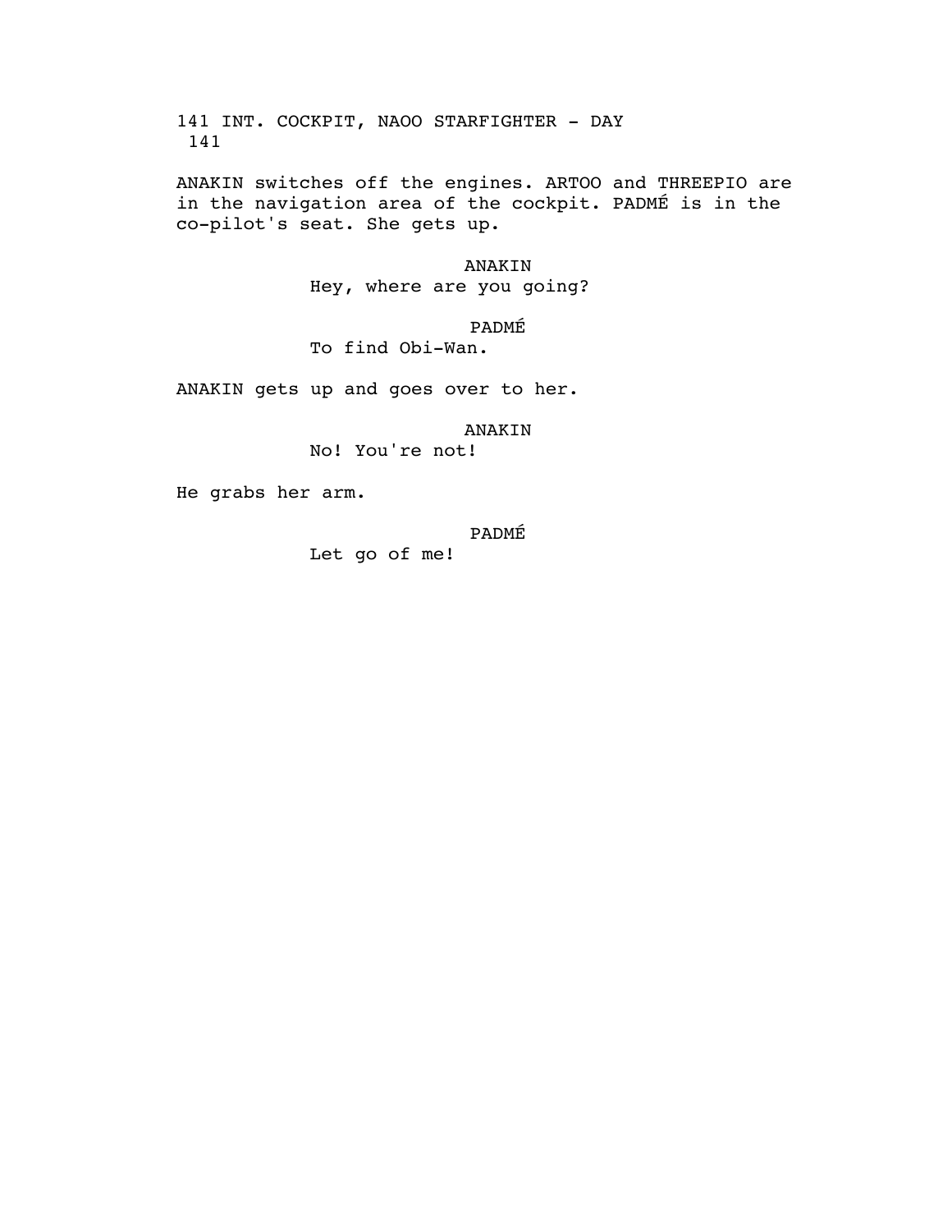141 INT. COCKPIT, NAOO STARFIGHTER - DAY 141

ANAKIN switches off the engines. ARTOO and THREEPIO are in the navigation area of the cockpit. PADMÉ is in the co-pilot's seat. She gets up.

ANAKIN
Hey, where are you going?

PADMÉ
To find Obi-Wan.

ANAKIN gets up and goes over to her.

ANAKIN
No! You're not!

He grabs her arm.

PADMÉ
Let go of me!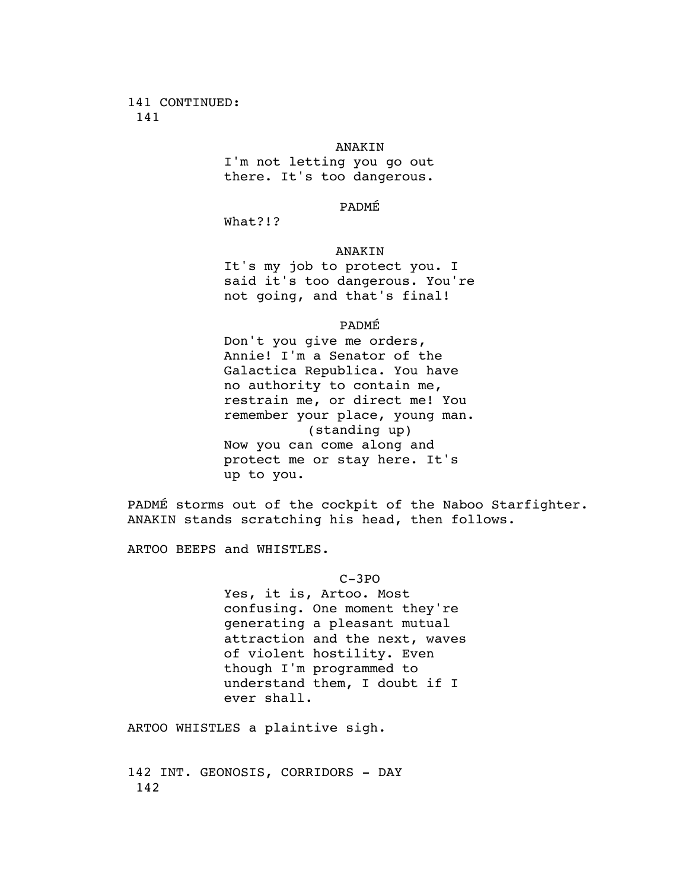141 CONTINUED:
141

ANAKIN

I'm not letting you go out there. It's too dangerous.

PADMÉ

What?!?

ANAKIN

It's my job to protect you. I said it's too dangerous. You're not going, and that's final!

PADMÉ

Don't you give me orders, Annie! I'm a Senator of the Galactica Republica. You have no authority to contain me, restrain me, or direct me! You remember your place, young man.
(standing up)
Now you can come along and protect me or stay here. It's up to you.

PADMÉ storms out of the cockpit of the Naboo Starfighter. ANAKIN stands scratching his head, then follows.

ARTOO BEEPS and WHISTLES.

C-3PO

Yes, it is, Artoo. Most confusing. One moment they're generating a pleasant mutual attraction and the next, waves of violent hostility. Even though I'm programmed to understand them, I doubt if I ever shall.

ARTOO WHISTLES a plaintive sigh.

142 INT. GEONOSIS, CORRIDORS - DAY
142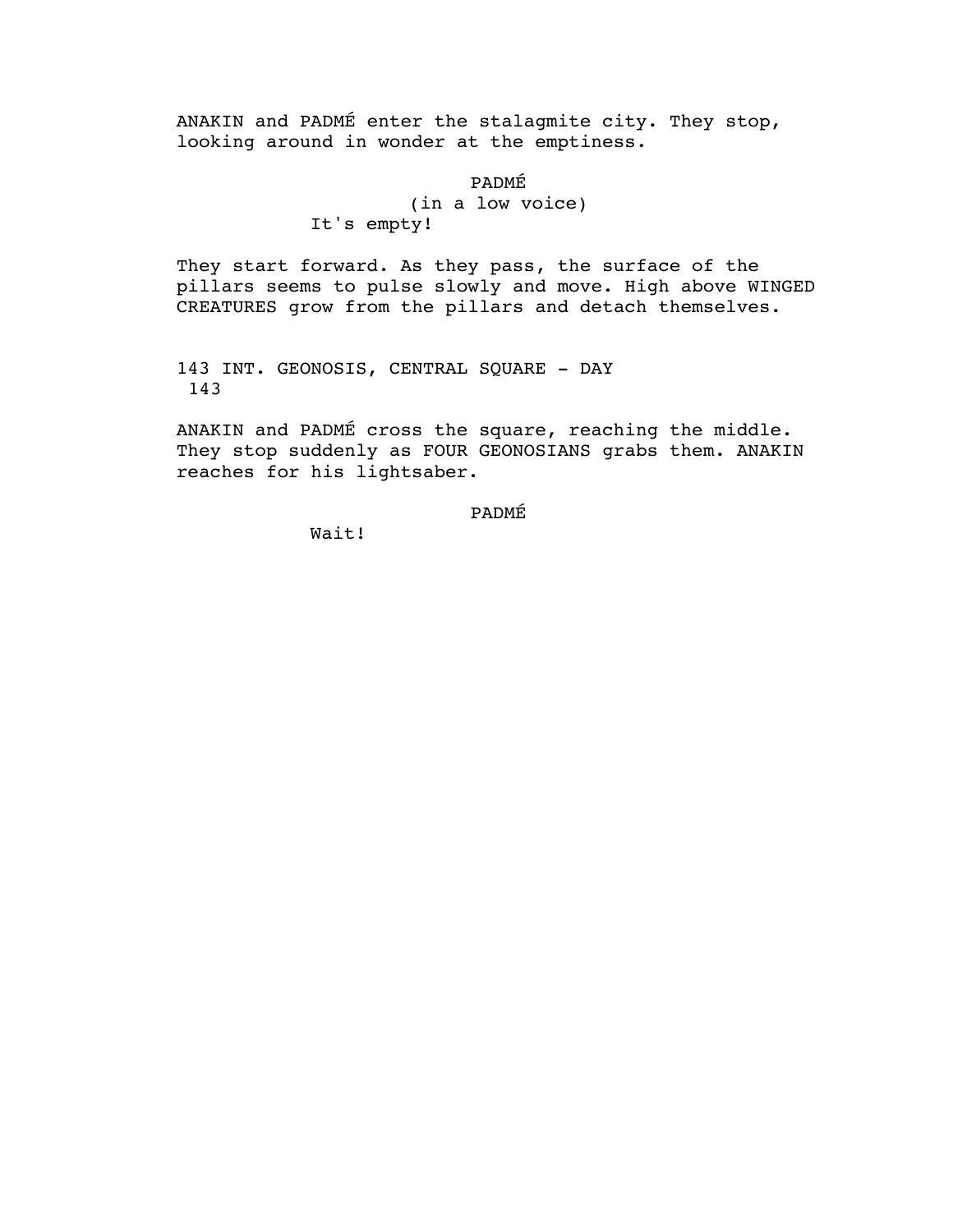ANAKIN and PADMÉ enter the stalagmite city. They stop, looking around in wonder at the emptiness.

PADMÉ
(in a low voice)
It's empty!

They start forward. As they pass, the surface of the pillars seems to pulse slowly and move. High above WINGED CREATURES grow from the pillars and detach themselves.

143 INT. GEONOSIS, CENTRAL SQUARE - DAY 143

ANAKIN and PADMÉ cross the square, reaching the middle. They stop suddenly as FOUR GEONOSIANS grabs them. ANAKIN reaches for his lightsaber.

PADMÉ
Wait!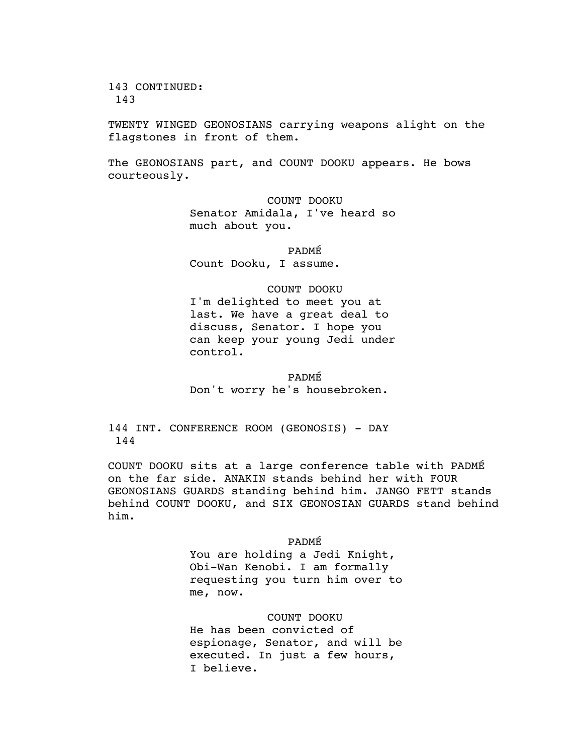143 CONTINUED: 143

TWENTY WINGED GEONOSIANS carrying weapons alight on the flagstones in front of them.

The GEONOSIANS part, and COUNT DOOKU appears. He bows courteously.

COUNT DOOKU
Senator Amidala, I've heard so much about you.

PADMÉ
Count Dooku, I assume.

COUNT DOOKU
I'm delighted to meet you at last. We have a great deal to discuss, Senator. I hope you can keep your young Jedi under control.

PADMÉ
Don't worry he's housebroken.

144 INT. CONFERENCE ROOM (GEONOSIS) - DAY 144

COUNT DOOKU sits at a large conference table with PADMÉ on the far side. ANAKIN stands behind her with FOUR GEONOSIANS GUARDS standing behind him. JANGO FETT stands behind COUNT DOOKU, and SIX GEONOSIAN GUARDS stand behind him.

PADMÉ
You are holding a Jedi Knight, Obi-Wan Kenobi. I am formally requesting you turn him over to me, now.

COUNT DOOKU
He has been convicted of espionage, Senator, and will be executed. In just a few hours, I believe.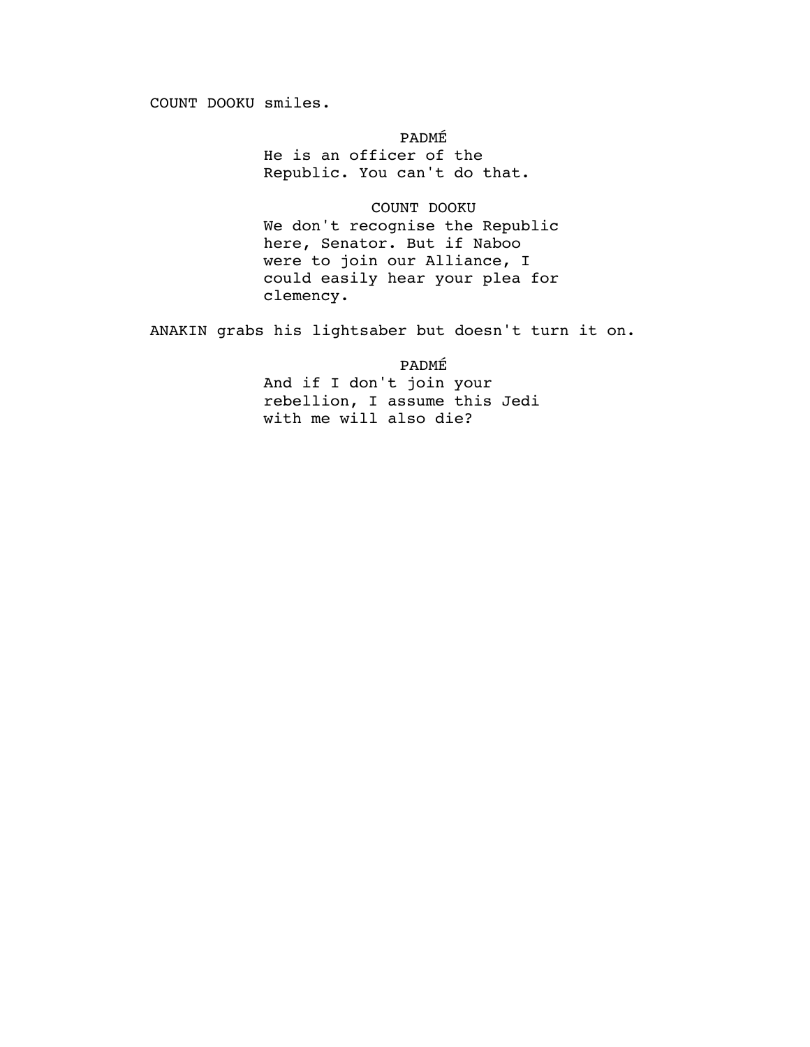COUNT DOOKU smiles.

PADMÉ

He is an officer of the Republic. You can't do that.

COUNT DOOKU

We don't recognise the Republic here, Senator. But if Naboo were to join our Alliance, I could easily hear your plea for clemency.

ANAKIN grabs his lightsaber but doesn't turn it on.

PADMÉ

And if I don't join your rebellion, I assume this Jedi with me will also die?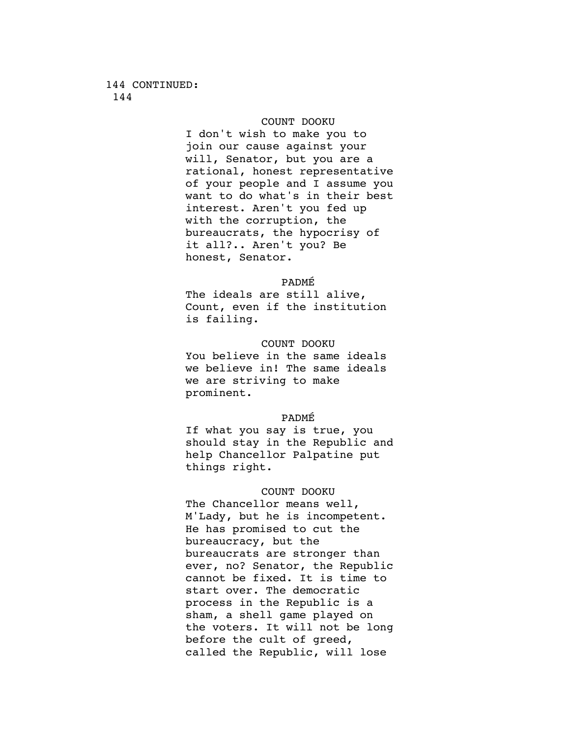144 CONTINUED:
144

COUNT DOOKU

I don't wish to make you to join our cause against your will, Senator, but you are a rational, honest representative of your people and I assume you want to do what's in their best interest. Aren't you fed up with the corruption, the bureaucrats, the hypocrisy of it all?.. Aren't you? Be honest, Senator.

PADMÉ

The ideals are still alive, Count, even if the institution is failing.

COUNT DOOKU

You believe in the same ideals we believe in! The same ideals we are striving to make prominent.

PADMÉ

If what you say is true, you should stay in the Republic and help Chancellor Palpatine put things right.

COUNT DOOKU

The Chancellor means well, M'Lady, but he is incompetent. He has promised to cut the bureaucracy, but the bureaucrats are stronger than ever, no? Senator, the Republic cannot be fixed. It is time to start over. The democratic process in the Republic is a sham, a shell game played on the voters. It will not be long before the cult of greed, called the Republic, will lose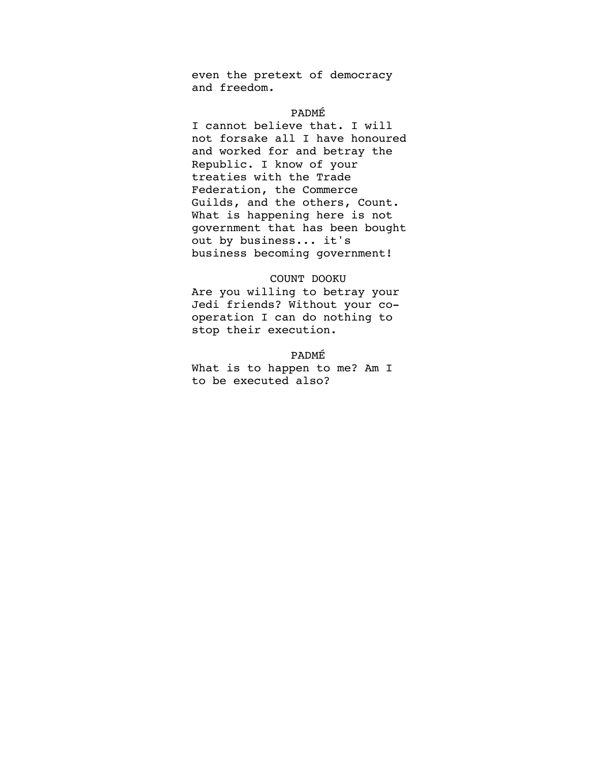even the pretext of democracy and freedom.

PADMÉ

I cannot believe that. I will not forsake all I have honoured and worked for and betray the Republic. I know of your treaties with the Trade Federation, the Commerce Guilds, and the others, Count. What is happening here is not government that has been bought out by business... it's business becoming government!

COUNT DOOKU

Are you willing to betray your Jedi friends? Without your co-operation I can do nothing to stop their execution.

PADMÉ

What is to happen to me? Am I to be executed also?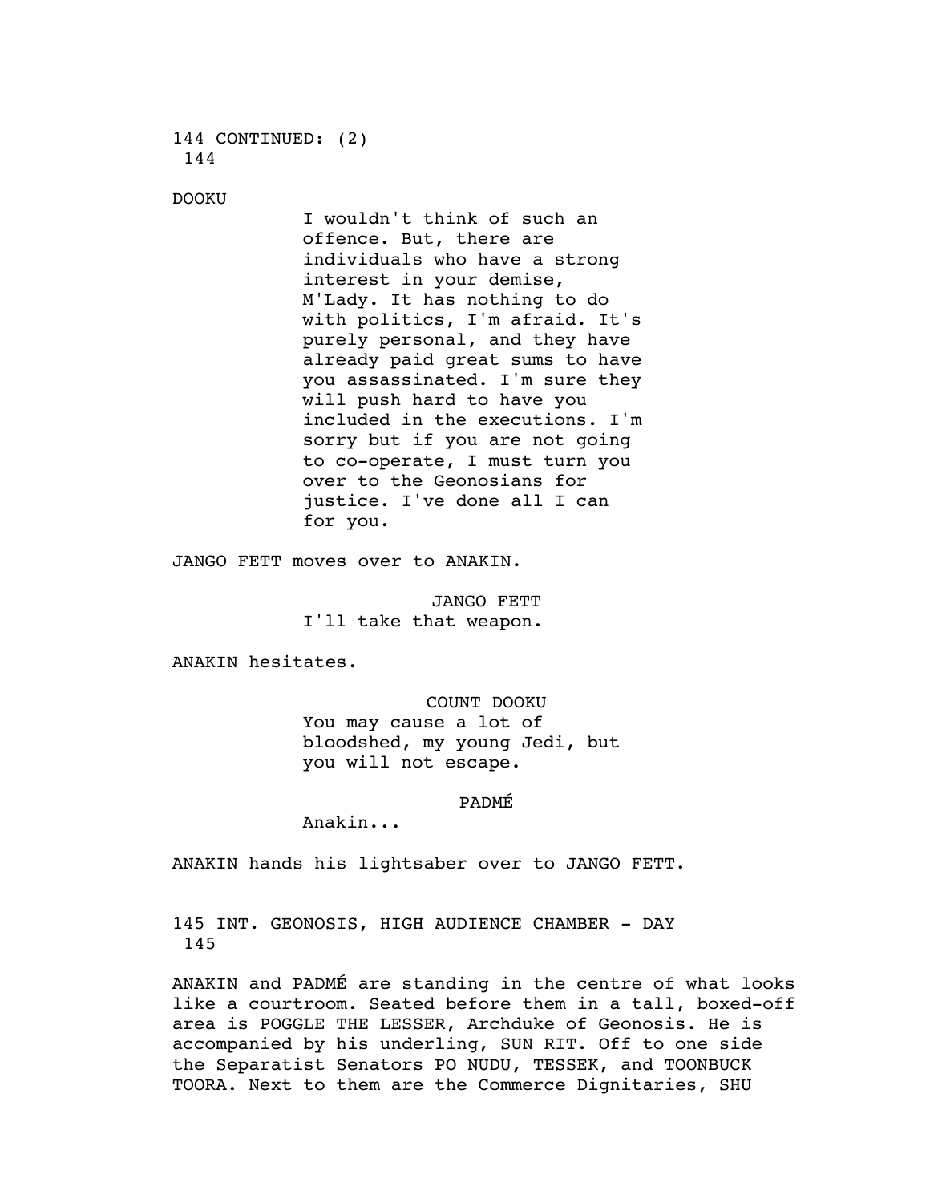144 CONTINUED: (2)
144

DOOKU

I wouldn't think of such an offence. But, there are individuals who have a strong interest in your demise, M'Lady. It has nothing to do with politics, I'm afraid. It's purely personal, and they have already paid great sums to have you assassinated. I'm sure they will push hard to have you included in the executions. I'm sorry but if you are not going to co-operate, I must turn you over to the Geonosians for justice. I've done all I can for you.

JANGO FETT moves over to ANAKIN.

JANGO FETT

I'll take that weapon.

ANAKIN hesitates.

COUNT DOOKU

You may cause a lot of bloodshed, my young Jedi, but you will not escape.

PADMÉ

Anakin...

ANAKIN hands his lightsaber over to JANGO FETT.

145 INT. GEONOSIS, HIGH AUDIENCE CHAMBER - DAY
145

ANAKIN and PADMÉ are standing in the centre of what looks like a courtroom. Seated before them in a tall, boxed-off area is POGGLE THE LESSER, Archduke of Geonosis. He is accompanied by his underling, SUN RIT. Off to one side the Separatist Senators PO NUDU, TESSEK, and TOONBUCK TOORA. Next to them are the Commerce Dignitaries, SHU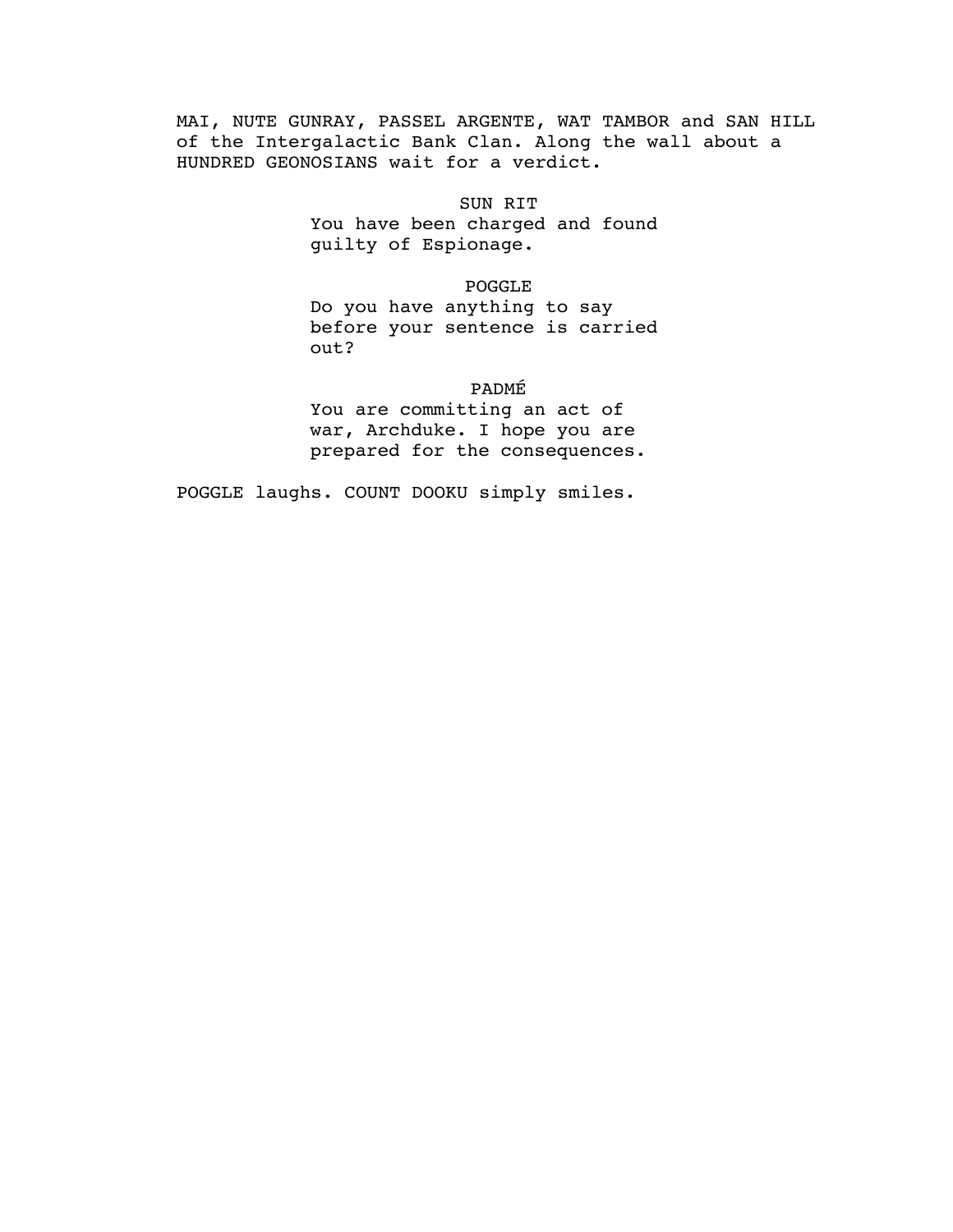MAI, NUTE GUNRAY, PASSEL ARGENTE, WAT TAMBOR and SAN HILL of the Intergalactic Bank Clan. Along the wall about a HUNDRED GEONOSIANS wait for a verdict.

SUN RIT
You have been charged and found guilty of Espionage.

POGGLE
Do you have anything to say before your sentence is carried out?

PADMÉ
You are committing an act of war, Archduke. I hope you are prepared for the consequences.

POGGLE laughs. COUNT DOOKU simply smiles.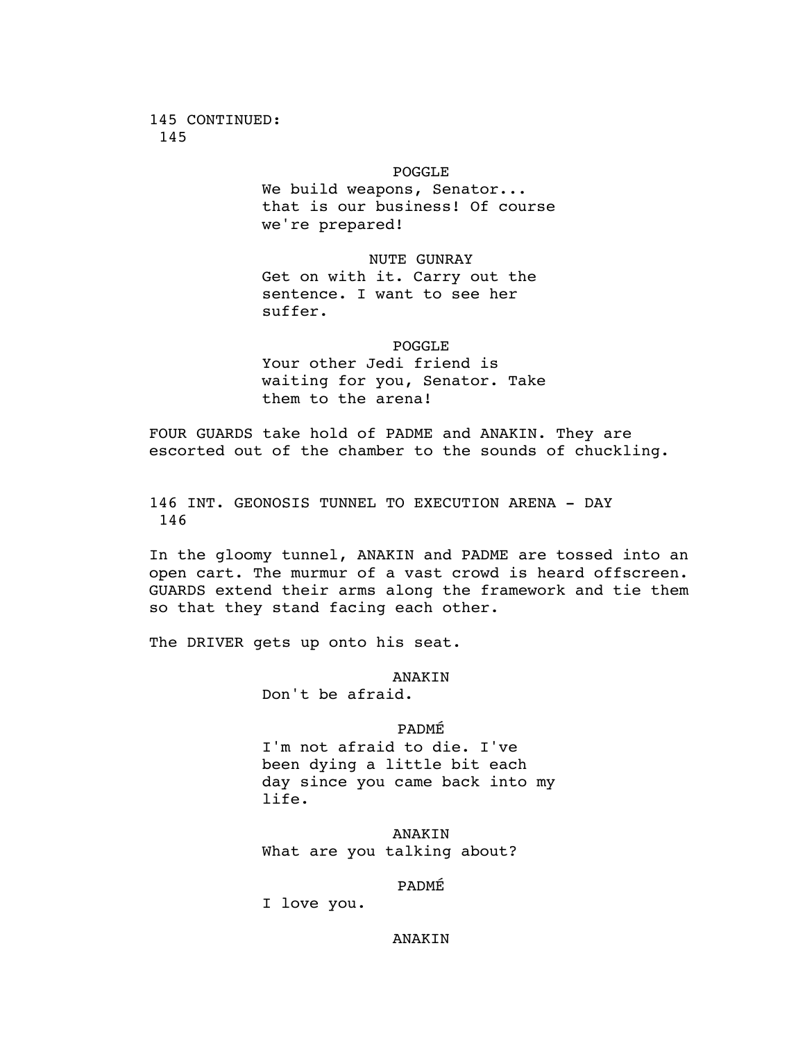145 CONTINUED:
145

POGGLE
We build weapons, Senator... that is our business! Of course we're prepared!

NUTE GUNRAY
Get on with it. Carry out the sentence. I want to see her suffer.

POGGLE
Your other Jedi friend is waiting for you, Senator. Take them to the arena!

FOUR GUARDS take hold of PADME and ANAKIN. They are escorted out of the chamber to the sounds of chuckling.

146 INT. GEONOSIS TUNNEL TO EXECUTION ARENA - DAY
146

In the gloomy tunnel, ANAKIN and PADME are tossed into an open cart. The murmur of a vast crowd is heard offscreen. GUARDS extend their arms along the framework and tie them so that they stand facing each other.

The DRIVER gets up onto his seat.

ANAKIN
Don't be afraid.

PADMÉ
I'm not afraid to die. I've been dying a little bit each day since you came back into my life.

ANAKIN
What are you talking about?

PADMÉ
I love you.

ANAKIN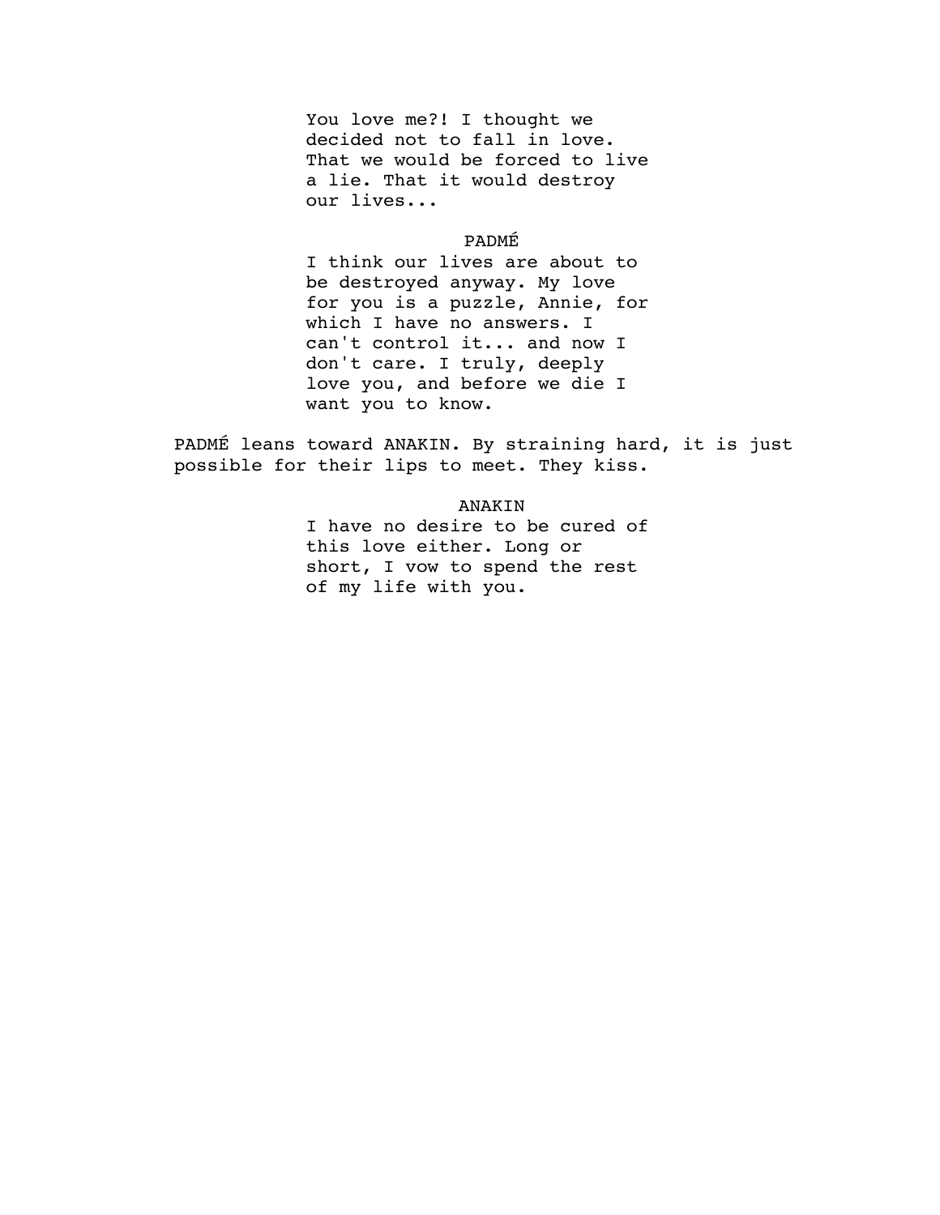You love me?! I thought we decided not to fall in love. That we would be forced to live a lie. That it would destroy our lives...

PADMÉ

I think our lives are about to be destroyed anyway. My love for you is a puzzle, Annie, for which I have no answers. I can't control it... and now I don't care. I truly, deeply love you, and before we die I want you to know.

PADMÉ leans toward ANAKIN. By straining hard, it is just possible for their lips to meet. They kiss.

ANAKIN

I have no desire to be cured of this love either. Long or short, I vow to spend the rest of my life with you.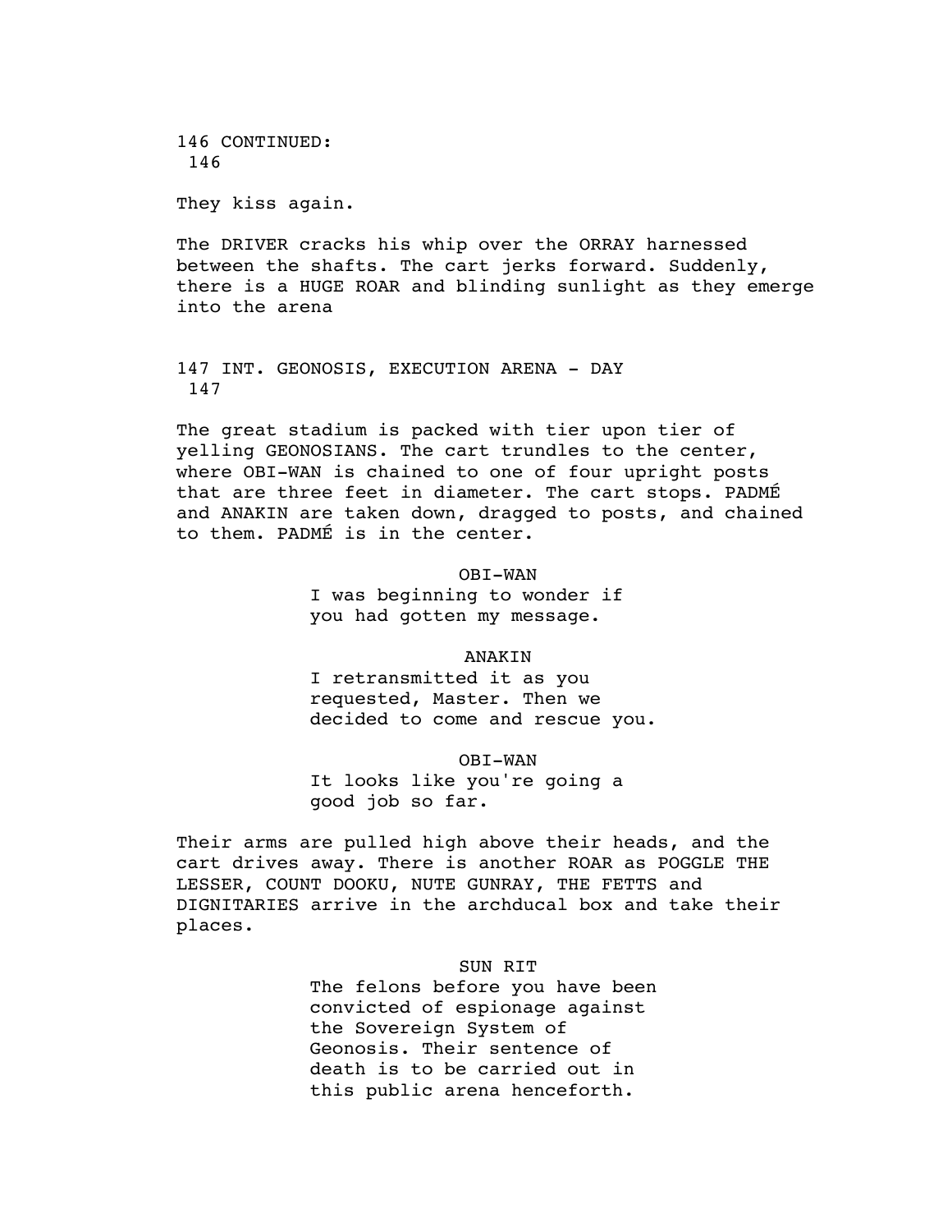146 CONTINUED:
146

They kiss again.

The DRIVER cracks his whip over the ORRAY harnessed between the shafts. The cart jerks forward. Suddenly, there is a HUGE ROAR and blinding sunlight as they emerge into the arena

147 INT. GEONOSIS, EXECUTION ARENA - DAY
147

The great stadium is packed with tier upon tier of yelling GEONOSIANS. The cart trundles to the center, where OBI-WAN is chained to one of four upright posts that are three feet in diameter. The cart stops. PADMÉ and ANAKIN are taken down, dragged to posts, and chained to them. PADMÉ is in the center.

OBI-WAN
I was beginning to wonder if you had gotten my message.

ANAKIN
I retransmitted it as you requested, Master. Then we decided to come and rescue you.

OBI-WAN
It looks like you're going a good job so far.

Their arms are pulled high above their heads, and the cart drives away. There is another ROAR as POGGLE THE LESSER, COUNT DOOKU, NUTE GUNRAY, THE FETTS and DIGNITARIES arrive in the archducal box and take their places.

SUN RIT
The felons before you have been convicted of espionage against the Sovereign System of Geonosis. Their sentence of death is to be carried out in this public arena henceforth.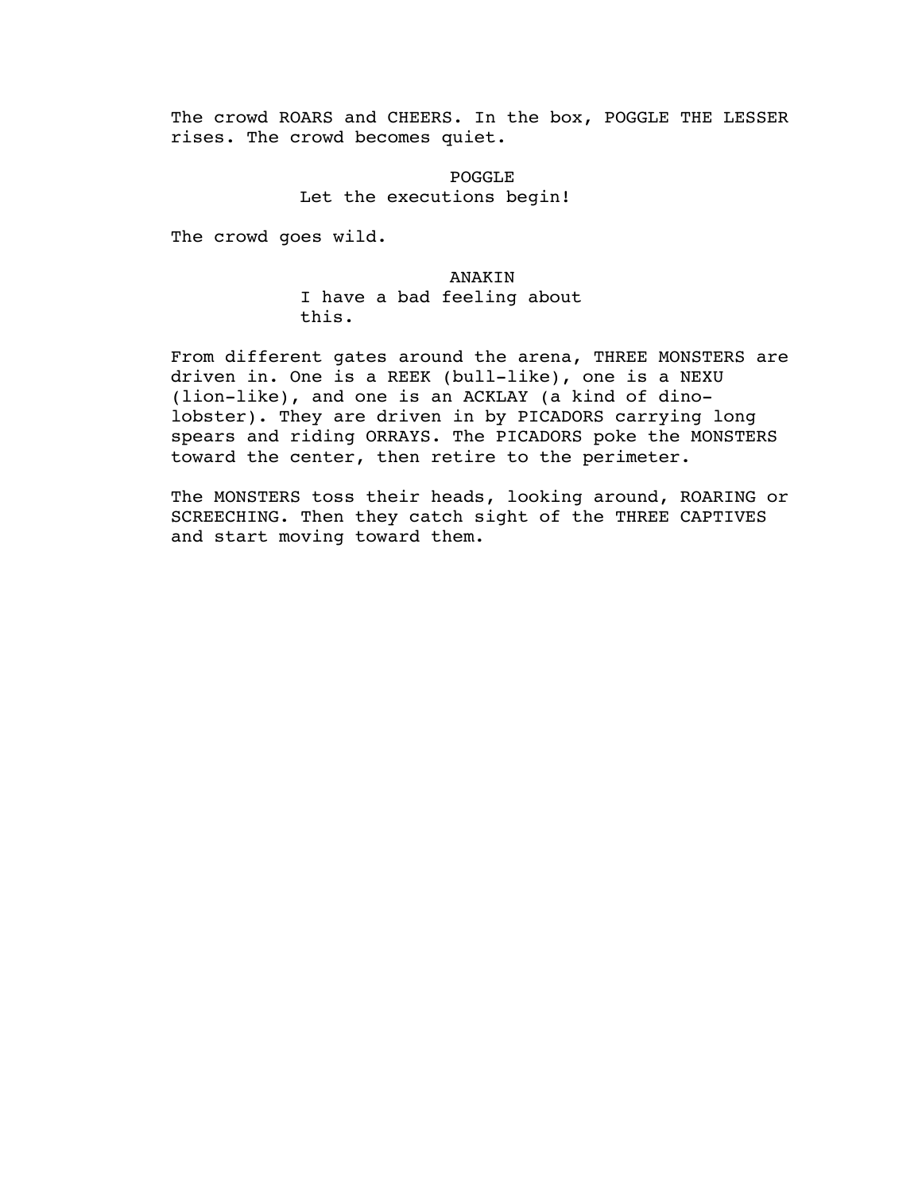The crowd ROARS and CHEERS. In the box, POGGLE THE LESSER rises. The crowd becomes quiet.

POGGLE
Let the executions begin!

The crowd goes wild.

ANAKIN
I have a bad feeling about this.

From different gates around the arena, THREE MONSTERS are driven in. One is a REEK (bull-like), one is a NEXU (lion-like), and one is an ACKLAY (a kind of dino-lobster). They are driven in by PICADORS carrying long spears and riding ORRAYS. The PICADORS poke the MONSTERS toward the center, then retire to the perimeter.

The MONSTERS toss their heads, looking around, ROARING or SCREECHING. Then they catch sight of the THREE CAPTIVES and start moving toward them.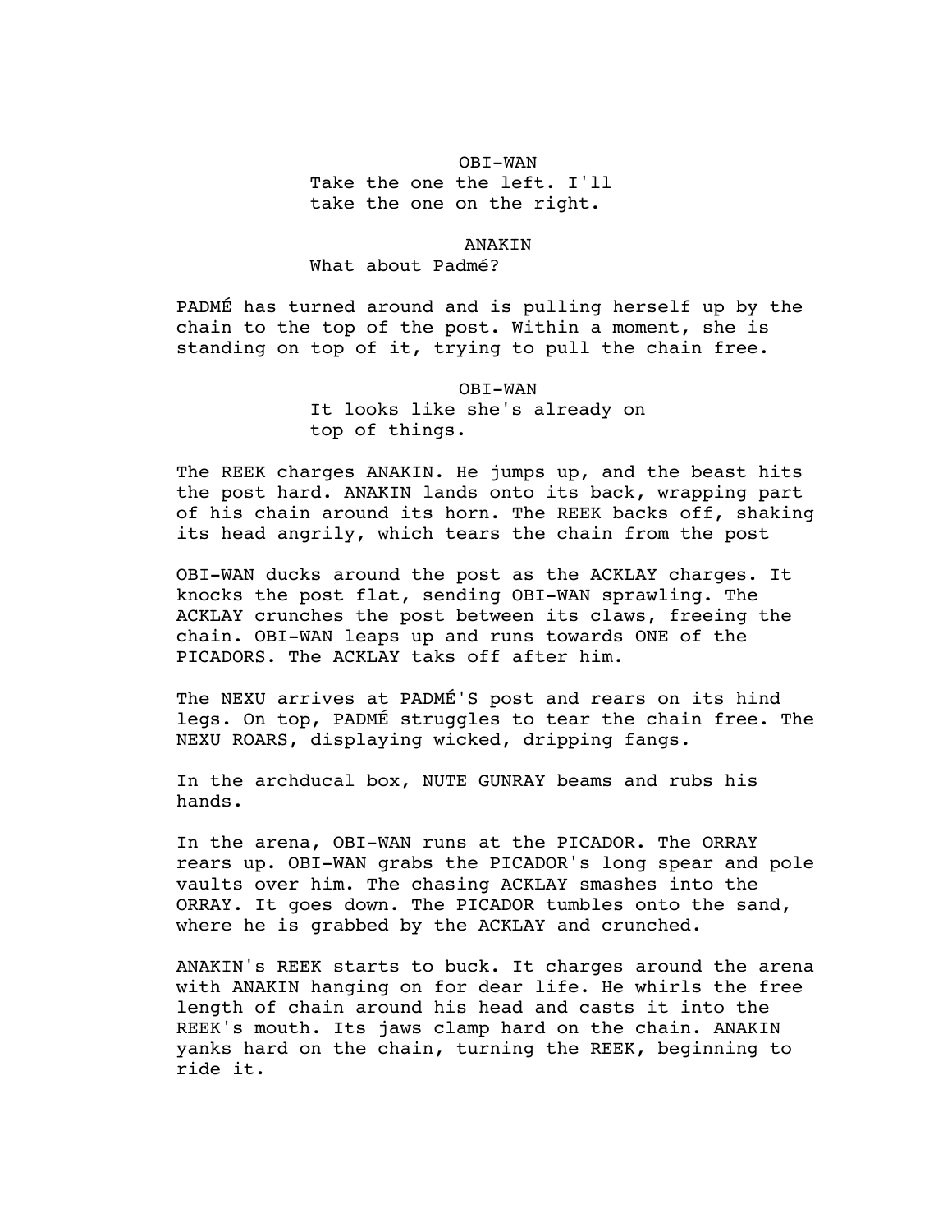OBI-WAN

Take the one the left. I'll take the one on the right.

ANAKIN

What about Padmé?

PADMÉ has turned around and is pulling herself up by the chain to the top of the post. Within a moment, she is standing on top of it, trying to pull the chain free.

OBI-WAN

It looks like she's already on top of things.

The REEK charges ANAKIN. He jumps up, and the beast hits the post hard. ANAKIN lands onto its back, wrapping part of his chain around its horn. The REEK backs off, shaking its head angrily, which tears the chain from the post

OBI-WAN ducks around the post as the ACKLAY charges. It knocks the post flat, sending OBI-WAN sprawling. The ACKLAY crunches the post between its claws, freeing the chain. OBI-WAN leaps up and runs towards ONE of the PICADORS. The ACKLAY taks off after him.

The NEXU arrives at PADMÉ'S post and rears on its hind legs. On top, PADMÉ struggles to tear the chain free. The NEXU ROARS, displaying wicked, dripping fangs.

In the archducal box, NUTE GUNRAY beams and rubs his hands.

In the arena, OBI-WAN runs at the PICADOR. The ORRAY rears up. OBI-WAN grabs the PICADOR's long spear and pole vaults over him. The chasing ACKLAY smashes into the ORRAY. It goes down. The PICADOR tumbles onto the sand, where he is grabbed by the ACKLAY and crunched.

ANAKIN's REEK starts to buck. It charges around the arena with ANAKIN hanging on for dear life. He whirls the free length of chain around his head and casts it into the REEK's mouth. Its jaws clamp hard on the chain. ANAKIN yanks hard on the chain, turning the REEK, beginning to ride it.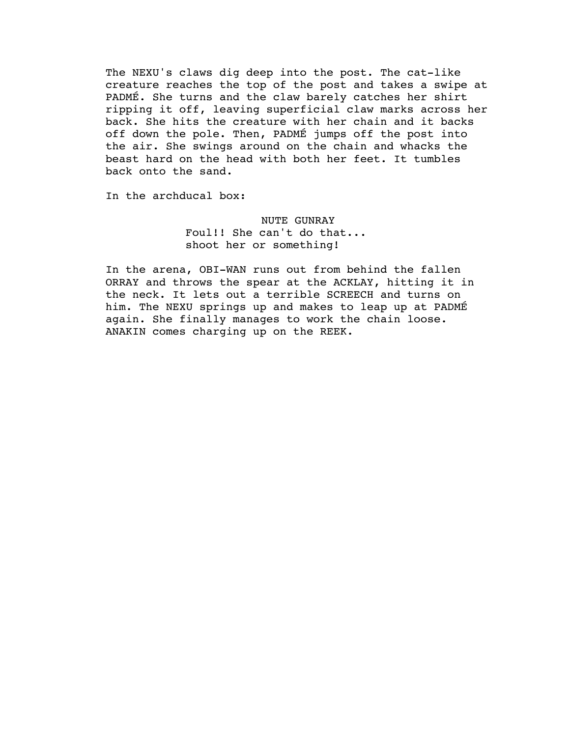The NEXU's claws dig deep into the post. The cat-like creature reaches the top of the post and takes a swipe at PADMÉ. She turns and the claw barely catches her shirt ripping it off, leaving superficial claw marks across her back. She hits the creature with her chain and it backs off down the pole. Then, PADMÉ jumps off the post into the air. She swings around on the chain and whacks the beast hard on the head with both her feet. It tumbles back onto the sand.

In the archducal box:

NUTE GUNRAY
Foul!! She can't do that...
shoot her or something!

In the arena, OBI-WAN runs out from behind the fallen ORRAY and throws the spear at the ACKLAY, hitting it in the neck. It lets out a terrible SCREECH and turns on him. The NEXU springs up and makes to leap up at PADMÉ again. She finally manages to work the chain loose. ANAKIN comes charging up on the REEK.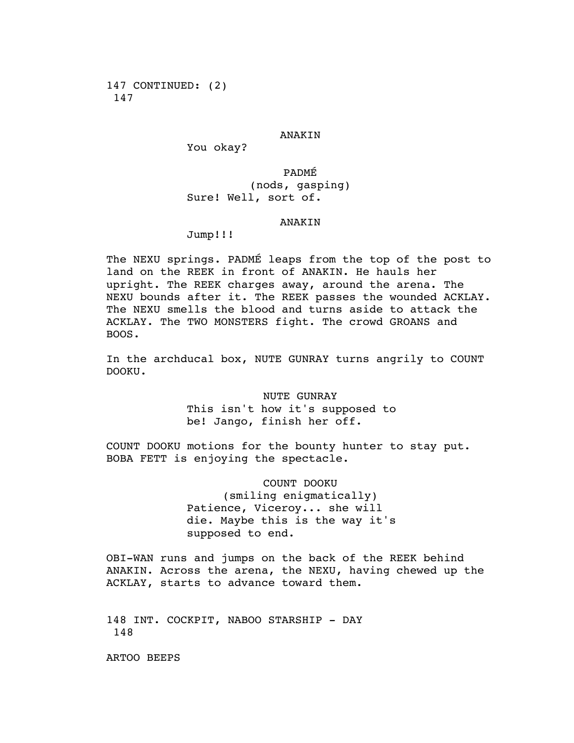147 CONTINUED: (2)
147

ANAKIN

You okay?

PADMÉ

(nods, gasping)

Sure! Well, sort of.

ANAKIN

Jump!!!

The NEXU springs. PADMÉ leaps from the top of the post to land on the REEK in front of ANAKIN. He hauls her upright. The REEK charges away, around the arena. The NEXU bounds after it. The REEK passes the wounded ACKLAY. The NEXU smells the blood and turns aside to attack the ACKLAY. The TWO MONSTERS fight. The crowd GROANS and BOOS.

In the archducal box, NUTE GUNRAY turns angrily to COUNT DOOKU.

NUTE GUNRAY

This isn't how it's supposed to be! Jango, finish her off.

COUNT DOOKU motions for the bounty hunter to stay put. BOBA FETT is enjoying the spectacle.

COUNT DOOKU

(smiling enigmatically)

Patience, Viceroy... she will die. Maybe this is the way it's supposed to end.

OBI-WAN runs and jumps on the back of the REEK behind ANAKIN. Across the arena, the NEXU, having chewed up the ACKLAY, starts to advance toward them.

148 INT. COCKPIT, NABOO STARSHIP - DAY
148

ARTOO BEEPS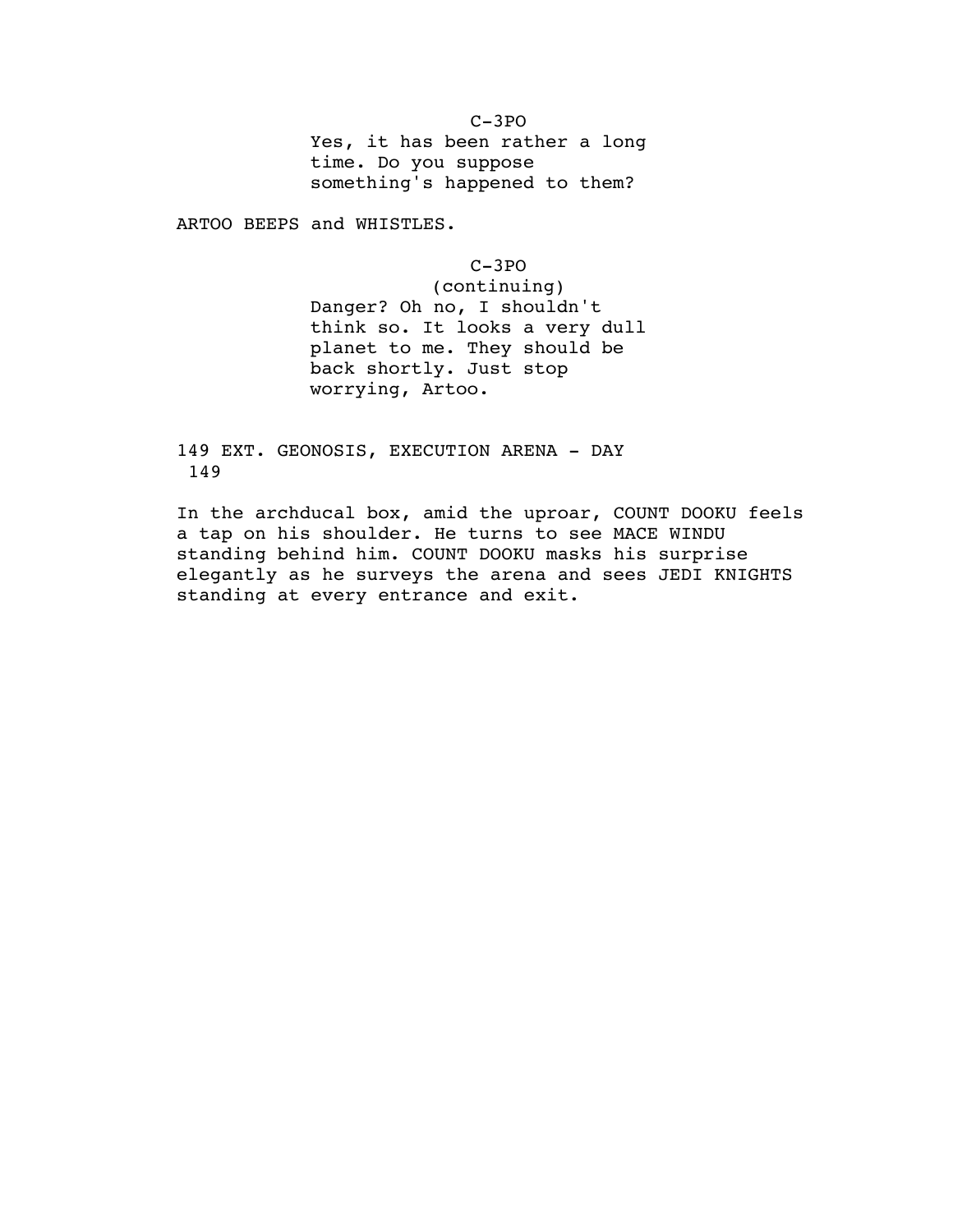C-3PO

Yes, it has been rather a long time. Do you suppose something's happened to them?

ARTOO BEEPS and WHISTLES.

C-3PO

(continuing)

Danger? Oh no, I shouldn't think so. It looks a very dull planet to me. They should be back shortly. Just stop worrying, Artoo.

149 EXT. GEONOSIS, EXECUTION ARENA - DAY 149

In the archducal box, amid the uproar, COUNT DOOKU feels a tap on his shoulder. He turns to see MACE WINDU standing behind him. COUNT DOOKU masks his surprise elegantly as he surveys the arena and sees JEDI KNIGHTS standing at every entrance and exit.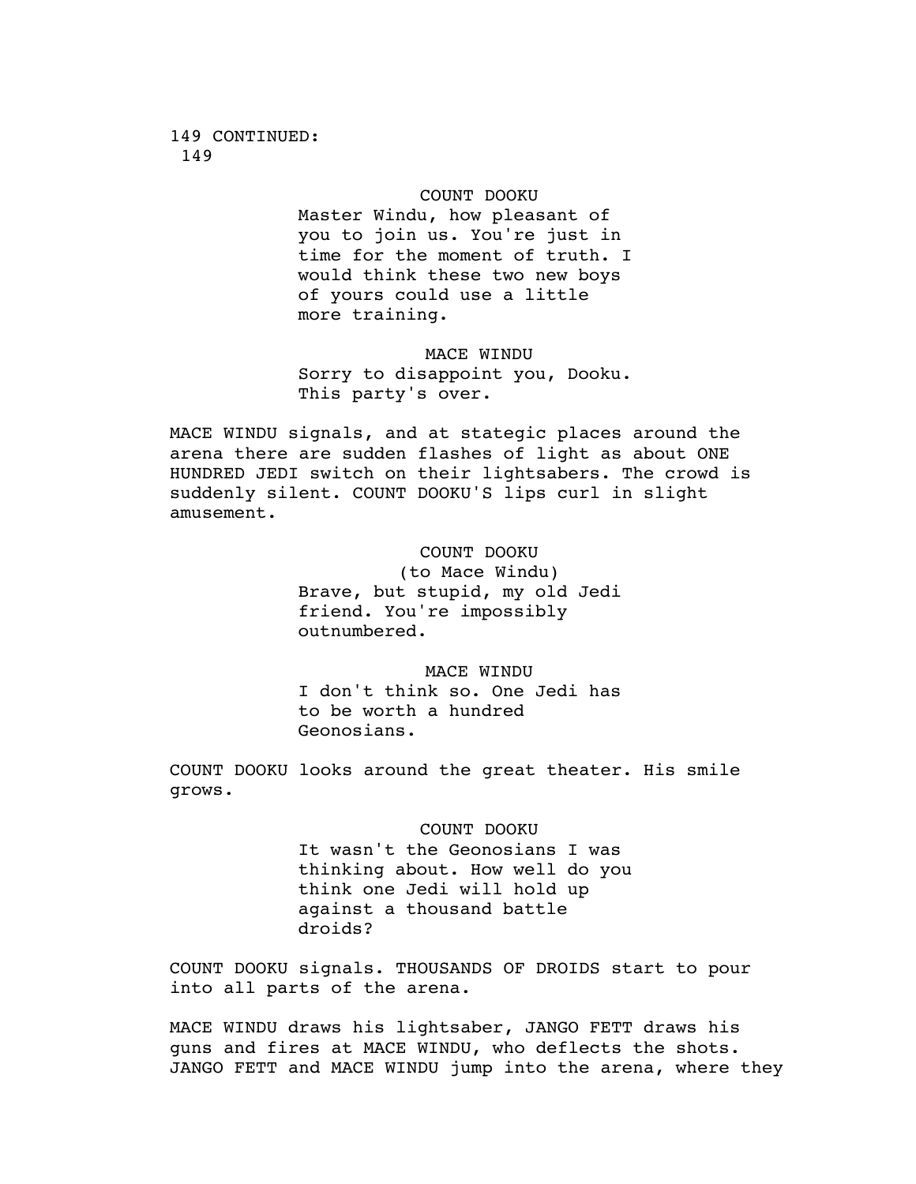149 CONTINUED:
149

COUNT DOOKU
Master Windu, how pleasant of you to join us. You're just in time for the moment of truth. I would think these two new boys of yours could use a little more training.

MACE WINDU
Sorry to disappoint you, Dooku. This party's over.

MACE WINDU signals, and at stategic places around the arena there are sudden flashes of light as about ONE HUNDRED JEDI switch on their lightsabers. The crowd is suddenly silent. COUNT DOOKU'S lips curl in slight amusement.

COUNT DOOKU
(to Mace Windu)
Brave, but stupid, my old Jedi friend. You're impossibly outnumbered.

MACE WINDU
I don't think so. One Jedi has to be worth a hundred Geonosians.

COUNT DOOKU looks around the great theater. His smile grows.

COUNT DOOKU
It wasn't the Geonosians I was thinking about. How well do you think one Jedi will hold up against a thousand battle droids?

COUNT DOOKU signals. THOUSANDS OF DROIDS start to pour into all parts of the arena.

MACE WINDU draws his lightsaber, JANGO FETT draws his guns and fires at MACE WINDU, who deflects the shots. JANGO FETT and MACE WINDU jump into the arena, where they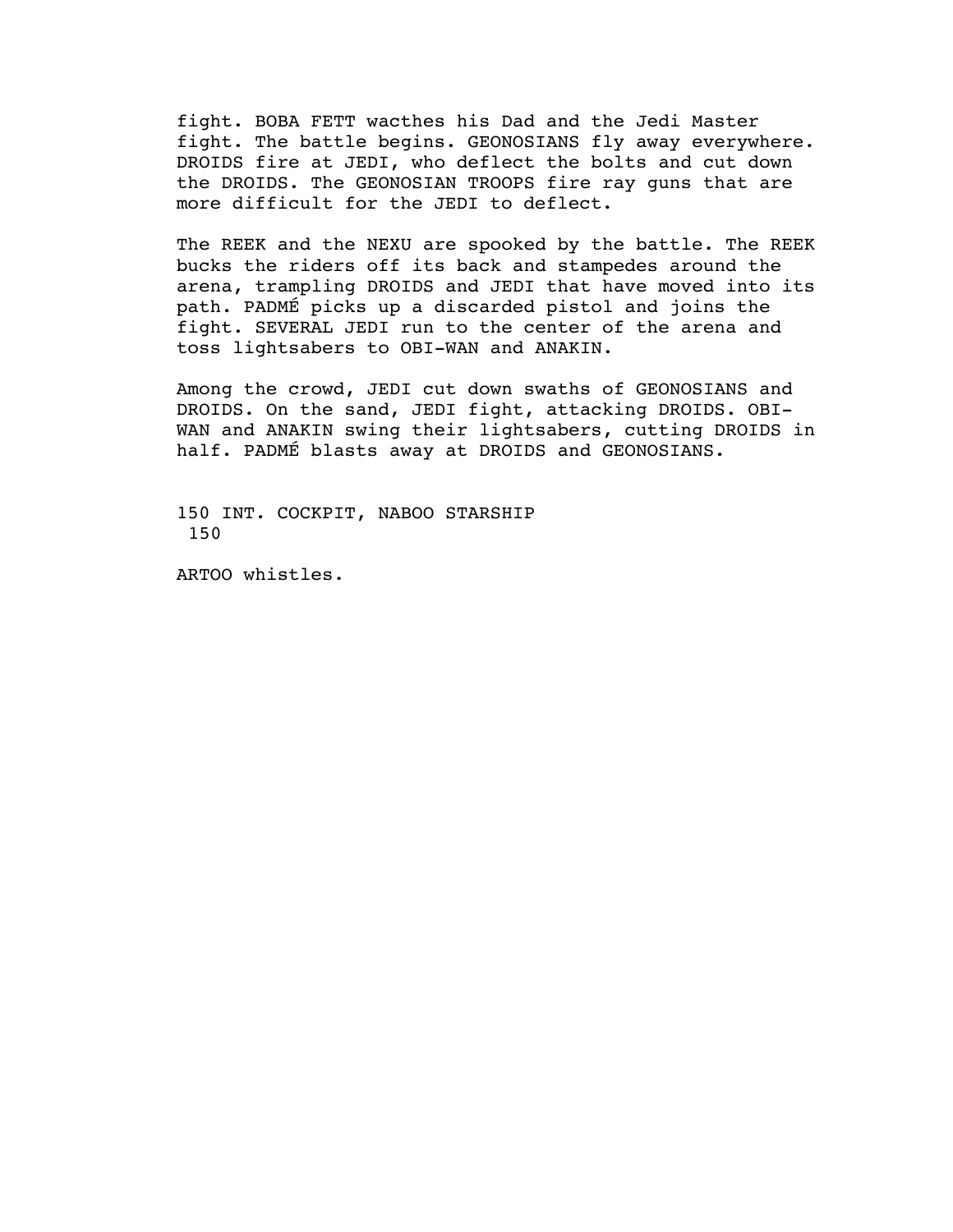fight. BOBA FETT wacthes his Dad and the Jedi Master fight. The battle begins. GEONOSIANS fly away everywhere. DROIDS fire at JEDI, who deflect the bolts and cut down the DROIDS. The GEONOSIAN TROOPS fire ray guns that are more difficult for the JEDI to deflect.

The REEK and the NEXU are spooked by the battle. The REEK bucks the riders off its back and stampedes around the arena, trampling DROIDS and JEDI that have moved into its path. PADMÉ picks up a discarded pistol and joins the fight. SEVERAL JEDI run to the center of the arena and toss lightsabers to OBI-WAN and ANAKIN.

Among the crowd, JEDI cut down swaths of GEONOSIANS and DROIDS. On the sand, JEDI fight, attacking DROIDS. OBI-WAN and ANAKIN swing their lightsabers, cutting DROIDS in half. PADMÉ blasts away at DROIDS and GEONOSIANS.

150 INT. COCKPIT, NABOO STARSHIP 150

ARTOO whistles.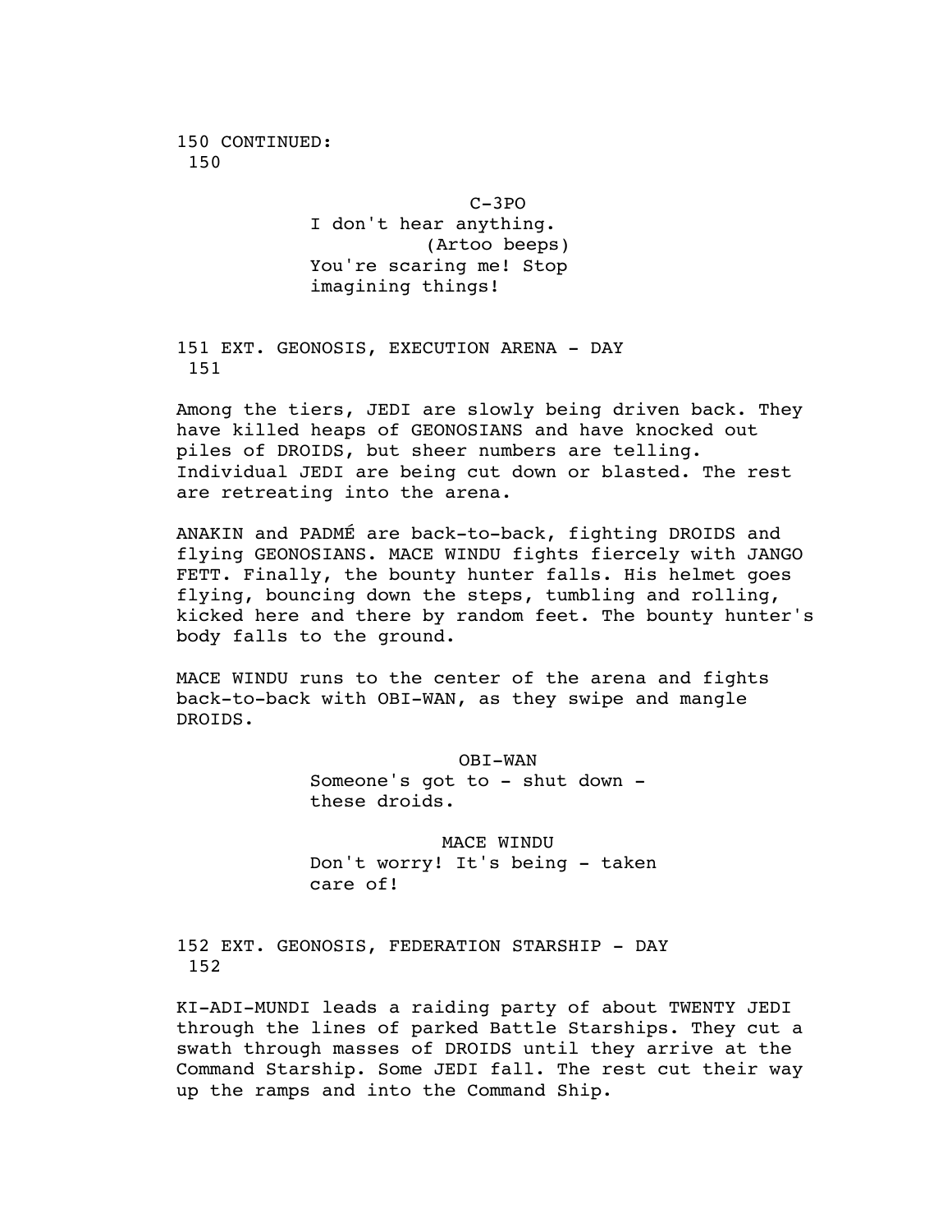150 CONTINUED:
150

C-3PO
I don't hear anything.
(Artoo beeps)
You're scaring me! Stop imagining things!

151 EXT. GEONOSIS, EXECUTION ARENA - DAY
151

Among the tiers, JEDI are slowly being driven back. They have killed heaps of GEONOSIANS and have knocked out piles of DROIDS, but sheer numbers are telling. Individual JEDI are being cut down or blasted. The rest are retreating into the arena.

ANAKIN and PADMÉ are back-to-back, fighting DROIDS and flying GEONOSIANS. MACE WINDU fights fiercely with JANGO FETT. Finally, the bounty hunter falls. His helmet goes flying, bouncing down the steps, tumbling and rolling, kicked here and there by random feet. The bounty hunter's body falls to the ground.

MACE WINDU runs to the center of the arena and fights back-to-back with OBI-WAN, as they swipe and mangle DROIDS.

OBI-WAN
Someone's got to - shut down - these droids.

MACE WINDU
Don't worry! It's being - taken care of!

152 EXT. GEONOSIS, FEDERATION STARSHIP - DAY
152

KI-ADI-MUNDI leads a raiding party of about TWENTY JEDI through the lines of parked Battle Starships. They cut a swath through masses of DROIDS until they arrive at the Command Starship. Some JEDI fall. The rest cut their way up the ramps and into the Command Ship.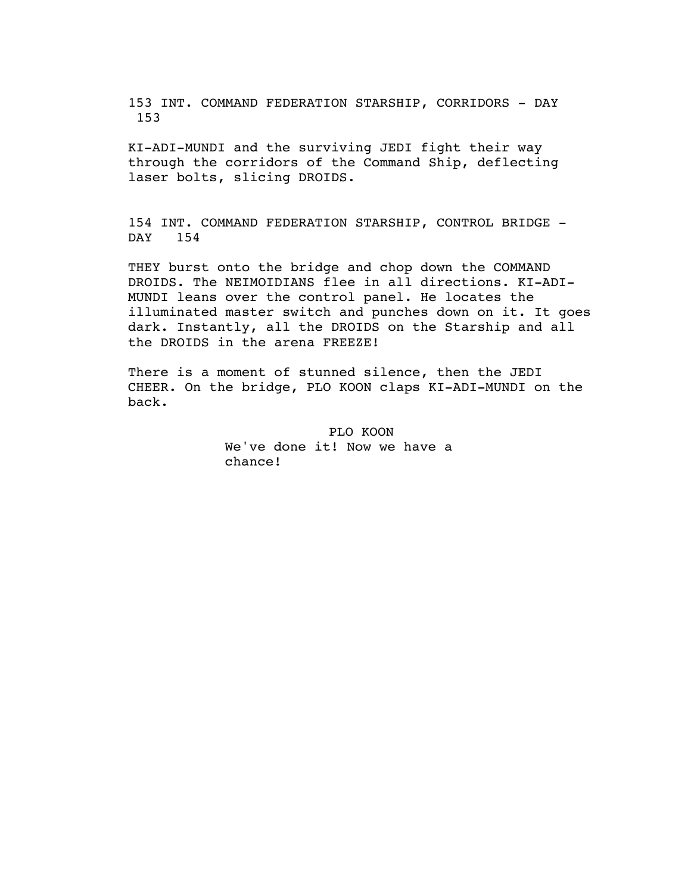153 INT. COMMAND FEDERATION STARSHIP, CORRIDORS - DAY 153

KI-ADI-MUNDI and the surviving JEDI fight their way through the corridors of the Command Ship, deflecting laser bolts, slicing DROIDS.

154 INT. COMMAND FEDERATION STARSHIP, CONTROL BRIDGE - DAY 154

THEY burst onto the bridge and chop down the COMMAND DROIDS. The NEIMOIDIANS flee in all directions. KI-ADI-MUNDI leans over the control panel. He locates the illuminated master switch and punches down on it. It goes dark. Instantly, all the DROIDS on the Starship and all the DROIDS in the arena FREEZE!

There is a moment of stunned silence, then the JEDI CHEER. On the bridge, PLO KOON claps KI-ADI-MUNDI on the back.

PLO KOON
We've done it! Now we have a chance!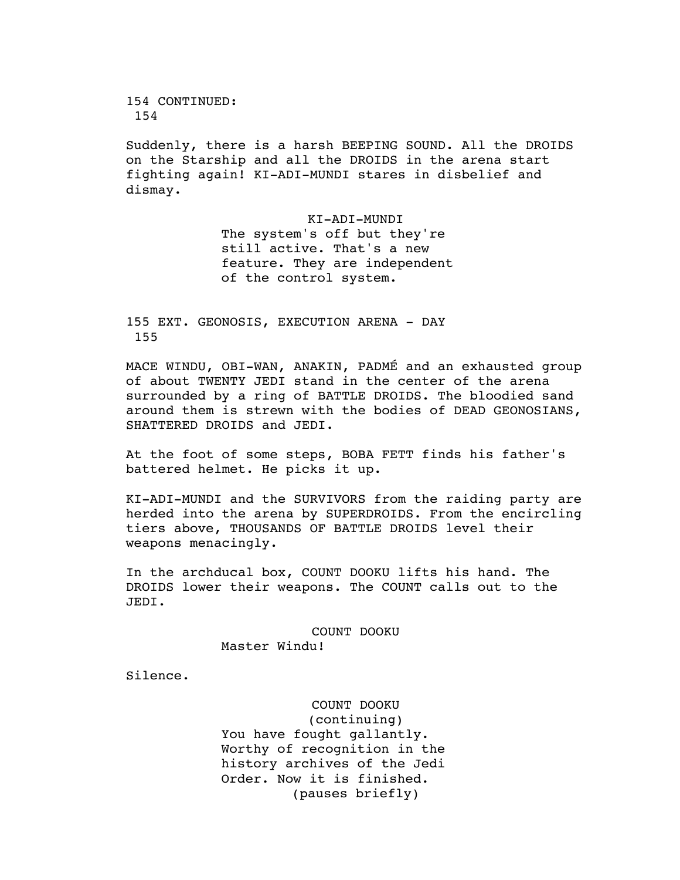154 CONTINUED:
154

Suddenly, there is a harsh BEEPING SOUND. All the DROIDS on the Starship and all the DROIDS in the arena start fighting again! KI-ADI-MUNDI stares in disbelief and dismay.

KI-ADI-MUNDI
The system's off but they're still active. That's a new feature. They are independent of the control system.

155 EXT. GEONOSIS, EXECUTION ARENA - DAY
155

MACE WINDU, OBI-WAN, ANAKIN, PADMÉ and an exhausted group of about TWENTY JEDI stand in the center of the arena surrounded by a ring of BATTLE DROIDS. The bloodied sand around them is strewn with the bodies of DEAD GEONOSIANS, SHATTERED DROIDS and JEDI.

At the foot of some steps, BOBA FETT finds his father's battered helmet. He picks it up.

KI-ADI-MUNDI and the SURVIVORS from the raiding party are herded into the arena by SUPERDROIDS. From the encircling tiers above, THOUSANDS OF BATTLE DROIDS level their weapons menacingly.

In the archducal box, COUNT DOOKU lifts his hand. The DROIDS lower their weapons. The COUNT calls out to the JEDI.

COUNT DOOKU
Master Windu!

Silence.

COUNT DOOKU
(continuing)
You have fought gallantly. Worthy of recognition in the history archives of the Jedi Order. Now it is finished.
(pauses briefly)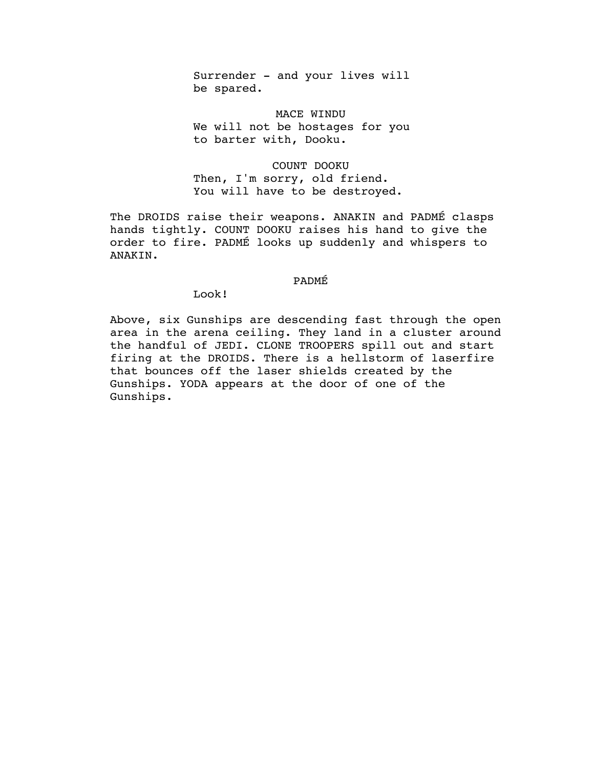Surrender - and your lives will be spared.

MACE WINDU

We will not be hostages for you to barter with, Dooku.

COUNT DOOKU

Then, I'm sorry, old friend. You will have to be destroyed.

The DROIDS raise their weapons. ANAKIN and PADMÉ clasps hands tightly. COUNT DOOKU raises his hand to give the order to fire. PADMÉ looks up suddenly and whispers to ANAKIN.

PADMÉ

Look!

Above, six Gunships are descending fast through the open area in the arena ceiling. They land in a cluster around the handful of JEDI. CLONE TROOPERS spill out and start firing at the DROIDS. There is a hellstorm of laserfire that bounces off the laser shields created by the Gunships. YODA appears at the door of one of the Gunships.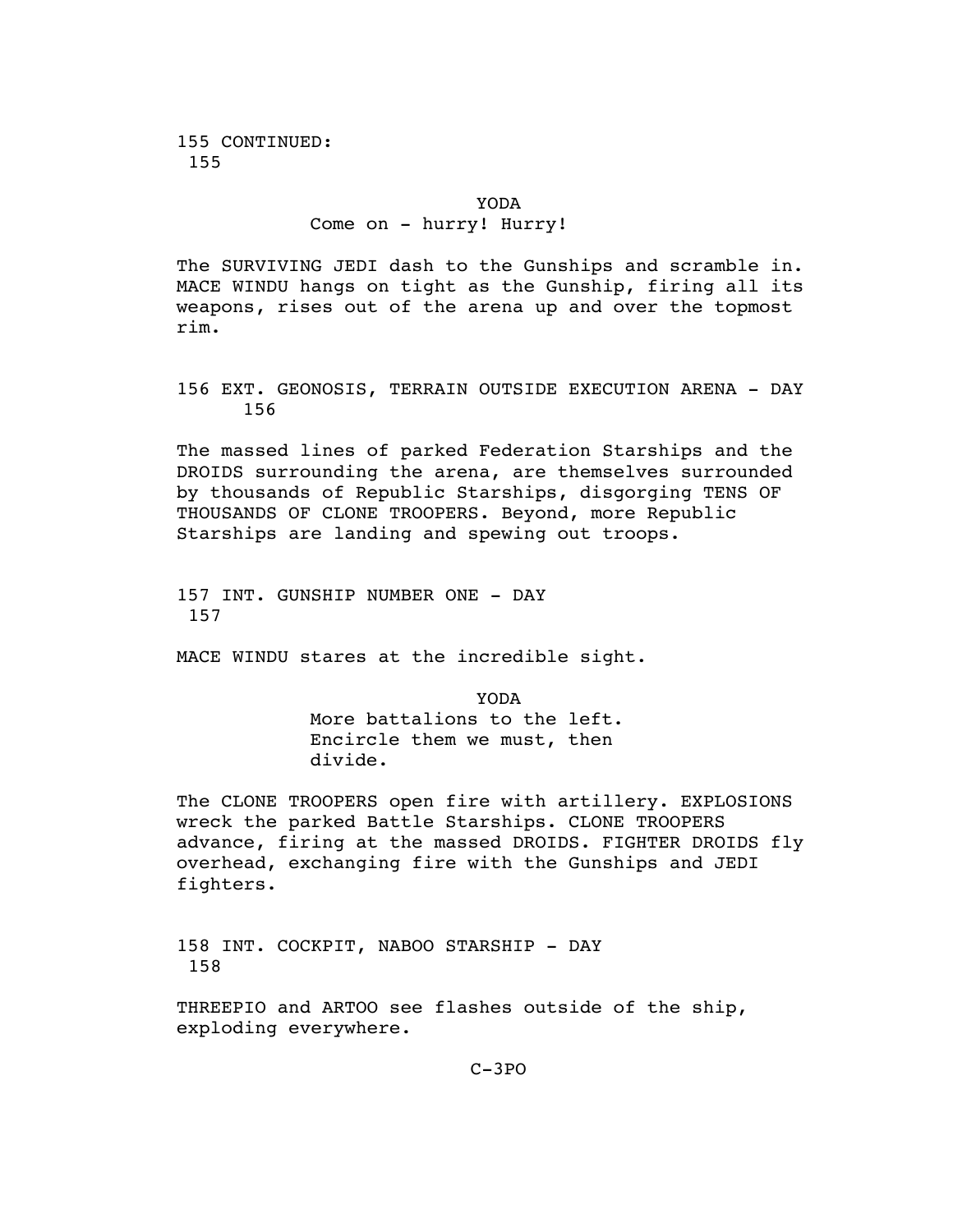155 CONTINUED: 155

YODA

Come on - hurry! Hurry!

The SURVIVING JEDI dash to the Gunships and scramble in. MACE WINDU hangs on tight as the Gunship, firing all its weapons, rises out of the arena up and over the topmost rim.

156 EXT. GEONOSIS, TERRAIN OUTSIDE EXECUTION ARENA - DAY 156

The massed lines of parked Federation Starships and the DROIDS surrounding the arena, are themselves surrounded by thousands of Republic Starships, disgorging TENS OF THOUSANDS OF CLONE TROOPERS. Beyond, more Republic Starships are landing and spewing out troops.

157 INT. GUNSHIP NUMBER ONE - DAY 157

MACE WINDU stares at the incredible sight.

YODA

More battalions to the left. Encircle them we must, then divide.

The CLONE TROOPERS open fire with artillery. EXPLOSIONS wreck the parked Battle Starships. CLONE TROOPERS advance, firing at the massed DROIDS. FIGHTER DROIDS fly overhead, exchanging fire with the Gunships and JEDI fighters.

158 INT. COCKPIT, NABOO STARSHIP - DAY 158

THREEPIO and ARTOO see flashes outside of the ship, exploding everywhere.

C-3PO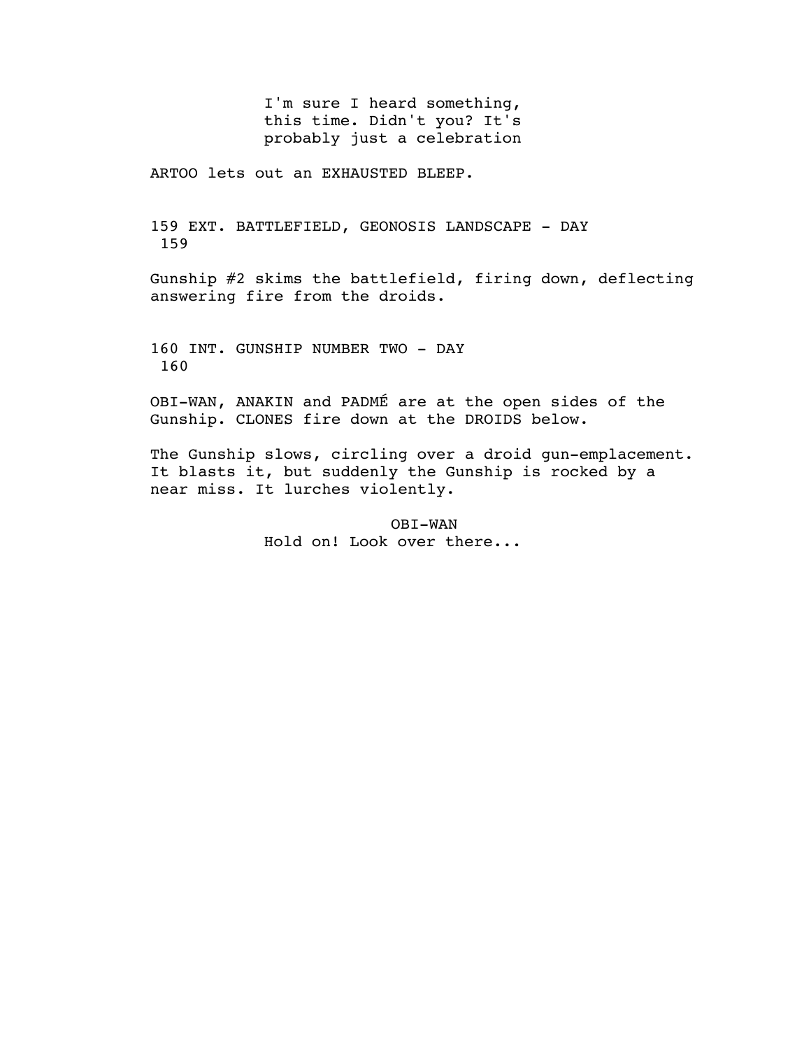I'm sure I heard something, this time. Didn't you? It's probably just a celebration

ARTOO lets out an EXHAUSTED BLEEP.

159 EXT. BATTLEFIELD, GEONOSIS LANDSCAPE - DAY 159

Gunship #2 skims the battlefield, firing down, deflecting answering fire from the droids.

160 INT. GUNSHIP NUMBER TWO - DAY 160

OBI-WAN, ANAKIN and PADMÉ are at the open sides of the Gunship. CLONES fire down at the DROIDS below.

The Gunship slows, circling over a droid gun-emplacement. It blasts it, but suddenly the Gunship is rocked by a near miss. It lurches violently.

OBI-WAN

Hold on! Look over there...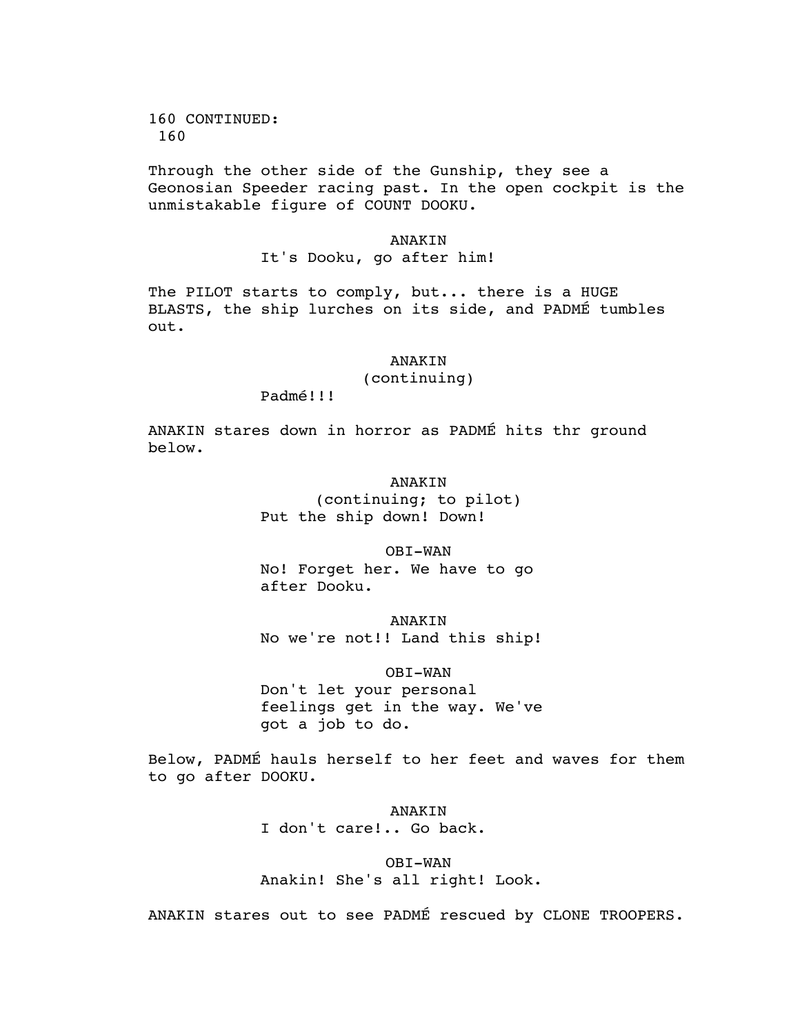160 CONTINUED:
160

Through the other side of the Gunship, they see a Geonosian Speeder racing past. In the open cockpit is the unmistakable figure of COUNT DOOKU.

ANAKIN
It's Dooku, go after him!

The PILOT starts to comply, but... there is a HUGE BLASTS, the ship lurches on its side, and PADMÉ tumbles out.

ANAKIN
(continuing)
Padmé!!!

ANAKIN stares down in horror as PADMÉ hits thr ground below.

ANAKIN
(continuing; to pilot)
Put the ship down! Down!

OBI-WAN
No! Forget her. We have to go after Dooku.

ANAKIN
No we're not!! Land this ship!

OBI-WAN
Don't let your personal feelings get in the way. We've got a job to do.

Below, PADMÉ hauls herself to her feet and waves for them to go after DOOKU.

ANAKIN
I don't care!.. Go back.

OBI-WAN
Anakin! She's all right! Look.

ANAKIN stares out to see PADMÉ rescued by CLONE TROOPERS.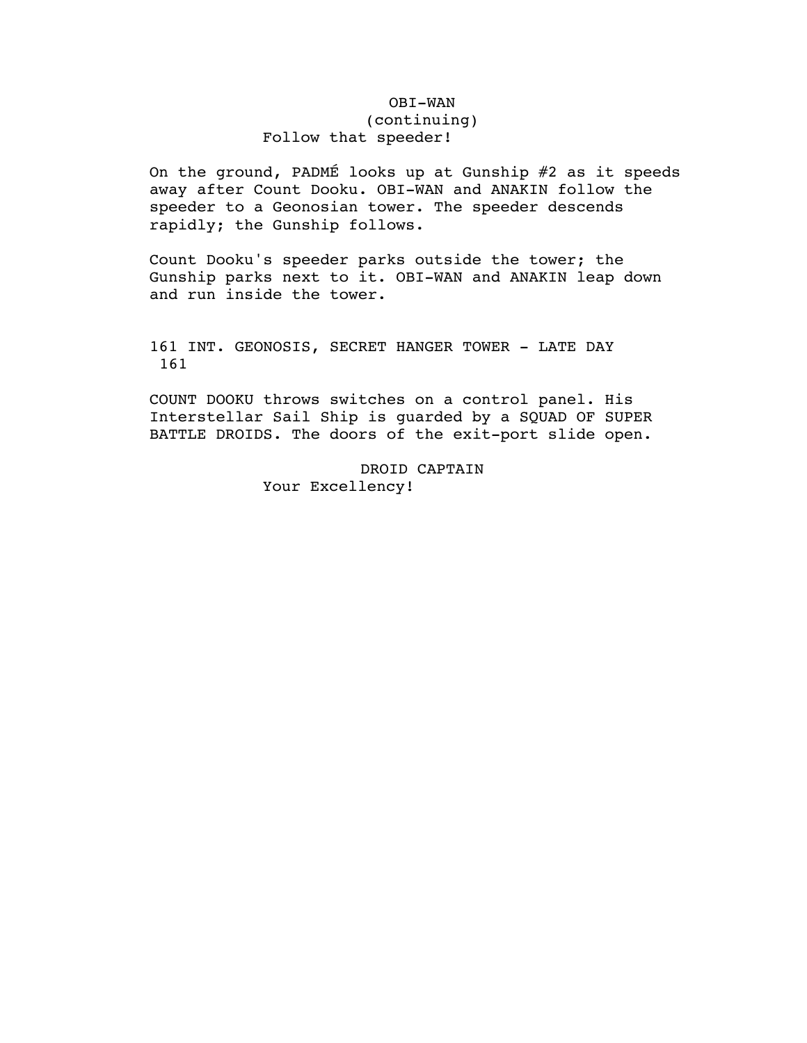OBI-WAN
(continuing)
Follow that speeder!

On the ground, PADMÉ looks up at Gunship #2 as it speeds away after Count Dooku. OBI-WAN and ANAKIN follow the speeder to a Geonosian tower. The speeder descends rapidly; the Gunship follows.

Count Dooku's speeder parks outside the tower; the Gunship parks next to it. OBI-WAN and ANAKIN leap down and run inside the tower.

161 INT. GEONOSIS, SECRET HANGER TOWER - LATE DAY 161

COUNT DOOKU throws switches on a control panel. His Interstellar Sail Ship is guarded by a SQUAD OF SUPER BATTLE DROIDS. The doors of the exit-port slide open.

DROID CAPTAIN
Your Excellency!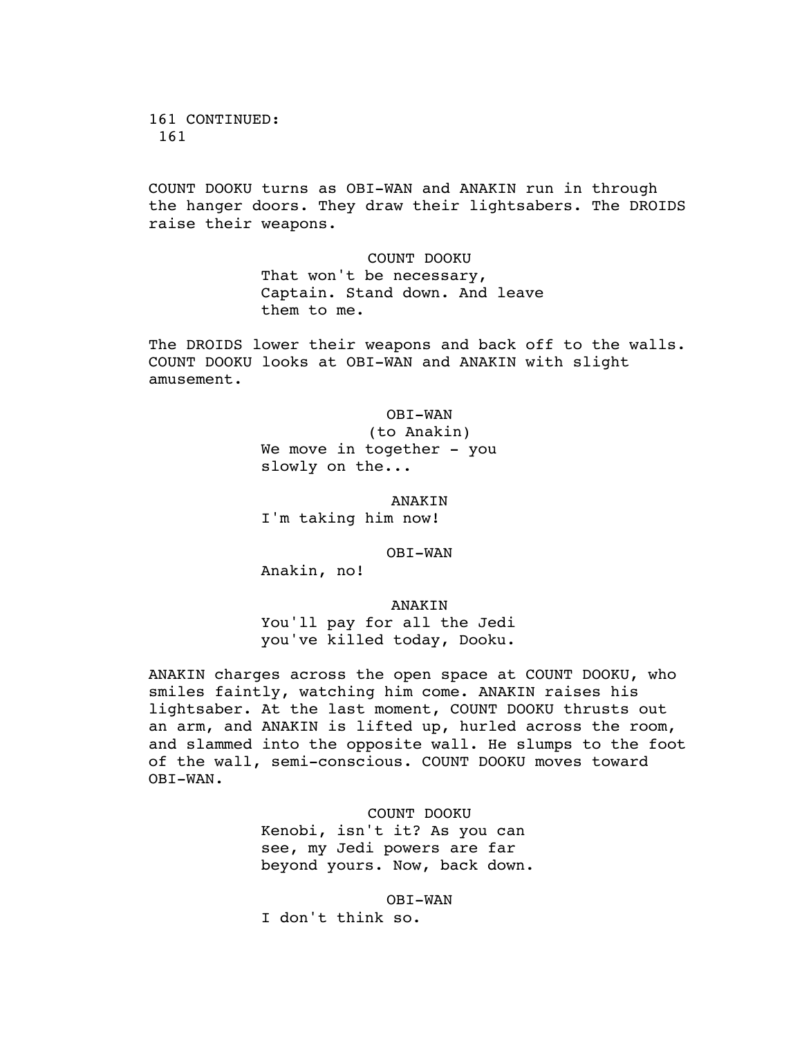161 CONTINUED:
161

COUNT DOOKU turns as OBI-WAN and ANAKIN run in through the hanger doors. They draw their lightsabers. The DROIDS raise their weapons.

COUNT DOOKU
That won't be necessary, Captain. Stand down. And leave them to me.

The DROIDS lower their weapons and back off to the walls. COUNT DOOKU looks at OBI-WAN and ANAKIN with slight amusement.

OBI-WAN
(to Anakin)
We move in together - you slowly on the...

ANAKIN
I'm taking him now!

OBI-WAN
Anakin, no!

ANAKIN
You'll pay for all the Jedi you've killed today, Dooku.

ANAKIN charges across the open space at COUNT DOOKU, who smiles faintly, watching him come. ANAKIN raises his lightsaber. At the last moment, COUNT DOOKU thrusts out an arm, and ANAKIN is lifted up, hurled across the room, and slammed into the opposite wall. He slumps to the foot of the wall, semi-conscious. COUNT DOOKU moves toward OBI-WAN.

COUNT DOOKU
Kenobi, isn't it? As you can see, my Jedi powers are far beyond yours. Now, back down.

OBI-WAN
I don't think so.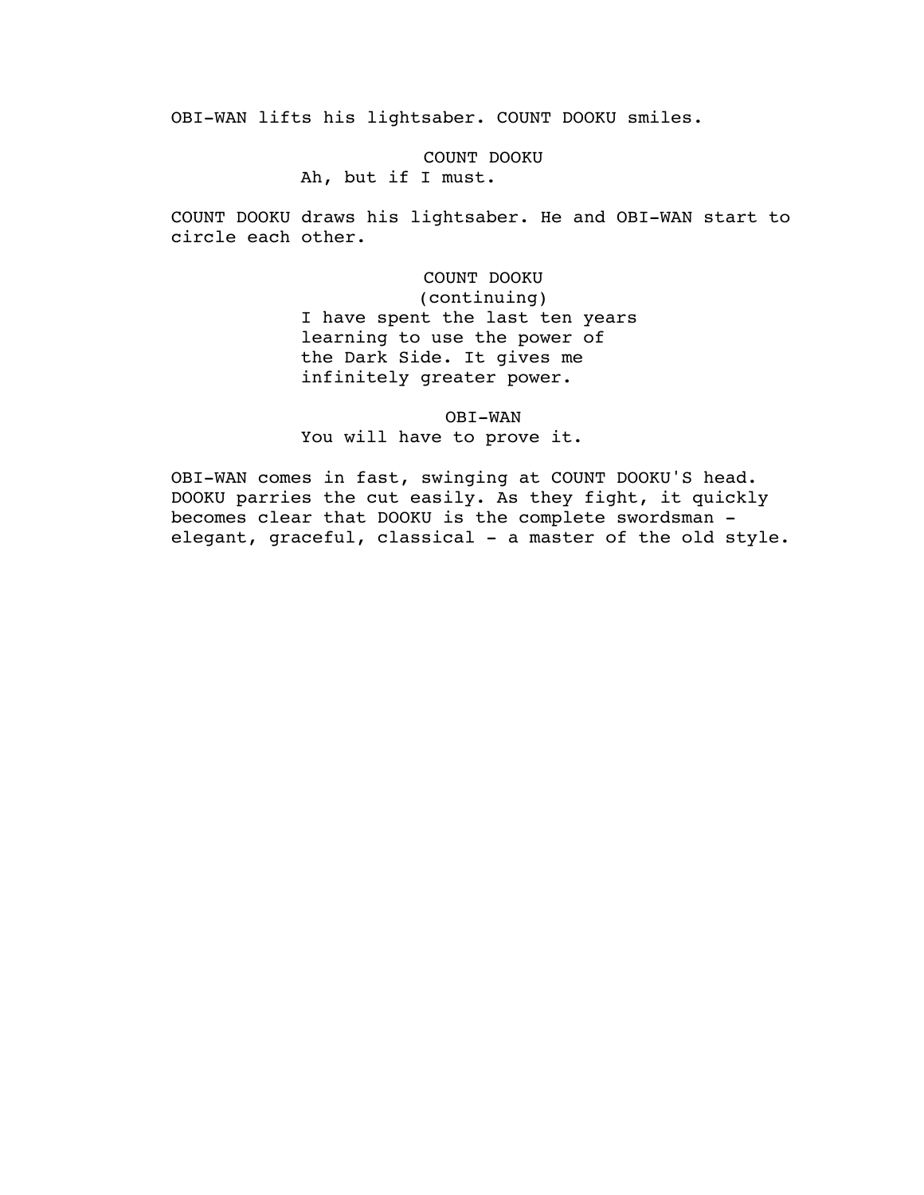OBI-WAN lifts his lightsaber. COUNT DOOKU smiles.

COUNT DOOKU
Ah, but if I must.

COUNT DOOKU draws his lightsaber. He and OBI-WAN start to circle each other.

COUNT DOOKU
(continuing)
I have spent the last ten years learning to use the power of the Dark Side. It gives me infinitely greater power.

OBI-WAN
You will have to prove it.

OBI-WAN comes in fast, swinging at COUNT DOOKU'S head. DOOKU parries the cut easily. As they fight, it quickly becomes clear that DOOKU is the complete swordsman - elegant, graceful, classical - a master of the old style.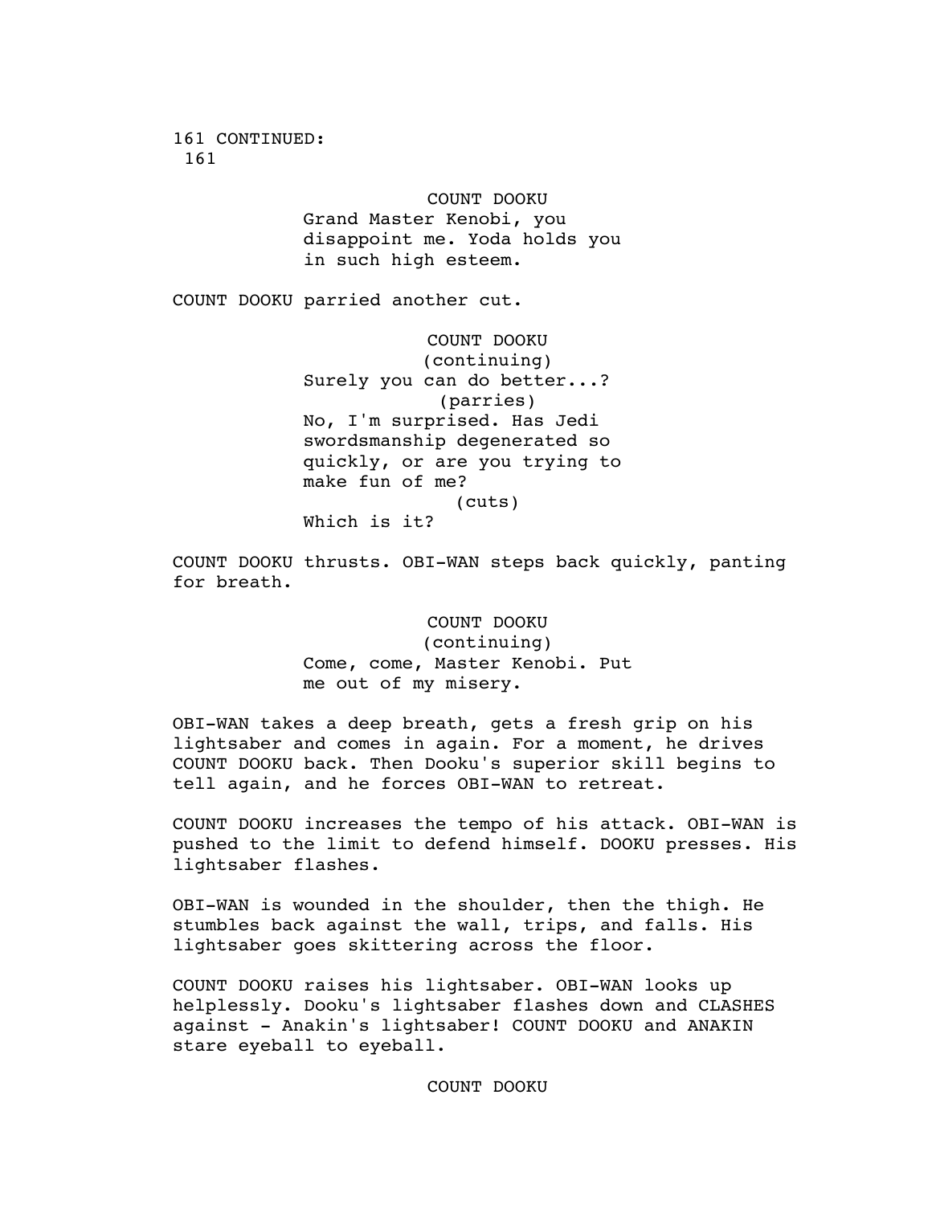161 CONTINUED:
161

COUNT DOOKU
Grand Master Kenobi, you disappoint me. Yoda holds you in such high esteem.

COUNT DOOKU parried another cut.

COUNT DOOKU
(continuing)
Surely you can do better...?
(parries)
No, I'm surprised. Has Jedi swordsmanship degenerated so quickly, or are you trying to make fun of me?
(cuts)
Which is it?

COUNT DOOKU thrusts. OBI-WAN steps back quickly, panting for breath.

COUNT DOOKU
(continuing)
Come, come, Master Kenobi. Put me out of my misery.

OBI-WAN takes a deep breath, gets a fresh grip on his lightsaber and comes in again. For a moment, he drives COUNT DOOKU back. Then Dooku's superior skill begins to tell again, and he forces OBI-WAN to retreat.

COUNT DOOKU increases the tempo of his attack. OBI-WAN is pushed to the limit to defend himself. DOOKU presses. His lightsaber flashes.

OBI-WAN is wounded in the shoulder, then the thigh. He stumbles back against the wall, trips, and falls. His lightsaber goes skittering across the floor.

COUNT DOOKU raises his lightsaber. OBI-WAN looks up helplessly. Dooku's lightsaber flashes down and CLASHES against - Anakin's lightsaber! COUNT DOOKU and ANAKIN stare eyeball to eyeball.

COUNT DOOKU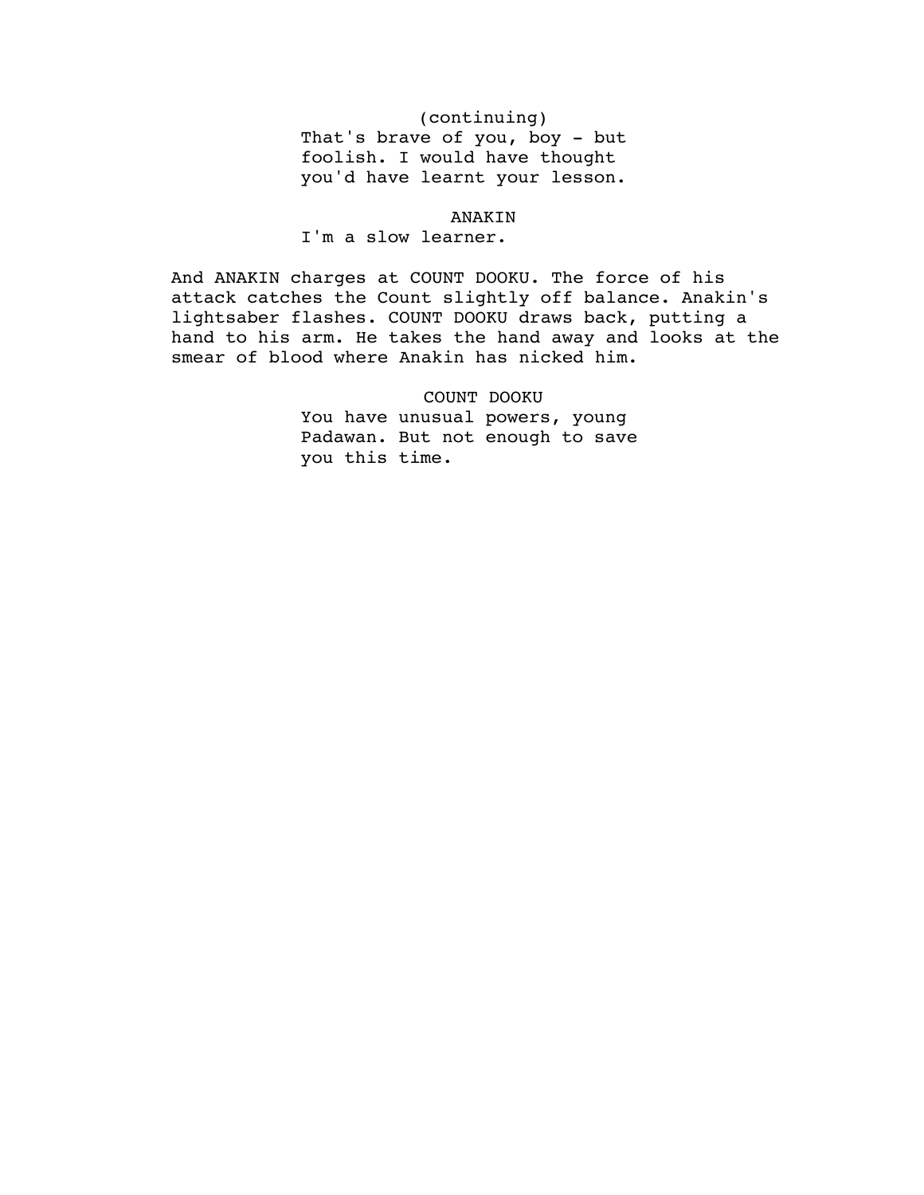(continuing)

That's brave of you, boy - but foolish. I would have thought you'd have learnt your lesson.

ANAKIN

I'm a slow learner.

And ANAKIN charges at COUNT DOOKU. The force of his attack catches the Count slightly off balance. Anakin's lightsaber flashes. COUNT DOOKU draws back, putting a hand to his arm. He takes the hand away and looks at the smear of blood where Anakin has nicked him.

COUNT DOOKU

You have unusual powers, young Padawan. But not enough to save you this time.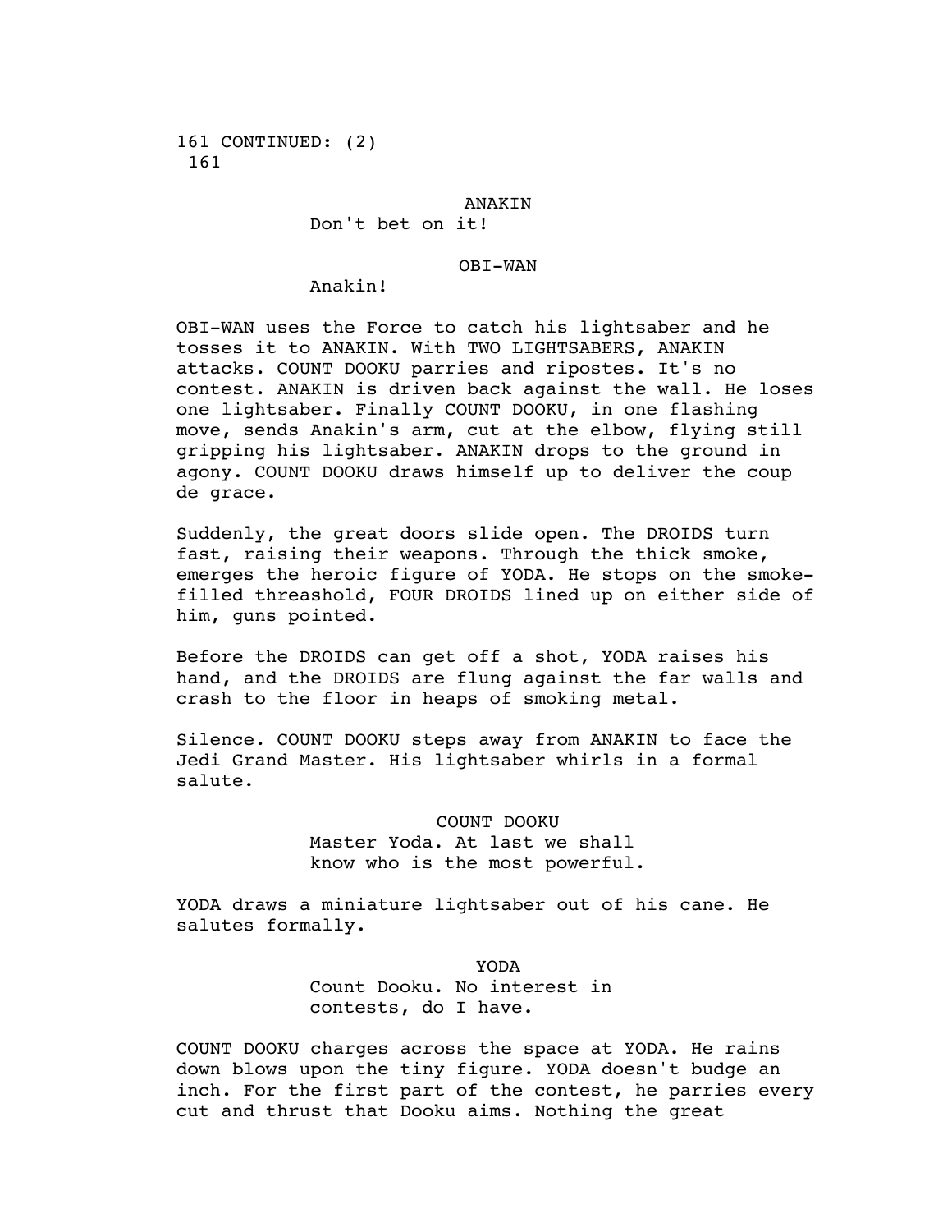161 CONTINUED: (2)
161

ANAKIN
Don't bet on it!

OBI-WAN
Anakin!

OBI-WAN uses the Force to catch his lightsaber and he tosses it to ANAKIN. With TWO LIGHTSABERS, ANAKIN attacks. COUNT DOOKU parries and ripostes. It's no contest. ANAKIN is driven back against the wall. He loses one lightsaber. Finally COUNT DOOKU, in one flashing move, sends Anakin's arm, cut at the elbow, flying still gripping his lightsaber. ANAKIN drops to the ground in agony. COUNT DOOKU draws himself up to deliver the coup de grace.

Suddenly, the great doors slide open. The DROIDS turn fast, raising their weapons. Through the thick smoke, emerges the heroic figure of YODA. He stops on the smoke-filled threashold, FOUR DROIDS lined up on either side of him, guns pointed.

Before the DROIDS can get off a shot, YODA raises his hand, and the DROIDS are flung against the far walls and crash to the floor in heaps of smoking metal.

Silence. COUNT DOOKU steps away from ANAKIN to face the Jedi Grand Master. His lightsaber whirls in a formal salute.

COUNT DOOKU
Master Yoda. At last we shall know who is the most powerful.

YODA draws a miniature lightsaber out of his cane. He salutes formally.

YODA
Count Dooku. No interest in contests, do I have.

COUNT DOOKU charges across the space at YODA. He rains down blows upon the tiny figure. YODA doesn't budge an inch. For the first part of the contest, he parries every cut and thrust that Dooku aims. Nothing the great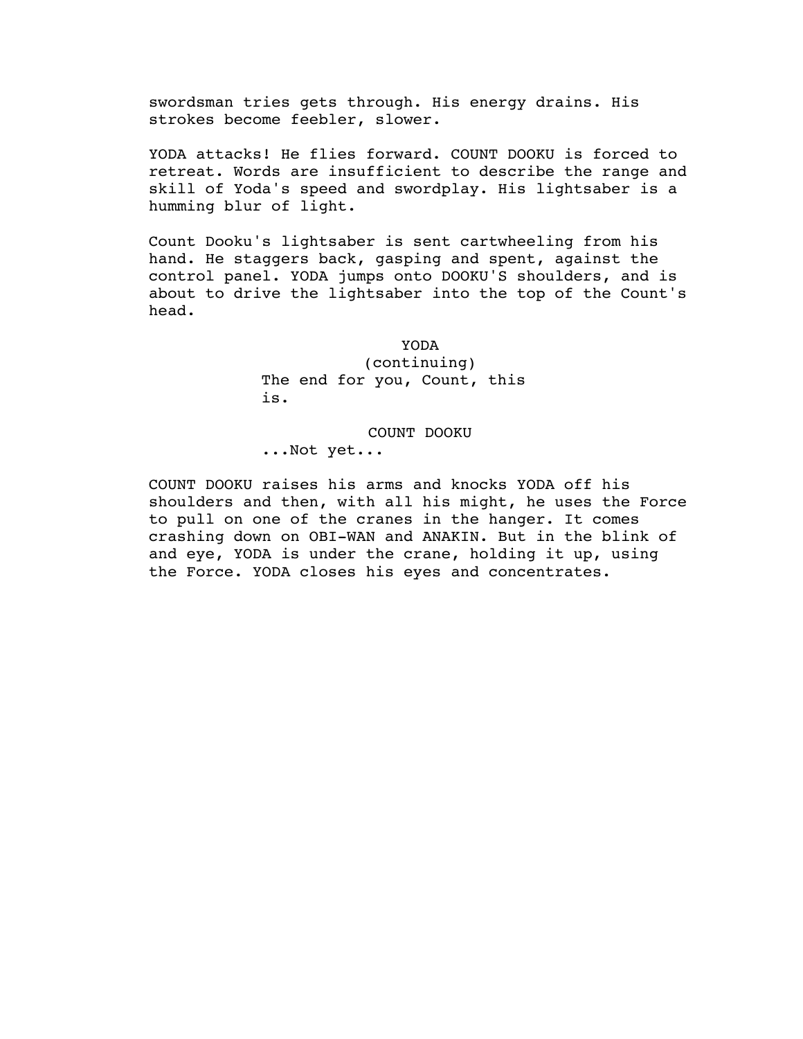swordsman tries gets through. His energy drains. His strokes become feebler, slower.

YODA attacks! He flies forward. COUNT DOOKU is forced to retreat. Words are insufficient to describe the range and skill of Yoda's speed and swordplay. His lightsaber is a humming blur of light.

Count Dooku's lightsaber is sent cartwheeling from his hand. He staggers back, gasping and spent, against the control panel. YODA jumps onto DOOKU'S shoulders, and is about to drive the lightsaber into the top of the Count's head.

YODA
(continuing)
The end for you, Count, this is.

COUNT DOOKU
...Not yet...

COUNT DOOKU raises his arms and knocks YODA off his shoulders and then, with all his might, he uses the Force to pull on one of the cranes in the hanger. It comes crashing down on OBI-WAN and ANAKIN. But in the blink of and eye, YODA is under the crane, holding it up, using the Force. YODA closes his eyes and concentrates.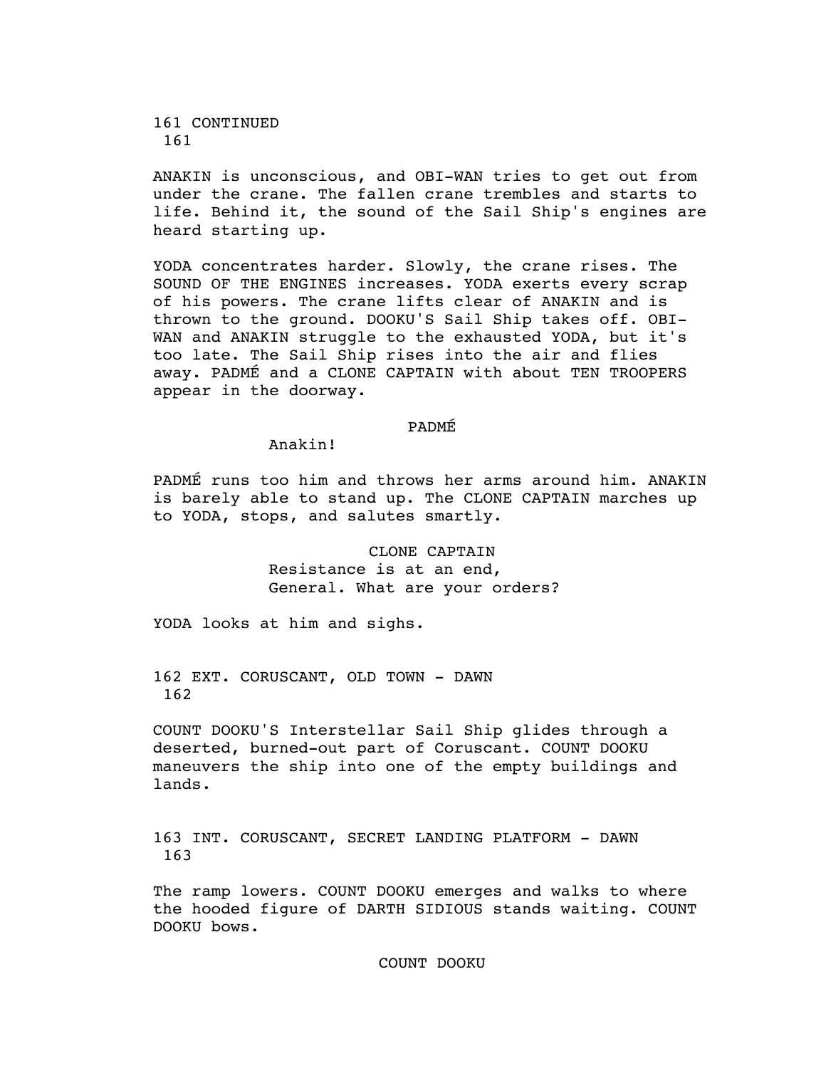161 CONTINUED 161

ANAKIN is unconscious, and OBI-WAN tries to get out from under the crane. The fallen crane trembles and starts to life. Behind it, the sound of the Sail Ship's engines are heard starting up.

YODA concentrates harder. Slowly, the crane rises. The SOUND OF THE ENGINES increases. YODA exerts every scrap of his powers. The crane lifts clear of ANAKIN and is thrown to the ground. DOOKU'S Sail Ship takes off. OBI-WAN and ANAKIN struggle to the exhausted YODA, but it's too late. The Sail Ship rises into the air and flies away. PADMÉ and a CLONE CAPTAIN with about TEN TROOPERS appear in the doorway.

PADMÉ

Anakin!

PADMÉ runs too him and throws her arms around him. ANAKIN is barely able to stand up. The CLONE CAPTAIN marches up to YODA, stops, and salutes smartly.

CLONE CAPTAIN

Resistance is at an end, General. What are your orders?

YODA looks at him and sighs.

162 EXT. CORUSCANT, OLD TOWN - DAWN 162

COUNT DOOKU'S Interstellar Sail Ship glides through a deserted, burned-out part of Coruscant. COUNT DOOKU maneuvers the ship into one of the empty buildings and lands.

163 INT. CORUSCANT, SECRET LANDING PLATFORM - DAWN 163

The ramp lowers. COUNT DOOKU emerges and walks to where the hooded figure of DARTH SIDIOUS stands waiting. COUNT DOOKU bows.

COUNT DOOKU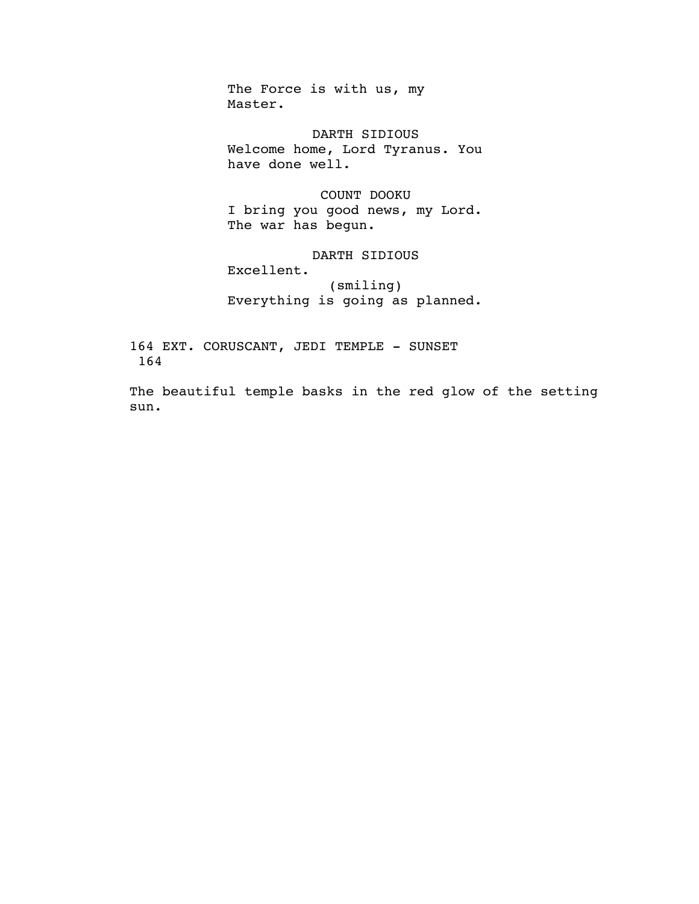The Force is with us, my
Master.

DARTH SIDIOUS
Welcome home, Lord Tyranus. You
have done well.

COUNT DOOKU
I bring you good news, my Lord.
The war has begun.

DARTH SIDIOUS
Excellent.
(smiling)
Everything is going as planned.

164 EXT. CORUSCANT, JEDI TEMPLE - SUNSET
164

The beautiful temple basks in the red glow of the setting
sun.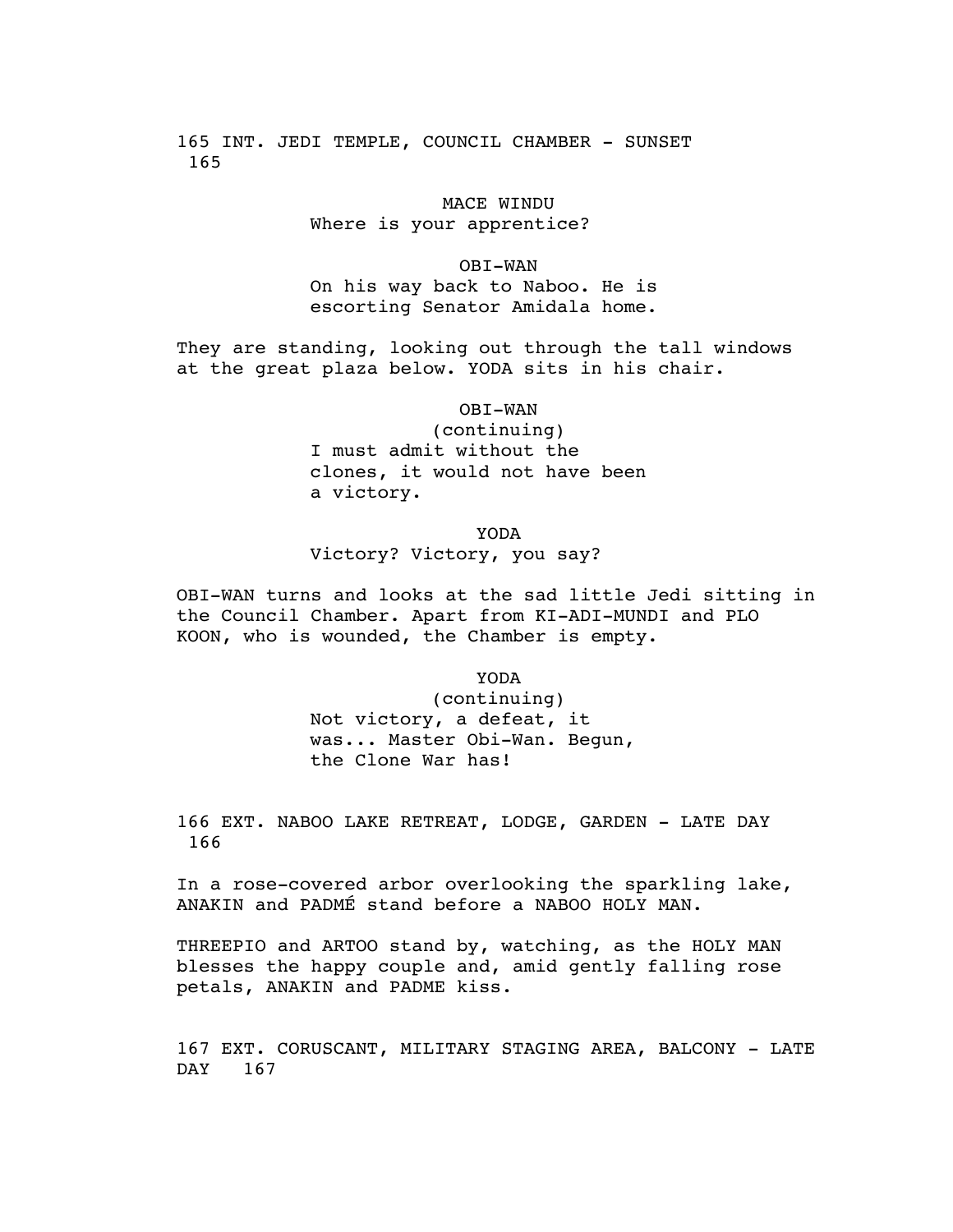165 INT. JEDI TEMPLE, COUNCIL CHAMBER - SUNSET 165

MACE WINDU
Where is your apprentice?

OBI-WAN
On his way back to Naboo. He is escorting Senator Amidala home.

They are standing, looking out through the tall windows at the great plaza below. YODA sits in his chair.

OBI-WAN
(continuing)
I must admit without the clones, it would not have been a victory.

YODA
Victory? Victory, you say?

OBI-WAN turns and looks at the sad little Jedi sitting in the Council Chamber. Apart from KI-ADI-MUNDI and PLO KOON, who is wounded, the Chamber is empty.

YODA
(continuing)
Not victory, a defeat, it was... Master Obi-Wan. Begun, the Clone War has!

166 EXT. NABOO LAKE RETREAT, LODGE, GARDEN - LATE DAY 166

In a rose-covered arbor overlooking the sparkling lake, ANAKIN and PADMÉ stand before a NABOO HOLY MAN.

THREEPIO and ARTOO stand by, watching, as the HOLY MAN blesses the happy couple and, amid gently falling rose petals, ANAKIN and PADME kiss.

167 EXT. CORUSCANT, MILITARY STAGING AREA, BALCONY - LATE DAY 167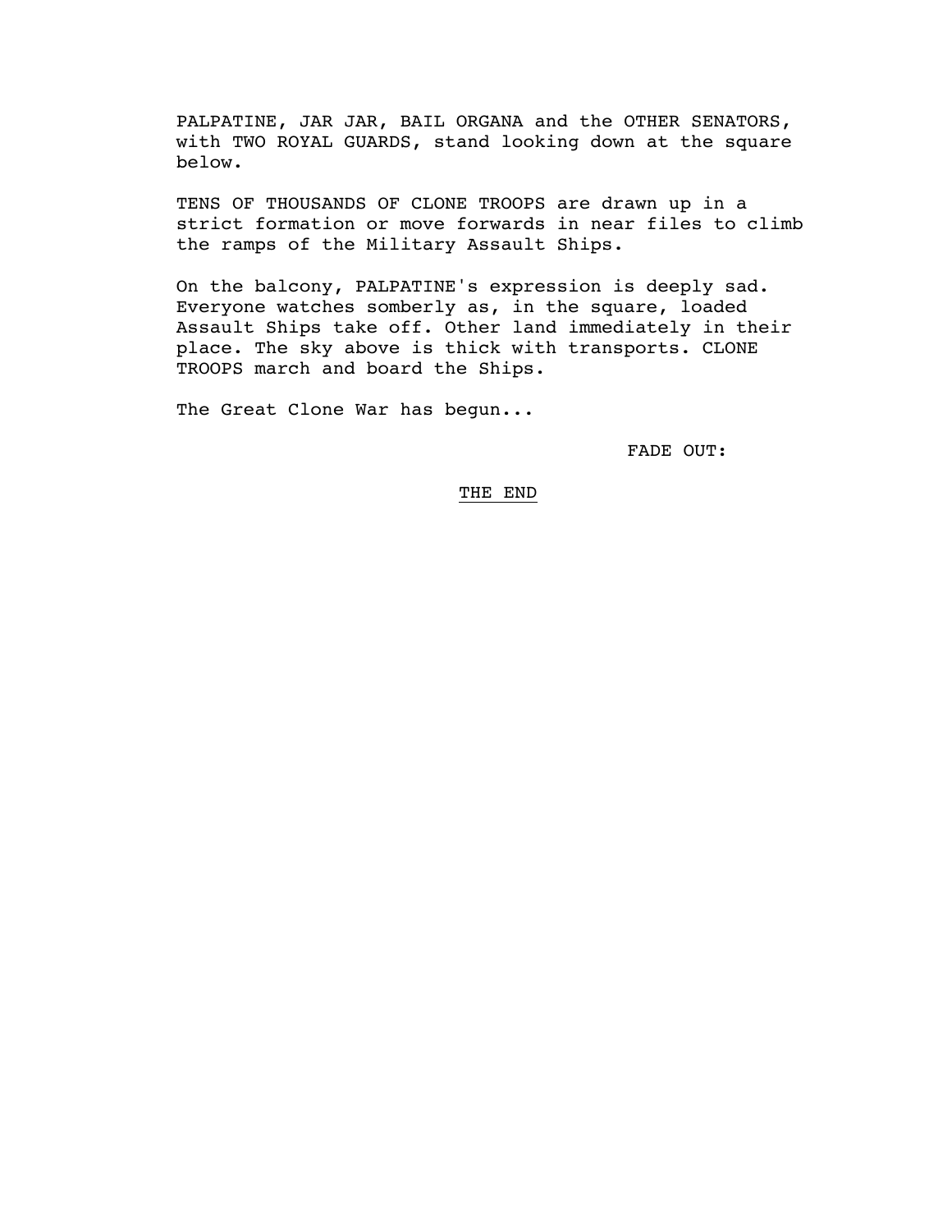PALPATINE, JAR JAR, BAIL ORGANA and the OTHER SENATORS, with TWO ROYAL GUARDS, stand looking down at the square below.

TENS OF THOUSANDS OF CLONE TROOPS are drawn up in a strict formation or move forwards in near files to climb the ramps of the Military Assault Ships.

On the balcony, PALPATINE's expression is deeply sad. Everyone watches somberly as, in the square, loaded Assault Ships take off. Other land immediately in their place. The sky above is thick with transports. CLONE TROOPS march and board the Ships.

The Great Clone War has begun...

FADE OUT:

THE END